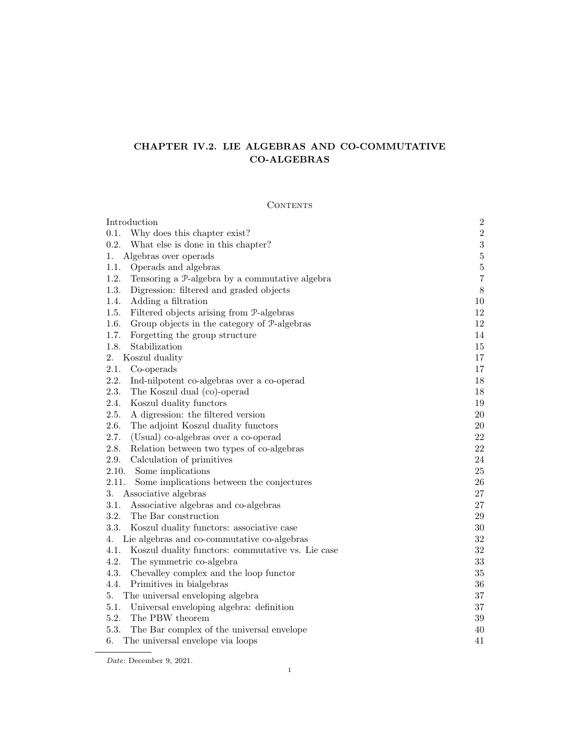# CHAPTER IV.2. LIE ALGEBRAS AND CO-COMMUTATIVE CO-ALGEBRAS

## Contents

| | |
|---|---|
| Introduction | 2 |
| 0.1. Why does this chapter exist? | 2 |
| 0.2. What else is done in this chapter? | 3 |
| 1. Algebras over operads | 5 |
| 1.1. Operads and algebras | 5 |
| 1.2. Tensoring a $\mathcal{P}$-algebra by a commutative algebra | 7 |
| 1.3. Digression: filtered and graded objects | 8 |
| 1.4. Adding a filtration | 10 |
| 1.5. Filtered objects arising from $\mathcal{P}$-algebras | 12 |
| 1.6. Group objects in the category of $\mathcal{P}$-algebras | 12 |
| 1.7. Forgetting the group structure | 14 |
| 1.8. Stabilization | 15 |
| 2. Koszul duality | 17 |
| 2.1. Co-operads | 17 |
| 2.2. Ind-nilpotent co-algebras over a co-operad | 18 |
| 2.3. The Koszul dual (co)-operad | 18 |
| 2.4. Koszul duality functors | 19 |
| 2.5. A digression: the filtered version | 20 |
| 2.6. The adjoint Koszul duality functors | 20 |
| 2.7. (Usual) co-algebras over a co-operad | 22 |
| 2.8. Relation between two types of co-algebras | 22 |
| 2.9. Calculation of primitives | 24 |
| 2.10. Some implications | 25 |
| 2.11. Some implications between the conjectures | 26 |
| 3. Associative algebras | 27 |
| 3.1. Associative algebras and co-algebras | 27 |
| 3.2. The Bar construction | 29 |
| 3.3. Koszul duality functors: associative case | 30 |
| 4. Lie algebras and co-commutative co-algebras | 32 |
| 4.1. Koszul duality functors: commutative vs. Lie case | 32 |
| 4.2. The symmetric co-algebra | 33 |
| 4.3. Chevalley complex and the loop functor | 35 |
| 4.4. Primitives in bialgebras | 36 |
| 5. The universal enveloping algebra | 37 |
| 5.1. Universal enveloping algebra: definition | 37 |
| 5.2. The PBW theorem | 39 |
| 5.3. The Bar complex of the universal envelope | 40 |
| 6. The universal envelope via loops | 41 |

*Date*: December 9, 2021.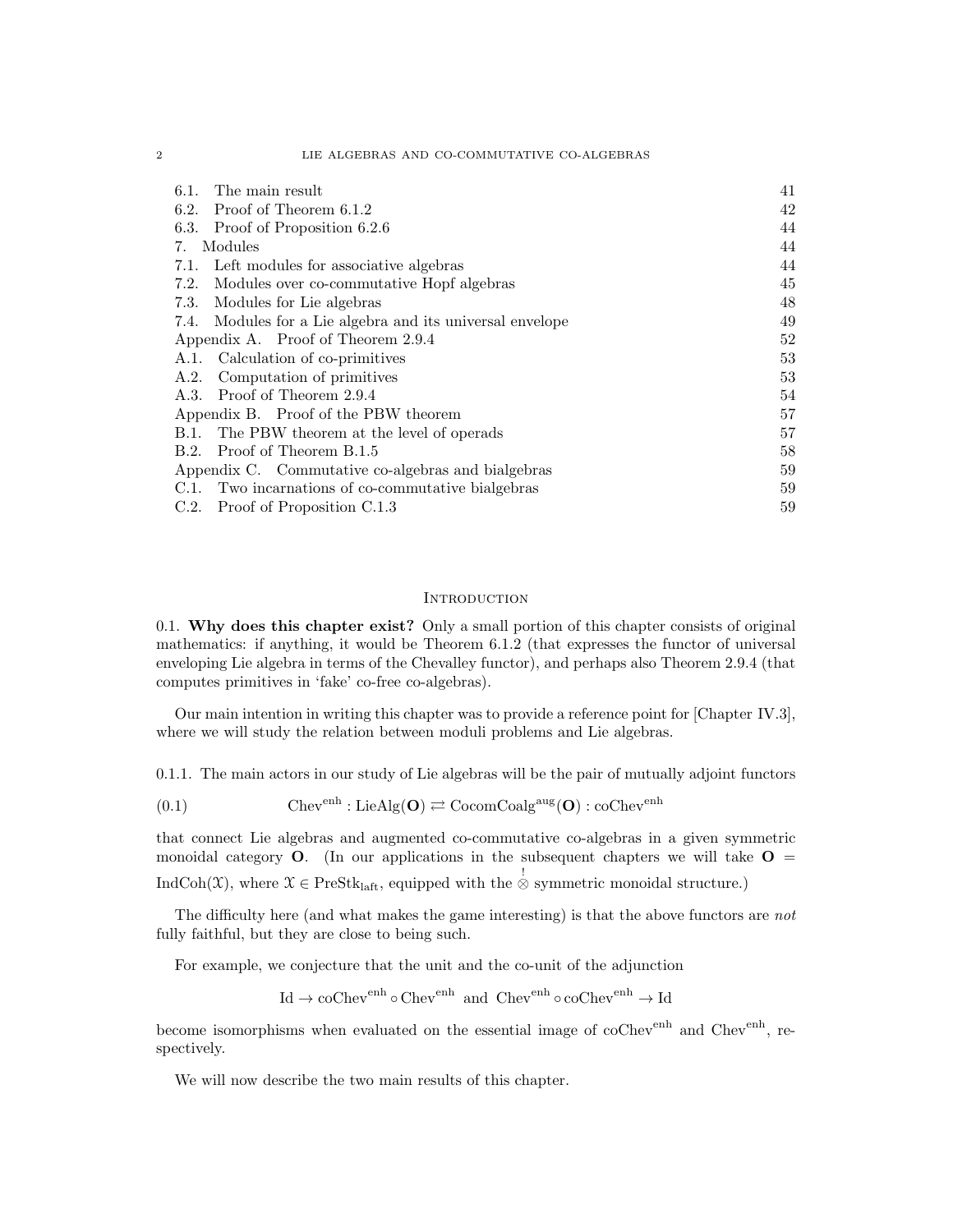6.1. The main result 41
6.2. Proof of Theorem 6.1.2 42
6.3. Proof of Proposition 6.2.6 44
7. Modules 44
7.1. Left modules for associative algebras 44
7.2. Modules over co-commutative Hopf algebras 45
7.3. Modules for Lie algebras 48
7.4. Modules for a Lie algebra and its universal envelope 49
Appendix A. Proof of Theorem 2.9.4 52
A.1. Calculation of co-primitives 53
A.2. Computation of primitives 53
A.3. Proof of Theorem 2.9.4 54
Appendix B. Proof of the PBW theorem 57
B.1. The PBW theorem at the level of operads 57
B.2. Proof of Theorem B.1.5 58
Appendix C. Commutative co-algebras and bialgebras 59
C.1. Two incarnations of co-commutative bialgebras 59
C.2. Proof of Proposition C.1.3 59

## Introduction

0.1. **Why does this chapter exist?** Only a small portion of this chapter consists of original mathematics: if anything, it would be Theorem 6.1.2 (that expresses the functor of universal enveloping Lie algebra in terms of the Chevalley functor), and perhaps also Theorem 2.9.4 (that computes primitives in 'fake' co-free co-algebras).

Our main intention in writing this chapter was to provide a reference point for [Chapter IV.3], where we will study the relation between moduli problems and Lie algebras.

0.1.1. The main actors in our study of Lie algebras will be the pair of mutually adjoint functors

$$\mathrm{Chev}^{\mathrm{enh}} : \mathrm{LieAlg}(\mathbf{O}) \rightleftarrows \mathrm{CocomCoalg}^{\mathrm{aug}}(\mathbf{O}) : \mathrm{coChev}^{\mathrm{enh}} \tag{0.1}$$

that connect Lie algebras and augmented co-commutative co-algebras in a given symmetric monoidal category $\mathbf{O}$. (In our applications in the subsequent chapters we will take $\mathbf{O} = \mathrm{IndCoh}(\mathcal{X})$, where $\mathcal{X} \in \mathrm{PreStk}_{\mathrm{laft}}$, equipped with the $\overset{!}{\otimes}$ symmetric monoidal structure.)

The difficulty here (and what makes the game interesting) is that the above functors are *not* fully faithful, but they are close to being such.

For example, we conjecture that the unit and the co-unit of the adjunction

$$\mathrm{Id} \to \mathrm{coChev}^{\mathrm{enh}} \circ \mathrm{Chev}^{\mathrm{enh}} \text{ and } \mathrm{Chev}^{\mathrm{enh}} \circ \mathrm{coChev}^{\mathrm{enh}} \to \mathrm{Id}$$

become isomorphisms when evaluated on the essential image of $\mathrm{coChev}^{\mathrm{enh}}$ and $\mathrm{Chev}^{\mathrm{enh}}$, respectively.

We will now describe the two main results of this chapter.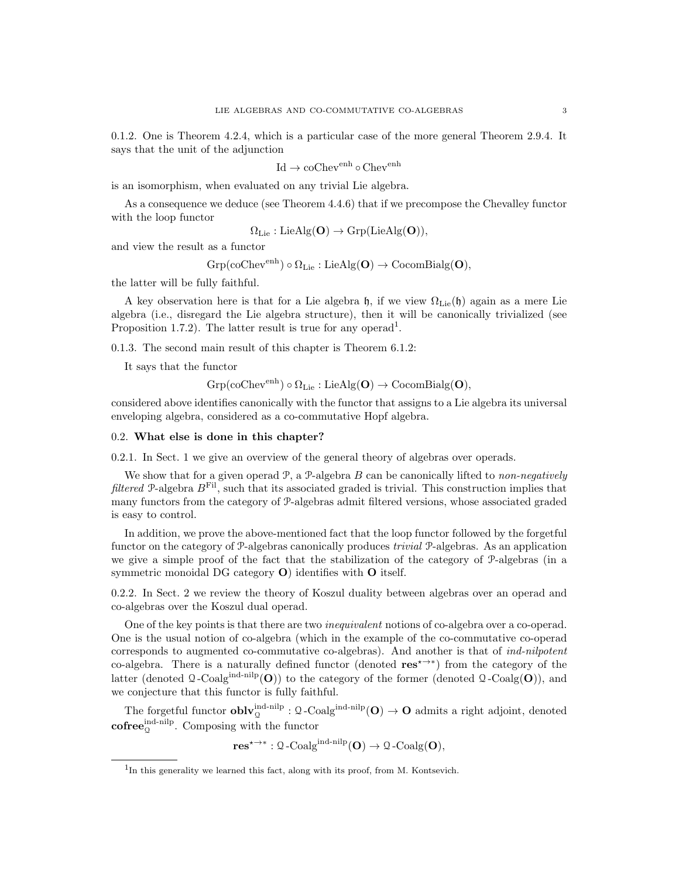0.1.2. One is Theorem 4.2.4, which is a particular case of the more general Theorem 2.9.4. It says that the unit of the adjunction

$$\mathrm{Id} \to \mathrm{coChev}^{\mathrm{enh}} \circ \mathrm{Chev}^{\mathrm{enh}}$$

is an isomorphism, when evaluated on any trivial Lie algebra.

As a consequence we deduce (see Theorem 4.4.6) that if we precompose the Chevalley functor with the loop functor

$$\Omega_{\mathrm{Lie}} : \mathrm{LieAlg}(\mathbf{O}) \to \mathrm{Grp}(\mathrm{LieAlg}(\mathbf{O})),$$

and view the result as a functor

$$\mathrm{Grp}(\mathrm{coChev}^{\mathrm{enh}}) \circ \Omega_{\mathrm{Lie}} : \mathrm{LieAlg}(\mathbf{O}) \to \mathrm{CocomBialg}(\mathbf{O}),$$

the latter will be fully faithful.

A key observation here is that for a Lie algebra $\mathfrak{h}$, if we view $\Omega_{\mathrm{Lie}}(\mathfrak{h})$ again as a mere Lie algebra (i.e., disregard the Lie algebra structure), then it will be canonically trivialized (see Proposition 1.7.2). The latter result is true for any operad[1].

0.1.3. The second main result of this chapter is Theorem 6.1.2:

It says that the functor

$$\mathrm{Grp}(\mathrm{coChev}^{\mathrm{enh}}) \circ \Omega_{\mathrm{Lie}} : \mathrm{LieAlg}(\mathbf{O}) \to \mathrm{CocomBialg}(\mathbf{O}),$$

considered above identifies canonically with the functor that assigns to a Lie algebra its universal enveloping algebra, considered as a co-commutative Hopf algebra.

## 0.2. What else is done in this chapter?

0.2.1. In Sect. 1 we give an overview of the general theory of algebras over operads.

We show that for a given operad $\mathcal{P}$, a $\mathcal{P}$-algebra $B$ can be canonically lifted to *non-negatively filtered* $\mathcal{P}$-algebra $B^{\mathrm{Fil}}$, such that its associated graded is trivial. This construction implies that many functors from the category of $\mathcal{P}$-algebras admit filtered versions, whose associated graded is easy to control.

In addition, we prove the above-mentioned fact that the loop functor followed by the forgetful functor on the category of $\mathcal{P}$-algebras canonically produces *trivial* $\mathcal{P}$-algebras. As an application we give a simple proof of the fact that the stabilization of the category of $\mathcal{P}$-algebras (in a symmetric monoidal DG category $\mathbf{O}$) identifies with $\mathbf{O}$ itself.

0.2.2. In Sect. 2 we review the theory of Koszul duality between algebras over an operad and co-algebras over the Koszul dual operad.

One of the key points is that there are two *inequivalent* notions of co-algebra over a co-operad. One is the usual notion of co-algebra (which in the example of the co-commutative co-operad corresponds to augmented co-commutative co-algebras). And another is that of *ind-nilpotent* co-algebra. There is a naturally defined functor (denoted $\mathbf{res}^{\star\to *}$) from the category of the latter (denoted $\mathcal{Q}\text{-Coalg}^{\mathrm{ind\text{-}nilp}}(\mathbf{O})$) to the category of the former (denoted $\mathcal{Q}\text{-Coalg}(\mathbf{O})$), and we conjecture that this functor is fully faithful.

The forgetful functor $\mathbf{oblv}_{\mathcal{Q}}^{\mathrm{ind\text{-}nilp}} : \mathcal{Q}\text{-Coalg}^{\mathrm{ind\text{-}nilp}}(\mathbf{O}) \to \mathbf{O}$ admits a right adjoint, denoted $\mathbf{cofree}_{\mathcal{Q}}^{\mathrm{ind\text{-}nilp}}$. Composing with the functor

$$\mathbf{res}^{\star\to *} : \mathcal{Q}\text{-Coalg}^{\mathrm{ind\text{-}nilp}}(\mathbf{O}) \to \mathcal{Q}\text{-Coalg}(\mathbf{O}),$$

---

[1] In this generality we learned this fact, along with its proof, from M. Kontsevich.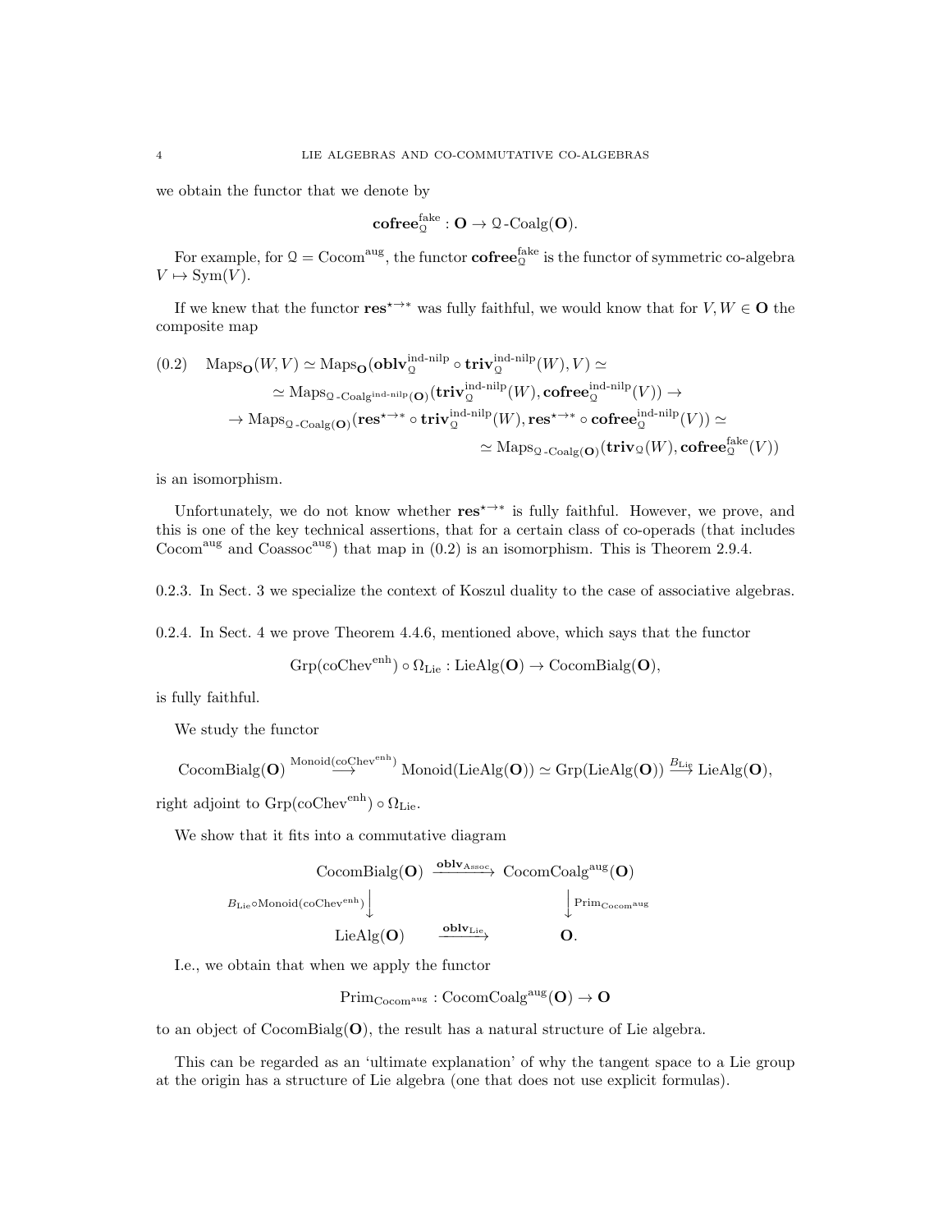we obtain the functor that we denote by

$$\mathbf{cofree}^{\text{fake}}_{\mathcal{Q}} : \mathbf{O} \to \mathcal{Q}\text{-Coalg}(\mathbf{O}).$$

For example, for $\mathcal{Q} = \text{Cocom}^{\text{aug}}$, the functor $\mathbf{cofree}^{\text{fake}}_{\mathcal{Q}}$ is the functor of symmetric co-algebra $V \mapsto \text{Sym}(V)$.

If we knew that the functor $\mathbf{res}^{\star \to *}$ was fully faithful, we would know that for $V, W \in \mathbf{O}$ the composite map

$$
\begin{aligned}
(0.2) \quad \text{Maps}_{\mathbf{O}}(W, V) &\simeq \text{Maps}_{\mathbf{O}}(\mathbf{oblv}^{\text{ind-nilp}}_{\mathcal{Q}} \circ \mathbf{triv}^{\text{ind-nilp}}_{\mathcal{Q}}(W), V) \simeq \\
&\simeq \text{Maps}_{\mathcal{Q}\text{-Coalg}^{\text{ind-nilp}}(\mathbf{O})}(\mathbf{triv}^{\text{ind-nilp}}_{\mathcal{Q}}(W), \mathbf{cofree}^{\text{ind-nilp}}_{\mathcal{Q}}(V)) \to \\
&\to \text{Maps}_{\mathcal{Q}\text{-Coalg}(\mathbf{O})}(\mathbf{res}^{\star \to *} \circ \mathbf{triv}^{\text{ind-nilp}}_{\mathcal{Q}}(W), \mathbf{res}^{\star \to *} \circ \mathbf{cofree}^{\text{ind-nilp}}_{\mathcal{Q}}(V)) \simeq \\
&\simeq \text{Maps}_{\mathcal{Q}\text{-Coalg}(\mathbf{O})}(\mathbf{triv}_{\mathcal{Q}}(W), \mathbf{cofree}^{\text{fake}}_{\mathcal{Q}}(V))
\end{aligned}
$$

is an isomorphism.

Unfortunately, we do not know whether $\mathbf{res}^{\star \to *}$ is fully faithful. However, we prove, and this is one of the key technical assertions, that for a certain class of co-operads (that includes $\text{Cocom}^{\text{aug}}$ and $\text{Coassoc}^{\text{aug}}$) that map in (0.2) is an isomorphism. This is Theorem 2.9.4.

0.2.3. In Sect. 3 we specialize the context of Koszul duality to the case of associative algebras.

0.2.4. In Sect. 4 we prove Theorem 4.4.6, mentioned above, which says that the functor

$$\text{Grp}(\text{coChev}^{\text{enh}}) \circ \Omega_{\text{Lie}} : \text{LieAlg}(\mathbf{O}) \to \text{CocomBialg}(\mathbf{O}),$$

is fully faithful.

We study the functor

$$\text{CocomBialg}(\mathbf{O}) \overset{\text{Monoid}(\text{coChev}^{\text{enh}})}{\longrightarrow} \text{Monoid}(\text{LieAlg}(\mathbf{O})) \simeq \text{Grp}(\text{LieAlg}(\mathbf{O})) \overset{B_{\text{Lie}}}{\longrightarrow} \text{LieAlg}(\mathbf{O}),$$

right adjoint to $\text{Grp}(\text{coChev}^{\text{enh}}) \circ \Omega_{\text{Lie}}$.

We show that it fits into a commutative diagram

$$
\begin{array}{ccc}
\text{CocomBialg}(\mathbf{O}) & \xrightarrow{\mathbf{oblv}_{\text{Assoc}}} & \text{CocomCoalg}^{\text{aug}}(\mathbf{O}) \\
{\scriptstyle B_{\text{Lie}} \circ \text{Monoid}(\text{coChev}^{\text{enh}})} \big\downarrow & & \big\downarrow {\scriptstyle \text{Prim}_{\text{Cocom}^{\text{aug}}}} \\
\text{LieAlg}(\mathbf{O}) & \xrightarrow{\mathbf{oblv}_{\text{Lie}}} & \mathbf{O}.
\end{array}
$$

I.e., we obtain that when we apply the functor

$$\text{Prim}_{\text{Cocom}^{\text{aug}}} : \text{CocomCoalg}^{\text{aug}}(\mathbf{O}) \to \mathbf{O}$$

to an object of $\text{CocomBialg}(\mathbf{O})$, the result has a natural structure of Lie algebra.

This can be regarded as an 'ultimate explanation' of why the tangent space to a Lie group at the origin has a structure of Lie algebra (one that does not use explicit formulas).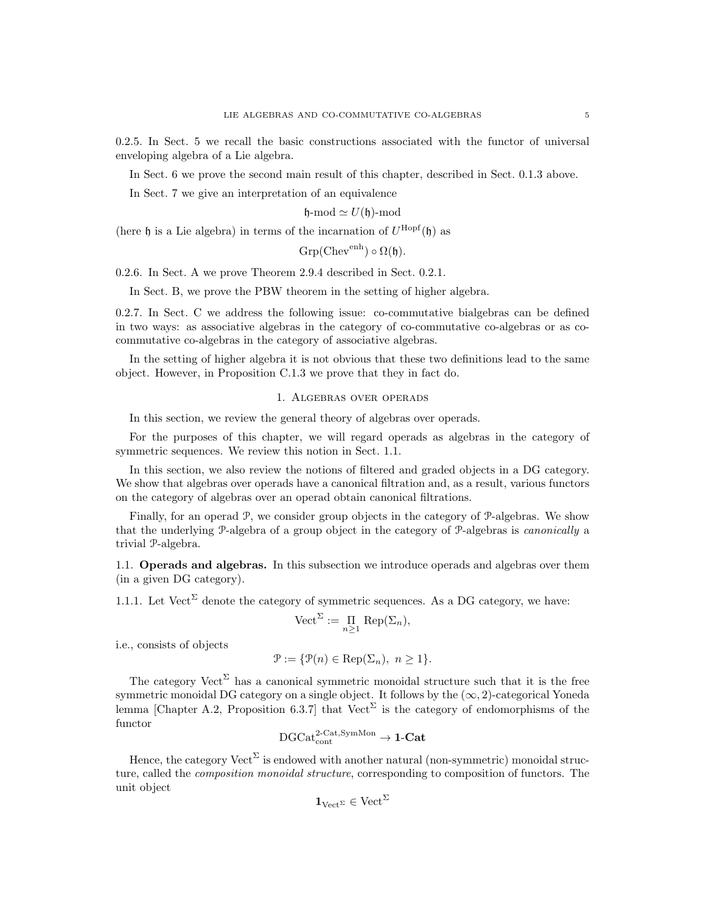0.2.5. In Sect. 5 we recall the basic constructions associated with the functor of universal enveloping algebra of a Lie algebra.

In Sect. 6 we prove the second main result of this chapter, described in Sect. 0.1.3 above.

In Sect. 7 we give an interpretation of an equivalence

$$\mathfrak{h}\text{-mod} \simeq U(\mathfrak{h})\text{-mod}$$

(here $\mathfrak{h}$ is a Lie algebra) in terms of the incarnation of $U^{\mathrm{Hopf}}(\mathfrak{h})$ as

$$\mathrm{Grp}(\mathrm{Chev}^{\mathrm{enh}}) \circ \Omega(\mathfrak{h}).$$

0.2.6. In Sect. A we prove Theorem 2.9.4 described in Sect. 0.2.1.

In Sect. B, we prove the PBW theorem in the setting of higher algebra.

0.2.7. In Sect. C we address the following issue: co-commutative bialgebras can be defined in two ways: as associative algebras in the category of co-commutative co-algebras or as co-commutative co-algebras in the category of associative algebras.

In the setting of higher algebra it is not obvious that these two definitions lead to the same object. However, in Proposition C.1.3 we prove that they in fact do.

# 1. Algebras over operads

In this section, we review the general theory of algebras over operads.

For the purposes of this chapter, we will regard operads as algebras in the category of symmetric sequences. We review this notion in Sect. 1.1.

In this section, we also review the notions of filtered and graded objects in a DG category. We show that algebras over operads have a canonical filtration and, as a result, various functors on the category of algebras over an operad obtain canonical filtrations.

Finally, for an operad $\mathcal{P}$, we consider group objects in the category of $\mathcal{P}$-algebras. We show that the underlying $\mathcal{P}$-algebra of a group object in the category of $\mathcal{P}$-algebras is *canonically* a trivial $\mathcal{P}$-algebra.

## 1.1. Operads and algebras.

**1.1. Operads and algebras.** In this subsection we introduce operads and algebras over them (in a given DG category).

1.1.1. Let $\mathrm{Vect}^{\Sigma}$ denote the category of symmetric sequences. As a DG category, we have:

$$\mathrm{Vect}^{\Sigma} := \prod_{n \geq 1} \mathrm{Rep}(\Sigma_n),$$

i.e., consists of objects

$$\mathcal{P} := \{\mathcal{P}(n) \in \mathrm{Rep}(\Sigma_n),\ n \geq 1\}.$$

The category $\mathrm{Vect}^{\Sigma}$ has a canonical symmetric monoidal structure such that it is the free symmetric monoidal DG category on a single object. It follows by the $(\infty, 2)$-categorical Yoneda lemma [Chapter A.2, Proposition 6.3.7] that $\mathrm{Vect}^{\Sigma}$ is the category of endomorphisms of the functor

$$\mathrm{DGCat}_{\mathrm{cont}}^{\text{2-Cat,SymMon}} \to \mathbf{1\text{-}Cat}$$

Hence, the category $\mathrm{Vect}^{\Sigma}$ is endowed with another natural (non-symmetric) monoidal structure, called the *composition monoidal structure*, corresponding to composition of functors. The unit object

$$\mathbf{1}_{\mathrm{Vect}^{\Sigma}} \in \mathrm{Vect}^{\Sigma}$$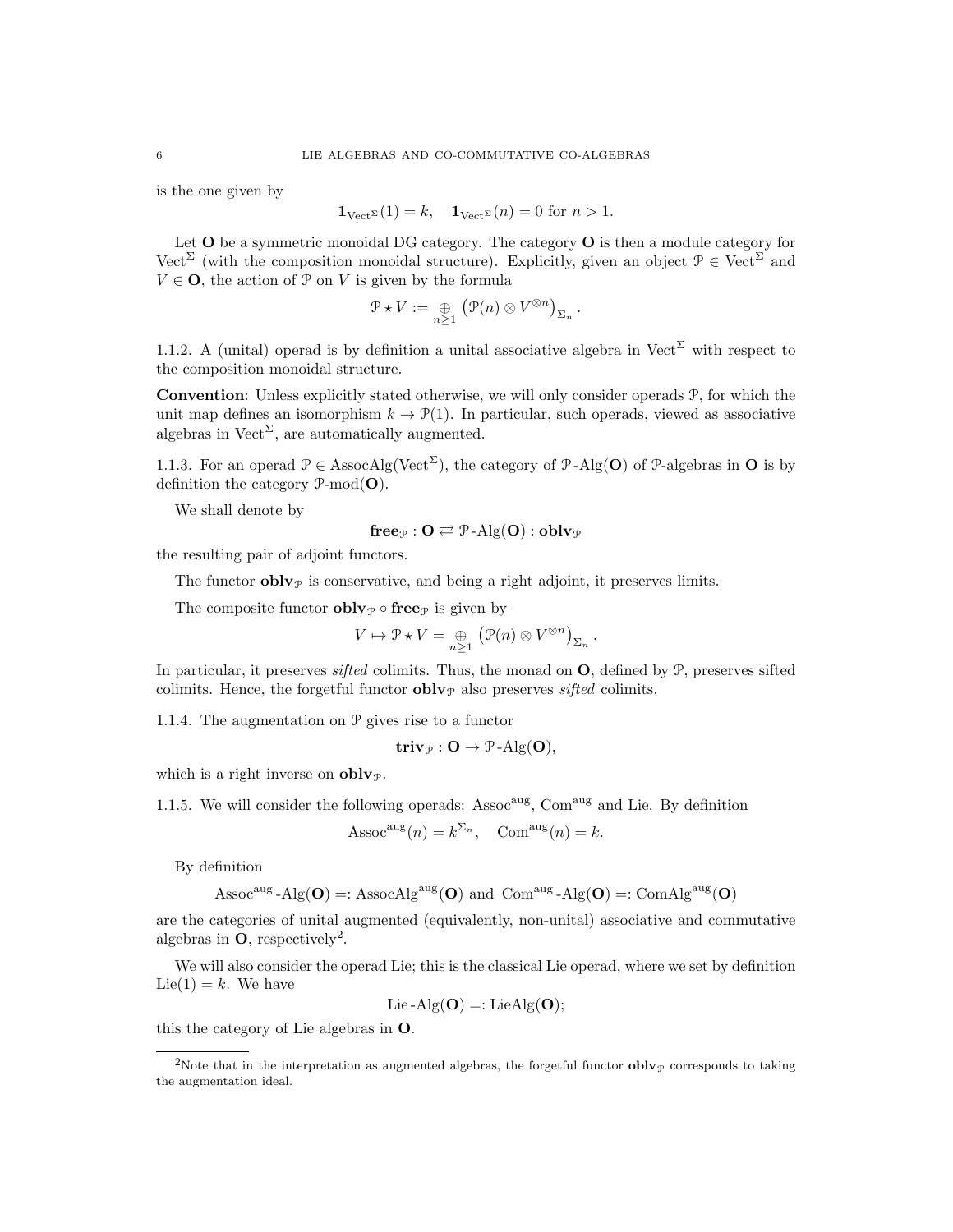is the one given by

$$\mathbf{1}_{\mathrm{Vect}^\Sigma}(1) = k, \quad \mathbf{1}_{\mathrm{Vect}^\Sigma}(n) = 0 \text{ for } n > 1.$$

Let $\mathbf{O}$ be a symmetric monoidal DG category. The category $\mathbf{O}$ is then a module category for $\mathrm{Vect}^\Sigma$ (with the composition monoidal structure). Explicitly, given an object $\mathcal{P} \in \mathrm{Vect}^\Sigma$ and $V \in \mathbf{O}$, the action of $\mathcal{P}$ on $V$ is given by the formula

$$\mathcal{P} \star V := \underset{n\geq 1}{\oplus} \left(\mathcal{P}(n) \otimes V^{\otimes n}\right)_{\Sigma_n}.$$

1.1.2. A (unital) operad is by definition a unital associative algebra in $\mathrm{Vect}^\Sigma$ with respect to the composition monoidal structure.

**Convention**: Unless explicitly stated otherwise, we will only consider operads $\mathcal{P}$, for which the unit map defines an isomorphism $k \to \mathcal{P}(1)$. In particular, such operads, viewed as associative algebras in $\mathrm{Vect}^\Sigma$, are automatically augmented.

1.1.3. For an operad $\mathcal{P} \in \mathrm{AssocAlg}(\mathrm{Vect}^\Sigma)$, the category of $\mathcal{P}\text{-Alg}(\mathbf{O})$ of $\mathcal{P}$-algebras in $\mathbf{O}$ is by definition the category $\mathcal{P}\text{-mod}(\mathbf{O})$.

We shall denote by

$$\mathbf{free}_{\mathcal{P}} : \mathbf{O} \rightleftarrows \mathcal{P}\text{-Alg}(\mathbf{O}) : \mathbf{oblv}_{\mathcal{P}}$$

the resulting pair of adjoint functors.

The functor $\mathbf{oblv}_{\mathcal{P}}$ is conservative, and being a right adjoint, it preserves limits.

The composite functor $\mathbf{oblv}_{\mathcal{P}} \circ \mathbf{free}_{\mathcal{P}}$ is given by

$$V \mapsto \mathcal{P} \star V = \underset{n\geq 1}{\oplus} \left(\mathcal{P}(n) \otimes V^{\otimes n}\right)_{\Sigma_n}.$$

In particular, it preserves *sifted* colimits. Thus, the monad on $\mathbf{O}$, defined by $\mathcal{P}$, preserves sifted colimits. Hence, the forgetful functor $\mathbf{oblv}_{\mathcal{P}}$ also preserves *sifted* colimits.

1.1.4. The augmentation on $\mathcal{P}$ gives rise to a functor

$$\mathbf{triv}_{\mathcal{P}} : \mathbf{O} \to \mathcal{P}\text{-Alg}(\mathbf{O}),$$

which is a right inverse on $\mathbf{oblv}_{\mathcal{P}}$.

1.1.5. We will consider the following operads: $\mathrm{Assoc}^{\mathrm{aug}}$, $\mathrm{Com}^{\mathrm{aug}}$ and Lie. By definition

$$\mathrm{Assoc}^{\mathrm{aug}}(n) = k^{\Sigma_n}, \quad \mathrm{Com}^{\mathrm{aug}}(n) = k.$$

By definition

$$\mathrm{Assoc}^{\mathrm{aug}}\text{-Alg}(\mathbf{O}) =: \mathrm{AssocAlg}^{\mathrm{aug}}(\mathbf{O}) \text{ and } \mathrm{Com}^{\mathrm{aug}}\text{-Alg}(\mathbf{O}) =: \mathrm{ComAlg}^{\mathrm{aug}}(\mathbf{O})$$

are the categories of unital augmented (equivalently, non-unital) associative and commutative algebras in $\mathbf{O}$, respectively[2].

We will also consider the operad Lie; this is the classical Lie operad, where we set by definition $\mathrm{Lie}(1) = k$. We have

$$\mathrm{Lie}\text{-Alg}(\mathbf{O}) =: \mathrm{LieAlg}(\mathbf{O});$$

this the category of Lie algebras in $\mathbf{O}$.

[2]Note that in the interpretation as augmented algebras, the forgetful functor $\mathbf{oblv}_{\mathcal{P}}$ corresponds to taking the augmentation ideal.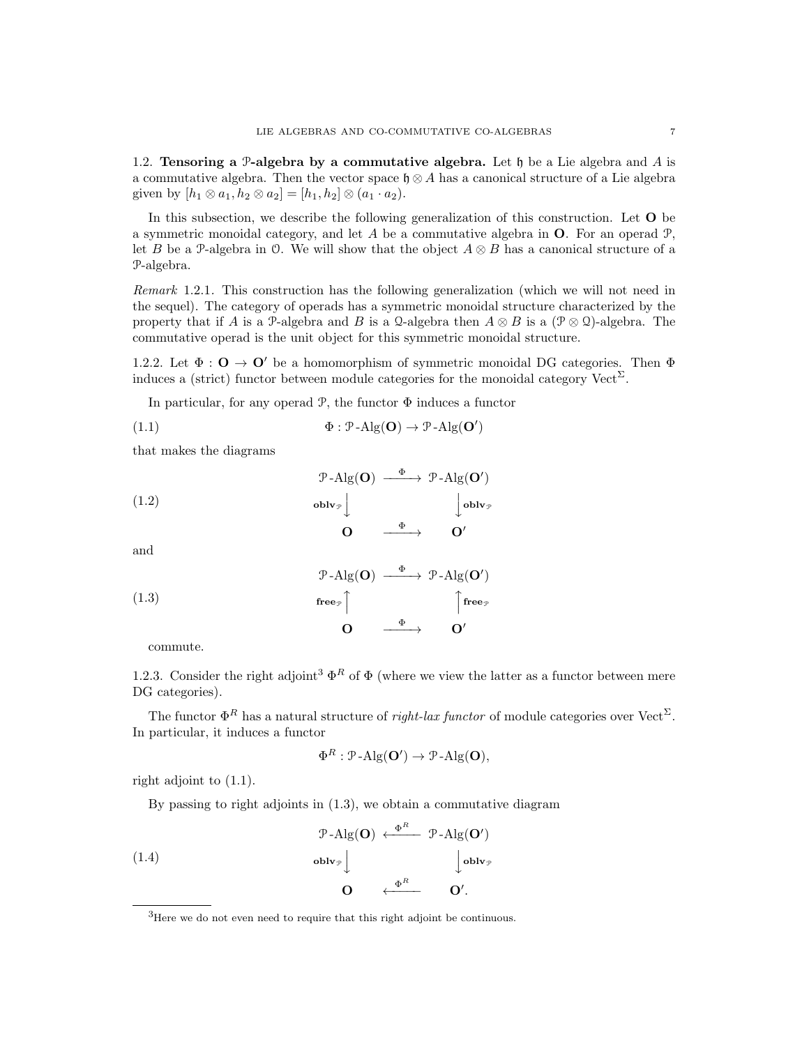1.2. **Tensoring a $\mathcal{P}$-algebra by a commutative algebra.** Let $\mathfrak{h}$ be a Lie algebra and $A$ is a commutative algebra. Then the vector space $\mathfrak{h} \otimes A$ has a canonical structure of a Lie algebra given by $[h_1 \otimes a_1, h_2 \otimes a_2] = [h_1, h_2] \otimes (a_1 \cdot a_2)$.

In this subsection, we describe the following generalization of this construction. Let $\mathbf{O}$ be a symmetric monoidal category, and let $A$ be a commutative algebra in $\mathbf{O}$. For an operad $\mathcal{P}$, let $B$ be a $\mathcal{P}$-algebra in $\mathcal{O}$. We will show that the object $A \otimes B$ has a canonical structure of a $\mathcal{P}$-algebra.

*Remark* 1.2.1. This construction has the following generalization (which we will not need in the sequel). The category of operads has a symmetric monoidal structure characterized by the property that if $A$ is a $\mathcal{P}$-algebra and $B$ is a $\mathcal{Q}$-algebra then $A \otimes B$ is a $(\mathcal{P} \otimes \mathcal{Q})$-algebra. The commutative operad is the unit object for this symmetric monoidal structure.

1.2.2. Let $\Phi : \mathbf{O} \to \mathbf{O}'$ be a homomorphism of symmetric monoidal DG categories. Then $\Phi$ induces a (strict) functor between module categories for the monoidal category $\mathrm{Vect}^{\Sigma}$.

In particular, for any operad $\mathcal{P}$, the functor $\Phi$ induces a functor

$$\Phi : \mathcal{P}\text{-Alg}(\mathbf{O}) \to \mathcal{P}\text{-Alg}(\mathbf{O}') \tag{1.1}$$

that makes the diagrams

$$\begin{array}{ccc} \mathcal{P}\text{-Alg}(\mathbf{O}) & \xrightarrow{\Phi} & \mathcal{P}\text{-Alg}(\mathbf{O}') \\ {\scriptstyle \mathbf{oblv}_{\mathcal{P}}}\downarrow & & \downarrow{\scriptstyle \mathbf{oblv}_{\mathcal{P}}} \\ \mathbf{O} & \xrightarrow{\Phi} & \mathbf{O}' \end{array} \tag{1.2}$$

and

$$\begin{array}{ccc} \mathcal{P}\text{-Alg}(\mathbf{O}) & \xrightarrow{\Phi} & \mathcal{P}\text{-Alg}(\mathbf{O}') \\ {\scriptstyle \mathbf{free}_{\mathcal{P}}}\uparrow & & \uparrow{\scriptstyle \mathbf{free}_{\mathcal{P}}} \\ \mathbf{O} & \xrightarrow{\Phi} & \mathbf{O}' \end{array} \tag{1.3}$$

commute.

1.2.3. Consider the right adjoint[3] $\Phi^R$ of $\Phi$ (where we view the latter as a functor between mere DG categories).

The functor $\Phi^R$ has a natural structure of *right-lax functor* of module categories over $\mathrm{Vect}^{\Sigma}$. In particular, it induces a functor

$$\Phi^R : \mathcal{P}\text{-Alg}(\mathbf{O}') \to \mathcal{P}\text{-Alg}(\mathbf{O}),$$

right adjoint to (1.1).

By passing to right adjoints in (1.3), we obtain a commutative diagram

$$\begin{array}{ccc} \mathcal{P}\text{-Alg}(\mathbf{O}) & \xleftarrow{\Phi^R} & \mathcal{P}\text{-Alg}(\mathbf{O}') \\ {\scriptstyle \mathbf{oblv}_{\mathcal{P}}}\downarrow & & \downarrow{\scriptstyle \mathbf{oblv}_{\mathcal{P}}} \\ \mathbf{O} & \xleftarrow{\Phi^R} & \mathbf{O}'. \end{array} \tag{1.4}$$

---

[3] Here we do not even need to require that this right adjoint be continuous.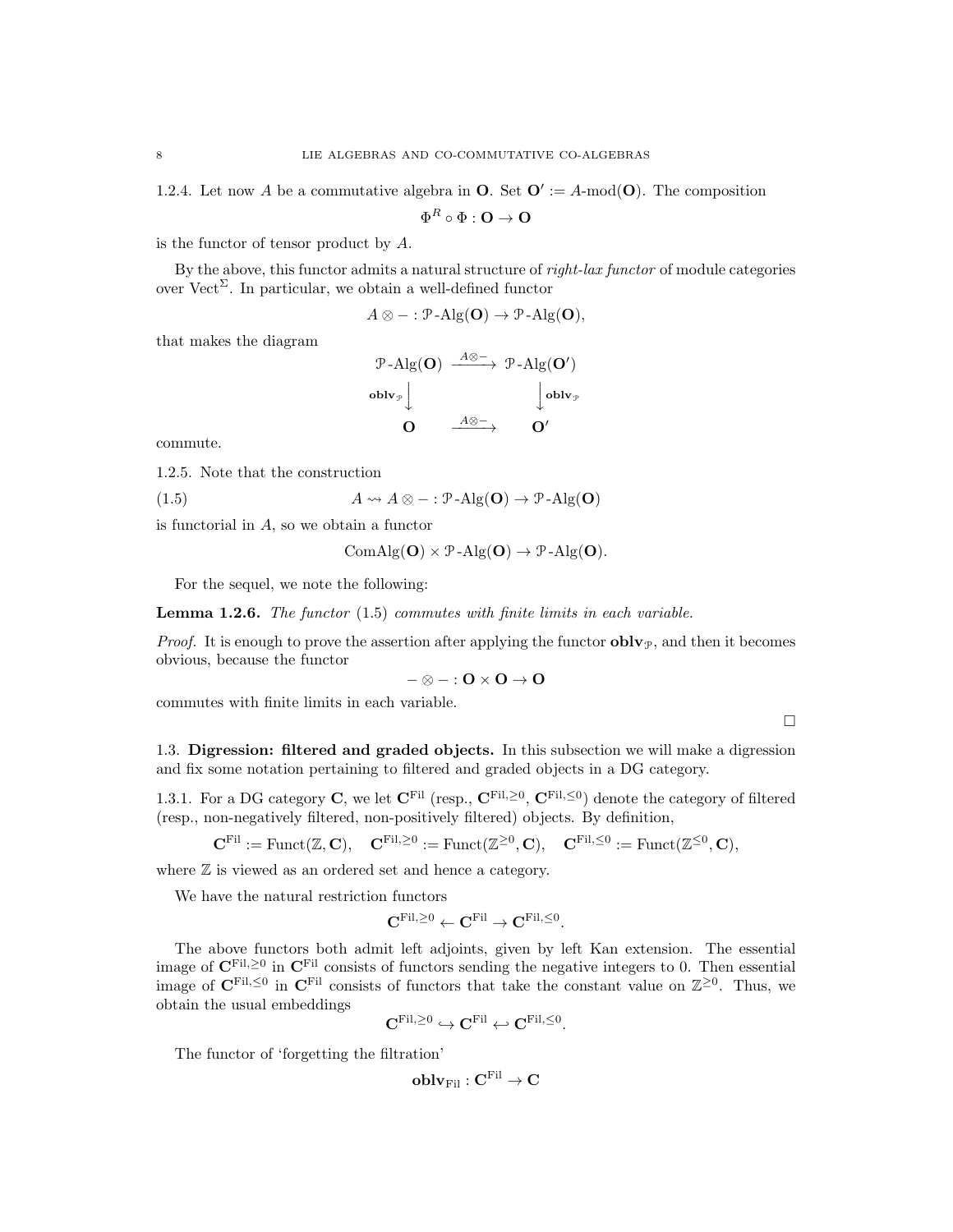1.2.4. Let now $A$ be a commutative algebra in $\mathbf{O}$. Set $\mathbf{O}' := A\text{-mod}(\mathbf{O})$. The composition

$$\Phi^R \circ \Phi : \mathbf{O} \to \mathbf{O}$$

is the functor of tensor product by $A$.

By the above, this functor admits a natural structure of *right-lax functor* of module categories over $\mathrm{Vect}^\Sigma$. In particular, we obtain a well-defined functor

$$A \otimes - : \mathcal{P}\text{-Alg}(\mathbf{O}) \to \mathcal{P}\text{-Alg}(\mathbf{O}),$$

that makes the diagram

$$\begin{array}{ccc} \mathcal{P}\text{-Alg}(\mathbf{O}) & \xrightarrow{A\otimes -} & \mathcal{P}\text{-Alg}(\mathbf{O}') \\ {\scriptstyle \mathbf{oblv}_{\mathcal{P}}}\downarrow & & \downarrow{\scriptstyle \mathbf{oblv}_{\mathcal{P}}} \\ \mathbf{O} & \xrightarrow{A\otimes -} & \mathbf{O}' \end{array}$$

commute.

1.2.5. Note that the construction

$$A \rightsquigarrow A \otimes - : \mathcal{P}\text{-Alg}(\mathbf{O}) \to \mathcal{P}\text{-Alg}(\mathbf{O}) \tag{1.5}$$

is functorial in $A$, so we obtain a functor

$$\mathrm{ComAlg}(\mathbf{O}) \times \mathcal{P}\text{-Alg}(\mathbf{O}) \to \mathcal{P}\text{-Alg}(\mathbf{O}).$$

For the sequel, we note the following:

**Lemma 1.2.6.** *The functor* (1.5) *commutes with finite limits in each variable.*

*Proof.* It is enough to prove the assertion after applying the functor $\mathbf{oblv}_{\mathcal{P}}$, and then it becomes obvious, because the functor

$$- \otimes - : \mathbf{O} \times \mathbf{O} \to \mathbf{O}$$

commutes with finite limits in each variable.

□

1.3. **Digression: filtered and graded objects.** In this subsection we will make a digression and fix some notation pertaining to filtered and graded objects in a DG category.

1.3.1. For a DG category $\mathbf{C}$, we let $\mathbf{C}^{\mathrm{Fil}}$ (resp., $\mathbf{C}^{\mathrm{Fil},\geq 0}$, $\mathbf{C}^{\mathrm{Fil},\leq 0}$) denote the category of filtered (resp., non-negatively filtered, non-positively filtered) objects. By definition,

$$\mathbf{C}^{\mathrm{Fil}} := \mathrm{Funct}(\mathbb{Z}, \mathbf{C}), \quad \mathbf{C}^{\mathrm{Fil},\geq 0} := \mathrm{Funct}(\mathbb{Z}^{\geq 0}, \mathbf{C}), \quad \mathbf{C}^{\mathrm{Fil},\leq 0} := \mathrm{Funct}(\mathbb{Z}^{\leq 0}, \mathbf{C}),$$

where $\mathbb{Z}$ is viewed as an ordered set and hence a category.

We have the natural restriction functors

$$\mathbf{C}^{\mathrm{Fil},\geq 0} \leftarrow \mathbf{C}^{\mathrm{Fil}} \to \mathbf{C}^{\mathrm{Fil},\leq 0}.$$

The above functors both admit left adjoints, given by left Kan extension. The essential image of $\mathbf{C}^{\mathrm{Fil},\geq 0}$ in $\mathbf{C}^{\mathrm{Fil}}$ consists of functors sending the negative integers to 0. Then essential image of $\mathbf{C}^{\mathrm{Fil},\leq 0}$ in $\mathbf{C}^{\mathrm{Fil}}$ consists of functors that take the constant value on $\mathbb{Z}^{\geq 0}$. Thus, we obtain the usual embeddings

$$\mathbf{C}^{\mathrm{Fil},\geq 0} \hookrightarrow \mathbf{C}^{\mathrm{Fil}} \hookleftarrow \mathbf{C}^{\mathrm{Fil},\leq 0}.$$

The functor of 'forgetting the filtration'

$$\mathbf{oblv}_{\mathrm{Fil}} : \mathbf{C}^{\mathrm{Fil}} \to \mathbf{C}$$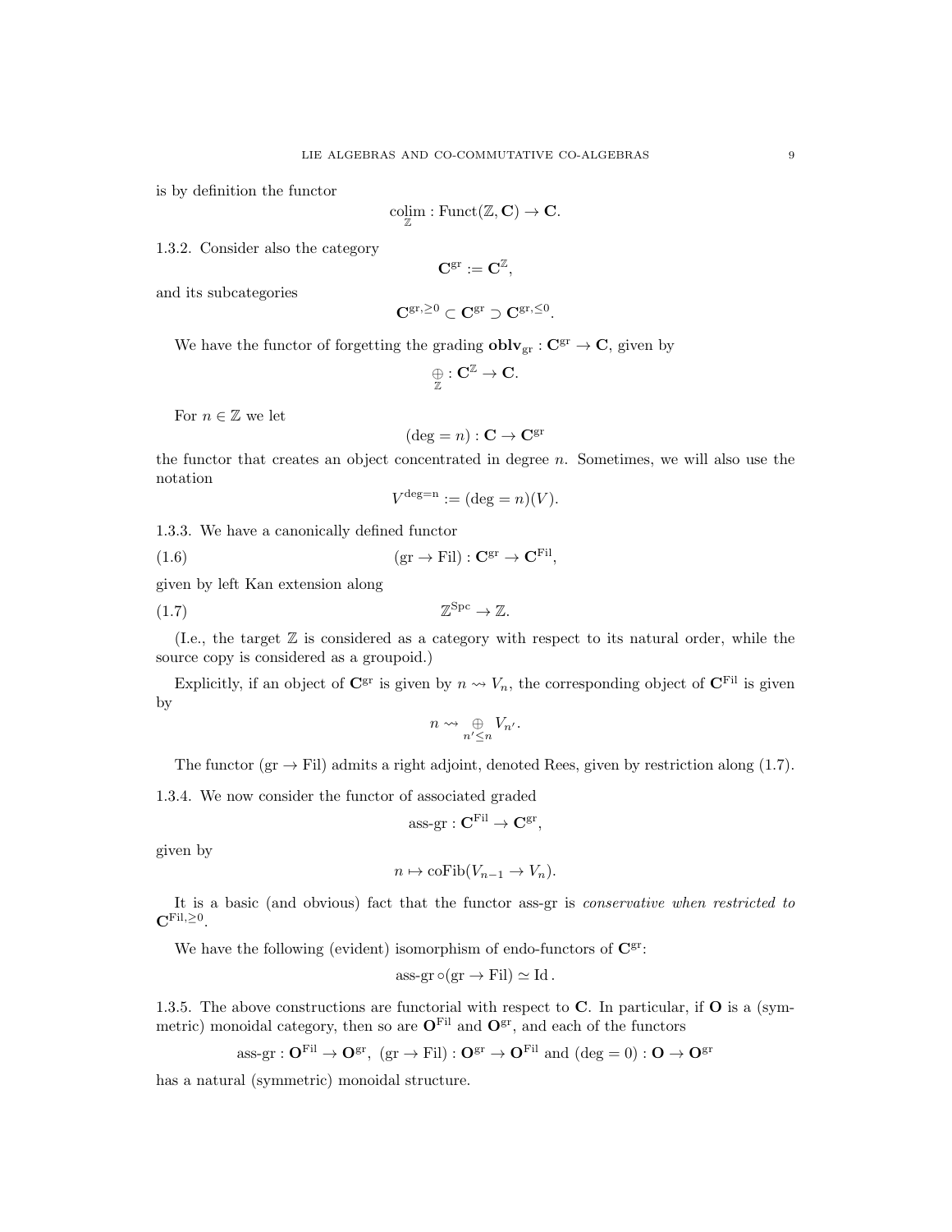is by definition the functor

$$\underset{\mathbb{Z}}{\operatorname{colim}} : \operatorname{Funct}(\mathbb{Z}, \mathbf{C}) \to \mathbf{C}.$$

1.3.2. Consider also the category

$$\mathbf{C}^{\mathrm{gr}} := \mathbf{C}^{\mathbb{Z}},$$

and its subcategories

$$\mathbf{C}^{\mathrm{gr}, \geq 0} \subset \mathbf{C}^{\mathrm{gr}} \supset \mathbf{C}^{\mathrm{gr}, \leq 0}.$$

We have the functor of forgetting the grading $\mathbf{oblv}_{\mathrm{gr}} : \mathbf{C}^{\mathrm{gr}} \to \mathbf{C}$, given by

$$\underset{\mathbb{Z}}{\oplus} : \mathbf{C}^{\mathbb{Z}} \to \mathbf{C}.$$

For $n \in \mathbb{Z}$ we let

$$(\deg = n) : \mathbf{C} \to \mathbf{C}^{\mathrm{gr}}$$

the functor that creates an object concentrated in degree $n$. Sometimes, we will also use the notation

$$V^{\mathrm{deg=n}} := (\deg = n)(V).$$

1.3.3. We have a canonically defined functor

$$(\mathrm{gr} \to \mathrm{Fil}) : \mathbf{C}^{\mathrm{gr}} \to \mathbf{C}^{\mathrm{Fil}}, \tag{1.6}$$

given by left Kan extension along

$$\mathbb{Z}^{\mathrm{Spc}} \to \mathbb{Z}. \tag{1.7}$$

(I.e., the target $\mathbb{Z}$ is considered as a category with respect to its natural order, while the source copy is considered as a groupoid.)

Explicitly, if an object of $\mathbf{C}^{\mathrm{gr}}$ is given by $n \rightsquigarrow V_n$, the corresponding object of $\mathbf{C}^{\mathrm{Fil}}$ is given by

$$n \rightsquigarrow \underset{n' \leq n}{\oplus} V_{n'}.$$

The functor $(\mathrm{gr} \to \mathrm{Fil})$ admits a right adjoint, denoted Rees, given by restriction along (1.7).

1.3.4. We now consider the functor of associated graded

$$\text{ass-gr} : \mathbf{C}^{\mathrm{Fil}} \to \mathbf{C}^{\mathrm{gr}},$$

given by

$$n \mapsto \operatorname{coFib}(V_{n-1} \to V_n).$$

It is a basic (and obvious) fact that the functor ass-gr is *conservative when restricted to* $\mathbf{C}^{\mathrm{Fil}, \geq 0}$.

We have the following (evident) isomorphism of endo-functors of $\mathbf{C}^{\mathrm{gr}}$:

$$\text{ass-gr} \circ (\mathrm{gr} \to \mathrm{Fil}) \simeq \mathrm{Id}.$$

1.3.5. The above constructions are functorial with respect to $\mathbf{C}$. In particular, if $\mathbf{O}$ is a (symmetric) monoidal category, then so are $\mathbf{O}^{\mathrm{Fil}}$ and $\mathbf{O}^{\mathrm{gr}}$, and each of the functors

$$\text{ass-gr} : \mathbf{O}^{\mathrm{Fil}} \to \mathbf{O}^{\mathrm{gr}},\ (\mathrm{gr} \to \mathrm{Fil}) : \mathbf{O}^{\mathrm{gr}} \to \mathbf{O}^{\mathrm{Fil}} \text{ and } (\deg = 0) : \mathbf{O} \to \mathbf{O}^{\mathrm{gr}}$$

has a natural (symmetric) monoidal structure.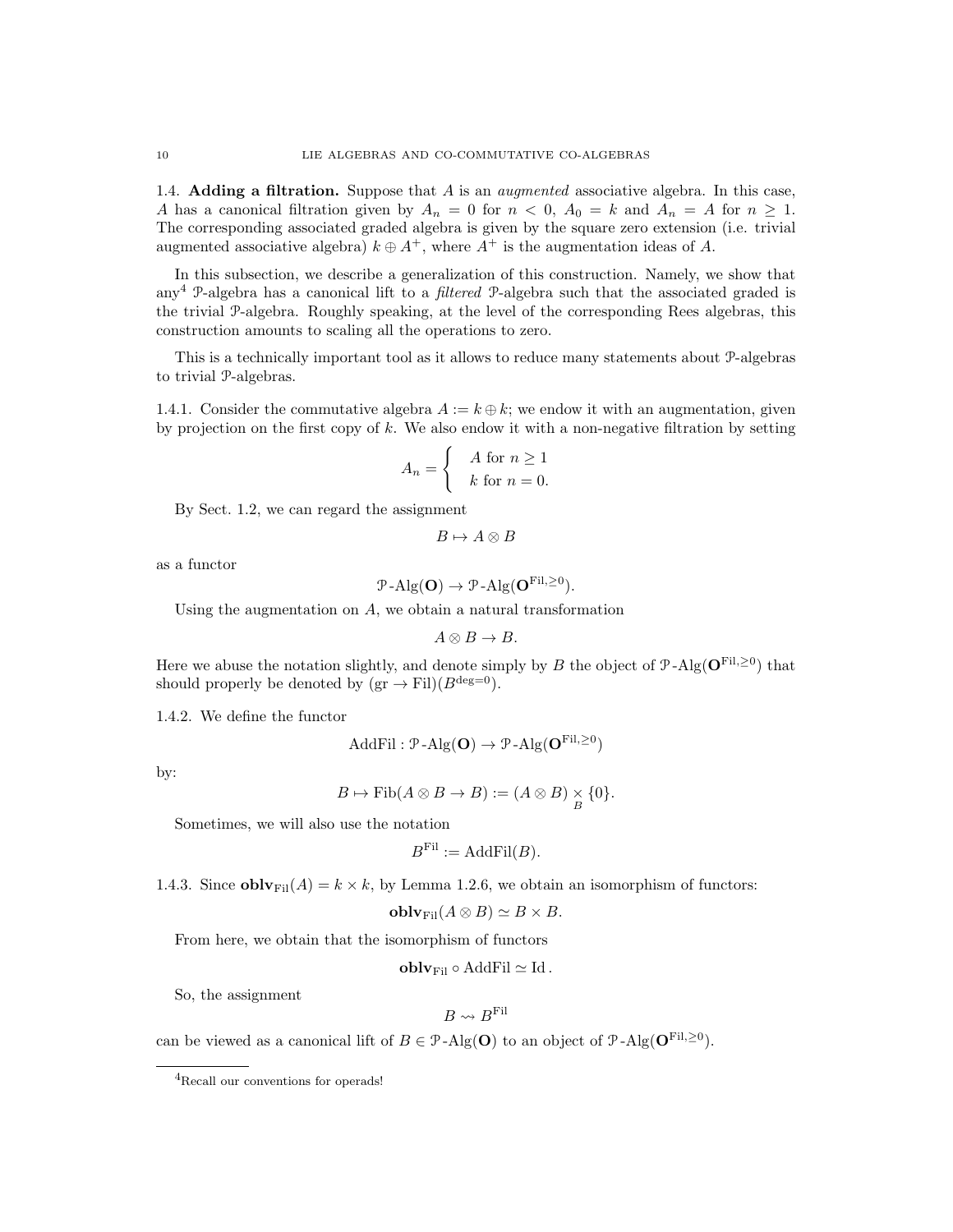### 1.4. Adding a filtration.

**1.4. Adding a filtration.** Suppose that $A$ is an *augmented* associative algebra. In this case, $A$ has a canonical filtration given by $A_n = 0$ for $n < 0$, $A_0 = k$ and $A_n = A$ for $n \geq 1$. The corresponding associated graded algebra is given by the square zero extension (i.e. trivial augmented associative algebra) $k \oplus A^+$, where $A^+$ is the augmentation ideas of $A$.

In this subsection, we describe a generalization of this construction. Namely, we show that any[4] $\mathcal{P}$-algebra has a canonical lift to a *filtered* $\mathcal{P}$-algebra such that the associated graded is the trivial $\mathcal{P}$-algebra. Roughly speaking, at the level of the corresponding Rees algebras, this construction amounts to scaling all the operations to zero.

This is a technically important tool as it allows to reduce many statements about $\mathcal{P}$-algebras to trivial $\mathcal{P}$-algebras.

1.4.1. Consider the commutative algebra $A := k \oplus k$; we endow it with an augmentation, given by projection on the first copy of $k$. We also endow it with a non-negative filtration by setting

$$A_n = \begin{cases} A \text{ for } n \geq 1 \\ k \text{ for } n = 0. \end{cases}$$

By Sect. 1.2, we can regard the assignment

$$B \mapsto A \otimes B$$

as a functor

$$\mathcal{P}\text{-Alg}(\mathbf{O}) \to \mathcal{P}\text{-Alg}(\mathbf{O}^{\mathrm{Fil}, \geq 0}).$$

Using the augmentation on $A$, we obtain a natural transformation

$$A \otimes B \to B.$$

Here we abuse the notation slightly, and denote simply by $B$ the object of $\mathcal{P}\text{-Alg}(\mathbf{O}^{\mathrm{Fil}, \geq 0})$ that should properly be denoted by $(\mathrm{gr} \to \mathrm{Fil})(B^{\deg = 0})$.

1.4.2. We define the functor

$$\mathrm{AddFil} : \mathcal{P}\text{-Alg}(\mathbf{O}) \to \mathcal{P}\text{-Alg}(\mathbf{O}^{\mathrm{Fil}, \geq 0})$$

by:

$$B \mapsto \mathrm{Fib}(A \otimes B \to B) := (A \otimes B) \underset{B}{\times} \{0\}.$$

Sometimes, we will also use the notation

$$B^{\mathrm{Fil}} := \mathrm{AddFil}(B).$$

1.4.3. Since $\mathbf{oblv}_{\mathrm{Fil}}(A) = k \times k$, by Lemma 1.2.6, we obtain an isomorphism of functors:

$$\mathbf{oblv}_{\mathrm{Fil}}(A \otimes B) \simeq B \times B.$$

From here, we obtain that the isomorphism of functors

$$\mathbf{oblv}_{\mathrm{Fil}} \circ \mathrm{AddFil} \simeq \mathrm{Id}.$$

So, the assignment

$$B \rightsquigarrow B^{\mathrm{Fil}}$$

can be viewed as a canonical lift of $B \in \mathcal{P}\text{-Alg}(\mathbf{O})$ to an object of $\mathcal{P}\text{-Alg}(\mathbf{O}^{\mathrm{Fil}, \geq 0})$.

---

[4] Recall our conventions for operads!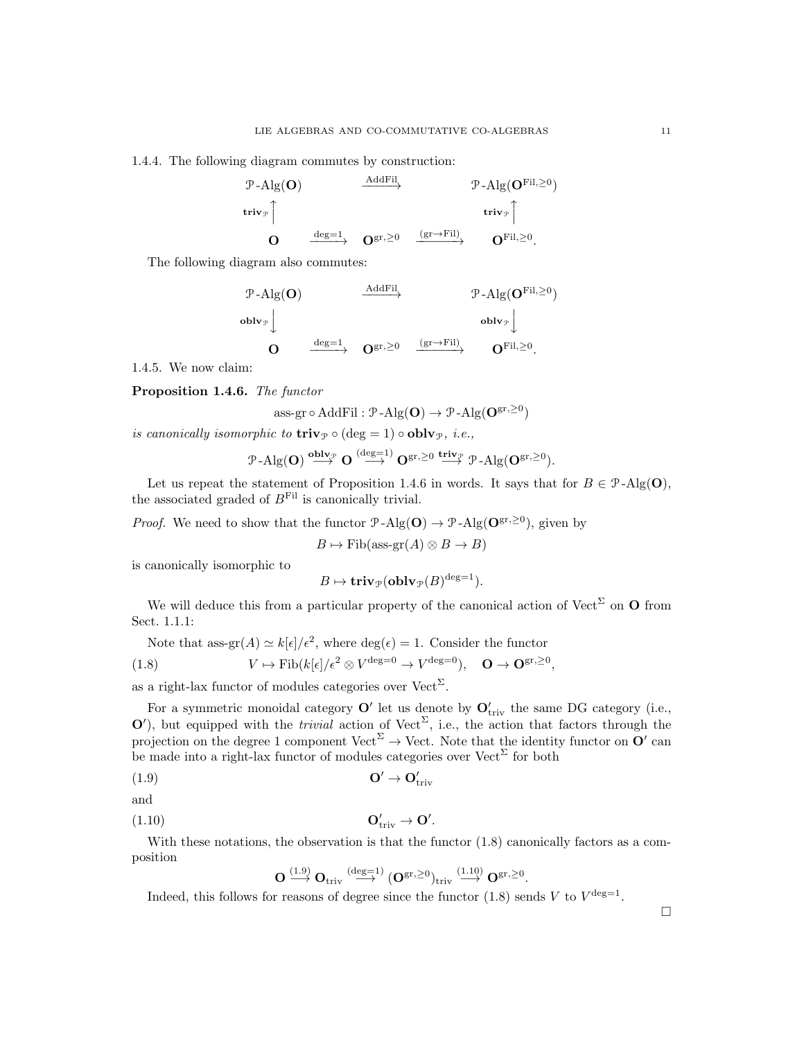1.4.4. The following diagram commutes by construction:

$$
\begin{array}{ccccc}
\mathcal{P}\text{-Alg}(\mathbf{O}) & & \xrightarrow{\text{AddFil}} & & \mathcal{P}\text{-Alg}(\mathbf{O}^{\text{Fil},\geq 0}) \\
\mathbf{triv}_{\mathcal{P}} \uparrow & & & & \mathbf{triv}_{\mathcal{P}} \uparrow \\
\mathbf{O} & \xrightarrow{\text{deg}=1} & \mathbf{O}^{\text{gr},\geq 0} & \xrightarrow{(\text{gr}\to\text{Fil})} & \mathbf{O}^{\text{Fil},\geq 0}.
\end{array}
$$

The following diagram also commutes:

$$
\begin{array}{ccccc}
\mathcal{P}\text{-Alg}(\mathbf{O}) & & \xrightarrow{\text{AddFil}} & & \mathcal{P}\text{-Alg}(\mathbf{O}^{\text{Fil},\geq 0}) \\
\mathbf{oblv}_{\mathcal{P}} \downarrow & & & & \mathbf{oblv}_{\mathcal{P}} \downarrow \\
\mathbf{O} & \xrightarrow{\text{deg}=1} & \mathbf{O}^{\text{gr},\geq 0} & \xrightarrow{(\text{gr}\to\text{Fil})} & \mathbf{O}^{\text{Fil},\geq 0}.
\end{array}
$$

1.4.5. We now claim:

**Proposition 1.4.6.** *The functor*

$$\text{ass-gr} \circ \text{AddFil} : \mathcal{P}\text{-Alg}(\mathbf{O}) \to \mathcal{P}\text{-Alg}(\mathbf{O}^{\text{gr},\geq 0})$$

*is canonically isomorphic to* $\mathbf{triv}_{\mathcal{P}} \circ (\deg = 1) \circ \mathbf{oblv}_{\mathcal{P}}$, *i.e.,*

$$\mathcal{P}\text{-Alg}(\mathbf{O}) \overset{\mathbf{oblv}_{\mathcal{P}}}{\longrightarrow} \mathbf{O} \overset{(\deg=1)}{\longrightarrow} \mathbf{O}^{\text{gr},\geq 0} \overset{\mathbf{triv}_{\mathcal{P}}}{\longrightarrow} \mathcal{P}\text{-Alg}(\mathbf{O}^{\text{gr},\geq 0}).$$

Let us repeat the statement of Proposition 1.4.6 in words. It says that for $B \in \mathcal{P}\text{-Alg}(\mathbf{O})$, the associated graded of $B^{\text{Fil}}$ is canonically trivial.

*Proof.* We need to show that the functor $\mathcal{P}\text{-Alg}(\mathbf{O}) \to \mathcal{P}\text{-Alg}(\mathbf{O}^{\text{gr},\geq 0})$, given by

$$B \mapsto \text{Fib}(\text{ass-gr}(A) \otimes B \to B)$$

is canonically isomorphic to

$$B \mapsto \mathbf{triv}_{\mathcal{P}}(\mathbf{oblv}_{\mathcal{P}}(B)^{\deg=1}).$$

We will deduce this from a particular property of the canonical action of $\text{Vect}^{\Sigma}$ on $\mathbf{O}$ from Sect. 1.1.1:

Note that $\text{ass-gr}(A) \simeq k[\epsilon]/\epsilon^2$, where $\deg(\epsilon) = 1$. Consider the functor

$$V \mapsto \text{Fib}(k[\epsilon]/\epsilon^2 \otimes V^{\deg=0} \to V^{\deg=0}), \quad \mathbf{O} \to \mathbf{O}^{\text{gr},\geq 0}, \tag{1.8}$$

as a right-lax functor of modules categories over $\text{Vect}^{\Sigma}$.

For a symmetric monoidal category $\mathbf{O}'$ let us denote by $\mathbf{O}'_{\text{triv}}$ the same DG category (i.e., $\mathbf{O}'$), but equipped with the *trivial* action of $\text{Vect}^{\Sigma}$, i.e., the action that factors through the projection on the degree 1 component $\text{Vect}^{\Sigma} \to \text{Vect}$. Note that the identity functor on $\mathbf{O}'$ can be made into a right-lax functor of modules categories over $\text{Vect}^{\Sigma}$ for both

$$\mathbf{O}' \to \mathbf{O}'_{\text{triv}} \tag{1.9}$$

and

$$\mathbf{O}'_{\text{triv}} \to \mathbf{O}'. \tag{1.10}$$

With these notations, the observation is that the functor (1.8) canonically factors as a composition

$$\mathbf{O} \overset{(1.9)}{\longrightarrow} \mathbf{O}_{\text{triv}} \overset{(\deg=1)}{\longrightarrow} (\mathbf{O}^{\text{gr},\geq 0})_{\text{triv}} \overset{(1.10)}{\longrightarrow} \mathbf{O}^{\text{gr},\geq 0}.$$

Indeed, this follows for reasons of degree since the functor (1.8) sends $V$ to $V^{\deg=1}$.

□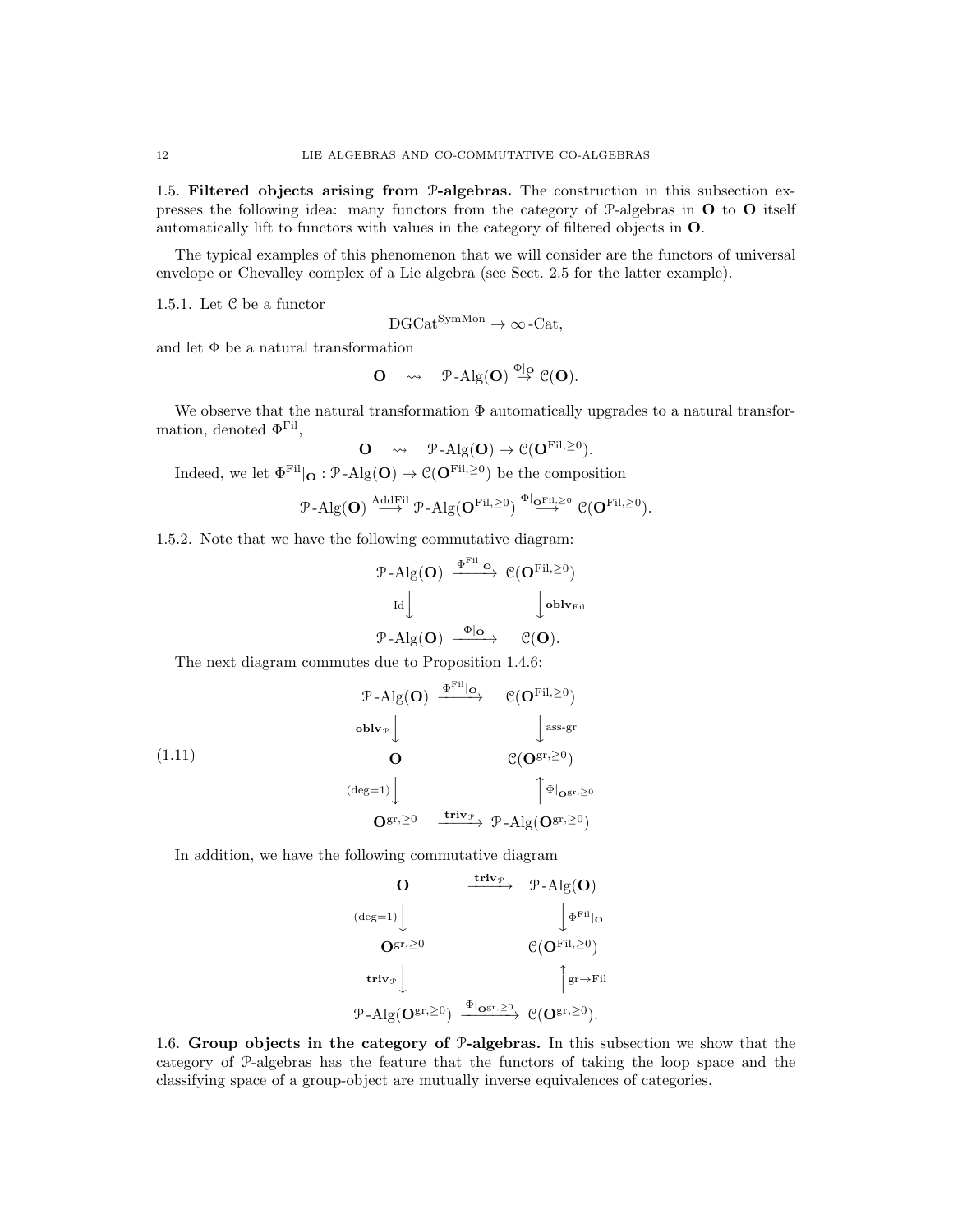## 1.5. Filtered objects arising from $\mathcal{P}$-algebras.

The construction in this subsection expresses the following idea: many functors from the category of $\mathcal{P}$-algebras in $\mathbf{O}$ to $\mathbf{O}$ itself automatically lift to functors with values in the category of filtered objects in $\mathbf{O}$.

The typical examples of this phenomenon that we will consider are the functors of universal envelope or Chevalley complex of a Lie algebra (see Sect. 2.5 for the latter example).

1.5.1. Let $\mathcal{C}$ be a functor

$$\mathrm{DGCat}^{\mathrm{SymMon}} \to \infty\text{-}\mathrm{Cat},$$

and let $\Phi$ be a natural transformation

$$\mathbf{O} \quad \rightsquigarrow \quad \mathcal{P}\text{-}\mathrm{Alg}(\mathbf{O}) \overset{\Phi|_{\mathbf{O}}}{\to} \mathcal{C}(\mathbf{O}).$$

We observe that the natural transformation $\Phi$ automatically upgrades to a natural transformation, denoted $\Phi^{\mathrm{Fil}}$,

$$\mathbf{O} \quad \rightsquigarrow \quad \mathcal{P}\text{-}\mathrm{Alg}(\mathbf{O}) \to \mathcal{C}(\mathbf{O}^{\mathrm{Fil},\geq 0}).$$

Indeed, we let $\Phi^{\mathrm{Fil}}|_{\mathbf{O}} : \mathcal{P}\text{-}\mathrm{Alg}(\mathbf{O}) \to \mathcal{C}(\mathbf{O}^{\mathrm{Fil},\geq 0})$ be the composition

$$\mathcal{P}\text{-}\mathrm{Alg}(\mathbf{O}) \overset{\mathrm{AddFil}}{\longrightarrow} \mathcal{P}\text{-}\mathrm{Alg}(\mathbf{O}^{\mathrm{Fil},\geq 0}) \overset{\Phi|_{\mathbf{O}^{\mathrm{Fil},\geq 0}}}{\longrightarrow} \mathcal{C}(\mathbf{O}^{\mathrm{Fil},\geq 0}).$$

1.5.2. Note that we have the following commutative diagram:

$$\begin{array}{ccc}
\mathcal{P}\text{-}\mathrm{Alg}(\mathbf{O}) & \xrightarrow{\Phi^{\mathrm{Fil}}|_{\mathbf{O}}} & \mathcal{C}(\mathbf{O}^{\mathrm{Fil},\geq 0}) \\
{\scriptstyle \mathrm{Id}}\downarrow & & \downarrow{\scriptstyle \mathbf{oblv}_{\mathrm{Fil}}} \\
\mathcal{P}\text{-}\mathrm{Alg}(\mathbf{O}) & \xrightarrow{\Phi|_{\mathbf{O}}} & \mathcal{C}(\mathbf{O}).
\end{array}$$

The next diagram commutes due to Proposition 1.4.6:

$$\begin{array}{ccc}
\mathcal{P}\text{-}\mathrm{Alg}(\mathbf{O}) & \xrightarrow{\Phi^{\mathrm{Fil}}|_{\mathbf{O}}} & \mathcal{C}(\mathbf{O}^{\mathrm{Fil},\geq 0}) \\
{\scriptstyle \mathbf{oblv}_{\mathcal{P}}}\downarrow & & \downarrow{\scriptstyle \text{ass-gr}} \\
\mathbf{O} & & \mathcal{C}(\mathbf{O}^{\mathrm{gr},\geq 0}) \\
{\scriptstyle (\deg=1)}\downarrow & & \uparrow{\scriptstyle \Phi|_{\mathbf{O}^{\mathrm{gr},\geq 0}}} \\
\mathbf{O}^{\mathrm{gr},\geq 0} & \xrightarrow{\mathbf{triv}_{\mathcal{P}}} & \mathcal{P}\text{-}\mathrm{Alg}(\mathbf{O}^{\mathrm{gr},\geq 0})
\end{array} \tag{1.11}$$

In addition, we have the following commutative diagram

$$\begin{array}{ccc}
\mathbf{O} & \xrightarrow{\mathbf{triv}_{\mathcal{P}}} & \mathcal{P}\text{-}\mathrm{Alg}(\mathbf{O}) \\
{\scriptstyle (\deg=1)}\downarrow & & \downarrow{\scriptstyle \Phi^{\mathrm{Fil}}|_{\mathbf{O}}} \\
\mathbf{O}^{\mathrm{gr},\geq 0} & & \mathcal{C}(\mathbf{O}^{\mathrm{Fil},\geq 0}) \\
{\scriptstyle \mathbf{triv}_{\mathcal{P}}}\downarrow & & \uparrow{\scriptstyle \mathrm{gr}\to\mathrm{Fil}} \\
\mathcal{P}\text{-}\mathrm{Alg}(\mathbf{O}^{\mathrm{gr},\geq 0}) & \xrightarrow{\Phi|_{\mathbf{O}^{\mathrm{gr},\geq 0}}} & \mathcal{C}(\mathbf{O}^{\mathrm{gr},\geq 0}).
\end{array}$$

## 1.6. Group objects in the category of $\mathcal{P}$-algebras.

In this subsection we show that the category of $\mathcal{P}$-algebras has the feature that the functors of taking the loop space and the classifying space of a group-object are mutually inverse equivalences of categories.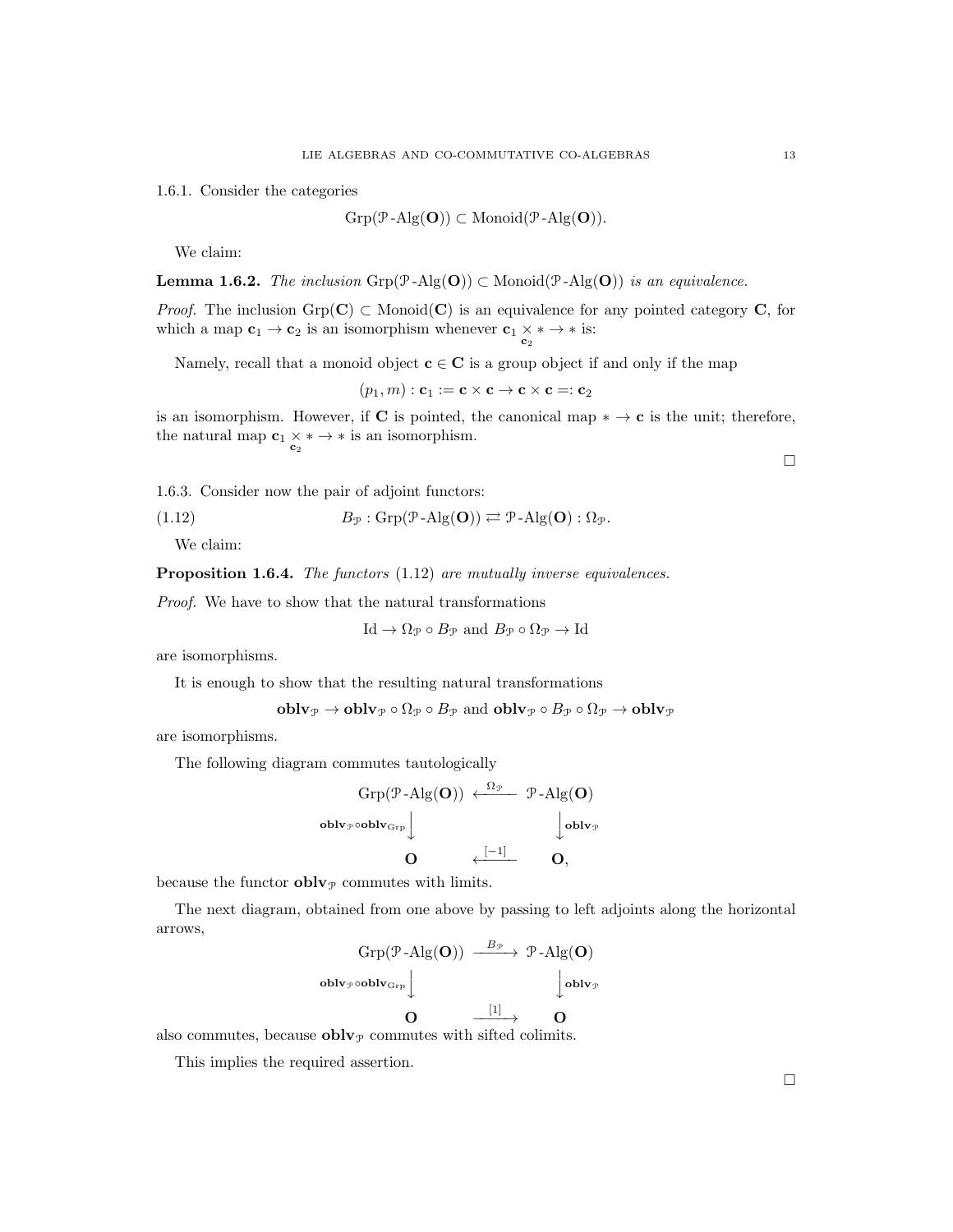1.6.1. Consider the categories

$$\mathrm{Grp}(\mathcal{P}\text{-Alg}(\mathbf{O})) \subset \mathrm{Monoid}(\mathcal{P}\text{-Alg}(\mathbf{O})).$$

We claim:

**Lemma 1.6.2.** *The inclusion* $\mathrm{Grp}(\mathcal{P}\text{-Alg}(\mathbf{O})) \subset \mathrm{Monoid}(\mathcal{P}\text{-Alg}(\mathbf{O}))$ *is an equivalence.*

*Proof.* The inclusion $\mathrm{Grp}(\mathbf{C}) \subset \mathrm{Monoid}(\mathbf{C})$ is an equivalence for any pointed category $\mathbf{C}$, for which a map $\mathbf{c}_1 \to \mathbf{c}_2$ is an isomorphism whenever $\mathbf{c}_1 \underset{\mathbf{c}_2}{\times} * \to *$ is:

Namely, recall that a monoid object $\mathbf{c} \in \mathbf{C}$ is a group object if and only if the map

$$(p_1, m) : \mathbf{c}_1 := \mathbf{c} \times \mathbf{c} \to \mathbf{c} \times \mathbf{c} =: \mathbf{c}_2$$

is an isomorphism. However, if $\mathbf{C}$ is pointed, the canonical map $* \to \mathbf{c}$ is the unit; therefore, the natural map $\mathbf{c}_1 \underset{\mathbf{c}_2}{\times} * \to *$ is an isomorphism.

□

1.6.3. Consider now the pair of adjoint functors:

$$B_{\mathcal{P}} : \mathrm{Grp}(\mathcal{P}\text{-Alg}(\mathbf{O})) \rightleftarrows \mathcal{P}\text{-Alg}(\mathbf{O}) : \Omega_{\mathcal{P}}. \tag{1.12}$$

We claim:

**Proposition 1.6.4.** *The functors* (1.12) *are mutually inverse equivalences.*

*Proof.* We have to show that the natural transformations

$$\mathrm{Id} \to \Omega_{\mathcal{P}} \circ B_{\mathcal{P}} \text{ and } B_{\mathcal{P}} \circ \Omega_{\mathcal{P}} \to \mathrm{Id}$$

are isomorphisms.

It is enough to show that the resulting natural transformations

$$\mathbf{oblv}_{\mathcal{P}} \to \mathbf{oblv}_{\mathcal{P}} \circ \Omega_{\mathcal{P}} \circ B_{\mathcal{P}} \text{ and } \mathbf{oblv}_{\mathcal{P}} \circ B_{\mathcal{P}} \circ \Omega_{\mathcal{P}} \to \mathbf{oblv}_{\mathcal{P}}$$

are isomorphisms.

The following diagram commutes tautologically

$$\begin{array}{ccc}
\mathrm{Grp}(\mathcal{P}\text{-Alg}(\mathbf{O})) & \xleftarrow{\Omega_{\mathcal{P}}} & \mathcal{P}\text{-Alg}(\mathbf{O}) \\
\Big\downarrow {\scriptstyle \mathbf{oblv}_{\mathcal{P}} \circ \mathbf{oblv}_{\mathrm{Grp}}} & & \Big\downarrow {\scriptstyle \mathbf{oblv}_{\mathcal{P}}} \\
\mathbf{O} & \xleftarrow{[-1]} & \mathbf{O},
\end{array}$$

because the functor $\mathbf{oblv}_{\mathcal{P}}$ commutes with limits.

The next diagram, obtained from one above by passing to left adjoints along the horizontal arrows,

$$\begin{array}{ccc}
\mathrm{Grp}(\mathcal{P}\text{-Alg}(\mathbf{O})) & \xrightarrow{B_{\mathcal{P}}} & \mathcal{P}\text{-Alg}(\mathbf{O}) \\
\Big\downarrow {\scriptstyle \mathbf{oblv}_{\mathcal{P}} \circ \mathbf{oblv}_{\mathrm{Grp}}} & & \Big\downarrow {\scriptstyle \mathbf{oblv}_{\mathcal{P}}} \\
\mathbf{O} & \xrightarrow{[1]} & \mathbf{O}
\end{array}$$

also commutes, because $\mathbf{oblv}_{\mathcal{P}}$ commutes with sifted colimits.

This implies the required assertion.

□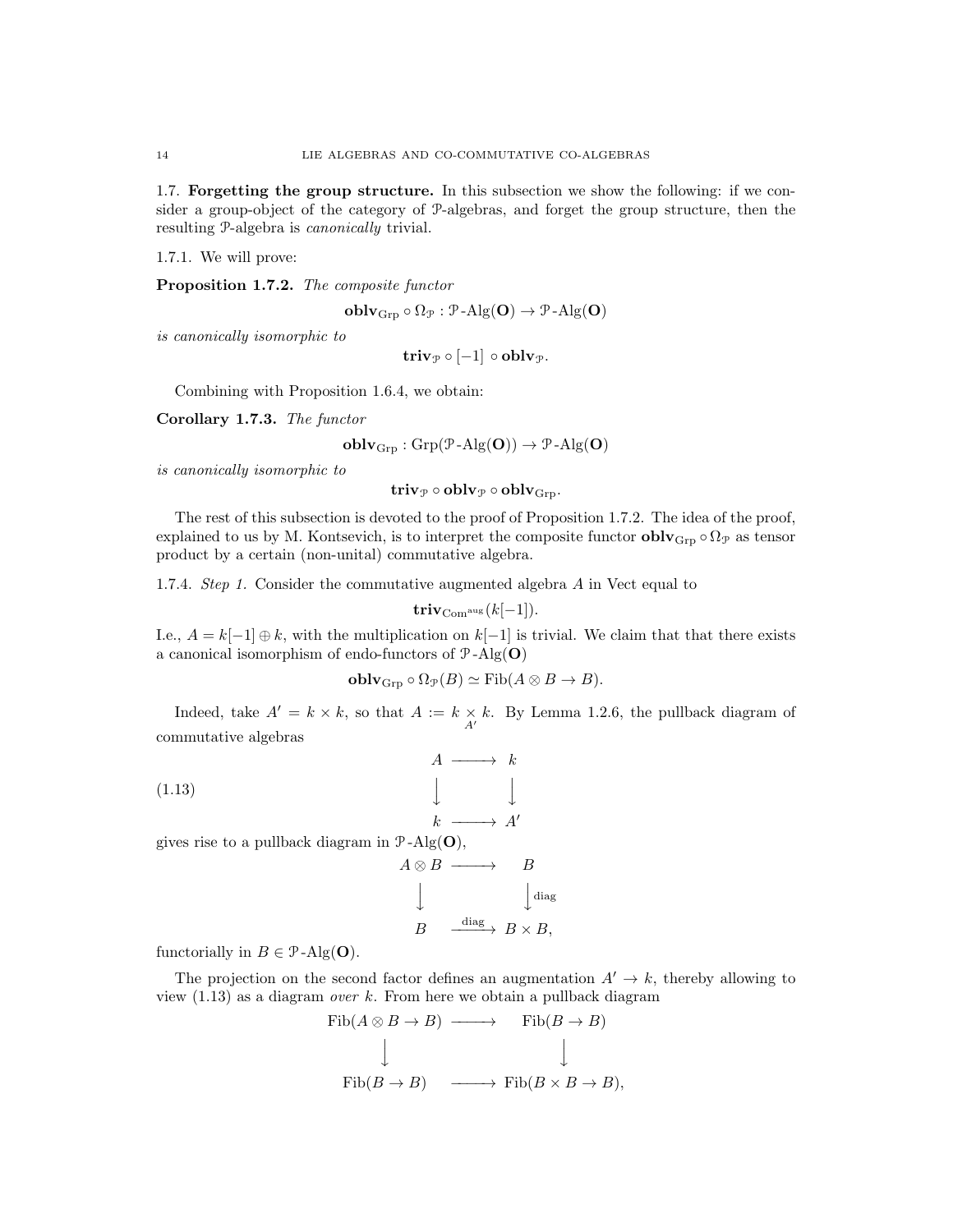1.7. **Forgetting the group structure.** In this subsection we show the following: if we consider a group-object of the category of $\mathcal{P}$-algebras, and forget the group structure, then the resulting $\mathcal{P}$-algebra is *canonically* trivial.

1.7.1. We will prove:

**Proposition 1.7.2.** *The composite functor*

$$\mathbf{oblv}_{\mathrm{Grp}} \circ \Omega_{\mathcal{P}} : \mathcal{P}\text{-Alg}(\mathbf{O}) \to \mathcal{P}\text{-Alg}(\mathbf{O})$$

*is canonically isomorphic to*

$$\mathbf{triv}_{\mathcal{P}} \circ [-1] \circ \mathbf{oblv}_{\mathcal{P}}.$$

Combining with Proposition 1.6.4, we obtain:

**Corollary 1.7.3.** *The functor*

$$\mathbf{oblv}_{\mathrm{Grp}} : \mathrm{Grp}(\mathcal{P}\text{-Alg}(\mathbf{O})) \to \mathcal{P}\text{-Alg}(\mathbf{O})$$

*is canonically isomorphic to*

$$\mathbf{triv}_{\mathcal{P}} \circ \mathbf{oblv}_{\mathcal{P}} \circ \mathbf{oblv}_{\mathrm{Grp}}.$$

The rest of this subsection is devoted to the proof of Proposition 1.7.2. The idea of the proof, explained to us by M. Kontsevich, is to interpret the composite functor $\mathbf{oblv}_{\mathrm{Grp}} \circ \Omega_{\mathcal{P}}$ as tensor product by a certain (non-unital) commutative algebra.

1.7.4. *Step 1.* Consider the commutative augmented algebra $A$ in Vect equal to

$$\mathbf{triv}_{\mathrm{Com}^{\mathrm{aug}}}(k[-1]).$$

I.e., $A = k[-1] \oplus k$, with the multiplication on $k[-1]$ is trivial. We claim that that there exists a canonical isomorphism of endo-functors of $\mathcal{P}\text{-Alg}(\mathbf{O})$

$$\mathbf{oblv}_{\mathrm{Grp}} \circ \Omega_{\mathcal{P}}(B) \simeq \mathrm{Fib}(A \otimes B \to B).$$

Indeed, take $A' = k \times k$, so that $A := k \underset{A'}{\times} k$. By Lemma 1.2.6, the pullback diagram of commutative algebras

$$\begin{array}{ccc} A & \longrightarrow & k \\ \big\downarrow & & \big\downarrow \\ k & \longrightarrow & A' \end{array} \tag{1.13}$$

gives rise to a pullback diagram in $\mathcal{P}\text{-Alg}(\mathbf{O})$,

$$\begin{array}{ccc} A \otimes B & \longrightarrow & B \\ \big\downarrow & & \big\downarrow \mathrm{diag} \\ B & \xrightarrow{\mathrm{diag}} & B \times B, \end{array}$$

functorially in $B \in \mathcal{P}\text{-Alg}(\mathbf{O})$.

The projection on the second factor defines an augmentation $A' \to k$, thereby allowing to view (1.13) as a diagram *over* $k$. From here we obtain a pullback diagram

$$\begin{array}{ccc} \mathrm{Fib}(A \otimes B \to B) & \longrightarrow & \mathrm{Fib}(B \to B) \\ \big\downarrow & & \big\downarrow \\ \mathrm{Fib}(B \to B) & \longrightarrow & \mathrm{Fib}(B \times B \to B), \end{array}$$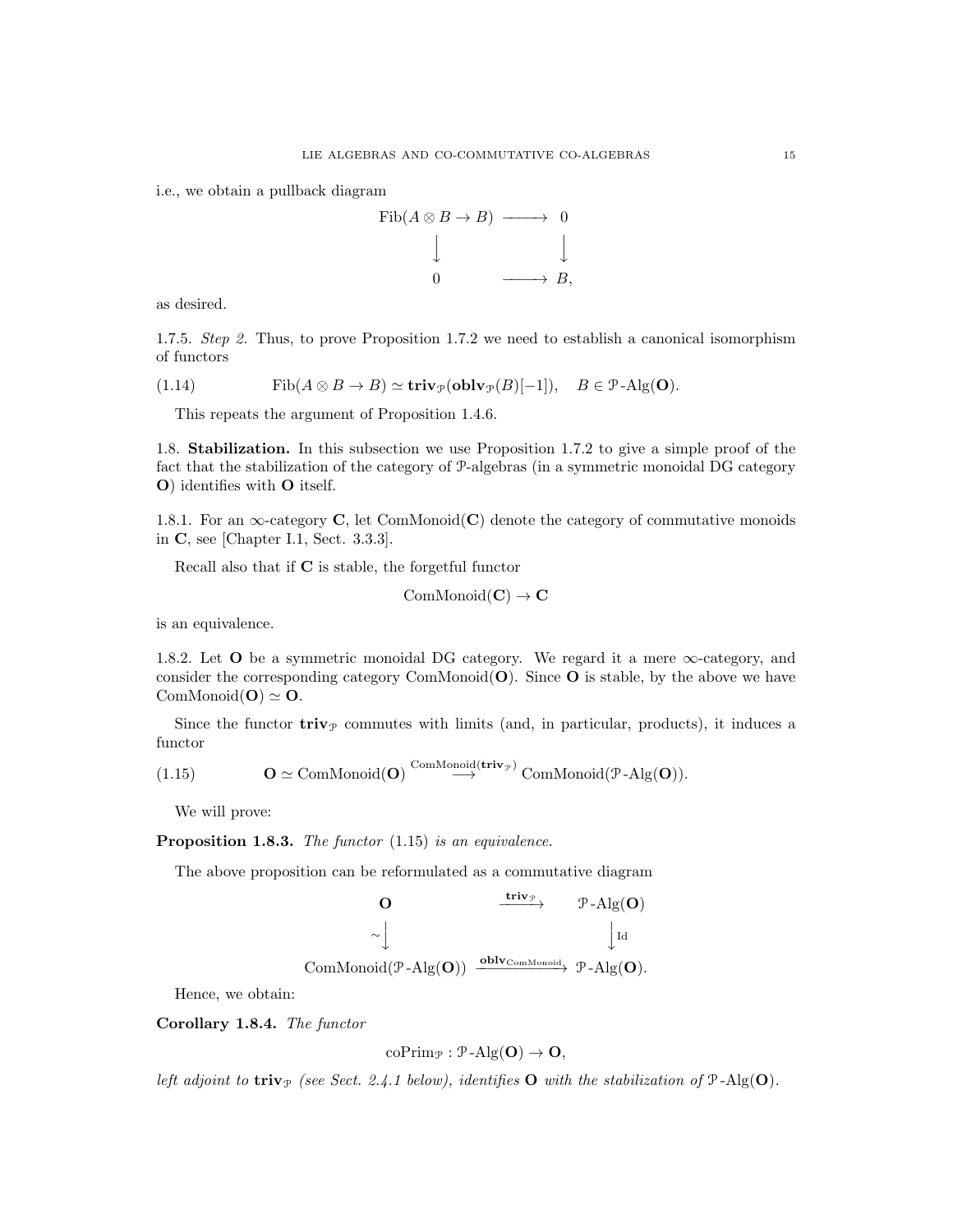i.e., we obtain a pullback diagram

$$
\begin{array}{ccc}
\mathrm{Fib}(A \otimes B \to B) & \longrightarrow & 0 \\
\downarrow & & \downarrow \\
0 & \longrightarrow & B,
\end{array}
$$

as desired.

1.7.5. *Step 2.* Thus, to prove Proposition 1.7.2 we need to establish a canonical isomorphism of functors

$$
\mathrm{Fib}(A \otimes B \to B) \simeq \mathbf{triv}_{\mathcal{P}}(\mathbf{oblv}_{\mathcal{P}}(B)[-1]), \quad B \in \mathcal{P}\text{-Alg}(\mathbf{O}). \tag{1.14}
$$

This repeats the argument of Proposition 1.4.6.

1.8. **Stabilization.** In this subsection we use Proposition 1.7.2 to give a simple proof of the fact that the stabilization of the category of $\mathcal{P}$-algebras (in a symmetric monoidal DG category $\mathbf{O}$) identifies with $\mathbf{O}$ itself.

1.8.1. For an $\infty$-category $\mathbf{C}$, let $\mathrm{ComMonoid}(\mathbf{C})$ denote the category of commutative monoids in $\mathbf{C}$, see [Chapter I.1, Sect. 3.3.3].

Recall also that if $\mathbf{C}$ is stable, the forgetful functor

$$
\mathrm{ComMonoid}(\mathbf{C}) \to \mathbf{C}
$$

is an equivalence.

1.8.2. Let $\mathbf{O}$ be a symmetric monoidal DG category. We regard it a mere $\infty$-category, and consider the corresponding category $\mathrm{ComMonoid}(\mathbf{O})$. Since $\mathbf{O}$ is stable, by the above we have $\mathrm{ComMonoid}(\mathbf{O}) \simeq \mathbf{O}$.

Since the functor $\mathbf{triv}_{\mathcal{P}}$ commutes with limits (and, in particular, products), it induces a functor

$$
\mathbf{O} \simeq \mathrm{ComMonoid}(\mathbf{O}) \overset{\mathrm{ComMonoid}(\mathbf{triv}_{\mathcal{P}})}{\longrightarrow} \mathrm{ComMonoid}(\mathcal{P}\text{-Alg}(\mathbf{O})). \tag{1.15}
$$

We will prove:

**Proposition 1.8.3.** *The functor* (1.15) *is an equivalence.*

The above proposition can be reformulated as a commutative diagram

$$
\begin{array}{ccc}
\mathbf{O} & \xrightarrow{\mathbf{triv}_{\mathcal{P}}} & \mathcal{P}\text{-Alg}(\mathbf{O}) \\
\sim\downarrow & & \downarrow\mathrm{Id} \\
\mathrm{ComMonoid}(\mathcal{P}\text{-Alg}(\mathbf{O})) & \xrightarrow{\mathbf{oblv}_{\mathrm{ComMonoid}}} & \mathcal{P}\text{-Alg}(\mathbf{O}).
\end{array}
$$

Hence, we obtain:

**Corollary 1.8.4.** *The functor*

$$
\mathrm{coPrim}_{\mathcal{P}} : \mathcal{P}\text{-Alg}(\mathbf{O}) \to \mathbf{O},
$$

*left adjoint to* $\mathbf{triv}_{\mathcal{P}}$ *(see Sect. 2.4.1 below), identifies* $\mathbf{O}$ *with the stabilization of* $\mathcal{P}\text{-Alg}(\mathbf{O})$*.*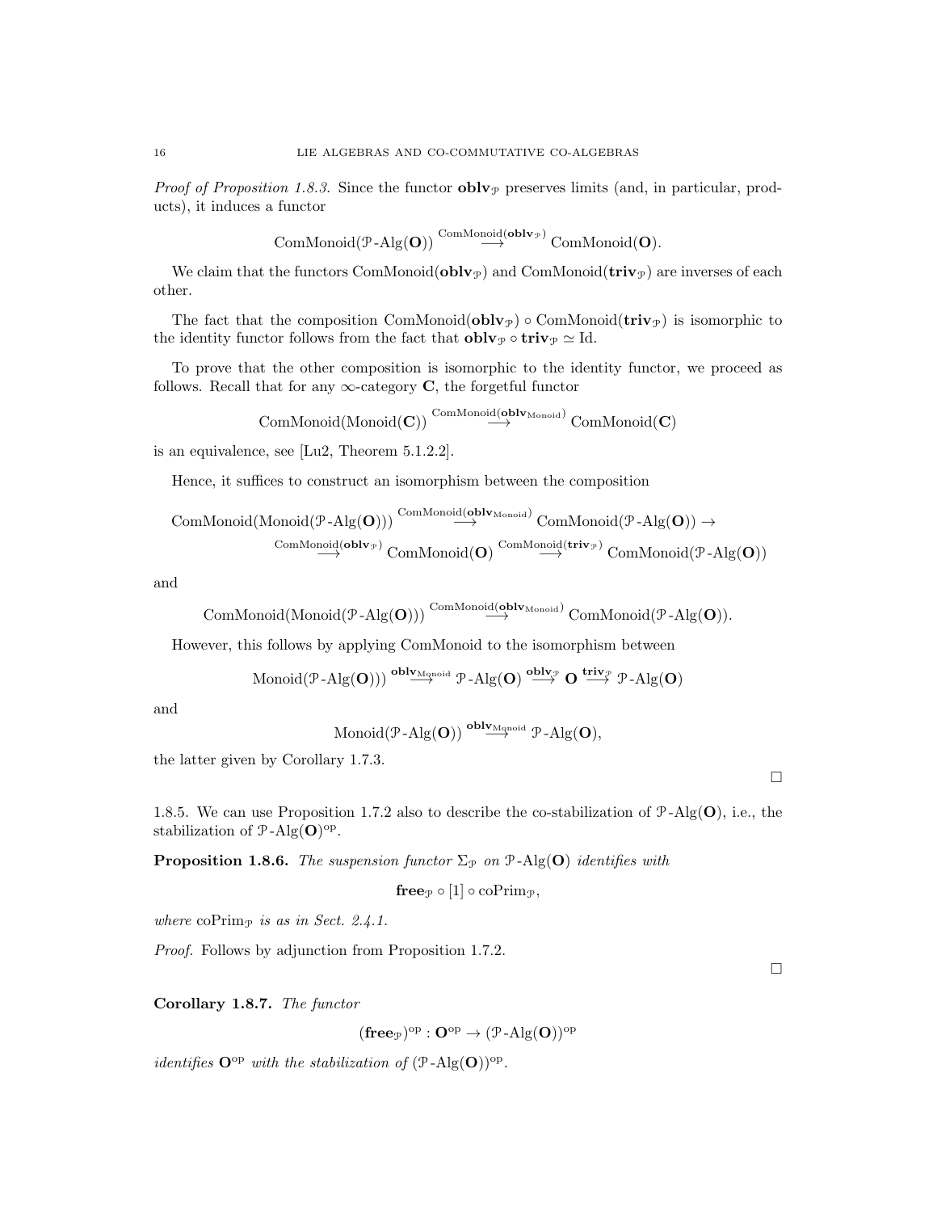*Proof of Proposition 1.8.3.* Since the functor $\mathbf{oblv}_{\mathcal{P}}$ preserves limits (and, in particular, products), it induces a functor

$$\operatorname{ComMonoid}(\mathcal{P}\text{-Alg}(\mathbf{O})) \overset{\operatorname{ComMonoid}(\mathbf{oblv}_{\mathcal{P}})}{\longrightarrow} \operatorname{ComMonoid}(\mathbf{O}).$$

We claim that the functors $\operatorname{ComMonoid}(\mathbf{oblv}_{\mathcal{P}})$ and $\operatorname{ComMonoid}(\mathbf{triv}_{\mathcal{P}})$ are inverses of each other.

The fact that the composition $\operatorname{ComMonoid}(\mathbf{oblv}_{\mathcal{P}}) \circ \operatorname{ComMonoid}(\mathbf{triv}_{\mathcal{P}})$ is isomorphic to the identity functor follows from the fact that $\mathbf{oblv}_{\mathcal{P}} \circ \mathbf{triv}_{\mathcal{P}} \simeq \operatorname{Id}$.

To prove that the other composition is isomorphic to the identity functor, we proceed as follows. Recall that for any $\infty$-category $\mathbf{C}$, the forgetful functor

$$\operatorname{ComMonoid}(\operatorname{Monoid}(\mathbf{C})) \overset{\operatorname{ComMonoid}(\mathbf{oblv}_{\operatorname{Monoid}})}{\longrightarrow} \operatorname{ComMonoid}(\mathbf{C})$$

is an equivalence, see [Lu2, Theorem 5.1.2.2].

Hence, it suffices to construct an isomorphism between the composition

$$\operatorname{ComMonoid}(\operatorname{Monoid}(\mathcal{P}\text{-Alg}(\mathbf{O}))) \overset{\operatorname{ComMonoid}(\mathbf{oblv}_{\operatorname{Monoid}})}{\longrightarrow} \operatorname{ComMonoid}(\mathcal{P}\text{-Alg}(\mathbf{O})) \to$$
$$\overset{\operatorname{ComMonoid}(\mathbf{oblv}_{\mathcal{P}})}{\longrightarrow} \operatorname{ComMonoid}(\mathbf{O}) \overset{\operatorname{ComMonoid}(\mathbf{triv}_{\mathcal{P}})}{\longrightarrow} \operatorname{ComMonoid}(\mathcal{P}\text{-Alg}(\mathbf{O}))$$

and

$$\operatorname{ComMonoid}(\operatorname{Monoid}(\mathcal{P}\text{-Alg}(\mathbf{O}))) \overset{\operatorname{ComMonoid}(\mathbf{oblv}_{\operatorname{Monoid}})}{\longrightarrow} \operatorname{ComMonoid}(\mathcal{P}\text{-Alg}(\mathbf{O})).$$

However, this follows by applying ComMonoid to the isomorphism between

$$\operatorname{Monoid}(\mathcal{P}\text{-Alg}(\mathbf{O}))) \overset{\mathbf{oblv}_{\operatorname{Monoid}}}{\longrightarrow} \mathcal{P}\text{-Alg}(\mathbf{O}) \overset{\mathbf{oblv}_{\mathcal{P}}}{\longrightarrow} \mathbf{O} \overset{\mathbf{triv}_{\mathcal{P}}}{\longrightarrow} \mathcal{P}\text{-Alg}(\mathbf{O})$$

and

$$\operatorname{Monoid}(\mathcal{P}\text{-Alg}(\mathbf{O})) \overset{\mathbf{oblv}_{\operatorname{Monoid}}}{\longrightarrow} \mathcal{P}\text{-Alg}(\mathbf{O}),$$

the latter given by Corollary 1.7.3. □

1.8.5. We can use Proposition 1.7.2 also to describe the co-stabilization of $\mathcal{P}\text{-Alg}(\mathbf{O})$, i.e., the stabilization of $\mathcal{P}\text{-Alg}(\mathbf{O})^{\operatorname{op}}$.

**Proposition 1.8.6.** *The suspension functor $\Sigma_{\mathcal{P}}$ on $\mathcal{P}\text{-Alg}(\mathbf{O})$ identifies with*

$$\mathbf{free}_{\mathcal{P}} \circ [1] \circ \operatorname{coPrim}_{\mathcal{P}},$$

*where $\operatorname{coPrim}_{\mathcal{P}}$ is as in Sect. 2.4.1.*

*Proof.* Follows by adjunction from Proposition 1.7.2. □

**Corollary 1.8.7.** *The functor*

$$(\mathbf{free}_{\mathcal{P}})^{\operatorname{op}} : \mathbf{O}^{\operatorname{op}} \to (\mathcal{P}\text{-Alg}(\mathbf{O}))^{\operatorname{op}}$$

*identifies $\mathbf{O}^{\operatorname{op}}$ with the stabilization of $(\mathcal{P}\text{-Alg}(\mathbf{O}))^{\operatorname{op}}$.*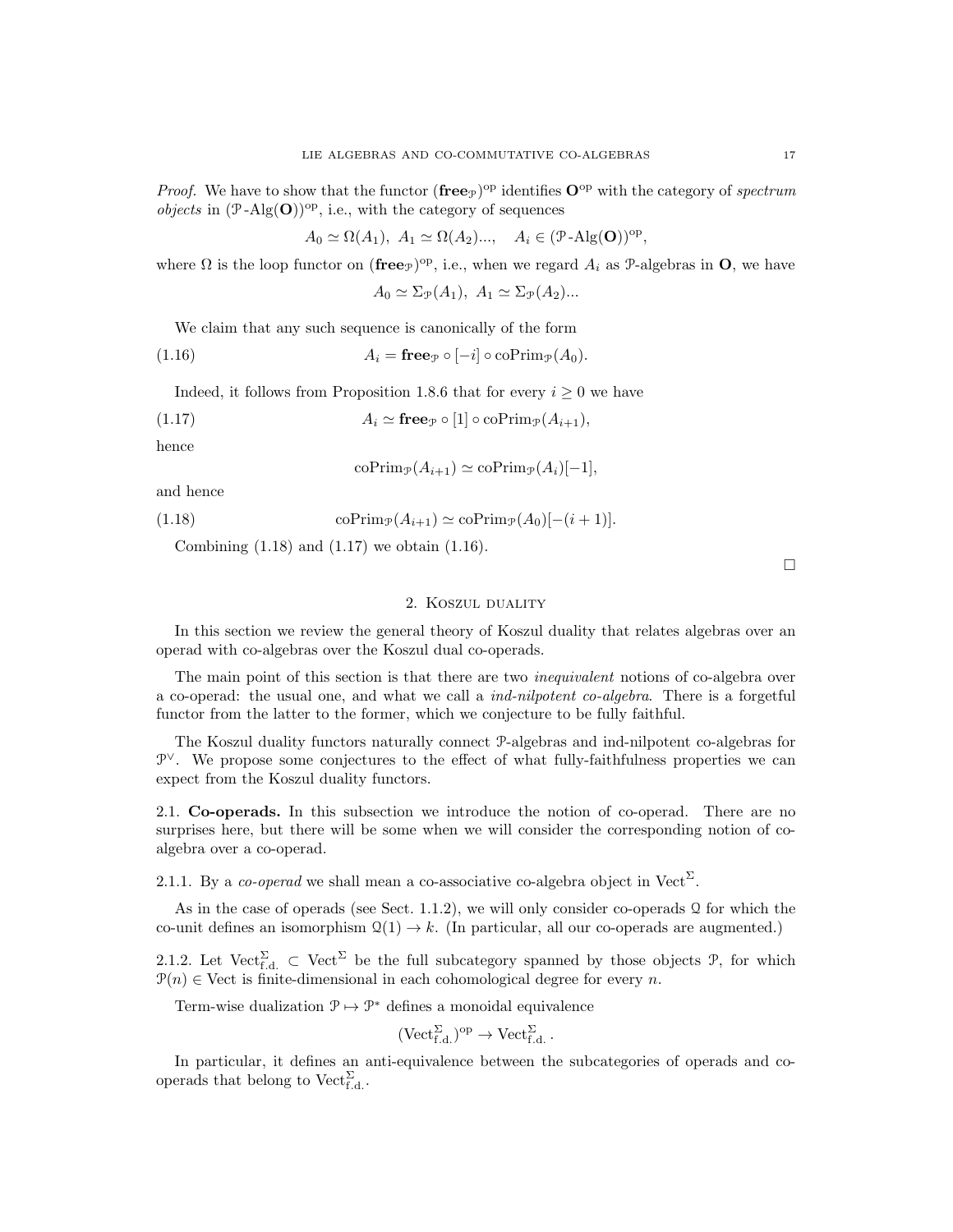*Proof.* We have to show that the functor $(\mathbf{free}_{\mathcal{P}})^{\mathrm{op}}$ identifies $\mathbf{O}^{\mathrm{op}}$ with the category of *spectrum objects* in $(\mathcal{P}\text{-Alg}(\mathbf{O}))^{\mathrm{op}}$, i.e., with the category of sequences

$$A_0 \simeq \Omega(A_1),\ A_1 \simeq \Omega(A_2)...,\quad A_i \in (\mathcal{P}\text{-Alg}(\mathbf{O}))^{\mathrm{op}},$$

where $\Omega$ is the loop functor on $(\mathbf{free}_{\mathcal{P}})^{\mathrm{op}}$, i.e., when we regard $A_i$ as $\mathcal{P}$-algebras in $\mathbf{O}$, we have

$$A_0 \simeq \Sigma_{\mathcal{P}}(A_1),\ A_1 \simeq \Sigma_{\mathcal{P}}(A_2)...$$

We claim that any such sequence is canonically of the form

$$A_i = \mathbf{free}_{\mathcal{P}} \circ [-i] \circ \mathrm{coPrim}_{\mathcal{P}}(A_0). \tag{1.16}$$

Indeed, it follows from Proposition 1.8.6 that for every $i \geq 0$ we have

$$A_i \simeq \mathbf{free}_{\mathcal{P}} \circ [1] \circ \mathrm{coPrim}_{\mathcal{P}}(A_{i+1}), \tag{1.17}$$

hence

$$\mathrm{coPrim}_{\mathcal{P}}(A_{i+1}) \simeq \mathrm{coPrim}_{\mathcal{P}}(A_i)[-1],$$

and hence

$$\mathrm{coPrim}_{\mathcal{P}}(A_{i+1}) \simeq \mathrm{coPrim}_{\mathcal{P}}(A_0)[-(i+1)]. \tag{1.18}$$

Combining (1.18) and (1.17) we obtain (1.16).

□

## 2. Koszul duality

In this section we review the general theory of Koszul duality that relates algebras over an operad with co-algebras over the Koszul dual co-operads.

The main point of this section is that there are two *inequivalent* notions of co-algebra over a co-operad: the usual one, and what we call a *ind-nilpotent co-algebra*. There is a forgetful functor from the latter to the former, which we conjecture to be fully faithful.

The Koszul duality functors naturally connect $\mathcal{P}$-algebras and ind-nilpotent co-algebras for $\mathcal{P}^\vee$. We propose some conjectures to the effect of what fully-faithfulness properties we can expect from the Koszul duality functors.

### 2.1. Co-operads.

In this subsection we introduce the notion of co-operad. There are no surprises here, but there will be some when we will consider the corresponding notion of co-algebra over a co-operad.

2.1.1. By a *co-operad* we shall mean a co-associative co-algebra object in $\mathrm{Vect}^\Sigma$.

As in the case of operads (see Sect. 1.1.2), we will only consider co-operads $\mathcal{Q}$ for which the co-unit defines an isomorphism $\mathcal{Q}(1) \to k$. (In particular, all our co-operads are augmented.)

2.1.2. Let $\mathrm{Vect}^\Sigma_{\mathrm{f.d.}} \subset \mathrm{Vect}^\Sigma$ be the full subcategory spanned by those objects $\mathcal{P}$, for which $\mathcal{P}(n) \in \mathrm{Vect}$ is finite-dimensional in each cohomological degree for every $n$.

Term-wise dualization $\mathcal{P} \mapsto \mathcal{P}^*$ defines a monoidal equivalence

$$(\mathrm{Vect}^\Sigma_{\mathrm{f.d.}})^{\mathrm{op}} \to \mathrm{Vect}^\Sigma_{\mathrm{f.d.}}.$$

In particular, it defines an anti-equivalence between the subcategories of operads and co-operads that belong to $\mathrm{Vect}^\Sigma_{\mathrm{f.d.}}$.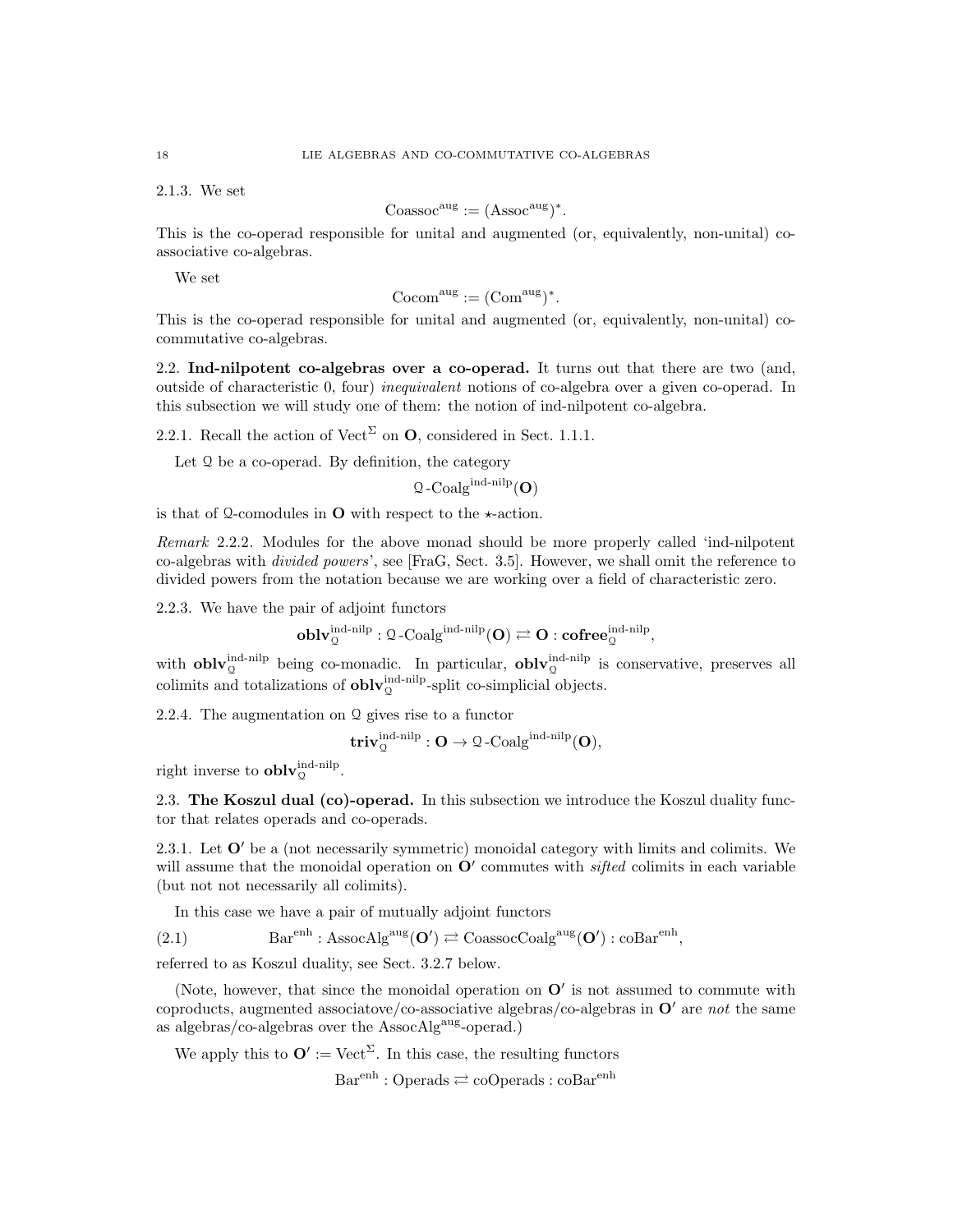2.1.3. We set

$$\mathrm{Coassoc}^{\mathrm{aug}} := (\mathrm{Assoc}^{\mathrm{aug}})^*.$$

This is the co-operad responsible for unital and augmented (or, equivalently, non-unital) co-associative co-algebras.

We set

$$\mathrm{Cocom}^{\mathrm{aug}} := (\mathrm{Com}^{\mathrm{aug}})^*.$$

This is the co-operad responsible for unital and augmented (or, equivalently, non-unital) co-commutative co-algebras.

## 2.2. Ind-nilpotent co-algebras over a co-operad.

It turns out that there are two (and, outside of characteristic 0, four) *inequivalent* notions of co-algebra over a given co-operad. In this subsection we will study one of them: the notion of ind-nilpotent co-algebra.

2.2.1. Recall the action of $\mathrm{Vect}^\Sigma$ on $\mathbf{O}$, considered in Sect. 1.1.1.

Let $\mathcal{Q}$ be a co-operad. By definition, the category

$$\mathcal{Q}\text{-}\mathrm{Coalg}^{\mathrm{ind\text{-}nilp}}(\mathbf{O})$$

is that of $\mathcal{Q}$-comodules in $\mathbf{O}$ with respect to the $\star$-action.

*Remark* 2.2.2. Modules for the above monad should be more properly called 'ind-nilpotent co-algebras with *divided powers*', see [FraG, Sect. 3.5]. However, we shall omit the reference to divided powers from the notation because we are working over a field of characteristic zero.

2.2.3. We have the pair of adjoint functors

$$\mathbf{oblv}^{\mathrm{ind\text{-}nilp}}_{\mathcal{Q}} : \mathcal{Q}\text{-}\mathrm{Coalg}^{\mathrm{ind\text{-}nilp}}(\mathbf{O}) \rightleftarrows \mathbf{O} : \mathbf{cofree}^{\mathrm{ind\text{-}nilp}}_{\mathcal{Q}},$$

with $\mathbf{oblv}^{\mathrm{ind\text{-}nilp}}_{\mathcal{Q}}$ being co-monadic. In particular, $\mathbf{oblv}^{\mathrm{ind\text{-}nilp}}_{\mathcal{Q}}$ is conservative, preserves all colimits and totalizations of $\mathbf{oblv}^{\mathrm{ind\text{-}nilp}}_{\mathcal{Q}}$-split co-simplicial objects.

2.2.4. The augmentation on $\mathcal{Q}$ gives rise to a functor

$$\mathbf{triv}^{\mathrm{ind\text{-}nilp}}_{\mathcal{Q}} : \mathbf{O} \to \mathcal{Q}\text{-}\mathrm{Coalg}^{\mathrm{ind\text{-}nilp}}(\mathbf{O}),$$

right inverse to $\mathbf{oblv}^{\mathrm{ind\text{-}nilp}}_{\mathcal{Q}}$.

## 2.3. The Koszul dual (co)-operad.

In this subsection we introduce the Koszul duality functor that relates operads and co-operads.

2.3.1. Let $\mathbf{O}'$ be a (not necessarily symmetric) monoidal category with limits and colimits. We will assume that the monoidal operation on $\mathbf{O}'$ commutes with *sifted* colimits in each variable (but not not necessarily all colimits).

In this case we have a pair of mutually adjoint functors

$$\mathrm{Bar}^{\mathrm{enh}} : \mathrm{AssocAlg}^{\mathrm{aug}}(\mathbf{O}') \rightleftarrows \mathrm{CoassocCoalg}^{\mathrm{aug}}(\mathbf{O}') : \mathrm{coBar}^{\mathrm{enh}}, \tag{2.1}$$

referred to as Koszul duality, see Sect. 3.2.7 below.

(Note, however, that since the monoidal operation on $\mathbf{O}'$ is not assumed to commute with coproducts, augmented associatove/co-associative algebras/co-algebras in $\mathbf{O}'$ are *not* the same as algebras/co-algebras over the $\mathrm{AssocAlg}^{\mathrm{aug}}$-operad.)

We apply this to $\mathbf{O}' := \mathrm{Vect}^\Sigma$. In this case, the resulting functors

$$\mathrm{Bar}^{\mathrm{enh}} : \mathrm{Operads} \rightleftarrows \mathrm{coOperads} : \mathrm{coBar}^{\mathrm{enh}}$$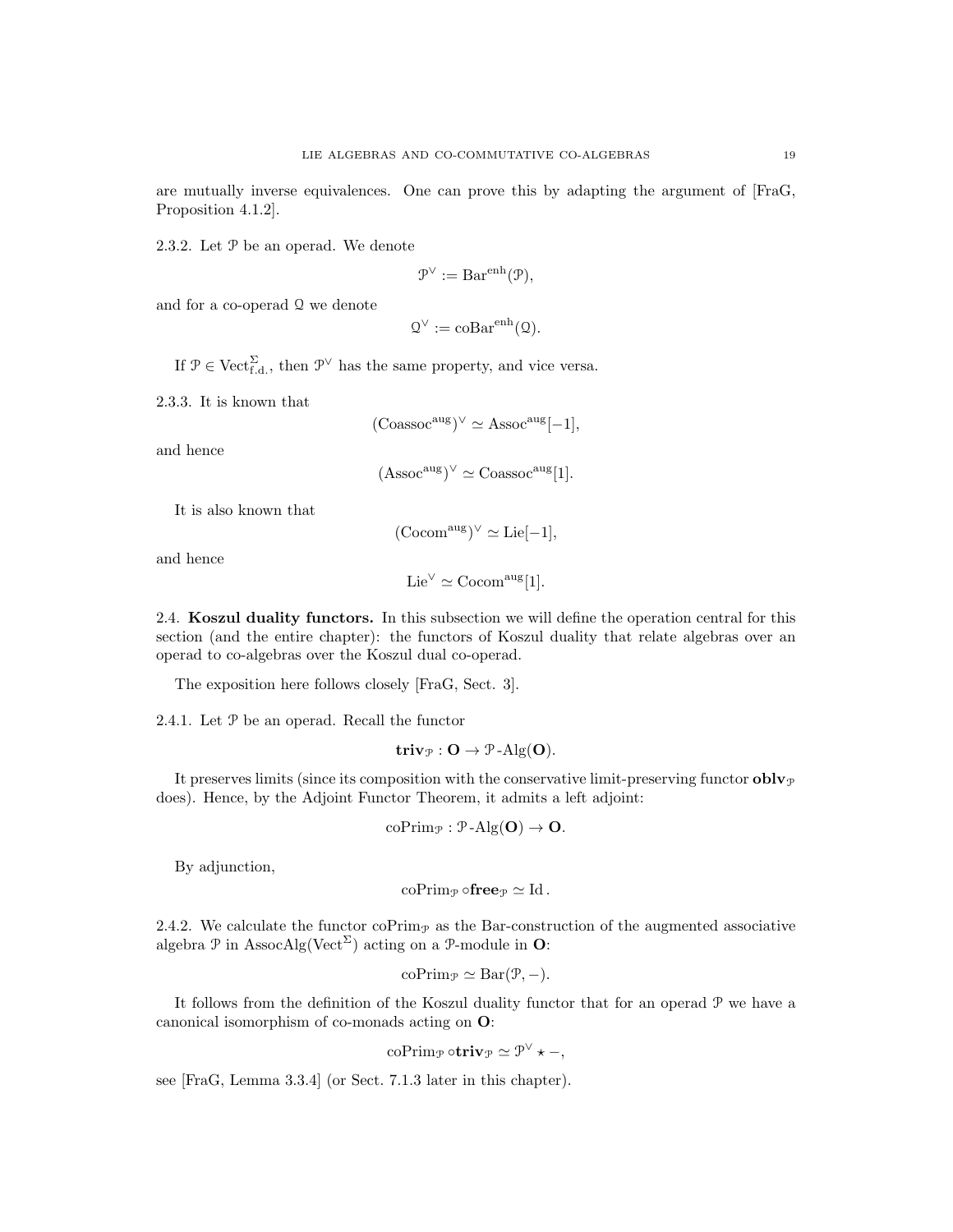are mutually inverse equivalences. One can prove this by adapting the argument of [FraG, Proposition 4.1.2].

2.3.2. Let $\mathcal{P}$ be an operad. We denote

$$\mathcal{P}^\vee := \mathrm{Bar}^{\mathrm{enh}}(\mathcal{P}),$$

and for a co-operad $\mathcal{Q}$ we denote

$$\mathcal{Q}^\vee := \mathrm{coBar}^{\mathrm{enh}}(\mathcal{Q}).$$

If $\mathcal{P} \in \mathrm{Vect}^{\Sigma}_{\mathrm{f.d.}}$, then $\mathcal{P}^\vee$ has the same property, and vice versa.

2.3.3. It is known that

$$(\mathrm{Coassoc}^{\mathrm{aug}})^\vee \simeq \mathrm{Assoc}^{\mathrm{aug}}[-1],$$

and hence

$$(\mathrm{Assoc}^{\mathrm{aug}})^\vee \simeq \mathrm{Coassoc}^{\mathrm{aug}}[1].$$

It is also known that

$$(\mathrm{Cocom}^{\mathrm{aug}})^\vee \simeq \mathrm{Lie}[-1],$$

and hence

$$\mathrm{Lie}^\vee \simeq \mathrm{Cocom}^{\mathrm{aug}}[1].$$

2.4. **Koszul duality functors.** In this subsection we will define the operation central for this section (and the entire chapter): the functors of Koszul duality that relate algebras over an operad to co-algebras over the Koszul dual co-operad.

The exposition here follows closely [FraG, Sect. 3].

2.4.1. Let $\mathcal{P}$ be an operad. Recall the functor

$$\mathbf{triv}_{\mathcal{P}} : \mathbf{O} \to \mathcal{P}\text{-}\mathrm{Alg}(\mathbf{O}).$$

It preserves limits (since its composition with the conservative limit-preserving functor $\mathbf{oblv}_{\mathcal{P}}$ does). Hence, by the Adjoint Functor Theorem, it admits a left adjoint:

$$\mathrm{coPrim}_{\mathcal{P}} : \mathcal{P}\text{-}\mathrm{Alg}(\mathbf{O}) \to \mathbf{O}.$$

By adjunction,

$$\mathrm{coPrim}_{\mathcal{P}} \circ \mathbf{free}_{\mathcal{P}} \simeq \mathrm{Id}\,.$$

2.4.2. We calculate the functor $\mathrm{coPrim}_{\mathcal{P}}$ as the Bar-construction of the augmented associative algebra $\mathcal{P}$ in $\mathrm{AssocAlg}(\mathrm{Vect}^{\Sigma})$ acting on a $\mathcal{P}$-module in $\mathbf{O}$:

$$\mathrm{coPrim}_{\mathcal{P}} \simeq \mathrm{Bar}(\mathcal{P}, -).$$

It follows from the definition of the Koszul duality functor that for an operad $\mathcal{P}$ we have a canonical isomorphism of co-monads acting on $\mathbf{O}$:

$$\mathrm{coPrim}_{\mathcal{P}} \circ \mathbf{triv}_{\mathcal{P}} \simeq \mathcal{P}^\vee \star -,$$

see [FraG, Lemma 3.3.4] (or Sect. 7.1.3 later in this chapter).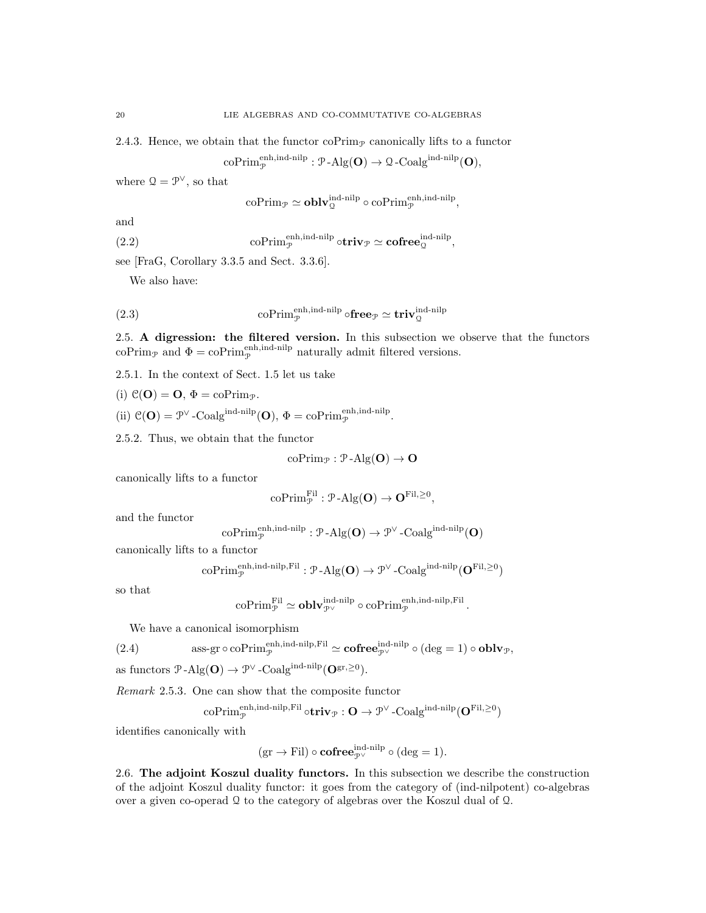2.4.3. Hence, we obtain that the functor $\mathrm{coPrim}_{\mathcal{P}}$ canonically lifts to a functor

$$\mathrm{coPrim}_{\mathcal{P}}^{\mathrm{enh,ind\text{-}nilp}} : \mathcal{P}\text{-}\mathrm{Alg}(\mathbf{O}) \to \mathcal{Q}\text{-}\mathrm{Coalg}^{\mathrm{ind\text{-}nilp}}(\mathbf{O}),$$

where $\mathcal{Q} = \mathcal{P}^\vee$, so that

$$\mathrm{coPrim}_{\mathcal{P}} \simeq \mathbf{oblv}_{\mathcal{Q}}^{\mathrm{ind\text{-}nilp}} \circ \mathrm{coPrim}_{\mathcal{P}}^{\mathrm{enh,ind\text{-}nilp}},$$

and

$$\mathrm{coPrim}_{\mathcal{P}}^{\mathrm{enh,ind\text{-}nilp}} \circ \mathbf{triv}_{\mathcal{P}} \simeq \mathbf{cofree}_{\mathcal{Q}}^{\mathrm{ind\text{-}nilp}}, \tag{2.2}$$

see [FraG, Corollary 3.3.5 and Sect. 3.3.6].

We also have:

$$\mathrm{coPrim}_{\mathcal{P}}^{\mathrm{enh,ind\text{-}nilp}} \circ \mathbf{free}_{\mathcal{P}} \simeq \mathbf{triv}_{\mathcal{Q}}^{\mathrm{ind\text{-}nilp}} \tag{2.3}$$

2.5. **A digression: the filtered version.** In this subsection we observe that the functors $\mathrm{coPrim}_{\mathcal{P}}$ and $\Phi = \mathrm{coPrim}_{\mathcal{P}}^{\mathrm{enh,ind\text{-}nilp}}$ naturally admit filtered versions.

2.5.1. In the context of Sect. 1.5 let us take

(i) $\mathcal{C}(\mathbf{O}) = \mathbf{O}$, $\Phi = \mathrm{coPrim}_{\mathcal{P}}$.

(ii) $\mathcal{C}(\mathbf{O}) = \mathcal{P}^\vee\text{-}\mathrm{Coalg}^{\mathrm{ind\text{-}nilp}}(\mathbf{O})$, $\Phi = \mathrm{coPrim}_{\mathcal{P}}^{\mathrm{enh,ind\text{-}nilp}}$.

2.5.2. Thus, we obtain that the functor

$$\mathrm{coPrim}_{\mathcal{P}} : \mathcal{P}\text{-}\mathrm{Alg}(\mathbf{O}) \to \mathbf{O}$$

canonically lifts to a functor

$$\mathrm{coPrim}_{\mathcal{P}}^{\mathrm{Fil}} : \mathcal{P}\text{-}\mathrm{Alg}(\mathbf{O}) \to \mathbf{O}^{\mathrm{Fil},\geq 0},$$

and the functor

$$\mathrm{coPrim}_{\mathcal{P}}^{\mathrm{enh,ind\text{-}nilp}} : \mathcal{P}\text{-}\mathrm{Alg}(\mathbf{O}) \to \mathcal{P}^\vee\text{-}\mathrm{Coalg}^{\mathrm{ind\text{-}nilp}}(\mathbf{O})$$

canonically lifts to a functor

$$\mathrm{coPrim}_{\mathcal{P}}^{\mathrm{enh,ind\text{-}nilp,Fil}} : \mathcal{P}\text{-}\mathrm{Alg}(\mathbf{O}) \to \mathcal{P}^\vee\text{-}\mathrm{Coalg}^{\mathrm{ind\text{-}nilp}}(\mathbf{O}^{\mathrm{Fil},\geq 0})$$

so that

$$\mathrm{coPrim}_{\mathcal{P}}^{\mathrm{Fil}} \simeq \mathbf{oblv}_{\mathcal{P}^\vee}^{\mathrm{ind\text{-}nilp}} \circ \mathrm{coPrim}_{\mathcal{P}}^{\mathrm{enh,ind\text{-}nilp,Fil}}.$$

We have a canonical isomorphism

$$\text{ass-gr} \circ \mathrm{coPrim}_{\mathcal{P}}^{\mathrm{enh,ind\text{-}nilp,Fil}} \simeq \mathbf{cofree}_{\mathcal{P}^\vee}^{\mathrm{ind\text{-}nilp}} \circ (\deg = 1) \circ \mathbf{oblv}_{\mathcal{P}}, \tag{2.4}$$

as functors $\mathcal{P}\text{-}\mathrm{Alg}(\mathbf{O}) \to \mathcal{P}^\vee\text{-}\mathrm{Coalg}^{\mathrm{ind\text{-}nilp}}(\mathbf{O}^{\mathrm{gr},\geq 0})$.

*Remark* 2.5.3. One can show that the composite functor

$$\mathrm{coPrim}_{\mathcal{P}}^{\mathrm{enh,ind\text{-}nilp,Fil}} \circ \mathbf{triv}_{\mathcal{P}} : \mathbf{O} \to \mathcal{P}^\vee\text{-}\mathrm{Coalg}^{\mathrm{ind\text{-}nilp}}(\mathbf{O}^{\mathrm{Fil},\geq 0})$$

identifies canonically with

$$(\mathrm{gr} \to \mathrm{Fil}) \circ \mathbf{cofree}_{\mathcal{P}^\vee}^{\mathrm{ind\text{-}nilp}} \circ (\deg = 1).$$

2.6. **The adjoint Koszul duality functors.** In this subsection we describe the construction of the adjoint Koszul duality functor: it goes from the category of (ind-nilpotent) co-algebras over a given co-operad $\mathcal{Q}$ to the category of algebras over the Koszul dual of $\mathcal{Q}$.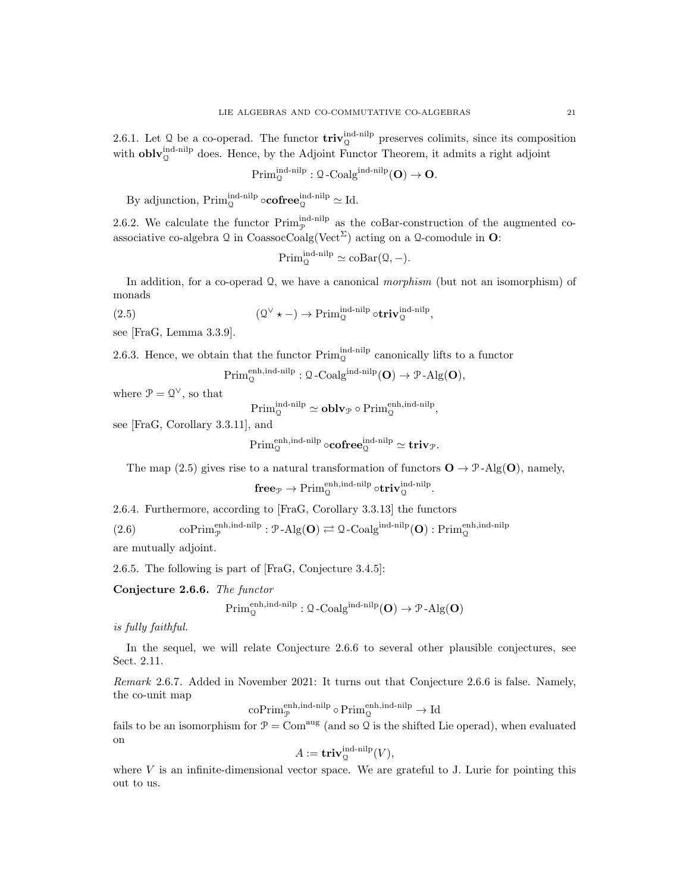2.6.1. Let $\mathcal{Q}$ be a co-operad. The functor $\mathbf{triv}^{\text{ind-nilp}}_{\mathcal{Q}}$ preserves colimits, since its composition with $\mathbf{oblv}^{\text{ind-nilp}}_{\mathcal{Q}}$ does. Hence, by the Adjoint Functor Theorem, it admits a right adjoint

$$\text{Prim}^{\text{ind-nilp}}_{\mathcal{Q}} : \mathcal{Q}\text{-Coalg}^{\text{ind-nilp}}(\mathbf{O}) \to \mathbf{O}.$$

By adjunction, $\text{Prim}^{\text{ind-nilp}}_{\mathcal{Q}} \circ \mathbf{cofree}^{\text{ind-nilp}}_{\mathcal{Q}} \simeq \text{Id}$.

2.6.2. We calculate the functor $\text{Prim}^{\text{ind-nilp}}_{\mathcal{P}}$ as the coBar-construction of the augmented co-associative co-algebra $\mathcal{Q}$ in $\text{CoassocCoalg}(\text{Vect}^{\Sigma})$ acting on a $\mathcal{Q}$-comodule in $\mathbf{O}$:

$$\text{Prim}^{\text{ind-nilp}}_{\mathcal{Q}} \simeq \text{coBar}(\mathcal{Q}, -).$$

In addition, for a co-operad $\mathcal{Q}$, we have a canonical *morphism* (but not an isomorphism) of monads

$$(\mathcal{Q}^{\vee} \star -) \to \text{Prim}^{\text{ind-nilp}}_{\mathcal{Q}} \circ \mathbf{triv}^{\text{ind-nilp}}_{\mathcal{Q}}, \tag{2.5}$$

see [FraG, Lemma 3.3.9].

2.6.3. Hence, we obtain that the functor $\text{Prim}^{\text{ind-nilp}}_{\mathcal{Q}}$ canonically lifts to a functor

$$\text{Prim}^{\text{enh,ind-nilp}}_{\mathcal{Q}} : \mathcal{Q}\text{-Coalg}^{\text{ind-nilp}}(\mathbf{O}) \to \mathcal{P}\text{-Alg}(\mathbf{O}),$$

where $\mathcal{P} = \mathcal{Q}^{\vee}$, so that

$$\text{Prim}^{\text{ind-nilp}}_{\mathcal{Q}} \simeq \mathbf{oblv}_{\mathcal{P}} \circ \text{Prim}^{\text{enh,ind-nilp}}_{\mathcal{Q}},$$

see [FraG, Corollary 3.3.11], and

$$\text{Prim}^{\text{enh,ind-nilp}}_{\mathcal{Q}} \circ \mathbf{cofree}^{\text{ind-nilp}}_{\mathcal{Q}} \simeq \mathbf{triv}_{\mathcal{P}}.$$

The map (2.5) gives rise to a natural transformation of functors $\mathbf{O} \to \mathcal{P}\text{-Alg}(\mathbf{O})$, namely,

$$\mathbf{free}_{\mathcal{P}} \to \text{Prim}^{\text{enh,ind-nilp}}_{\mathcal{Q}} \circ \mathbf{triv}^{\text{ind-nilp}}_{\mathcal{Q}}.$$

2.6.4. Furthermore, according to [FraG, Corollary 3.3.13] the functors

$$\text{coPrim}^{\text{enh,ind-nilp}}_{\mathcal{P}} : \mathcal{P}\text{-Alg}(\mathbf{O}) \rightleftarrows \mathcal{Q}\text{-Coalg}^{\text{ind-nilp}}(\mathbf{O}) : \text{Prim}^{\text{enh,ind-nilp}}_{\mathcal{Q}} \tag{2.6}$$

are mutually adjoint.

2.6.5. The following is part of [FraG, Conjecture 3.4.5]:

**Conjecture 2.6.6.** *The functor*

$$\text{Prim}^{\text{enh,ind-nilp}}_{\mathcal{Q}} : \mathcal{Q}\text{-Coalg}^{\text{ind-nilp}}(\mathbf{O}) \to \mathcal{P}\text{-Alg}(\mathbf{O})$$

*is fully faithful.*

In the sequel, we will relate Conjecture 2.6.6 to several other plausible conjectures, see Sect. 2.11.

*Remark* 2.6.7. Added in November 2021: It turns out that Conjecture 2.6.6 is false. Namely, the co-unit map

$$\text{coPrim}^{\text{enh,ind-nilp}}_{\mathcal{P}} \circ \text{Prim}^{\text{enh,ind-nilp}}_{\mathcal{Q}} \to \text{Id}$$

fails to be an isomorphism for $\mathcal{P} = \text{Com}^{\text{aug}}$ (and so $\mathcal{Q}$ is the shifted Lie operad), when evaluated on

$$A := \mathbf{triv}^{\text{ind-nilp}}_{\mathcal{Q}}(V),$$

where $V$ is an infinite-dimensional vector space. We are grateful to J. Lurie for pointing this out to us.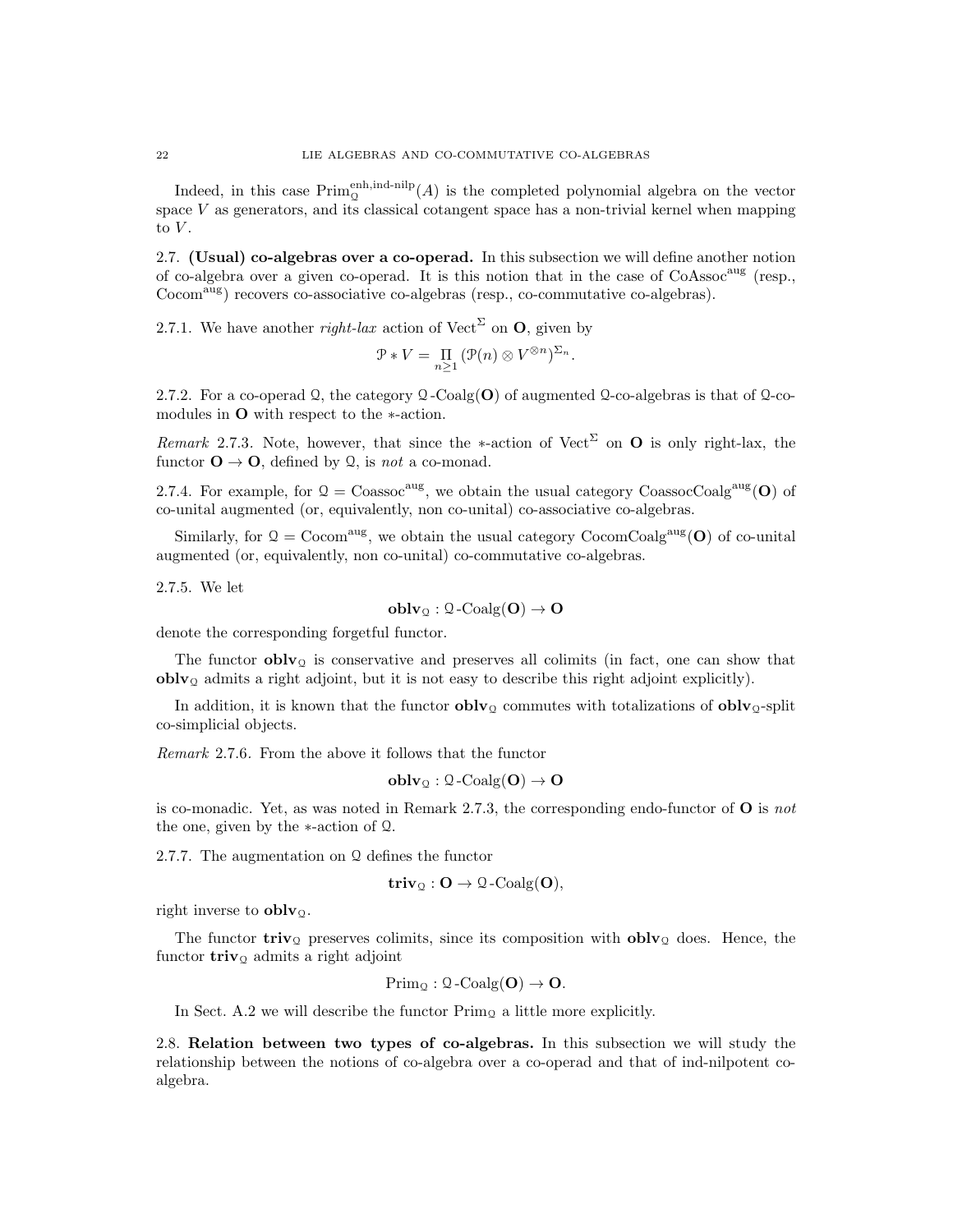Indeed, in this case $\mathrm{Prim}_{\mathcal{Q}}^{\mathrm{enh,ind\text{-}nilp}}(A)$ is the completed polynomial algebra on the vector space $V$ as generators, and its classical cotangent space has a non-trivial kernel when mapping to $V$.

## 2.7. (Usual) co-algebras over a co-operad.

In this subsection we will define another notion of co-algebra over a given co-operad. It is this notion that in the case of $\mathrm{CoAssoc}^{\mathrm{aug}}$ (resp., $\mathrm{Cocom}^{\mathrm{aug}}$) recovers co-associative co-algebras (resp., co-commutative co-algebras).

2.7.1. We have another *right-lax* action of $\mathrm{Vect}^{\Sigma}$ on $\mathbf{O}$, given by

$$\mathcal{P} * V = \prod_{n \geq 1} \left(\mathcal{P}(n) \otimes V^{\otimes n}\right)^{\Sigma_n}.$$

2.7.2. For a co-operad $\mathcal{Q}$, the category $\mathcal{Q}\text{-Coalg}(\mathbf{O})$ of augmented $\mathcal{Q}$-co-algebras is that of $\mathcal{Q}$-co-modules in $\mathbf{O}$ with respect to the $*$-action.

*Remark* 2.7.3. Note, however, that since the $*$-action of $\mathrm{Vect}^{\Sigma}$ on $\mathbf{O}$ is only right-lax, the functor $\mathbf{O} \to \mathbf{O}$, defined by $\mathcal{Q}$, is *not* a co-monad.

2.7.4. For example, for $\mathcal{Q} = \mathrm{Coassoc}^{\mathrm{aug}}$, we obtain the usual category $\mathrm{CoassocCoalg}^{\mathrm{aug}}(\mathbf{O})$ of co-unital augmented (or, equivalently, non co-unital) co-associative co-algebras.

Similarly, for $\mathcal{Q} = \mathrm{Cocom}^{\mathrm{aug}}$, we obtain the usual category $\mathrm{CocomCoalg}^{\mathrm{aug}}(\mathbf{O})$ of co-unital augmented (or, equivalently, non co-unital) co-commutative co-algebras.

2.7.5. We let

$$\mathbf{oblv}_{\mathcal{Q}} : \mathcal{Q}\text{-Coalg}(\mathbf{O}) \to \mathbf{O}$$

denote the corresponding forgetful functor.

The functor $\mathbf{oblv}_{\mathcal{Q}}$ is conservative and preserves all colimits (in fact, one can show that $\mathbf{oblv}_{\mathcal{Q}}$ admits a right adjoint, but it is not easy to describe this right adjoint explicitly).

In addition, it is known that the functor $\mathbf{oblv}_{\mathcal{Q}}$ commutes with totalizations of $\mathbf{oblv}_{\mathcal{Q}}$-split co-simplicial objects.

*Remark* 2.7.6. From the above it follows that the functor

$$\mathbf{oblv}_{\mathcal{Q}} : \mathcal{Q}\text{-Coalg}(\mathbf{O}) \to \mathbf{O}$$

is co-monadic. Yet, as was noted in Remark 2.7.3, the corresponding endo-functor of $\mathbf{O}$ is *not* the one, given by the $*$-action of $\mathcal{Q}$.

2.7.7. The augmentation on $\mathcal{Q}$ defines the functor

$$\mathbf{triv}_{\mathcal{Q}} : \mathbf{O} \to \mathcal{Q}\text{-Coalg}(\mathbf{O}),$$

right inverse to $\mathbf{oblv}_{\mathcal{Q}}$.

The functor $\mathbf{triv}_{\mathcal{Q}}$ preserves colimits, since its composition with $\mathbf{oblv}_{\mathcal{Q}}$ does. Hence, the functor $\mathbf{triv}_{\mathcal{Q}}$ admits a right adjoint

$$\mathrm{Prim}_{\mathcal{Q}} : \mathcal{Q}\text{-Coalg}(\mathbf{O}) \to \mathbf{O}.$$

In Sect. A.2 we will describe the functor $\mathrm{Prim}_{\mathcal{Q}}$ a little more explicitly.

## 2.8. Relation between two types of co-algebras.

In this subsection we will study the relationship between the notions of co-algebra over a co-operad and that of ind-nilpotent co-algebra.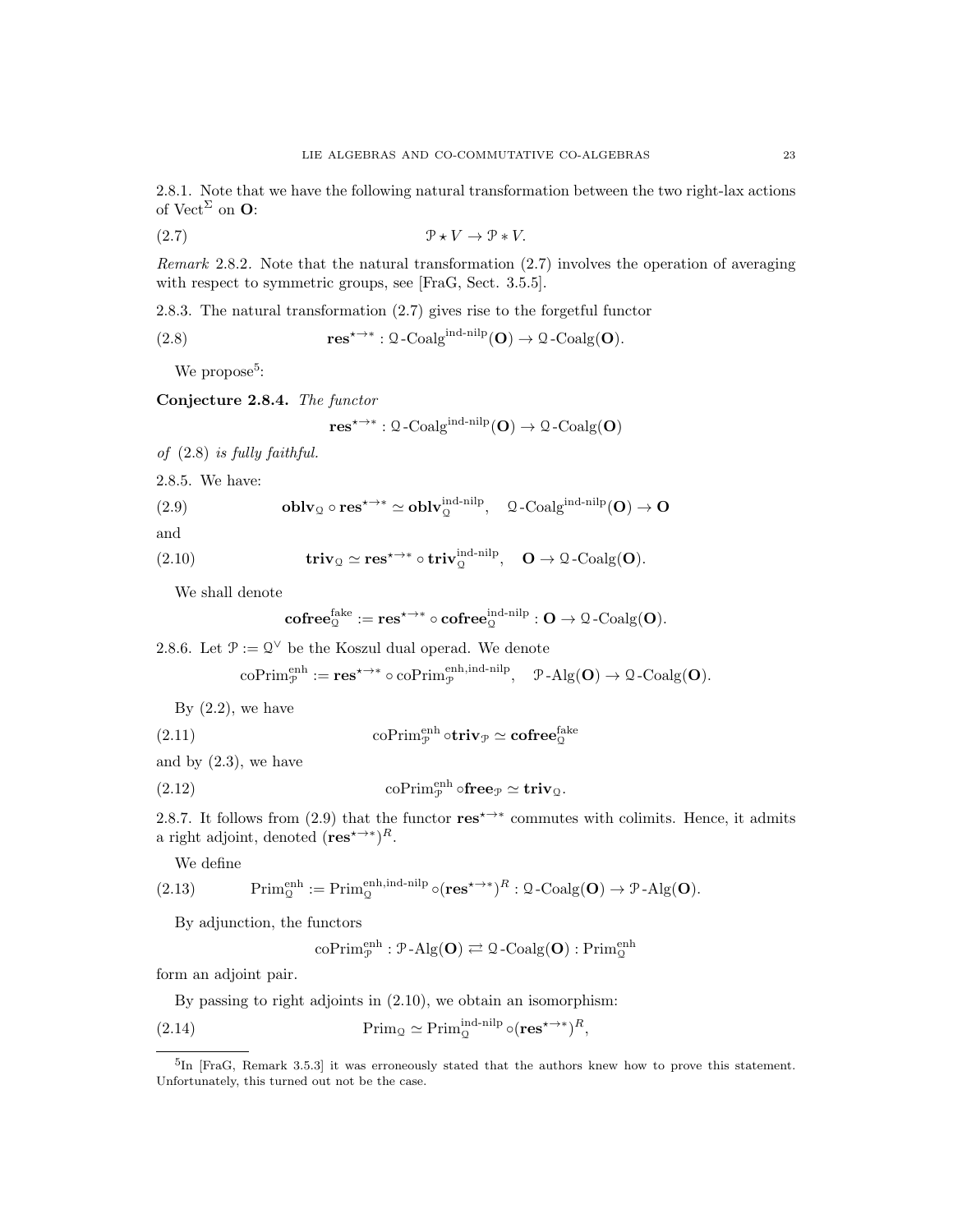2.8.1. Note that we have the following natural transformation between the two right-lax actions of $\mathrm{Vect}^\Sigma$ on $\mathbf{O}$:

$$\mathcal{P} \star V \to \mathcal{P} * V. \tag{2.7}$$

*Remark* 2.8.2. Note that the natural transformation (2.7) involves the operation of averaging with respect to symmetric groups, see [FraG, Sect. 3.5.5].

2.8.3. The natural transformation (2.7) gives rise to the forgetful functor

$$\mathbf{res}^{\star\to *} : \mathcal{Q}\text{-}\mathrm{Coalg}^{\text{ind-nilp}}(\mathbf{O}) \to \mathcal{Q}\text{-}\mathrm{Coalg}(\mathbf{O}). \tag{2.8}$$

We propose[5]:

**Conjecture 2.8.4.** *The functor*

$$\mathbf{res}^{\star\to *} : \mathcal{Q}\text{-}\mathrm{Coalg}^{\text{ind-nilp}}(\mathbf{O}) \to \mathcal{Q}\text{-}\mathrm{Coalg}(\mathbf{O})$$

*of* (2.8) *is fully faithful.*

2.8.5. We have:

$$\mathbf{oblv}_{\mathcal{Q}} \circ \mathbf{res}^{\star\to *} \simeq \mathbf{oblv}_{\mathcal{Q}}^{\text{ind-nilp}}, \quad \mathcal{Q}\text{-}\mathrm{Coalg}^{\text{ind-nilp}}(\mathbf{O}) \to \mathbf{O} \tag{2.9}$$

and

$$\mathbf{triv}_{\mathcal{Q}} \simeq \mathbf{res}^{\star\to *} \circ \mathbf{triv}_{\mathcal{Q}}^{\text{ind-nilp}}, \quad \mathbf{O} \to \mathcal{Q}\text{-}\mathrm{Coalg}(\mathbf{O}). \tag{2.10}$$

We shall denote

$$\mathbf{cofree}_{\mathcal{Q}}^{\text{fake}} := \mathbf{res}^{\star\to *} \circ \mathbf{cofree}_{\mathcal{Q}}^{\text{ind-nilp}} : \mathbf{O} \to \mathcal{Q}\text{-}\mathrm{Coalg}(\mathbf{O}).$$

2.8.6. Let $\mathcal{P} := \mathcal{Q}^\vee$ be the Koszul dual operad. We denote

$$\mathrm{coPrim}_{\mathcal{P}}^{\text{enh}} := \mathbf{res}^{\star\to *} \circ \mathrm{coPrim}_{\mathcal{P}}^{\text{enh,ind-nilp}}, \quad \mathcal{P}\text{-}\mathrm{Alg}(\mathbf{O}) \to \mathcal{Q}\text{-}\mathrm{Coalg}(\mathbf{O}).$$

By (2.2), we have

$$\mathrm{coPrim}_{\mathcal{P}}^{\text{enh}} \circ \mathbf{triv}_{\mathcal{P}} \simeq \mathbf{cofree}_{\mathcal{Q}}^{\text{fake}} \tag{2.11}$$

and by (2.3), we have

$$\mathrm{coPrim}_{\mathcal{P}}^{\text{enh}} \circ \mathbf{free}_{\mathcal{P}} \simeq \mathbf{triv}_{\mathcal{Q}}. \tag{2.12}$$

2.8.7. It follows from (2.9) that the functor $\mathbf{res}^{\star\to *}$ commutes with colimits. Hence, it admits a right adjoint, denoted $(\mathbf{res}^{\star\to *})^R$.

We define

$$\mathrm{Prim}_{\mathcal{Q}}^{\text{enh}} := \mathrm{Prim}_{\mathcal{Q}}^{\text{enh,ind-nilp}} \circ (\mathbf{res}^{\star\to *})^R : \mathcal{Q}\text{-}\mathrm{Coalg}(\mathbf{O}) \to \mathcal{P}\text{-}\mathrm{Alg}(\mathbf{O}). \tag{2.13}$$

By adjunction, the functors

$$\mathrm{coPrim}_{\mathcal{P}}^{\text{enh}} : \mathcal{P}\text{-}\mathrm{Alg}(\mathbf{O}) \rightleftarrows \mathcal{Q}\text{-}\mathrm{Coalg}(\mathbf{O}) : \mathrm{Prim}_{\mathcal{Q}}^{\text{enh}}$$

form an adjoint pair.

By passing to right adjoints in (2.10), we obtain an isomorphism:

$$\mathrm{Prim}_{\mathcal{Q}} \simeq \mathrm{Prim}_{\mathcal{Q}}^{\text{ind-nilp}} \circ (\mathbf{res}^{\star\to *})^R, \tag{2.14}$$

---

[5] In [FraG, Remark 3.5.3] it was erroneously stated that the authors knew how to prove this statement. Unfortunately, this turned out not be the case.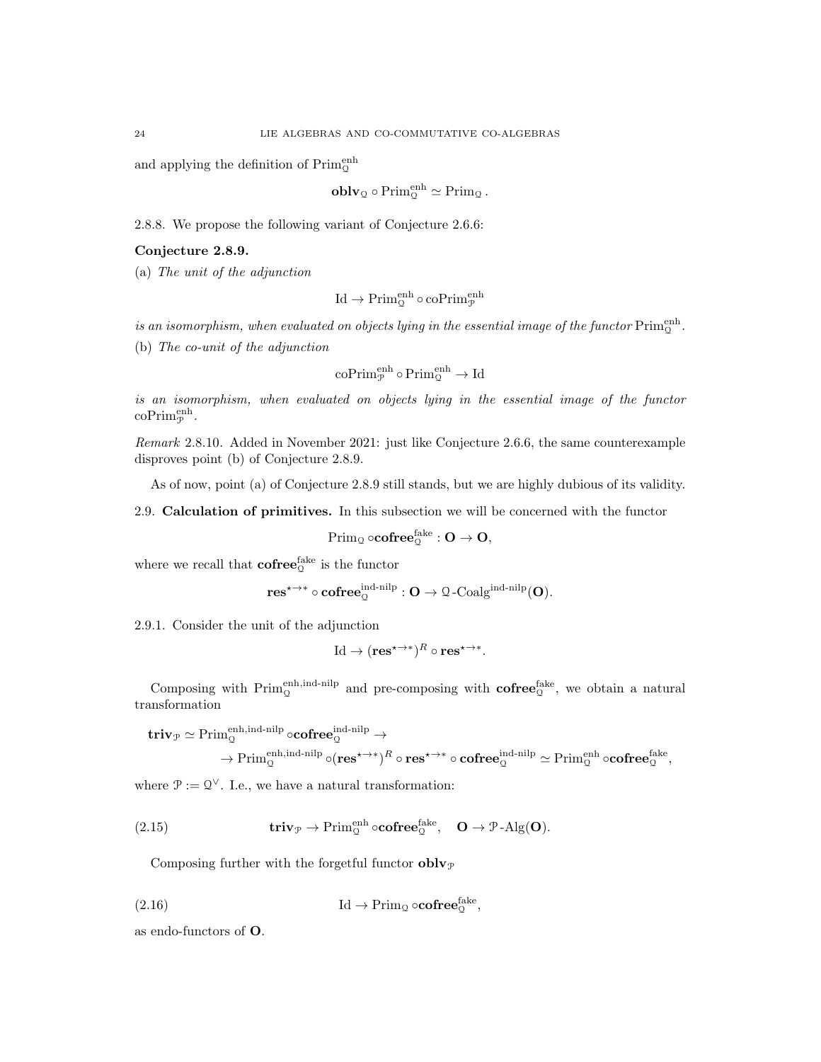and applying the definition of $\mathrm{Prim}^{\mathrm{enh}}_{\mathcal{Q}}$

$$\mathbf{oblv}_{\mathcal{Q}} \circ \mathrm{Prim}^{\mathrm{enh}}_{\mathcal{Q}} \simeq \mathrm{Prim}_{\mathcal{Q}}.$$

2.8.8. We propose the following variant of Conjecture 2.6.6:

**Conjecture 2.8.9.**

(a) *The unit of the adjunction*

$$\mathrm{Id} \to \mathrm{Prim}^{\mathrm{enh}}_{\mathcal{Q}} \circ \mathrm{coPrim}^{\mathrm{enh}}_{\mathcal{P}}$$

*is an isomorphism, when evaluated on objects lying in the essential image of the functor* $\mathrm{Prim}^{\mathrm{enh}}_{\mathcal{Q}}$.

(b) *The co-unit of the adjunction*

$$\mathrm{coPrim}^{\mathrm{enh}}_{\mathcal{P}} \circ \mathrm{Prim}^{\mathrm{enh}}_{\mathcal{Q}} \to \mathrm{Id}$$

*is an isomorphism, when evaluated on objects lying in the essential image of the functor* $\mathrm{coPrim}^{\mathrm{enh}}_{\mathcal{P}}$.

*Remark* 2.8.10. Added in November 2021: just like Conjecture 2.6.6, the same counterexample disproves point (b) of Conjecture 2.8.9.

As of now, point (a) of Conjecture 2.8.9 still stands, but we are highly dubious of its validity.

2.9. **Calculation of primitives.** In this subsection we will be concerned with the functor

$$\mathrm{Prim}_{\mathcal{Q}} \circ \mathbf{cofree}^{\mathrm{fake}}_{\mathcal{Q}} : \mathbf{O} \to \mathbf{O},$$

where we recall that $\mathbf{cofree}^{\mathrm{fake}}_{\mathcal{Q}}$ is the functor

$$\mathbf{res}^{\star\to *} \circ \mathbf{cofree}^{\mathrm{ind\text{-}nilp}}_{\mathcal{Q}} : \mathbf{O} \to \mathcal{Q}\text{-}\mathrm{Coalg}^{\mathrm{ind\text{-}nilp}}(\mathbf{O}).$$

2.9.1. Consider the unit of the adjunction

$$\mathrm{Id} \to (\mathbf{res}^{\star\to *})^R \circ \mathbf{res}^{\star\to *}.$$

Composing with $\mathrm{Prim}^{\mathrm{enh,ind\text{-}nilp}}_{\mathcal{Q}}$ and pre-composing with $\mathbf{cofree}^{\mathrm{fake}}_{\mathcal{Q}}$, we obtain a natural transformation

$$\mathbf{triv}_{\mathcal{P}} \simeq \mathrm{Prim}^{\mathrm{enh,ind\text{-}nilp}}_{\mathcal{Q}} \circ \mathbf{cofree}^{\mathrm{ind\text{-}nilp}}_{\mathcal{Q}} \to$$
$$\to \mathrm{Prim}^{\mathrm{enh,ind\text{-}nilp}}_{\mathcal{Q}} \circ (\mathbf{res}^{\star\to *})^R \circ \mathbf{res}^{\star\to *} \circ \mathbf{cofree}^{\mathrm{ind\text{-}nilp}}_{\mathcal{Q}} \simeq \mathrm{Prim}^{\mathrm{enh}}_{\mathcal{Q}} \circ \mathbf{cofree}^{\mathrm{fake}}_{\mathcal{Q}},$$

where $\mathcal{P} := \mathcal{Q}^\vee$. I.e., we have a natural transformation:

$$\mathbf{triv}_{\mathcal{P}} \to \mathrm{Prim}^{\mathrm{enh}}_{\mathcal{Q}} \circ \mathbf{cofree}^{\mathrm{fake}}_{\mathcal{Q}}, \quad \mathbf{O} \to \mathcal{P}\text{-}\mathrm{Alg}(\mathbf{O}). \tag{2.15}$$

Composing further with the forgetful functor $\mathbf{oblv}_{\mathcal{P}}$

$$\mathrm{Id} \to \mathrm{Prim}_{\mathcal{Q}} \circ \mathbf{cofree}^{\mathrm{fake}}_{\mathcal{Q}}, \tag{2.16}$$

as endo-functors of $\mathbf{O}$.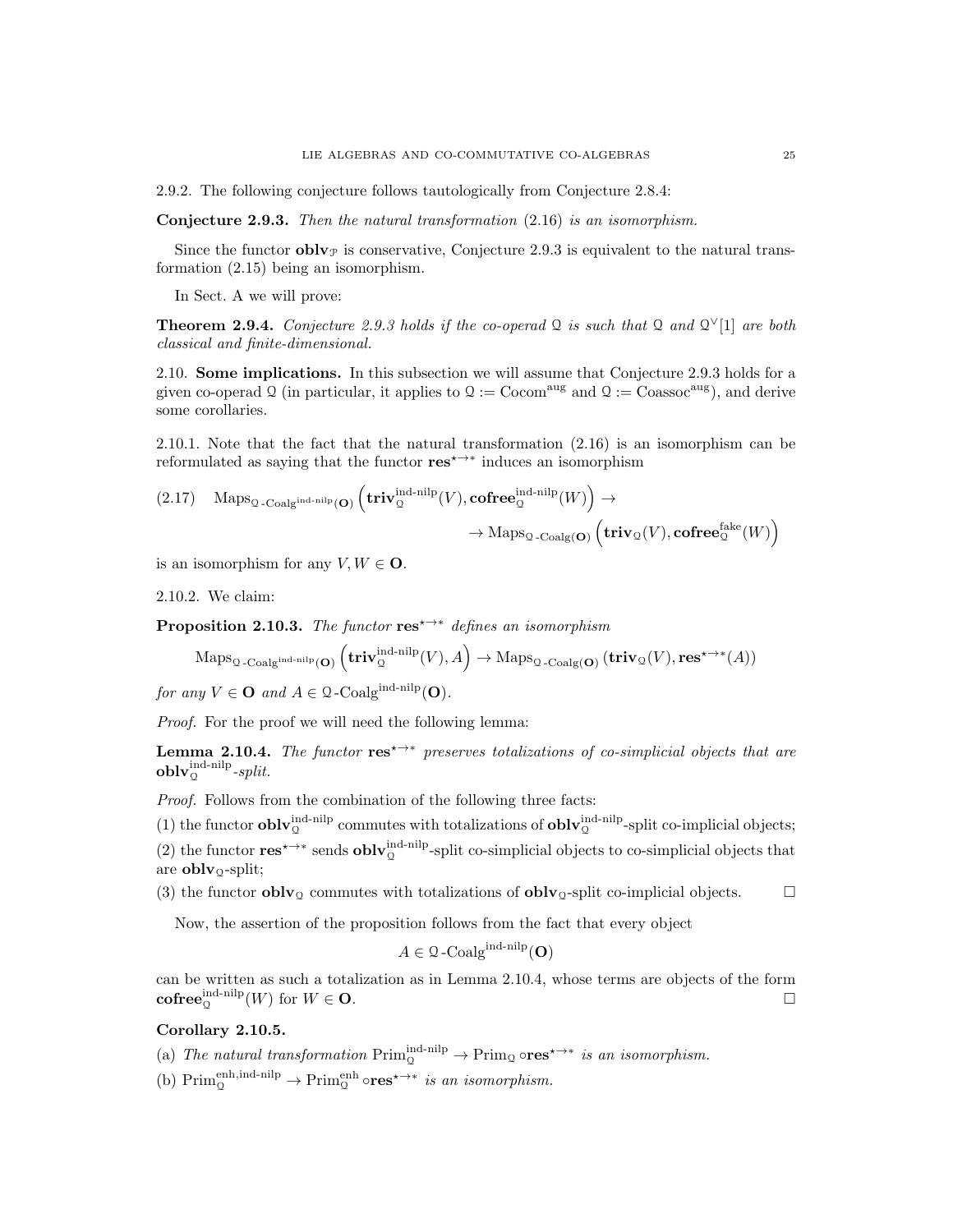2.9.2. The following conjecture follows tautologically from Conjecture 2.8.4:

**Conjecture 2.9.3.** *Then the natural transformation* (2.16) *is an isomorphism.*

Since the functor $\mathbf{oblv}_{\mathcal{P}}$ is conservative, Conjecture 2.9.3 is equivalent to the natural transformation (2.15) being an isomorphism.

In Sect. A we will prove:

**Theorem 2.9.4.** *Conjecture 2.9.3 holds if the co-operad $\mathcal{Q}$ is such that $\mathcal{Q}$ and $\mathcal{Q}^\vee[1]$ are both classical and finite-dimensional.*

2.10. **Some implications.** In this subsection we will assume that Conjecture 2.9.3 holds for a given co-operad $\mathcal{Q}$ (in particular, it applies to $\mathcal{Q} := \mathrm{Cocom}^{\mathrm{aug}}$ and $\mathcal{Q} := \mathrm{Coassoc}^{\mathrm{aug}}$), and derive some corollaries.

2.10.1. Note that the fact that the natural transformation (2.16) is an isomorphism can be reformulated as saying that the functor $\mathbf{res}^{\star\to *}$ induces an isomorphism

$$
(2.17) \quad \mathrm{Maps}_{\mathcal{Q}\text{-}\mathrm{Coalg}^{\mathrm{ind\text{-}nilp}}(\mathbf{O})}\left(\mathbf{triv}_{\mathcal{Q}}^{\mathrm{ind\text{-}nilp}}(V), \mathbf{cofree}_{\mathcal{Q}}^{\mathrm{ind\text{-}nilp}}(W)\right) \to \\
\to \mathrm{Maps}_{\mathcal{Q}\text{-}\mathrm{Coalg}(\mathbf{O})}\left(\mathbf{triv}_{\mathcal{Q}}(V), \mathbf{cofree}_{\mathcal{Q}}^{\mathrm{fake}}(W)\right)
$$

is an isomorphism for any $V, W \in \mathbf{O}$.

2.10.2. We claim:

**Proposition 2.10.3.** *The functor $\mathbf{res}^{\star\to *}$ defines an isomorphism*

$$
\mathrm{Maps}_{\mathcal{Q}\text{-}\mathrm{Coalg}^{\mathrm{ind\text{-}nilp}}(\mathbf{O})}\left(\mathbf{triv}_{\mathcal{Q}}^{\mathrm{ind\text{-}nilp}}(V), A\right) \to \mathrm{Maps}_{\mathcal{Q}\text{-}\mathrm{Coalg}(\mathbf{O})}\left(\mathbf{triv}_{\mathcal{Q}}(V), \mathbf{res}^{\star\to *}(A)\right)
$$

*for any $V \in \mathbf{O}$ and $A \in \mathcal{Q}\text{-}\mathrm{Coalg}^{\mathrm{ind\text{-}nilp}}(\mathbf{O})$.*

*Proof.* For the proof we will need the following lemma:

**Lemma 2.10.4.** *The functor $\mathbf{res}^{\star\to *}$ preserves totalizations of co-simplicial objects that are $\mathbf{oblv}_{\mathcal{Q}}^{\mathrm{ind\text{-}nilp}}$-split.*

*Proof.* Follows from the combination of the following three facts:

(1) the functor $\mathbf{oblv}_{\mathcal{Q}}^{\mathrm{ind\text{-}nilp}}$ commutes with totalizations of $\mathbf{oblv}_{\mathcal{Q}}^{\mathrm{ind\text{-}nilp}}$-split co-implicial objects;

(2) the functor $\mathbf{res}^{\star\to *}$ sends $\mathbf{oblv}_{\mathcal{Q}}^{\mathrm{ind\text{-}nilp}}$-split co-simplicial objects to co-simplicial objects that are $\mathbf{oblv}_{\mathcal{Q}}$-split;

(3) the functor $\mathbf{oblv}_{\mathcal{Q}}$ commutes with totalizations of $\mathbf{oblv}_{\mathcal{Q}}$-split co-implicial objects. □

Now, the assertion of the proposition follows from the fact that every object

$$
A \in \mathcal{Q}\text{-}\mathrm{Coalg}^{\mathrm{ind\text{-}nilp}}(\mathbf{O})
$$

can be written as such a totalization as in Lemma 2.10.4, whose terms are objects of the form $\mathbf{cofree}_{\mathcal{Q}}^{\mathrm{ind\text{-}nilp}}(W)$ for $W \in \mathbf{O}$. □

**Corollary 2.10.5.**

(a) *The natural transformation $\mathrm{Prim}_{\mathcal{Q}}^{\mathrm{ind\text{-}nilp}} \to \mathrm{Prim}_{\mathcal{Q}} \circ \mathbf{res}^{\star\to *}$ is an isomorphism.*

(b) $\mathrm{Prim}_{\mathcal{Q}}^{\mathrm{enh,ind\text{-}nilp}} \to \mathrm{Prim}_{\mathcal{Q}}^{\mathrm{enh}} \circ \mathbf{res}^{\star\to *}$ *is an isomorphism.*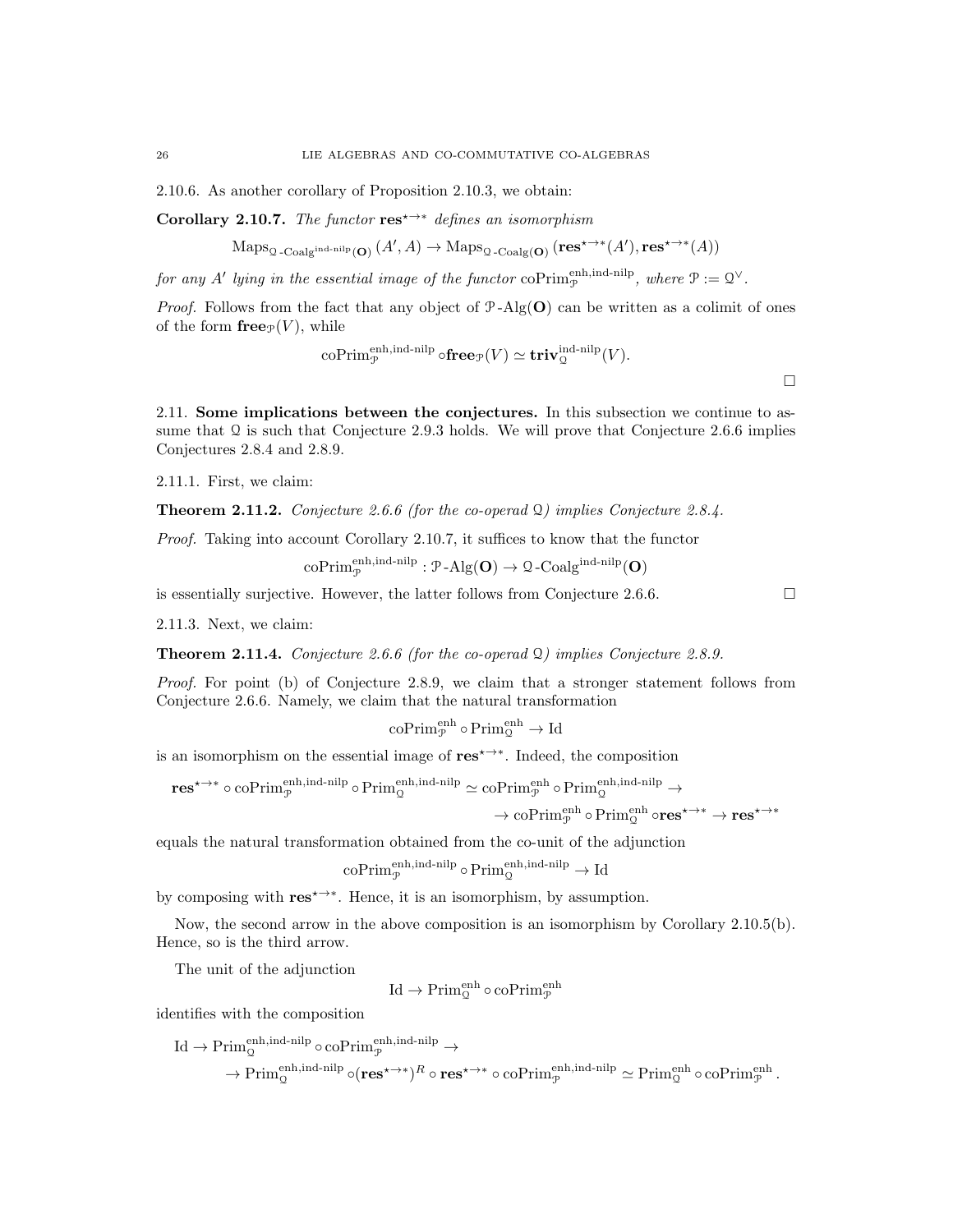2.10.6. As another corollary of Proposition 2.10.3, we obtain:

**Corollary 2.10.7.** *The functor* $\mathbf{res}^{\star\to *}$ *defines an isomorphism*

$$\mathrm{Maps}_{\mathcal{Q}\text{-}\mathrm{Coalg}^{\text{ind-nilp}}(\mathbf{O})}(A', A) \to \mathrm{Maps}_{\mathcal{Q}\text{-}\mathrm{Coalg}(\mathbf{O})}(\mathbf{res}^{\star\to *}(A'), \mathbf{res}^{\star\to *}(A))$$

*for any* $A'$ *lying in the essential image of the functor* $\mathrm{coPrim}^{\text{enh,ind-nilp}}_{\mathcal{P}}$*, where* $\mathcal{P} := \mathcal{Q}^\vee$*.*

*Proof.* Follows from the fact that any object of $\mathcal{P}\text{-}\mathrm{Alg}(\mathbf{O})$ can be written as a colimit of ones of the form $\mathbf{free}_{\mathcal{P}}(V)$, while

$$\mathrm{coPrim}^{\text{enh,ind-nilp}}_{\mathcal{P}} \circ \mathbf{free}_{\mathcal{P}}(V) \simeq \mathbf{triv}^{\text{ind-nilp}}_{\mathcal{Q}}(V).$$

□

2.11. **Some implications between the conjectures.** In this subsection we continue to assume that $\mathcal{Q}$ is such that Conjecture 2.9.3 holds. We will prove that Conjecture 2.6.6 implies Conjectures 2.8.4 and 2.8.9.

2.11.1. First, we claim:

**Theorem 2.11.2.** *Conjecture 2.6.6 (for the co-operad* $\mathcal{Q}$*) implies Conjecture 2.8.4.*

*Proof.* Taking into account Corollary 2.10.7, it suffices to know that the functor

$$\mathrm{coPrim}^{\text{enh,ind-nilp}}_{\mathcal{P}} : \mathcal{P}\text{-}\mathrm{Alg}(\mathbf{O}) \to \mathcal{Q}\text{-}\mathrm{Coalg}^{\text{ind-nilp}}(\mathbf{O})$$

is essentially surjective. However, the latter follows from Conjecture 2.6.6. □

2.11.3. Next, we claim:

**Theorem 2.11.4.** *Conjecture 2.6.6 (for the co-operad* $\mathcal{Q}$*) implies Conjecture 2.8.9.*

*Proof.* For point (b) of Conjecture 2.8.9, we claim that a stronger statement follows from Conjecture 2.6.6. Namely, we claim that the natural transformation

$$\mathrm{coPrim}^{\text{enh}}_{\mathcal{P}} \circ \mathrm{Prim}^{\text{enh}}_{\mathcal{Q}} \to \mathrm{Id}$$

is an isomorphism on the essential image of $\mathbf{res}^{\star\to *}$. Indeed, the composition

$$\mathbf{res}^{\star\to *} \circ \mathrm{coPrim}^{\text{enh,ind-nilp}}_{\mathcal{P}} \circ \mathrm{Prim}^{\text{enh,ind-nilp}}_{\mathcal{Q}} \simeq \mathrm{coPrim}^{\text{enh}}_{\mathcal{P}} \circ \mathrm{Prim}^{\text{enh,ind-nilp}}_{\mathcal{Q}} \to$$
$$\to \mathrm{coPrim}^{\text{enh}}_{\mathcal{P}} \circ \mathrm{Prim}^{\text{enh}}_{\mathcal{Q}} \circ \mathbf{res}^{\star\to *} \to \mathbf{res}^{\star\to *}$$

equals the natural transformation obtained from the co-unit of the adjunction

$$\mathrm{coPrim}^{\text{enh,ind-nilp}}_{\mathcal{P}} \circ \mathrm{Prim}^{\text{enh,ind-nilp}}_{\mathcal{Q}} \to \mathrm{Id}$$

by composing with $\mathbf{res}^{\star\to *}$. Hence, it is an isomorphism, by assumption.

Now, the second arrow in the above composition is an isomorphism by Corollary 2.10.5(b). Hence, so is the third arrow.

The unit of the adjunction

$$\mathrm{Id} \to \mathrm{Prim}^{\text{enh}}_{\mathcal{Q}} \circ \mathrm{coPrim}^{\text{enh}}_{\mathcal{P}}$$

identifies with the composition

$$\mathrm{Id} \to \mathrm{Prim}^{\text{enh,ind-nilp}}_{\mathcal{Q}} \circ \mathrm{coPrim}^{\text{enh,ind-nilp}}_{\mathcal{P}} \to$$
$$\to \mathrm{Prim}^{\text{enh,ind-nilp}}_{\mathcal{Q}} \circ (\mathbf{res}^{\star\to *})^R \circ \mathbf{res}^{\star\to *} \circ \mathrm{coPrim}^{\text{enh,ind-nilp}}_{\mathcal{P}} \simeq \mathrm{Prim}^{\text{enh}}_{\mathcal{Q}} \circ \mathrm{coPrim}^{\text{enh}}_{\mathcal{P}}.$$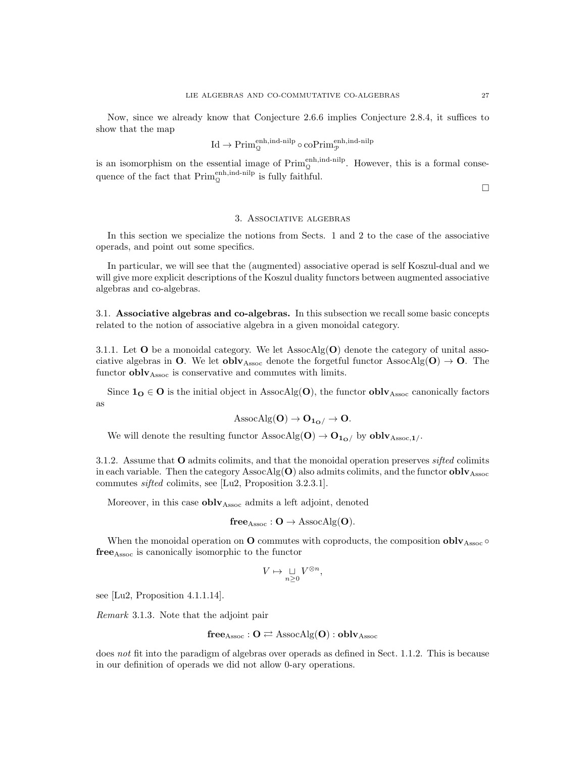Now, since we already know that Conjecture 2.6.6 implies Conjecture 2.8.4, it suffices to show that the map

$$\mathrm{Id} \to \mathrm{Prim}^{\mathrm{enh,ind\text{-}nilp}}_{\mathcal{Q}} \circ \mathrm{coPrim}^{\mathrm{enh,ind\text{-}nilp}}_{\mathcal{P}}$$

is an isomorphism on the essential image of $\mathrm{Prim}^{\mathrm{enh,ind\text{-}nilp}}_{\mathcal{Q}}$. However, this is a formal consequence of the fact that $\mathrm{Prim}^{\mathrm{enh,ind\text{-}nilp}}_{\mathcal{Q}}$ is fully faithful.

□

## 3. Associative algebras

In this section we specialize the notions from Sects. 1 and 2 to the case of the associative operads, and point out some specifics.

In particular, we will see that the (augmented) associative operad is self Koszul-dual and we will give more explicit descriptions of the Koszul duality functors between augmented associative algebras and co-algebras.

### 3.1. Associative algebras and co-algebras.

In this subsection we recall some basic concepts related to the notion of associative algebra in a given monoidal category.

3.1.1. Let $\mathbf{O}$ be a monoidal category. We let $\mathrm{AssocAlg}(\mathbf{O})$ denote the category of unital associative algebras in $\mathbf{O}$. We let $\mathbf{oblv}_{\mathrm{Assoc}}$ denote the forgetful functor $\mathrm{AssocAlg}(\mathbf{O}) \to \mathbf{O}$. The functor $\mathbf{oblv}_{\mathrm{Assoc}}$ is conservative and commutes with limits.

Since $\mathbf{1}_{\mathbf{O}} \in \mathbf{O}$ is the initial object in $\mathrm{AssocAlg}(\mathbf{O})$, the functor $\mathbf{oblv}_{\mathrm{Assoc}}$ canonically factors as

$$\mathrm{AssocAlg}(\mathbf{O}) \to \mathbf{O}_{\mathbf{1}_{\mathbf{O}}/} \to \mathbf{O}.$$

We will denote the resulting functor $\mathrm{AssocAlg}(\mathbf{O}) \to \mathbf{O}_{\mathbf{1}_{\mathbf{O}}/}$ by $\mathbf{oblv}_{\mathrm{Assoc},\mathbf{1}/}$.

3.1.2. Assume that $\mathbf{O}$ admits colimits, and that the monoidal operation preserves *sifted* colimits in each variable. Then the category $\mathrm{AssocAlg}(\mathbf{O})$ also admits colimits, and the functor $\mathbf{oblv}_{\mathrm{Assoc}}$ commutes *sifted* colimits, see [Lu2, Proposition 3.2.3.1].

Moreover, in this case $\mathbf{oblv}_{\mathrm{Assoc}}$ admits a left adjoint, denoted

$$\mathbf{free}_{\mathrm{Assoc}} : \mathbf{O} \to \mathrm{AssocAlg}(\mathbf{O}).$$

When the monoidal operation on $\mathbf{O}$ commutes with coproducts, the composition $\mathbf{oblv}_{\mathrm{Assoc}} \circ \mathbf{free}_{\mathrm{Assoc}}$ is canonically isomorphic to the functor

$$V \mapsto \underset{n \geq 0}{\sqcup} V^{\otimes n},$$

see [Lu2, Proposition 4.1.1.14].

*Remark* 3.1.3. Note that the adjoint pair

$$\mathbf{free}_{\mathrm{Assoc}} : \mathbf{O} \rightleftarrows \mathrm{AssocAlg}(\mathbf{O}) : \mathbf{oblv}_{\mathrm{Assoc}}$$

does *not* fit into the paradigm of algebras over operads as defined in Sect. 1.1.2. This is because in our definition of operads we did not allow 0-ary operations.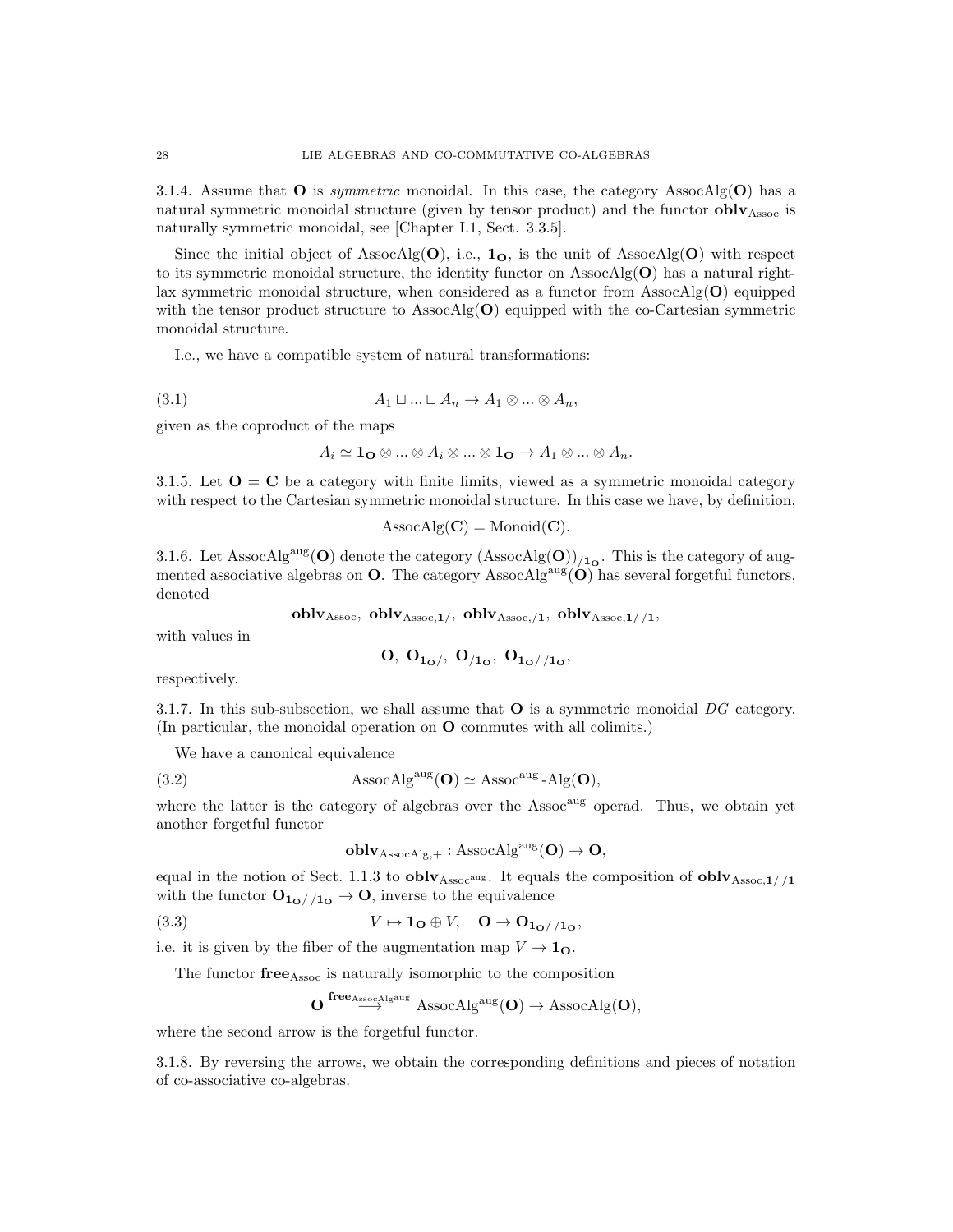3.1.4. Assume that $\mathbf{O}$ is *symmetric* monoidal. In this case, the category $\mathrm{AssocAlg}(\mathbf{O})$ has a natural symmetric monoidal structure (given by tensor product) and the functor $\mathbf{oblv}_{\mathrm{Assoc}}$ is naturally symmetric monoidal, see [Chapter I.1, Sect. 3.3.5].

Since the initial object of $\mathrm{AssocAlg}(\mathbf{O})$, i.e., $\mathbf{1}_{\mathbf{O}}$, is the unit of $\mathrm{AssocAlg}(\mathbf{O})$ with respect to its symmetric monoidal structure, the identity functor on $\mathrm{AssocAlg}(\mathbf{O})$ has a natural right-lax symmetric monoidal structure, when considered as a functor from $\mathrm{AssocAlg}(\mathbf{O})$ equipped with the tensor product structure to $\mathrm{AssocAlg}(\mathbf{O})$ equipped with the co-Cartesian symmetric monoidal structure.

I.e., we have a compatible system of natural transformations:

$$A_1 \sqcup ... \sqcup A_n \to A_1 \otimes ... \otimes A_n, \tag{3.1}$$

given as the coproduct of the maps

$$A_i \simeq \mathbf{1}_{\mathbf{O}} \otimes ... \otimes A_i \otimes ... \otimes \mathbf{1}_{\mathbf{O}} \to A_1 \otimes ... \otimes A_n.$$

3.1.5. Let $\mathbf{O} = \mathbf{C}$ be a category with finite limits, viewed as a symmetric monoidal category with respect to the Cartesian symmetric monoidal structure. In this case we have, by definition,

$$\mathrm{AssocAlg}(\mathbf{C}) = \mathrm{Monoid}(\mathbf{C}).$$

3.1.6. Let $\mathrm{AssocAlg}^{\mathrm{aug}}(\mathbf{O})$ denote the category $(\mathrm{AssocAlg}(\mathbf{O}))_{/\mathbf{1}_{\mathbf{O}}}$. This is the category of augmented associative algebras on $\mathbf{O}$. The category $\mathrm{AssocAlg}^{\mathrm{aug}}(\mathbf{O})$ has several forgetful functors, denoted

$$\mathbf{oblv}_{\mathrm{Assoc}},\ \mathbf{oblv}_{\mathrm{Assoc},\mathbf{1}/},\ \mathbf{oblv}_{\mathrm{Assoc},/\mathbf{1}},\ \mathbf{oblv}_{\mathrm{Assoc},\mathbf{1}//\mathbf{1}},$$

with values in

$$\mathbf{O},\ \mathbf{O}_{\mathbf{1}_{\mathbf{O}}/},\ \mathbf{O}_{/\mathbf{1}_{\mathbf{O}}},\ \mathbf{O}_{\mathbf{1}_{\mathbf{O}}//\mathbf{1}_{\mathbf{O}}},$$

respectively.

3.1.7. In this sub-subsection, we shall assume that $\mathbf{O}$ is a symmetric monoidal *DG* category. (In particular, the monoidal operation on $\mathbf{O}$ commutes with all colimits.)

We have a canonical equivalence

$$\mathrm{AssocAlg}^{\mathrm{aug}}(\mathbf{O}) \simeq \mathrm{Assoc}^{\mathrm{aug}}\text{-}\mathrm{Alg}(\mathbf{O}), \tag{3.2}$$

where the latter is the category of algebras over the $\mathrm{Assoc}^{\mathrm{aug}}$ operad. Thus, we obtain yet another forgetful functor

$$\mathbf{oblv}_{\mathrm{AssocAlg},+} : \mathrm{AssocAlg}^{\mathrm{aug}}(\mathbf{O}) \to \mathbf{O},$$

equal in the notion of Sect. 1.1.3 to $\mathbf{oblv}_{\mathrm{Assoc}^{\mathrm{aug}}}$. It equals the composition of $\mathbf{oblv}_{\mathrm{Assoc},\mathbf{1}//\mathbf{1}}$ with the functor $\mathbf{O}_{\mathbf{1}_{\mathbf{O}}//\mathbf{1}_{\mathbf{O}}} \to \mathbf{O}$, inverse to the equivalence

$$V \mapsto \mathbf{1}_{\mathbf{O}} \oplus V, \quad \mathbf{O} \to \mathbf{O}_{\mathbf{1}_{\mathbf{O}}//\mathbf{1}_{\mathbf{O}}}, \tag{3.3}$$

i.e. it is given by the fiber of the augmentation map $V \to \mathbf{1}_{\mathbf{O}}$.

The functor $\mathbf{free}_{\mathrm{Assoc}}$ is naturally isomorphic to the composition

$$\mathbf{O} \overset{\mathbf{free}_{\mathrm{AssocAlg}^{\mathrm{aug}}}}{\longrightarrow} \mathrm{AssocAlg}^{\mathrm{aug}}(\mathbf{O}) \to \mathrm{AssocAlg}(\mathbf{O}),$$

where the second arrow is the forgetful functor.

3.1.8. By reversing the arrows, we obtain the corresponding definitions and pieces of notation of co-associative co-algebras.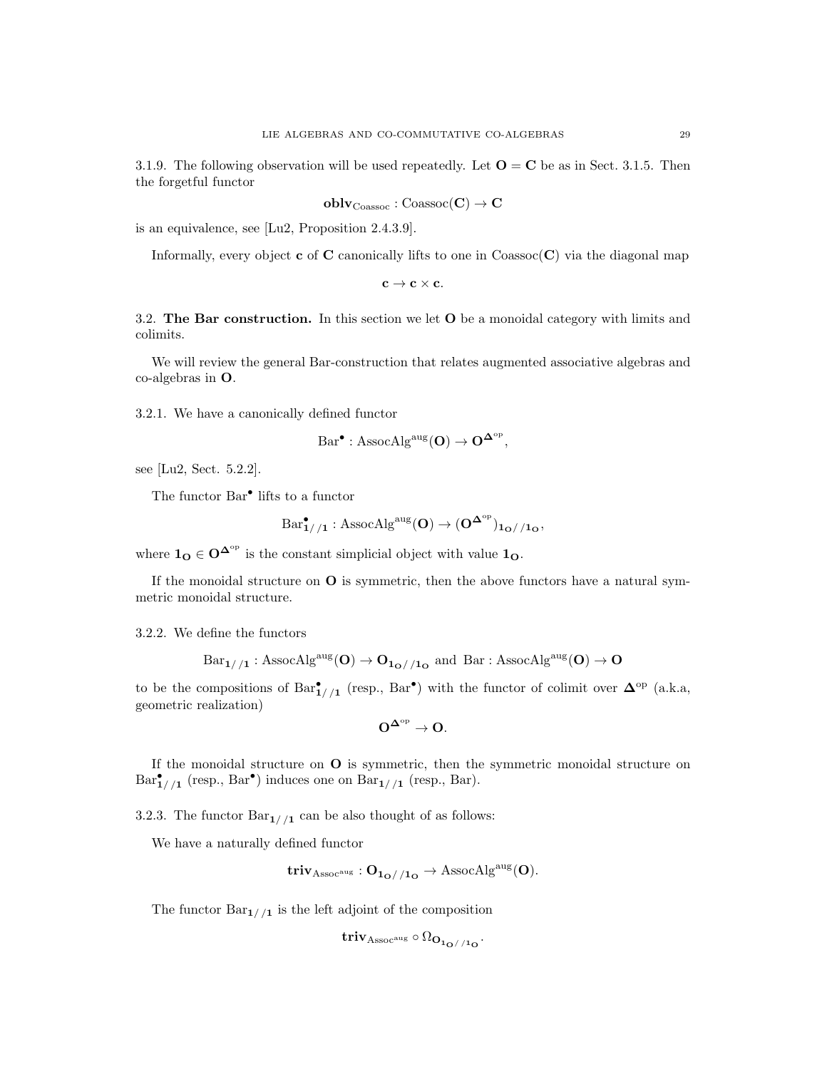3.1.9. The following observation will be used repeatedly. Let $\mathbf{O} = \mathbf{C}$ be as in Sect. 3.1.5. Then the forgetful functor

$$\mathbf{oblv}_{\text{Coassoc}} : \text{Coassoc}(\mathbf{C}) \to \mathbf{C}$$

is an equivalence, see [Lu2, Proposition 2.4.3.9].

Informally, every object $\mathbf{c}$ of $\mathbf{C}$ canonically lifts to one in $\text{Coassoc}(\mathbf{C})$ via the diagonal map

$$\mathbf{c} \to \mathbf{c} \times \mathbf{c}.$$

3.2. **The Bar construction.** In this section we let $\mathbf{O}$ be a monoidal category with limits and colimits.

We will review the general Bar-construction that relates augmented associative algebras and co-algebras in $\mathbf{O}$.

3.2.1. We have a canonically defined functor

$$\text{Bar}^\bullet : \text{AssocAlg}^{\text{aug}}(\mathbf{O}) \to \mathbf{O}^{\mathbf{\Delta}^{\text{op}}},$$

see [Lu2, Sect. 5.2.2].

The functor $\text{Bar}^\bullet$ lifts to a functor

$$\text{Bar}^\bullet_{\mathbf{1}//\mathbf{1}} : \text{AssocAlg}^{\text{aug}}(\mathbf{O}) \to (\mathbf{O}^{\mathbf{\Delta}^{\text{op}}})_{\mathbf{1_O}//\mathbf{1_O}},$$

where $\mathbf{1_O} \in \mathbf{O}^{\mathbf{\Delta}^{\text{op}}}$ is the constant simplicial object with value $\mathbf{1_O}$.

If the monoidal structure on $\mathbf{O}$ is symmetric, then the above functors have a natural symmetric monoidal structure.

3.2.2. We define the functors

$$\text{Bar}_{\mathbf{1}//\mathbf{1}} : \text{AssocAlg}^{\text{aug}}(\mathbf{O}) \to \mathbf{O}_{\mathbf{1_O}//\mathbf{1_O}} \text{ and } \text{Bar} : \text{AssocAlg}^{\text{aug}}(\mathbf{O}) \to \mathbf{O}$$

to be the compositions of $\text{Bar}^\bullet_{\mathbf{1}//\mathbf{1}}$ (resp., $\text{Bar}^\bullet$) with the functor of colimit over $\mathbf{\Delta}^{\text{op}}$ (a.k.a, geometric realization)

$$\mathbf{O}^{\mathbf{\Delta}^{\text{op}}} \to \mathbf{O}.$$

If the monoidal structure on $\mathbf{O}$ is symmetric, then the symmetric monoidal structure on $\text{Bar}^\bullet_{\mathbf{1}//\mathbf{1}}$ (resp., $\text{Bar}^\bullet$) induces one on $\text{Bar}_{\mathbf{1}//\mathbf{1}}$ (resp., Bar).

3.2.3. The functor $\text{Bar}_{\mathbf{1}//\mathbf{1}}$ can be also thought of as follows:

We have a naturally defined functor

$$\mathbf{triv}_{\text{Assoc}^{\text{aug}}} : \mathbf{O}_{\mathbf{1_O}//\mathbf{1_O}} \to \text{AssocAlg}^{\text{aug}}(\mathbf{O}).$$

The functor $\text{Bar}_{\mathbf{1}//\mathbf{1}}$ is the left adjoint of the composition

$$\mathbf{triv}_{\text{Assoc}^{\text{aug}}} \circ \Omega_{\mathbf{O}_{\mathbf{1_O}//\mathbf{1_O}}}.$$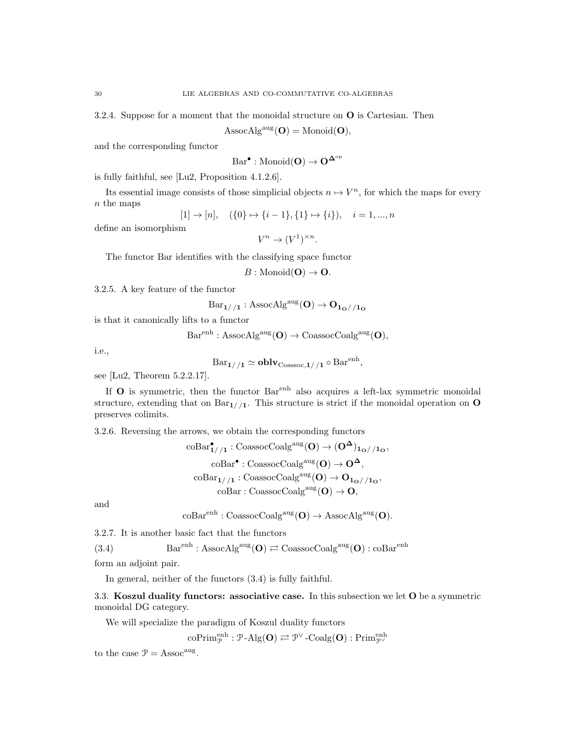3.2.4. Suppose for a moment that the monoidal structure on $\mathbf{O}$ is Cartesian. Then

$$\mathrm{AssocAlg}^{\mathrm{aug}}(\mathbf{O}) = \mathrm{Monoid}(\mathbf{O}),$$

and the corresponding functor

$$\mathrm{Bar}^\bullet : \mathrm{Monoid}(\mathbf{O}) \to \mathbf{O}^{\mathbf{\Delta}^{\mathrm{op}}}$$

is fully faithful, see [Lu2, Proposition 4.1.2.6].

Its essential image consists of those simplicial objects $n \mapsto V^n$, for which the maps for every $n$ the maps

$$[1] \to [n], \quad (\{0\} \mapsto \{i-1\}, \{1\} \mapsto \{i\}), \quad i = 1, ..., n$$

define an isomorphism

$$V^n \to (V^1)^{\times n}.$$

The functor Bar identifies with the classifying space functor

$$B : \mathrm{Monoid}(\mathbf{O}) \to \mathbf{O}.$$

3.2.5. A key feature of the functor

$$\mathrm{Bar}_{\mathbf{1}//\mathbf{1}} : \mathrm{AssocAlg}^{\mathrm{aug}}(\mathbf{O}) \to \mathbf{O}_{\mathbf{1_O}//\mathbf{1_O}}$$

is that it canonically lifts to a functor

$$\mathrm{Bar}^{\mathrm{enh}} : \mathrm{AssocAlg}^{\mathrm{aug}}(\mathbf{O}) \to \mathrm{CoassocCoalg}^{\mathrm{aug}}(\mathbf{O}),$$

i.e.,

$$\mathrm{Bar}_{\mathbf{1}//\mathbf{1}} \simeq \mathbf{oblv}_{\mathrm{Coassoc},\mathbf{1}//\mathbf{1}} \circ \mathrm{Bar}^{\mathrm{enh}},$$

see [Lu2, Theorem 5.2.2.17].

If $\mathbf{O}$ is symmetric, then the functor $\mathrm{Bar}^{\mathrm{enh}}$ also acquires a left-lax symmetric monoidal structure, extending that on $\mathrm{Bar}_{\mathbf{1}//\mathbf{1}}$. This structure is strict if the monoidal operation on $\mathbf{O}$ preserves colimits.

3.2.6. Reversing the arrows, we obtain the corresponding functors

$$\mathrm{coBar}^\bullet_{\mathbf{1}//\mathbf{1}} : \mathrm{CoassocCoalg}^{\mathrm{aug}}(\mathbf{O}) \to (\mathbf{O}^{\mathbf{\Delta}})_{\mathbf{1_O}//\mathbf{1_O}},$$

$$\mathrm{coBar}^\bullet : \mathrm{CoassocCoalg}^{\mathrm{aug}}(\mathbf{O}) \to \mathbf{O}^{\mathbf{\Delta}},$$

$$\mathrm{coBar}_{\mathbf{1}//\mathbf{1}} : \mathrm{CoassocCoalg}^{\mathrm{aug}}(\mathbf{O}) \to \mathbf{O}_{\mathbf{1_O}//\mathbf{1_O}},$$

$$\mathrm{coBar} : \mathrm{CoassocCoalg}^{\mathrm{aug}}(\mathbf{O}) \to \mathbf{O},$$

and

$$\mathrm{coBar}^{\mathrm{enh}} : \mathrm{CoassocCoalg}^{\mathrm{aug}}(\mathbf{O}) \to \mathrm{AssocAlg}^{\mathrm{aug}}(\mathbf{O}).$$

3.2.7. It is another basic fact that the functors

$$\mathrm{Bar}^{\mathrm{enh}} : \mathrm{AssocAlg}^{\mathrm{aug}}(\mathbf{O}) \rightleftarrows \mathrm{CoassocCoalg}^{\mathrm{aug}}(\mathbf{O}) : \mathrm{coBar}^{\mathrm{enh}} \tag{3.4}$$

form an adjoint pair.

In general, neither of the functors (3.4) is fully faithful.

3.3. **Koszul duality functors: associative case.** In this subsection we let $\mathbf{O}$ be a symmetric monoidal DG category.

We will specialize the paradigm of Koszul duality functors

$$\mathrm{coPrim}^{\mathrm{enh}}_{\mathcal{P}} : \mathcal{P}\text{-}\mathrm{Alg}(\mathbf{O}) \rightleftarrows \mathcal{P}^\vee\text{-}\mathrm{Coalg}(\mathbf{O}) : \mathrm{Prim}^{\mathrm{enh}}_{\mathcal{P}^\vee}$$

to the case $\mathcal{P} = \mathrm{Assoc}^{\mathrm{aug}}$.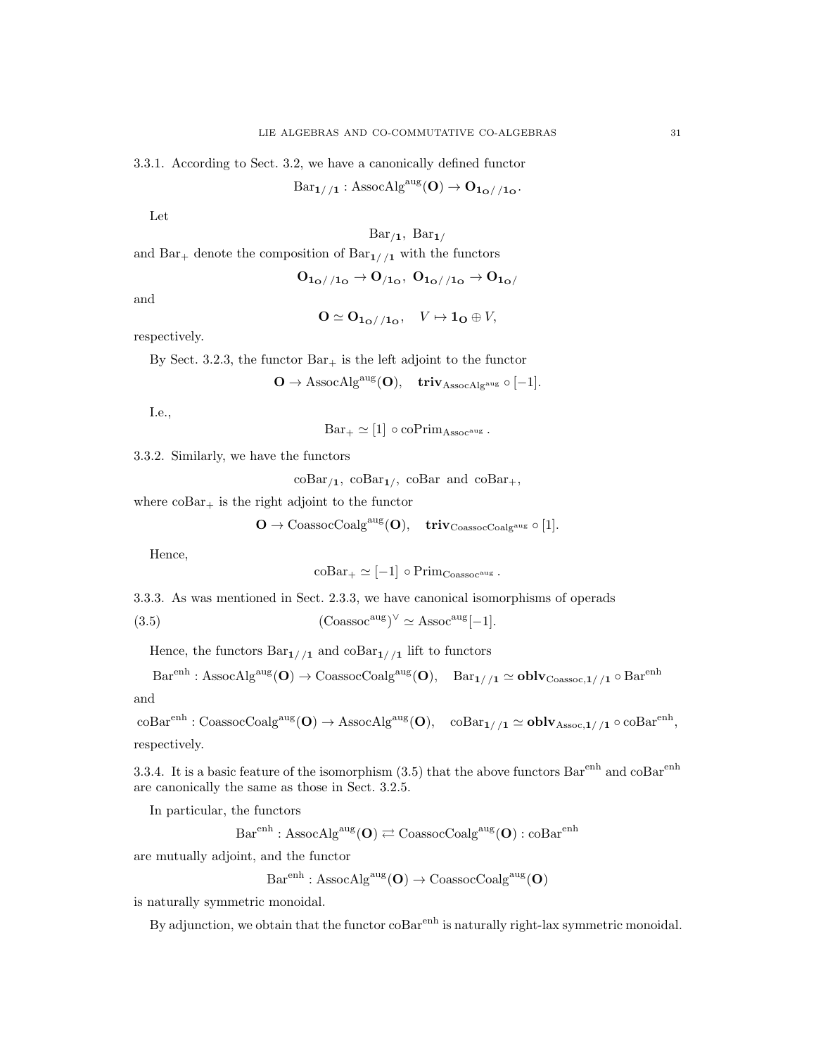3.3.1. According to Sect. 3.2, we have a canonically defined functor

$$\mathrm{Bar}_{\mathbf{1}//\mathbf{1}} : \mathrm{AssocAlg}^{\mathrm{aug}}(\mathbf{O}) \to \mathbf{O}_{\mathbf{1_O}//\mathbf{1_O}}.$$

Let

$$\mathrm{Bar}_{/\mathbf{1}},\ \mathrm{Bar}_{\mathbf{1}/}$$

and $\mathrm{Bar}_+$ denote the composition of $\mathrm{Bar}_{\mathbf{1}//\mathbf{1}}$ with the functors

$$\mathbf{O}_{\mathbf{1_O}//\mathbf{1_O}} \to \mathbf{O}_{/\mathbf{1_O}},\ \mathbf{O}_{\mathbf{1_O}//\mathbf{1_O}} \to \mathbf{O}_{\mathbf{1_O}/}$$

and

$$\mathbf{O} \simeq \mathbf{O}_{\mathbf{1_O}//\mathbf{1_O}}, \quad V \mapsto \mathbf{1_O} \oplus V,$$

respectively.

By Sect. 3.2.3, the functor $\mathrm{Bar}_+$ is the left adjoint to the functor

$$\mathbf{O} \to \mathrm{AssocAlg}^{\mathrm{aug}}(\mathbf{O}), \quad \mathbf{triv}_{\mathrm{AssocAlg}^{\mathrm{aug}}} \circ [-1].$$

I.e.,

$$\mathrm{Bar}_+ \simeq [1] \circ \mathrm{coPrim}_{\mathrm{Assoc}^{\mathrm{aug}}}.$$

3.3.2. Similarly, we have the functors

$$\mathrm{coBar}_{/\mathbf{1}},\ \mathrm{coBar}_{\mathbf{1}/},\ \mathrm{coBar} \text{ and } \mathrm{coBar}_+,$$

where $\mathrm{coBar}_+$ is the right adjoint to the functor

$$\mathbf{O} \to \mathrm{CoassocCoalg}^{\mathrm{aug}}(\mathbf{O}), \quad \mathbf{triv}_{\mathrm{CoassocCoalg}^{\mathrm{aug}}} \circ [1].$$

Hence,

$$\mathrm{coBar}_+ \simeq [-1] \circ \mathrm{Prim}_{\mathrm{Coassoc}^{\mathrm{aug}}}.$$

3.3.3. As was mentioned in Sect. 2.3.3, we have canonical isomorphisms of operads

$$(\mathrm{Coassoc}^{\mathrm{aug}})^{\vee} \simeq \mathrm{Assoc}^{\mathrm{aug}}[-1]. \tag{3.5}$$

Hence, the functors $\mathrm{Bar}_{\mathbf{1}//\mathbf{1}}$ and $\mathrm{coBar}_{\mathbf{1}//\mathbf{1}}$ lift to functors

$$\mathrm{Bar}^{\mathrm{enh}} : \mathrm{AssocAlg}^{\mathrm{aug}}(\mathbf{O}) \to \mathrm{CoassocCoalg}^{\mathrm{aug}}(\mathbf{O}), \quad \mathrm{Bar}_{\mathbf{1}//\mathbf{1}} \simeq \mathbf{oblv}_{\mathrm{Coassoc},\mathbf{1}//\mathbf{1}} \circ \mathrm{Bar}^{\mathrm{enh}}$$

and

$$\mathrm{coBar}^{\mathrm{enh}} : \mathrm{CoassocCoalg}^{\mathrm{aug}}(\mathbf{O}) \to \mathrm{AssocAlg}^{\mathrm{aug}}(\mathbf{O}), \quad \mathrm{coBar}_{\mathbf{1}//\mathbf{1}} \simeq \mathbf{oblv}_{\mathrm{Assoc},\mathbf{1}//\mathbf{1}} \circ \mathrm{coBar}^{\mathrm{enh}},$$

respectively.

3.3.4. It is a basic feature of the isomorphism (3.5) that the above functors $\mathrm{Bar}^{\mathrm{enh}}$ and $\mathrm{coBar}^{\mathrm{enh}}$ are canonically the same as those in Sect. 3.2.5.

In particular, the functors

$$\mathrm{Bar}^{\mathrm{enh}} : \mathrm{AssocAlg}^{\mathrm{aug}}(\mathbf{O}) \rightleftarrows \mathrm{CoassocCoalg}^{\mathrm{aug}}(\mathbf{O}) : \mathrm{coBar}^{\mathrm{enh}}$$

are mutually adjoint, and the functor

$$\mathrm{Bar}^{\mathrm{enh}} : \mathrm{AssocAlg}^{\mathrm{aug}}(\mathbf{O}) \to \mathrm{CoassocCoalg}^{\mathrm{aug}}(\mathbf{O})$$

is naturally symmetric monoidal.

By adjunction, we obtain that the functor $\mathrm{coBar}^{\mathrm{enh}}$ is naturally right-lax symmetric monoidal.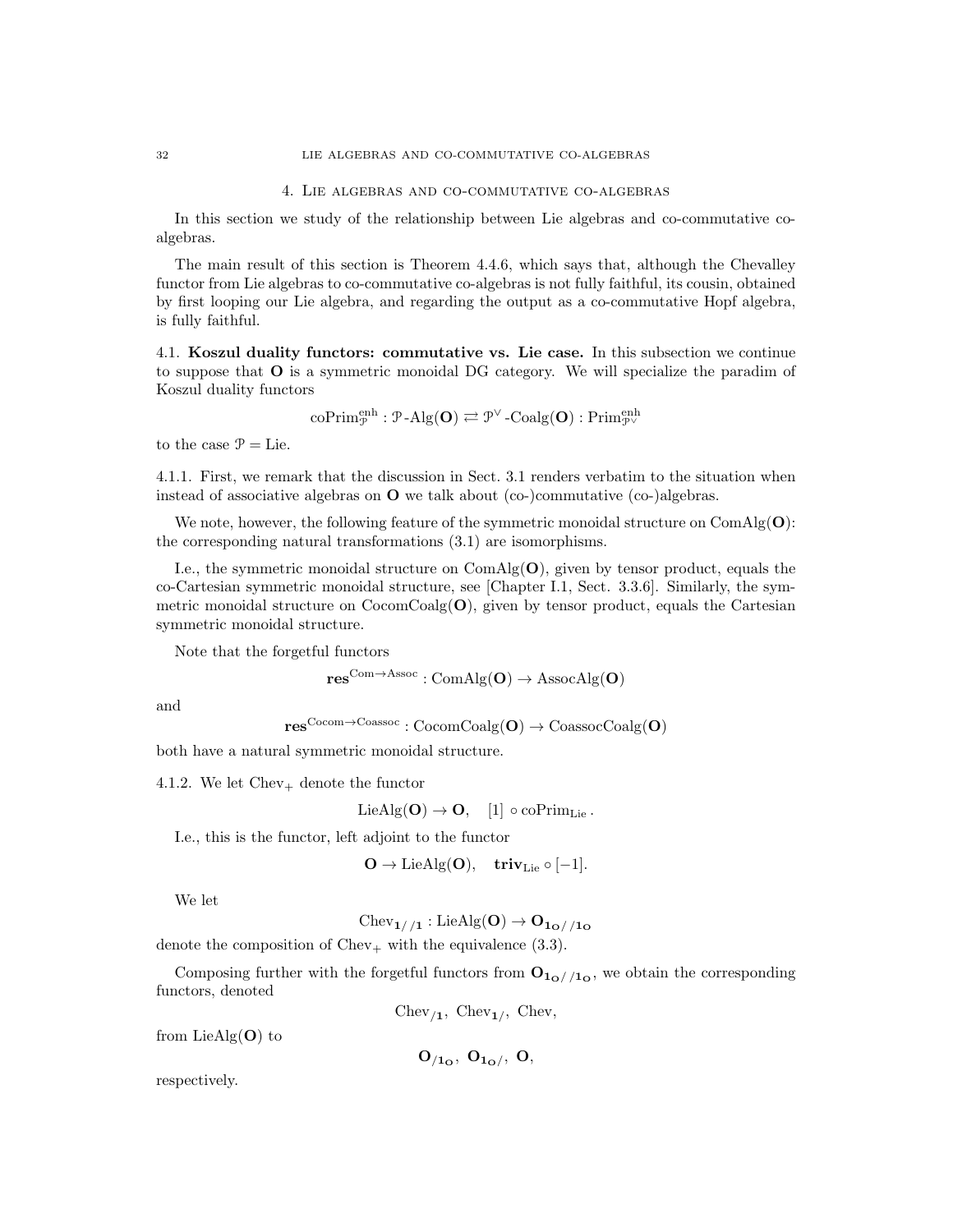## 4. Lie algebras and co-commutative co-algebras

In this section we study of the relationship between Lie algebras and co-commutative co-algebras.

The main result of this section is Theorem 4.4.6, which says that, although the Chevalley functor from Lie algebras to co-commutative co-algebras is not fully faithful, its cousin, obtained by first looping our Lie algebra, and regarding the output as a co-commutative Hopf algebra, is fully faithful.

### 4.1. Koszul duality functors: commutative vs. Lie case.

In this subsection we continue to suppose that $\mathbf{O}$ is a symmetric monoidal DG category. We will specialize the paradim of Koszul duality functors

$$\mathrm{coPrim}^{\mathrm{enh}}_{\mathcal{P}} : \mathcal{P}\text{-Alg}(\mathbf{O}) \rightleftarrows \mathcal{P}^{\vee}\text{-Coalg}(\mathbf{O}) : \mathrm{Prim}^{\mathrm{enh}}_{\mathcal{P}^{\vee}}$$

to the case $\mathcal{P} = \mathrm{Lie}$.

4.1.1. First, we remark that the discussion in Sect. 3.1 renders verbatim to the situation when instead of associative algebras on $\mathbf{O}$ we talk about (co-)commutative (co-)algebras.

We note, however, the following feature of the symmetric monoidal structure on $\mathrm{ComAlg}(\mathbf{O})$: the corresponding natural transformations (3.1) are isomorphisms.

I.e., the symmetric monoidal structure on $\mathrm{ComAlg}(\mathbf{O})$, given by tensor product, equals the co-Cartesian symmetric monoidal structure, see [Chapter I.1, Sect. 3.3.6]. Similarly, the symmetric monoidal structure on $\mathrm{CocomCoalg}(\mathbf{O})$, given by tensor product, equals the Cartesian symmetric monoidal structure.

Note that the forgetful functors

$$\mathbf{res}^{\mathrm{Com}\to\mathrm{Assoc}} : \mathrm{ComAlg}(\mathbf{O}) \to \mathrm{AssocAlg}(\mathbf{O})$$

and

$$\mathbf{res}^{\mathrm{Cocom}\to\mathrm{Coassoc}} : \mathrm{CocomCoalg}(\mathbf{O}) \to \mathrm{CoassocCoalg}(\mathbf{O})$$

both have a natural symmetric monoidal structure.

4.1.2. We let $\mathrm{Chev}_{+}$ denote the functor

$$\mathrm{LieAlg}(\mathbf{O}) \to \mathbf{O}, \quad [1] \circ \mathrm{coPrim}_{\mathrm{Lie}}.$$

I.e., this is the functor, left adjoint to the functor

$$\mathbf{O} \to \mathrm{LieAlg}(\mathbf{O}), \quad \mathbf{triv}_{\mathrm{Lie}} \circ [-1].$$

We let

$$\mathrm{Chev}_{\mathbf{1}//\mathbf{1}} : \mathrm{LieAlg}(\mathbf{O}) \to \mathbf{O}_{\mathbf{1_O}//\mathbf{1_O}}$$

denote the composition of $\mathrm{Chev}_{+}$ with the equivalence (3.3).

Composing further with the forgetful functors from $\mathbf{O}_{\mathbf{1_O}//\mathbf{1_O}}$, we obtain the corresponding functors, denoted

$$\mathrm{Chev}_{/\mathbf{1}},\ \mathrm{Chev}_{\mathbf{1}/},\ \mathrm{Chev},$$

from $\mathrm{LieAlg}(\mathbf{O})$ to

$$\mathbf{O}_{/\mathbf{1_O}},\ \mathbf{O}_{\mathbf{1_O}/},\ \mathbf{O},$$

respectively.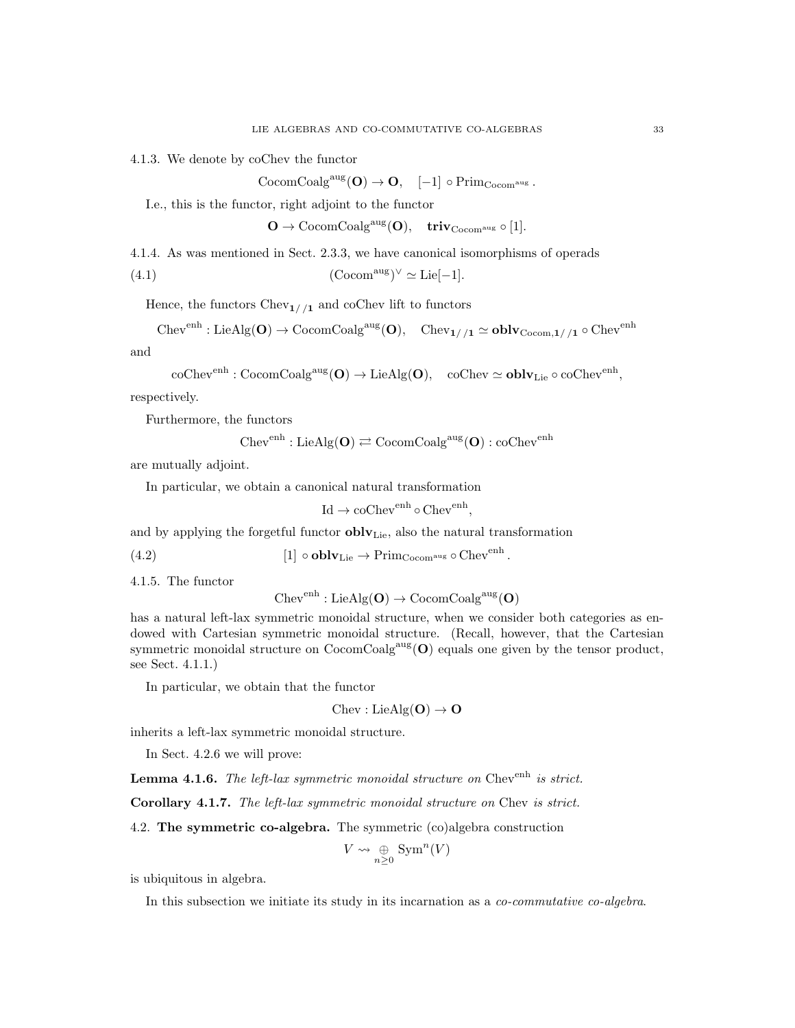4.1.3. We denote by coChev the functor

$$\mathrm{CocomCoalg}^{\mathrm{aug}}(\mathbf{O}) \to \mathbf{O}, \quad [-1] \circ \mathrm{Prim}_{\mathrm{Cocom}^{\mathrm{aug}}}.$$

I.e., this is the functor, right adjoint to the functor

$$\mathbf{O} \to \mathrm{CocomCoalg}^{\mathrm{aug}}(\mathbf{O}), \quad \mathbf{triv}_{\mathrm{Cocom}^{\mathrm{aug}}} \circ [1].$$

4.1.4. As was mentioned in Sect. 2.3.3, we have canonical isomorphisms of operads

$$(\mathrm{Cocom}^{\mathrm{aug}})^{\vee} \simeq \mathrm{Lie}[-1]. \tag{4.1}$$

Hence, the functors $\mathrm{Chev}_{\mathbf{1}//\mathbf{1}}$ and coChev lift to functors

$$\mathrm{Chev}^{\mathrm{enh}} : \mathrm{LieAlg}(\mathbf{O}) \to \mathrm{CocomCoalg}^{\mathrm{aug}}(\mathbf{O}), \quad \mathrm{Chev}_{\mathbf{1}//\mathbf{1}} \simeq \mathbf{oblv}_{\mathrm{Cocom},\mathbf{1}//\mathbf{1}} \circ \mathrm{Chev}^{\mathrm{enh}}$$

and

$$\mathrm{coChev}^{\mathrm{enh}} : \mathrm{CocomCoalg}^{\mathrm{aug}}(\mathbf{O}) \to \mathrm{LieAlg}(\mathbf{O}), \quad \mathrm{coChev} \simeq \mathbf{oblv}_{\mathrm{Lie}} \circ \mathrm{coChev}^{\mathrm{enh}},$$

respectively.

Furthermore, the functors

$$\mathrm{Chev}^{\mathrm{enh}} : \mathrm{LieAlg}(\mathbf{O}) \rightleftarrows \mathrm{CocomCoalg}^{\mathrm{aug}}(\mathbf{O}) : \mathrm{coChev}^{\mathrm{enh}}$$

are mutually adjoint.

In particular, we obtain a canonical natural transformation

$$\mathrm{Id} \to \mathrm{coChev}^{\mathrm{enh}} \circ \mathrm{Chev}^{\mathrm{enh}},$$

and by applying the forgetful functor $\mathbf{oblv}_{\mathrm{Lie}}$, also the natural transformation

$$[1] \circ \mathbf{oblv}_{\mathrm{Lie}} \to \mathrm{Prim}_{\mathrm{Cocom}^{\mathrm{aug}}} \circ \mathrm{Chev}^{\mathrm{enh}}. \tag{4.2}$$

4.1.5. The functor

$$\mathrm{Chev}^{\mathrm{enh}} : \mathrm{LieAlg}(\mathbf{O}) \to \mathrm{CocomCoalg}^{\mathrm{aug}}(\mathbf{O})$$

has a natural left-lax symmetric monoidal structure, when we consider both categories as endowed with Cartesian symmetric monoidal structure. (Recall, however, that the Cartesian symmetric monoidal structure on $\mathrm{CocomCoalg}^{\mathrm{aug}}(\mathbf{O})$ equals one given by the tensor product, see Sect. 4.1.1.)

In particular, we obtain that the functor

$$\mathrm{Chev} : \mathrm{LieAlg}(\mathbf{O}) \to \mathbf{O}$$

inherits a left-lax symmetric monoidal structure.

In Sect. 4.2.6 we will prove:

**Lemma 4.1.6.** *The left-lax symmetric monoidal structure on* $\mathrm{Chev}^{\mathrm{enh}}$ *is strict.*

**Corollary 4.1.7.** *The left-lax symmetric monoidal structure on* Chev *is strict.*

4.2. **The symmetric co-algebra.** The symmetric (co)algebra construction

$$V \rightsquigarrow \underset{n \geq 0}{\oplus} \mathrm{Sym}^n(V)$$

is ubiquitous in algebra.

In this subsection we initiate its study in its incarnation as a *co-commutative co-algebra*.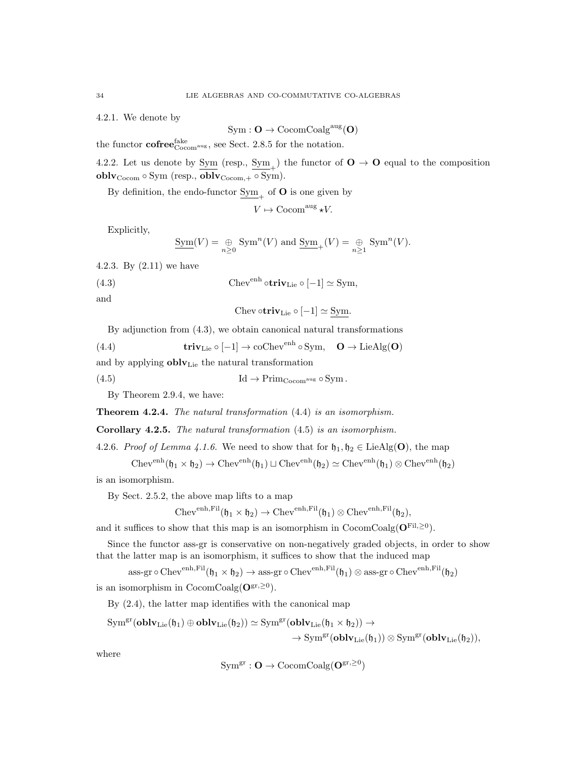4.2.1. We denote by

$$\mathrm{Sym} : \mathbf{O} \to \mathrm{CocomCoalg}^{\mathrm{aug}}(\mathbf{O})$$

the functor $\mathbf{cofree}^{\mathrm{fake}}_{\mathrm{Cocom}^{\mathrm{aug}}}$, see Sect. 2.8.5 for the notation.

4.2.2. Let us denote by $\underline{\mathrm{Sym}}$ (resp., $\underline{\mathrm{Sym}}_+$) the functor of $\mathbf{O} \to \mathbf{O}$ equal to the composition $\mathbf{oblv}_{\mathrm{Cocom}} \circ \mathrm{Sym}$ (resp., $\mathbf{oblv}_{\mathrm{Cocom},+} \circ \mathrm{Sym}$).

By definition, the endo-functor $\underline{\mathrm{Sym}}_+$ of $\mathbf{O}$ is one given by

$$V \mapsto \mathrm{Cocom}^{\mathrm{aug}} \star V.$$

Explicitly,

$$\underline{\mathrm{Sym}}(V) = \underset{n \geq 0}{\oplus} \mathrm{Sym}^n(V) \text{ and } \underline{\mathrm{Sym}}_+(V) = \underset{n \geq 1}{\oplus} \mathrm{Sym}^n(V).$$

4.2.3. By (2.11) we have

$$\mathrm{Chev}^{\mathrm{enh}} \circ \mathbf{triv}_{\mathrm{Lie}} \circ [-1] \simeq \mathrm{Sym}, \tag{4.3}$$

and

$$\mathrm{Chev} \circ \mathbf{triv}_{\mathrm{Lie}} \circ [-1] \simeq \underline{\mathrm{Sym}}.$$

By adjunction from (4.3), we obtain canonical natural transformations

$$\mathbf{triv}_{\mathrm{Lie}} \circ [-1] \to \mathrm{coChev}^{\mathrm{enh}} \circ \mathrm{Sym}, \quad \mathbf{O} \to \mathrm{LieAlg}(\mathbf{O}) \tag{4.4}$$

and by applying $\mathbf{oblv}_{\mathrm{Lie}}$ the natural transformation

$$\mathrm{Id} \to \mathrm{Prim}_{\mathrm{Cocom}^{\mathrm{aug}}} \circ \mathrm{Sym}\,. \tag{4.5}$$

By Theorem 2.9.4, we have:

**Theorem 4.2.4.** *The natural transformation* (4.4) *is an isomorphism.*

**Corollary 4.2.5.** *The natural transformation* (4.5) *is an isomorphism.*

4.2.6. *Proof of Lemma 4.1.6.* We need to show that for $\mathfrak{h}_1, \mathfrak{h}_2 \in \mathrm{LieAlg}(\mathbf{O})$, the map

$$\mathrm{Chev}^{\mathrm{enh}}(\mathfrak{h}_1 \times \mathfrak{h}_2) \to \mathrm{Chev}^{\mathrm{enh}}(\mathfrak{h}_1) \sqcup \mathrm{Chev}^{\mathrm{enh}}(\mathfrak{h}_2) \simeq \mathrm{Chev}^{\mathrm{enh}}(\mathfrak{h}_1) \otimes \mathrm{Chev}^{\mathrm{enh}}(\mathfrak{h}_2)$$

is an isomorphism.

By Sect. 2.5.2, the above map lifts to a map

$$\mathrm{Chev}^{\mathrm{enh,Fil}}(\mathfrak{h}_1 \times \mathfrak{h}_2) \to \mathrm{Chev}^{\mathrm{enh,Fil}}(\mathfrak{h}_1) \otimes \mathrm{Chev}^{\mathrm{enh,Fil}}(\mathfrak{h}_2),$$

and it suffices to show that this map is an isomorphism in $\mathrm{CocomCoalg}(\mathbf{O}^{\mathrm{Fil},\geq 0})$.

Since the functor ass-gr is conservative on non-negatively graded objects, in order to show that the latter map is an isomorphism, it suffices to show that the induced map

$$\text{ass-gr} \circ \mathrm{Chev}^{\mathrm{enh,Fil}}(\mathfrak{h}_1 \times \mathfrak{h}_2) \to \text{ass-gr} \circ \mathrm{Chev}^{\mathrm{enh,Fil}}(\mathfrak{h}_1) \otimes \text{ass-gr} \circ \mathrm{Chev}^{\mathrm{enh,Fil}}(\mathfrak{h}_2)$$

is an isomorphism in $\mathrm{CocomCoalg}(\mathbf{O}^{\mathrm{gr},\geq 0})$.

By (2.4), the latter map identifies with the canonical map

$$\mathrm{Sym}^{\mathrm{gr}}(\mathbf{oblv}_{\mathrm{Lie}}(\mathfrak{h}_1) \oplus \mathbf{oblv}_{\mathrm{Lie}}(\mathfrak{h}_2)) \simeq \mathrm{Sym}^{\mathrm{gr}}(\mathbf{oblv}_{\mathrm{Lie}}(\mathfrak{h}_1 \times \mathfrak{h}_2)) \to$$
$$\to \mathrm{Sym}^{\mathrm{gr}}(\mathbf{oblv}_{\mathrm{Lie}}(\mathfrak{h}_1)) \otimes \mathrm{Sym}^{\mathrm{gr}}(\mathbf{oblv}_{\mathrm{Lie}}(\mathfrak{h}_2)),$$

where

$$\mathrm{Sym}^{\mathrm{gr}} : \mathbf{O} \to \mathrm{CocomCoalg}(\mathbf{O}^{\mathrm{gr},\geq 0})$$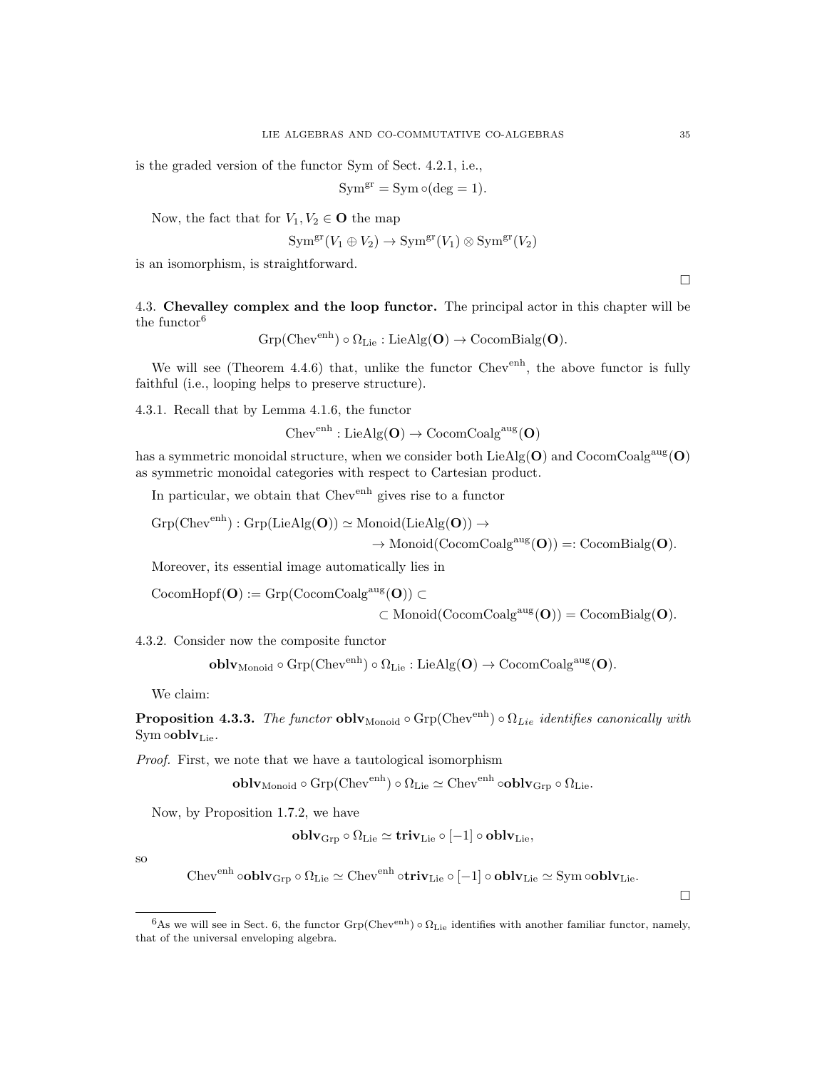is the graded version of the functor Sym of Sect. 4.2.1, i.e.,

$$\mathrm{Sym}^{\mathrm{gr}} = \mathrm{Sym} \circ (\deg = 1).$$

Now, the fact that for $V_1, V_2 \in \mathbf{O}$ the map

$$\mathrm{Sym}^{\mathrm{gr}}(V_1 \oplus V_2) \to \mathrm{Sym}^{\mathrm{gr}}(V_1) \otimes \mathrm{Sym}^{\mathrm{gr}}(V_2)$$

is an isomorphism, is straightforward.

□

4.3. **Chevalley complex and the loop functor.** The principal actor in this chapter will be the functor[6]

$$\mathrm{Grp}(\mathrm{Chev}^{\mathrm{enh}}) \circ \Omega_{\mathrm{Lie}} : \mathrm{LieAlg}(\mathbf{O}) \to \mathrm{CocomBialg}(\mathbf{O}).$$

We will see (Theorem 4.4.6) that, unlike the functor $\mathrm{Chev}^{\mathrm{enh}}$, the above functor is fully faithful (i.e., looping helps to preserve structure).

4.3.1. Recall that by Lemma 4.1.6, the functor

$$\mathrm{Chev}^{\mathrm{enh}} : \mathrm{LieAlg}(\mathbf{O}) \to \mathrm{CocomCoalg}^{\mathrm{aug}}(\mathbf{O})$$

has a symmetric monoidal structure, when we consider both $\mathrm{LieAlg}(\mathbf{O})$ and $\mathrm{CocomCoalg}^{\mathrm{aug}}(\mathbf{O})$ as symmetric monoidal categories with respect to Cartesian product.

In particular, we obtain that $\mathrm{Chev}^{\mathrm{enh}}$ gives rise to a functor

$$\mathrm{Grp}(\mathrm{Chev}^{\mathrm{enh}}) : \mathrm{Grp}(\mathrm{LieAlg}(\mathbf{O})) \simeq \mathrm{Monoid}(\mathrm{LieAlg}(\mathbf{O})) \to$$
$$\to \mathrm{Monoid}(\mathrm{CocomCoalg}^{\mathrm{aug}}(\mathbf{O})) =: \mathrm{CocomBialg}(\mathbf{O}).$$

Moreover, its essential image automatically lies in

$$\mathrm{CocomHopf}(\mathbf{O}) := \mathrm{Grp}(\mathrm{CocomCoalg}^{\mathrm{aug}}(\mathbf{O})) \subset$$
$$\subset \mathrm{Monoid}(\mathrm{CocomCoalg}^{\mathrm{aug}}(\mathbf{O})) = \mathrm{CocomBialg}(\mathbf{O}).$$

4.3.2. Consider now the composite functor

$$\mathbf{oblv}_{\mathrm{Monoid}} \circ \mathrm{Grp}(\mathrm{Chev}^{\mathrm{enh}}) \circ \Omega_{\mathrm{Lie}} : \mathrm{LieAlg}(\mathbf{O}) \to \mathrm{CocomCoalg}^{\mathrm{aug}}(\mathbf{O}).$$

We claim:

**Proposition 4.3.3.** *The functor* $\mathbf{oblv}_{\mathrm{Monoid}} \circ \mathrm{Grp}(\mathrm{Chev}^{\mathrm{enh}}) \circ \Omega_{Lie}$ *identifies canonically with* $\mathrm{Sym} \circ \mathbf{oblv}_{\mathrm{Lie}}$.

*Proof.* First, we note that we have a tautological isomorphism

$$\mathbf{oblv}_{\mathrm{Monoid}} \circ \mathrm{Grp}(\mathrm{Chev}^{\mathrm{enh}}) \circ \Omega_{\mathrm{Lie}} \simeq \mathrm{Chev}^{\mathrm{enh}} \circ \mathbf{oblv}_{\mathrm{Grp}} \circ \Omega_{\mathrm{Lie}}.$$

Now, by Proposition 1.7.2, we have

$$\mathbf{oblv}_{\mathrm{Grp}} \circ \Omega_{\mathrm{Lie}} \simeq \mathbf{triv}_{\mathrm{Lie}} \circ [-1] \circ \mathbf{oblv}_{\mathrm{Lie}},$$

so

$$\mathrm{Chev}^{\mathrm{enh}} \circ \mathbf{oblv}_{\mathrm{Grp}} \circ \Omega_{\mathrm{Lie}} \simeq \mathrm{Chev}^{\mathrm{enh}} \circ \mathbf{triv}_{\mathrm{Lie}} \circ [-1] \circ \mathbf{oblv}_{\mathrm{Lie}} \simeq \mathrm{Sym} \circ \mathbf{oblv}_{\mathrm{Lie}}.$$

□

[6]As we will see in Sect. 6, the functor $\mathrm{Grp}(\mathrm{Chev}^{\mathrm{enh}}) \circ \Omega_{\mathrm{Lie}}$ identifies with another familiar functor, namely, that of the universal enveloping algebra.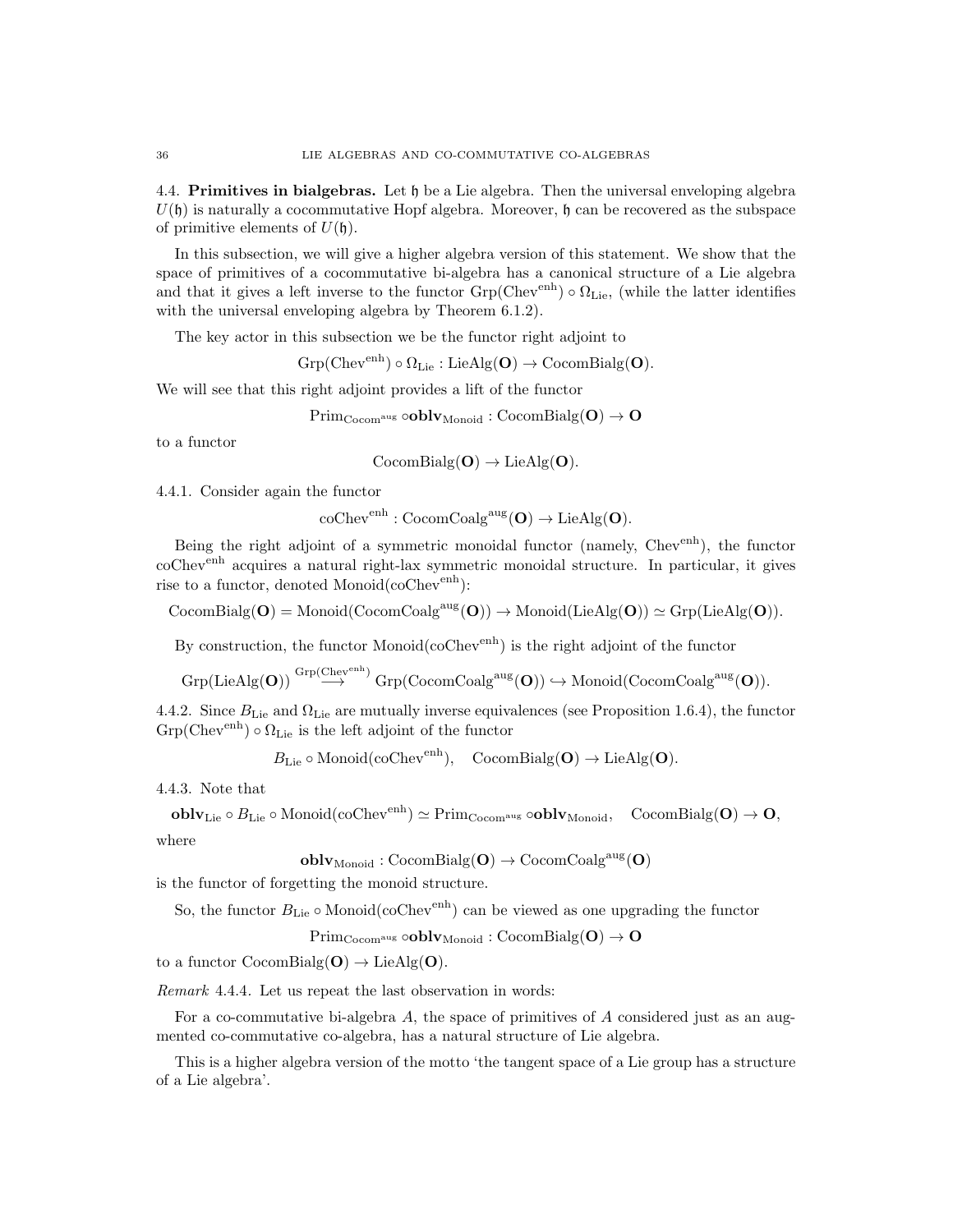**4.4. Primitives in bialgebras.** Let $\mathfrak{h}$ be a Lie algebra. Then the universal enveloping algebra $U(\mathfrak{h})$ is naturally a cocommutative Hopf algebra. Moreover, $\mathfrak{h}$ can be recovered as the subspace of primitive elements of $U(\mathfrak{h})$.

In this subsection, we will give a higher algebra version of this statement. We show that the space of primitives of a cocommutative bi-algebra has a canonical structure of a Lie algebra and that it gives a left inverse to the functor $\mathrm{Grp}(\mathrm{Chev}^{\mathrm{enh}}) \circ \Omega_{\mathrm{Lie}}$, (while the latter identifies with the universal enveloping algebra by Theorem 6.1.2).

The key actor in this subsection we be the functor right adjoint to

$$\mathrm{Grp}(\mathrm{Chev}^{\mathrm{enh}}) \circ \Omega_{\mathrm{Lie}} : \mathrm{LieAlg}(\mathbf{O}) \to \mathrm{CocomBialg}(\mathbf{O}).$$

We will see that this right adjoint provides a lift of the functor

$$\mathrm{Prim}_{\mathrm{Cocom}^{\mathrm{aug}}} \circ \mathbf{oblv}_{\mathrm{Monoid}} : \mathrm{CocomBialg}(\mathbf{O}) \to \mathbf{O}$$

to a functor

$$\mathrm{CocomBialg}(\mathbf{O}) \to \mathrm{LieAlg}(\mathbf{O}).$$

4.4.1. Consider again the functor

$$\mathrm{coChev}^{\mathrm{enh}} : \mathrm{CocomCoalg}^{\mathrm{aug}}(\mathbf{O}) \to \mathrm{LieAlg}(\mathbf{O}).$$

Being the right adjoint of a symmetric monoidal functor (namely, $\mathrm{Chev}^{\mathrm{enh}}$), the functor $\mathrm{coChev}^{\mathrm{enh}}$ acquires a natural right-lax symmetric monoidal structure. In particular, it gives rise to a functor, denoted $\mathrm{Monoid}(\mathrm{coChev}^{\mathrm{enh}})$:

$$\mathrm{CocomBialg}(\mathbf{O}) = \mathrm{Monoid}(\mathrm{CocomCoalg}^{\mathrm{aug}}(\mathbf{O})) \to \mathrm{Monoid}(\mathrm{LieAlg}(\mathbf{O})) \simeq \mathrm{Grp}(\mathrm{LieAlg}(\mathbf{O})).$$

By construction, the functor $\mathrm{Monoid}(\mathrm{coChev}^{\mathrm{enh}})$ is the right adjoint of the functor

$$\mathrm{Grp}(\mathrm{LieAlg}(\mathbf{O})) \overset{\mathrm{Grp}(\mathrm{Chev}^{\mathrm{enh}})}{\longrightarrow} \mathrm{Grp}(\mathrm{CocomCoalg}^{\mathrm{aug}}(\mathbf{O})) \hookrightarrow \mathrm{Monoid}(\mathrm{CocomCoalg}^{\mathrm{aug}}(\mathbf{O})).$$

4.4.2. Since $B_{\mathrm{Lie}}$ and $\Omega_{\mathrm{Lie}}$ are mutually inverse equivalences (see Proposition 1.6.4), the functor $\mathrm{Grp}(\mathrm{Chev}^{\mathrm{enh}}) \circ \Omega_{\mathrm{Lie}}$ is the left adjoint of the functor

$$B_{\mathrm{Lie}} \circ \mathrm{Monoid}(\mathrm{coChev}^{\mathrm{enh}}), \quad \mathrm{CocomBialg}(\mathbf{O}) \to \mathrm{LieAlg}(\mathbf{O}).$$

4.4.3. Note that

$$\mathbf{oblv}_{\mathrm{Lie}} \circ B_{\mathrm{Lie}} \circ \mathrm{Monoid}(\mathrm{coChev}^{\mathrm{enh}}) \simeq \mathrm{Prim}_{\mathrm{Cocom}^{\mathrm{aug}}} \circ \mathbf{oblv}_{\mathrm{Monoid}}, \quad \mathrm{CocomBialg}(\mathbf{O}) \to \mathbf{O},$$

where

$$\mathbf{oblv}_{\mathrm{Monoid}} : \mathrm{CocomBialg}(\mathbf{O}) \to \mathrm{CocomCoalg}^{\mathrm{aug}}(\mathbf{O})$$

is the functor of forgetting the monoid structure.

So, the functor $B_{\mathrm{Lie}} \circ \mathrm{Monoid}(\mathrm{coChev}^{\mathrm{enh}})$ can be viewed as one upgrading the functor

$$\mathrm{Prim}_{\mathrm{Cocom}^{\mathrm{aug}}} \circ \mathbf{oblv}_{\mathrm{Monoid}} : \mathrm{CocomBialg}(\mathbf{O}) \to \mathbf{O}$$

to a functor $\mathrm{CocomBialg}(\mathbf{O}) \to \mathrm{LieAlg}(\mathbf{O})$.

*Remark* 4.4.4. Let us repeat the last observation in words:

For a co-commutative bi-algebra $A$, the space of primitives of $A$ considered just as an augmented co-commutative co-algebra, has a natural structure of Lie algebra.

This is a higher algebra version of the motto 'the tangent space of a Lie group has a structure of a Lie algebra'.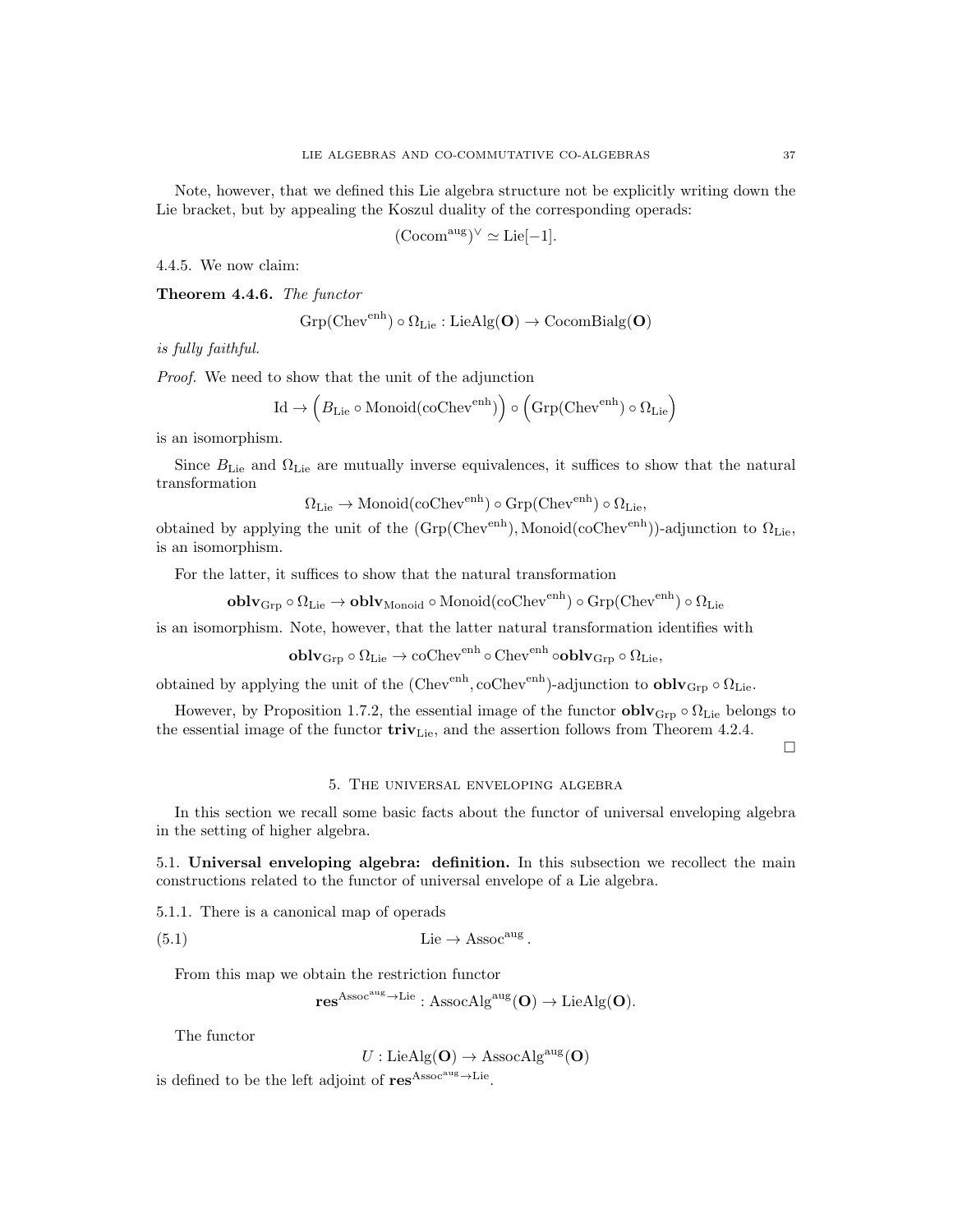Note, however, that we defined this Lie algebra structure not be explicitly writing down the Lie bracket, but by appealing the Koszul duality of the corresponding operads:

$$(\mathrm{Cocom}^{\mathrm{aug}})^\vee \simeq \mathrm{Lie}[-1].$$

4.4.5. We now claim:

**Theorem 4.4.6.** *The functor*

$$\mathrm{Grp}(\mathrm{Chev}^{\mathrm{enh}}) \circ \Omega_{\mathrm{Lie}} : \mathrm{LieAlg}(\mathbf{O}) \to \mathrm{CocomBialg}(\mathbf{O})$$

*is fully faithful.*

*Proof.* We need to show that the unit of the adjunction

$$\mathrm{Id} \to \Big(B_{\mathrm{Lie}} \circ \mathrm{Monoid}(\mathrm{coChev}^{\mathrm{enh}})\Big) \circ \Big(\mathrm{Grp}(\mathrm{Chev}^{\mathrm{enh}}) \circ \Omega_{\mathrm{Lie}}\Big)$$

is an isomorphism.

Since $B_{\mathrm{Lie}}$ and $\Omega_{\mathrm{Lie}}$ are mutually inverse equivalences, it suffices to show that the natural transformation

$$\Omega_{\mathrm{Lie}} \to \mathrm{Monoid}(\mathrm{coChev}^{\mathrm{enh}}) \circ \mathrm{Grp}(\mathrm{Chev}^{\mathrm{enh}}) \circ \Omega_{\mathrm{Lie}},$$

obtained by applying the unit of the $(\mathrm{Grp}(\mathrm{Chev}^{\mathrm{enh}}), \mathrm{Monoid}(\mathrm{coChev}^{\mathrm{enh}}))$-adjunction to $\Omega_{\mathrm{Lie}}$, is an isomorphism.

For the latter, it suffices to show that the natural transformation

$$\mathbf{oblv}_{\mathrm{Grp}} \circ \Omega_{\mathrm{Lie}} \to \mathbf{oblv}_{\mathrm{Monoid}} \circ \mathrm{Monoid}(\mathrm{coChev}^{\mathrm{enh}}) \circ \mathrm{Grp}(\mathrm{Chev}^{\mathrm{enh}}) \circ \Omega_{\mathrm{Lie}}$$

is an isomorphism. Note, however, that the latter natural transformation identifies with

$$\mathbf{oblv}_{\mathrm{Grp}} \circ \Omega_{\mathrm{Lie}} \to \mathrm{coChev}^{\mathrm{enh}} \circ \mathrm{Chev}^{\mathrm{enh}} \circ \mathbf{oblv}_{\mathrm{Grp}} \circ \Omega_{\mathrm{Lie}},$$

obtained by applying the unit of the $(\mathrm{Chev}^{\mathrm{enh}}, \mathrm{coChev}^{\mathrm{enh}})$-adjunction to $\mathbf{oblv}_{\mathrm{Grp}} \circ \Omega_{\mathrm{Lie}}$.

However, by Proposition 1.7.2, the essential image of the functor $\mathbf{oblv}_{\mathrm{Grp}} \circ \Omega_{\mathrm{Lie}}$ belongs to the essential image of the functor $\mathbf{triv}_{\mathrm{Lie}}$, and the assertion follows from Theorem 4.2.4.

□

## 5. The universal enveloping algebra

In this section we recall some basic facts about the functor of universal enveloping algebra in the setting of higher algebra.

5.1. **Universal enveloping algebra: definition.** In this subsection we recollect the main constructions related to the functor of universal envelope of a Lie algebra.

5.1.1. There is a canonical map of operads

$$\mathrm{Lie} \to \mathrm{Assoc}^{\mathrm{aug}}. \tag{5.1}$$

From this map we obtain the restriction functor

$$\mathbf{res}^{\mathrm{Assoc}^{\mathrm{aug}} \to \mathrm{Lie}} : \mathrm{AssocAlg}^{\mathrm{aug}}(\mathbf{O}) \to \mathrm{LieAlg}(\mathbf{O}).$$

The functor

$$U : \mathrm{LieAlg}(\mathbf{O}) \to \mathrm{AssocAlg}^{\mathrm{aug}}(\mathbf{O})$$

is defined to be the left adjoint of $\mathbf{res}^{\mathrm{Assoc}^{\mathrm{aug}} \to \mathrm{Lie}}$.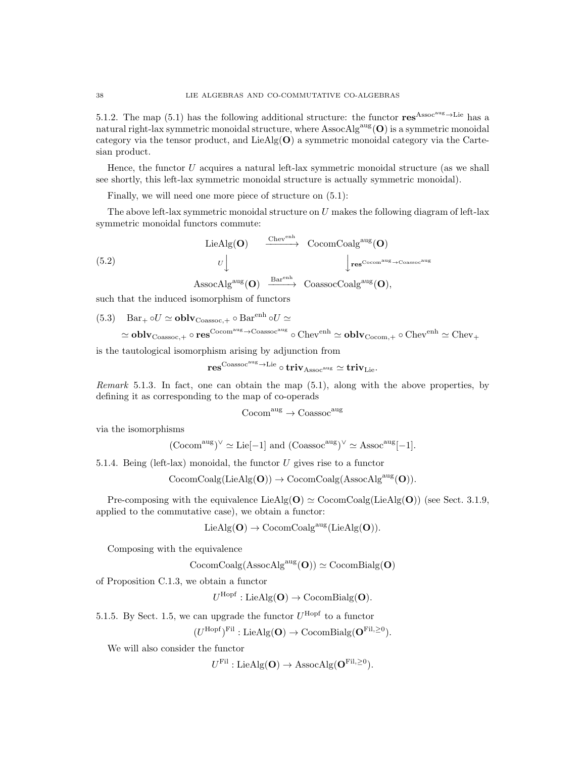5.1.2. The map (5.1) has the following additional structure: the functor $\mathbf{res}^{\mathrm{Assoc}^{\mathrm{aug}}\to\mathrm{Lie}}$ has a natural right-lax symmetric monoidal structure, where $\mathrm{AssocAlg}^{\mathrm{aug}}(\mathbf{O})$ is a symmetric monoidal category via the tensor product, and $\mathrm{LieAlg}(\mathbf{O})$ a symmetric monoidal category via the Cartesian product.

Hence, the functor $U$ acquires a natural left-lax symmetric monoidal structure (as we shall see shortly, this left-lax symmetric monoidal structure is actually symmetric monoidal).

Finally, we will need one more piece of structure on (5.1):

The above left-lax symmetric monoidal structure on $U$ makes the following diagram of left-lax symmetric monoidal functors commute:

$$
\begin{array}{ccc}
\mathrm{LieAlg}(\mathbf{O}) & \xrightarrow{\mathrm{Chev}^{\mathrm{enh}}} & \mathrm{CocomCoalg}^{\mathrm{aug}}(\mathbf{O}) \\
{\scriptstyle U}\big\downarrow & & \big\downarrow{\scriptstyle \mathbf{res}^{\mathrm{Cocom}^{\mathrm{aug}}\to\mathrm{Coassoc}^{\mathrm{aug}}}} \\
\mathrm{AssocAlg}^{\mathrm{aug}}(\mathbf{O}) & \xrightarrow{\mathrm{Bar}^{\mathrm{enh}}} & \mathrm{CoassocCoalg}^{\mathrm{aug}}(\mathbf{O}),
\end{array}
\tag{5.2}
$$

such that the induced isomorphism of functors

$$
\begin{aligned}
(5.3)\quad & \mathrm{Bar}_+\circ U \simeq \mathbf{oblv}_{\mathrm{Coassoc},+}\circ \mathrm{Bar}^{\mathrm{enh}}\circ U \simeq \\
& \simeq \mathbf{oblv}_{\mathrm{Coassoc},+}\circ \mathbf{res}^{\mathrm{Cocom}^{\mathrm{aug}}\to\mathrm{Coassoc}^{\mathrm{aug}}}\circ \mathrm{Chev}^{\mathrm{enh}} \simeq \mathbf{oblv}_{\mathrm{Cocom},+}\circ \mathrm{Chev}^{\mathrm{enh}} \simeq \mathrm{Chev}_+
\end{aligned}
$$

is the tautological isomorphism arising by adjunction from

$$
\mathbf{res}^{\mathrm{Coassoc}^{\mathrm{aug}}\to\mathrm{Lie}}\circ \mathbf{triv}_{\mathrm{Assoc}^{\mathrm{aug}}} \simeq \mathbf{triv}_{\mathrm{Lie}}.
$$

*Remark* 5.1.3. In fact, one can obtain the map (5.1), along with the above properties, by defining it as corresponding to the map of co-operads

$$
\mathrm{Cocom}^{\mathrm{aug}} \to \mathrm{Coassoc}^{\mathrm{aug}}
$$

via the isomorphisms

$$
(\mathrm{Cocom}^{\mathrm{aug}})^\vee \simeq \mathrm{Lie}[-1] \text{ and } (\mathrm{Coassoc}^{\mathrm{aug}})^\vee \simeq \mathrm{Assoc}^{\mathrm{aug}}[-1].
$$

5.1.4. Being (left-lax) monoidal, the functor $U$ gives rise to a functor

$$
\mathrm{CocomCoalg}(\mathrm{LieAlg}(\mathbf{O})) \to \mathrm{CocomCoalg}(\mathrm{AssocAlg}^{\mathrm{aug}}(\mathbf{O})).
$$

Pre-composing with the equivalence $\mathrm{LieAlg}(\mathbf{O}) \simeq \mathrm{CocomCoalg}(\mathrm{LieAlg}(\mathbf{O}))$ (see Sect. 3.1.9, applied to the commutative case), we obtain a functor:

$$
\mathrm{LieAlg}(\mathbf{O}) \to \mathrm{CocomCoalg}^{\mathrm{aug}}(\mathrm{LieAlg}(\mathbf{O})).
$$

Composing with the equivalence

$$
\mathrm{CocomCoalg}(\mathrm{AssocAlg}^{\mathrm{aug}}(\mathbf{O})) \simeq \mathrm{CocomBialg}(\mathbf{O})
$$

of Proposition C.1.3, we obtain a functor

$$
U^{\mathrm{Hopf}} : \mathrm{LieAlg}(\mathbf{O}) \to \mathrm{CocomBialg}(\mathbf{O}).
$$

5.1.5. By Sect. 1.5, we can upgrade the functor $U^{\mathrm{Hopf}}$ to a functor

$$
(U^{\mathrm{Hopf}})^{\mathrm{Fil}} : \mathrm{LieAlg}(\mathbf{O}) \to \mathrm{CocomBialg}(\mathbf{O}^{\mathrm{Fil},\geq 0}).
$$

We will also consider the functor

$$
U^{\mathrm{Fil}} : \mathrm{LieAlg}(\mathbf{O}) \to \mathrm{AssocAlg}(\mathbf{O}^{\mathrm{Fil},\geq 0}).
$$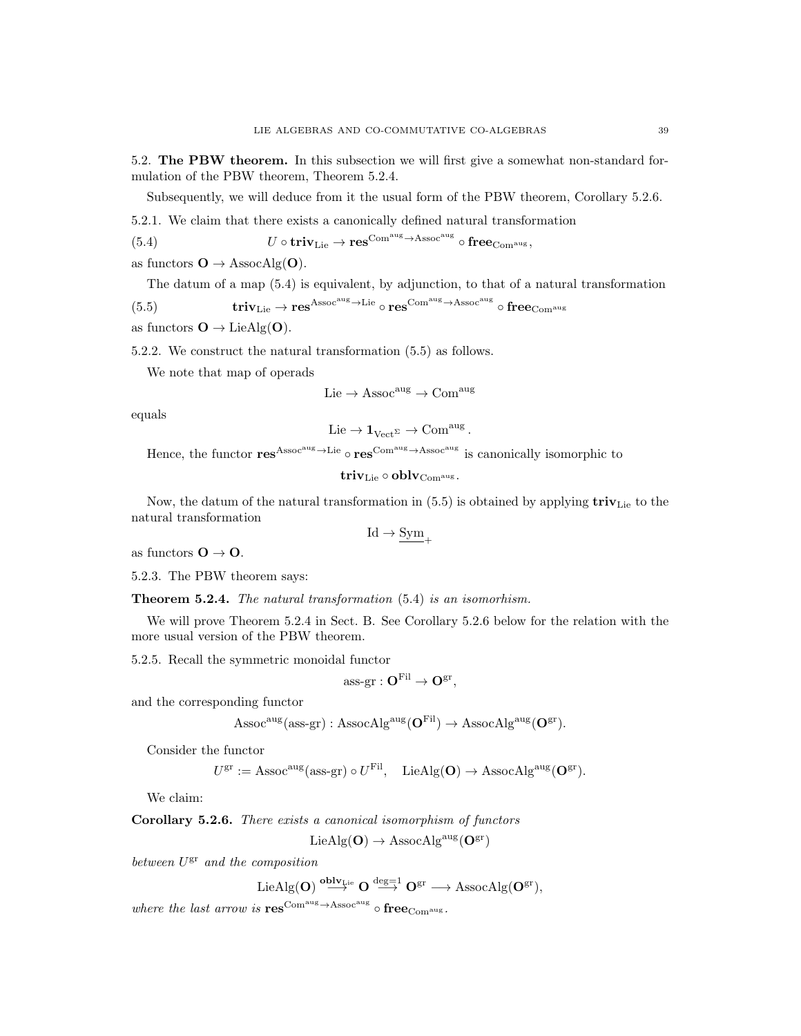5.2. **The PBW theorem.** In this subsection we will first give a somewhat non-standard formulation of the PBW theorem, Theorem 5.2.4.

Subsequently, we will deduce from it the usual form of the PBW theorem, Corollary 5.2.6.

5.2.1. We claim that there exists a canonically defined natural transformation

$$U \circ \mathbf{triv}_{\mathrm{Lie}} \to \mathbf{res}^{\mathrm{Com}^{\mathrm{aug}} \to \mathrm{Assoc}^{\mathrm{aug}}} \circ \mathbf{free}_{\mathrm{Com}^{\mathrm{aug}}}, \tag{5.4}$$

as functors $\mathbf{O} \to \mathrm{AssocAlg}(\mathbf{O})$.

The datum of a map (5.4) is equivalent, by adjunction, to that of a natural transformation

$$\mathbf{triv}_{\mathrm{Lie}} \to \mathbf{res}^{\mathrm{Assoc}^{\mathrm{aug}} \to \mathrm{Lie}} \circ \mathbf{res}^{\mathrm{Com}^{\mathrm{aug}} \to \mathrm{Assoc}^{\mathrm{aug}}} \circ \mathbf{free}_{\mathrm{Com}^{\mathrm{aug}}} \tag{5.5}$$

as functors $\mathbf{O} \to \mathrm{LieAlg}(\mathbf{O})$.

5.2.2. We construct the natural transformation (5.5) as follows.

We note that map of operads

$$\mathrm{Lie} \to \mathrm{Assoc}^{\mathrm{aug}} \to \mathrm{Com}^{\mathrm{aug}}$$

equals

$$\mathrm{Lie} \to \mathbf{1}_{\mathrm{Vect}^{\Sigma}} \to \mathrm{Com}^{\mathrm{aug}}.$$

Hence, the functor $\mathbf{res}^{\mathrm{Assoc}^{\mathrm{aug}} \to \mathrm{Lie}} \circ \mathbf{res}^{\mathrm{Com}^{\mathrm{aug}} \to \mathrm{Assoc}^{\mathrm{aug}}}$ is canonically isomorphic to

$$\mathbf{triv}_{\mathrm{Lie}} \circ \mathbf{oblv}_{\mathrm{Com}^{\mathrm{aug}}}.$$

Now, the datum of the natural transformation in (5.5) is obtained by applying $\mathbf{triv}_{\mathrm{Lie}}$ to the natural transformation

$$\mathrm{Id} \to \underline{\mathrm{Sym}}_{+}$$

as functors $\mathbf{O} \to \mathbf{O}$.

5.2.3. The PBW theorem says:

**Theorem 5.2.4.** *The natural transformation* (5.4) *is an isomorhism.*

We will prove Theorem 5.2.4 in Sect. B. See Corollary 5.2.6 below for the relation with the more usual version of the PBW theorem.

5.2.5. Recall the symmetric monoidal functor

$$\text{ass-gr} : \mathbf{O}^{\mathrm{Fil}} \to \mathbf{O}^{\mathrm{gr}},$$

and the corresponding functor

$$\mathrm{Assoc}^{\mathrm{aug}}(\text{ass-gr}) : \mathrm{AssocAlg}^{\mathrm{aug}}(\mathbf{O}^{\mathrm{Fil}}) \to \mathrm{AssocAlg}^{\mathrm{aug}}(\mathbf{O}^{\mathrm{gr}}).$$

Consider the functor

$$U^{\mathrm{gr}} := \mathrm{Assoc}^{\mathrm{aug}}(\text{ass-gr}) \circ U^{\mathrm{Fil}}, \quad \mathrm{LieAlg}(\mathbf{O}) \to \mathrm{AssocAlg}^{\mathrm{aug}}(\mathbf{O}^{\mathrm{gr}}).$$

We claim:

**Corollary 5.2.6.** *There exists a canonical isomorphism of functors*

$$\mathrm{LieAlg}(\mathbf{O}) \to \mathrm{AssocAlg}^{\mathrm{aug}}(\mathbf{O}^{\mathrm{gr}})$$

*between* $U^{\mathrm{gr}}$ *and the composition*

$$\mathrm{LieAlg}(\mathbf{O}) \overset{\mathbf{oblv}_{\mathrm{Lie}}}{\longrightarrow} \mathbf{O} \overset{\deg=1}{\longrightarrow} \mathbf{O}^{\mathrm{gr}} \longrightarrow \mathrm{AssocAlg}(\mathbf{O}^{\mathrm{gr}}),$$

*where the last arrow is* $\mathbf{res}^{\mathrm{Com}^{\mathrm{aug}} \to \mathrm{Assoc}^{\mathrm{aug}}} \circ \mathbf{free}_{\mathrm{Com}^{\mathrm{aug}}}$.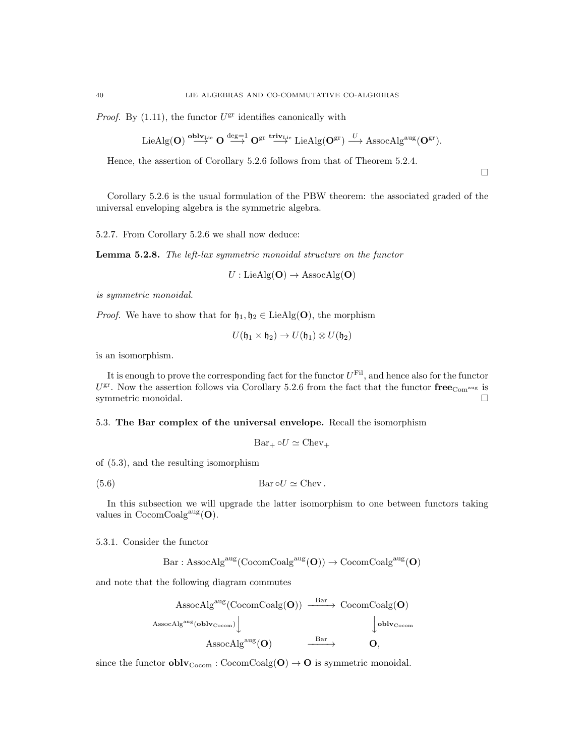*Proof.* By (1.11), the functor $U^{\mathrm{gr}}$ identifies canonically with

$$\mathrm{LieAlg}(\mathbf{O}) \overset{\mathbf{oblv}_{\mathrm{Lie}}}{\longrightarrow} \mathbf{O} \overset{\deg=1}{\longrightarrow} \mathbf{O}^{\mathrm{gr}} \overset{\mathbf{triv}_{\mathrm{Lie}}}{\longrightarrow} \mathrm{LieAlg}(\mathbf{O}^{\mathrm{gr}}) \overset{U}{\longrightarrow} \mathrm{AssocAlg}^{\mathrm{aug}}(\mathbf{O}^{\mathrm{gr}}).$$

Hence, the assertion of Corollary 5.2.6 follows from that of Theorem 5.2.4. $\square$

Corollary 5.2.6 is the usual formulation of the PBW theorem: the associated graded of the universal enveloping algebra is the symmetric algebra.

5.2.7. From Corollary 5.2.6 we shall now deduce:

**Lemma 5.2.8.** *The left-lax symmetric monoidal structure on the functor*

$$U : \mathrm{LieAlg}(\mathbf{O}) \to \mathrm{AssocAlg}(\mathbf{O})$$

*is symmetric monoidal.*

*Proof.* We have to show that for $\mathfrak{h}_1, \mathfrak{h}_2 \in \mathrm{LieAlg}(\mathbf{O})$, the morphism

$$U(\mathfrak{h}_1 \times \mathfrak{h}_2) \to U(\mathfrak{h}_1) \otimes U(\mathfrak{h}_2)$$

is an isomorphism.

It is enough to prove the corresponding fact for the functor $U^{\mathrm{Fil}}$, and hence also for the functor $U^{\mathrm{gr}}$. Now the assertion follows via Corollary 5.2.6 from the fact that the functor $\mathbf{free}_{\mathrm{Com}^{\mathrm{aug}}}$ is symmetric monoidal. $\square$

5.3. **The Bar complex of the universal envelope.** Recall the isomorphism

$$\mathrm{Bar}_+ \circ U \simeq \mathrm{Chev}_+$$

of (5.3), and the resulting isomorphism

$$\mathrm{Bar} \circ U \simeq \mathrm{Chev}\,. \tag{5.6}$$

In this subsection we will upgrade the latter isomorphism to one between functors taking values in $\mathrm{CocomCoalg}^{\mathrm{aug}}(\mathbf{O})$.

5.3.1. Consider the functor

$$\mathrm{Bar} : \mathrm{AssocAlg}^{\mathrm{aug}}(\mathrm{CocomCoalg}^{\mathrm{aug}}(\mathbf{O})) \to \mathrm{CocomCoalg}^{\mathrm{aug}}(\mathbf{O})$$

and note that the following diagram commutes

$$\begin{array}{ccc}
\mathrm{AssocAlg}^{\mathrm{aug}}(\mathrm{CocomCoalg}(\mathbf{O})) & \xrightarrow{\mathrm{Bar}} & \mathrm{CocomCoalg}(\mathbf{O}) \\
\Big\downarrow {\scriptstyle \mathrm{AssocAlg}^{\mathrm{aug}}(\mathbf{oblv}_{\mathrm{Cocom}})} & & \Big\downarrow {\scriptstyle \mathbf{oblv}_{\mathrm{Cocom}}} \\
\mathrm{AssocAlg}^{\mathrm{aug}}(\mathbf{O}) & \xrightarrow{\mathrm{Bar}} & \mathbf{O},
\end{array}$$

since the functor $\mathbf{oblv}_{\mathrm{Cocom}} : \mathrm{CocomCoalg}(\mathbf{O}) \to \mathbf{O}$ is symmetric monoidal.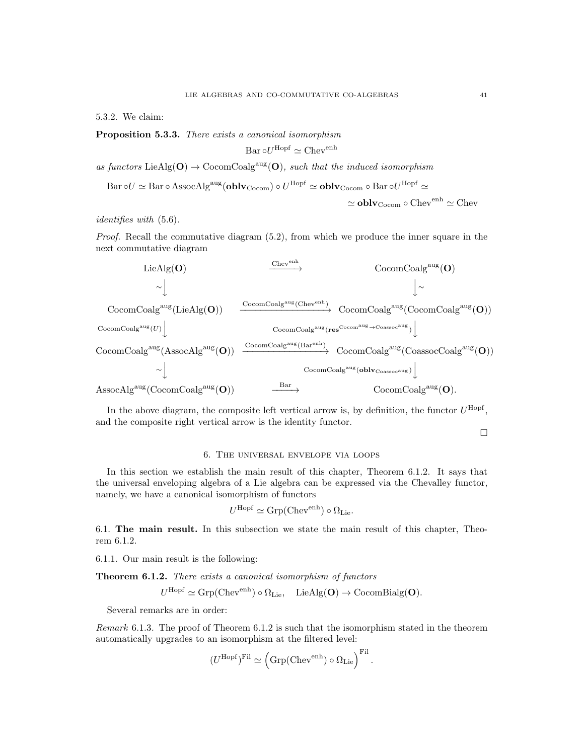5.3.2. We claim:

**Proposition 5.3.3.** *There exists a canonical isomorphism*

$$\mathrm{Bar} \circ U^{\mathrm{Hopf}} \simeq \mathrm{Chev}^{\mathrm{enh}}$$

*as functors* $\mathrm{LieAlg}(\mathbf{O}) \to \mathrm{CocomCoalg}^{\mathrm{aug}}(\mathbf{O})$*, such that the induced isomorphism*

$$\mathrm{Bar} \circ U \simeq \mathrm{Bar} \circ \mathrm{AssocAlg}^{\mathrm{aug}}(\mathbf{oblv}_{\mathrm{Cocom}}) \circ U^{\mathrm{Hopf}} \simeq \mathbf{oblv}_{\mathrm{Cocom}} \circ \mathrm{Bar} \circ U^{\mathrm{Hopf}} \simeq$$
$$\simeq \mathbf{oblv}_{\mathrm{Cocom}} \circ \mathrm{Chev}^{\mathrm{enh}} \simeq \mathrm{Chev}$$

*identifies with* (5.6).

*Proof.* Recall the commutative diagram (5.2), from which we produce the inner square in the next commutative diagram

$$\begin{array}{ccc}
\mathrm{LieAlg}(\mathbf{O}) & \xrightarrow{\mathrm{Chev}^{\mathrm{enh}}} & \mathrm{CocomCoalg}^{\mathrm{aug}}(\mathbf{O}) \\
\sim\downarrow & & \downarrow\sim \\
\mathrm{CocomCoalg}^{\mathrm{aug}}(\mathrm{LieAlg}(\mathbf{O})) & \xrightarrow{\mathrm{CocomCoalg}^{\mathrm{aug}}(\mathrm{Chev}^{\mathrm{enh}})} & \mathrm{CocomCoalg}^{\mathrm{aug}}(\mathrm{CocomCoalg}^{\mathrm{aug}}(\mathbf{O})) \\
{\scriptstyle \mathrm{CocomCoalg}^{\mathrm{aug}}(U)}\downarrow & & \downarrow{\scriptstyle \mathrm{CocomCoalg}^{\mathrm{aug}}(\mathbf{res}^{\mathrm{Cocom}^{\mathrm{aug}} \to \mathrm{Coassoc}^{\mathrm{aug}}})} \\
\mathrm{CocomCoalg}^{\mathrm{aug}}(\mathrm{AssocAlg}^{\mathrm{aug}}(\mathbf{O})) & \xrightarrow{\mathrm{CocomCoalg}^{\mathrm{aug}}(\mathrm{Bar}^{\mathrm{enh}})} & \mathrm{CocomCoalg}^{\mathrm{aug}}(\mathrm{CoassocCoalg}^{\mathrm{aug}}(\mathbf{O})) \\
\sim\downarrow & & \downarrow{\scriptstyle \mathrm{CocomCoalg}^{\mathrm{aug}}(\mathbf{oblv}_{\mathrm{Coassoc}^{\mathrm{aug}}})} \\
\mathrm{AssocAlg}^{\mathrm{aug}}(\mathrm{CocomCoalg}^{\mathrm{aug}}(\mathbf{O})) & \xrightarrow{\mathrm{Bar}} & \mathrm{CocomCoalg}^{\mathrm{aug}}(\mathbf{O}).
\end{array}$$

In the above diagram, the composite left vertical arrow is, by definition, the functor $U^{\mathrm{Hopf}}$, and the composite right vertical arrow is the identity functor.

□

## 6. The universal envelope via loops

In this section we establish the main result of this chapter, Theorem 6.1.2. It says that the universal enveloping algebra of a Lie algebra can be expressed via the Chevalley functor, namely, we have a canonical isomorphism of functors

$$U^{\mathrm{Hopf}} \simeq \mathrm{Grp}(\mathrm{Chev}^{\mathrm{enh}}) \circ \Omega_{\mathrm{Lie}}.$$

### 6.1. **The main result.** 

In this subsection we state the main result of this chapter, Theorem 6.1.2.

6.1.1. Our main result is the following:

**Theorem 6.1.2.** *There exists a canonical isomorphism of functors*

$$U^{\mathrm{Hopf}} \simeq \mathrm{Grp}(\mathrm{Chev}^{\mathrm{enh}}) \circ \Omega_{\mathrm{Lie}}, \quad \mathrm{LieAlg}(\mathbf{O}) \to \mathrm{CocomBialg}(\mathbf{O}).$$

Several remarks are in order:

*Remark* 6.1.3. The proof of Theorem 6.1.2 is such that the isomorphism stated in the theorem automatically upgrades to an isomorphism at the filtered level:

$$(U^{\mathrm{Hopf}})^{\mathrm{Fil}} \simeq \Big(\mathrm{Grp}(\mathrm{Chev}^{\mathrm{enh}}) \circ \Omega_{\mathrm{Lie}}\Big)^{\mathrm{Fil}}.$$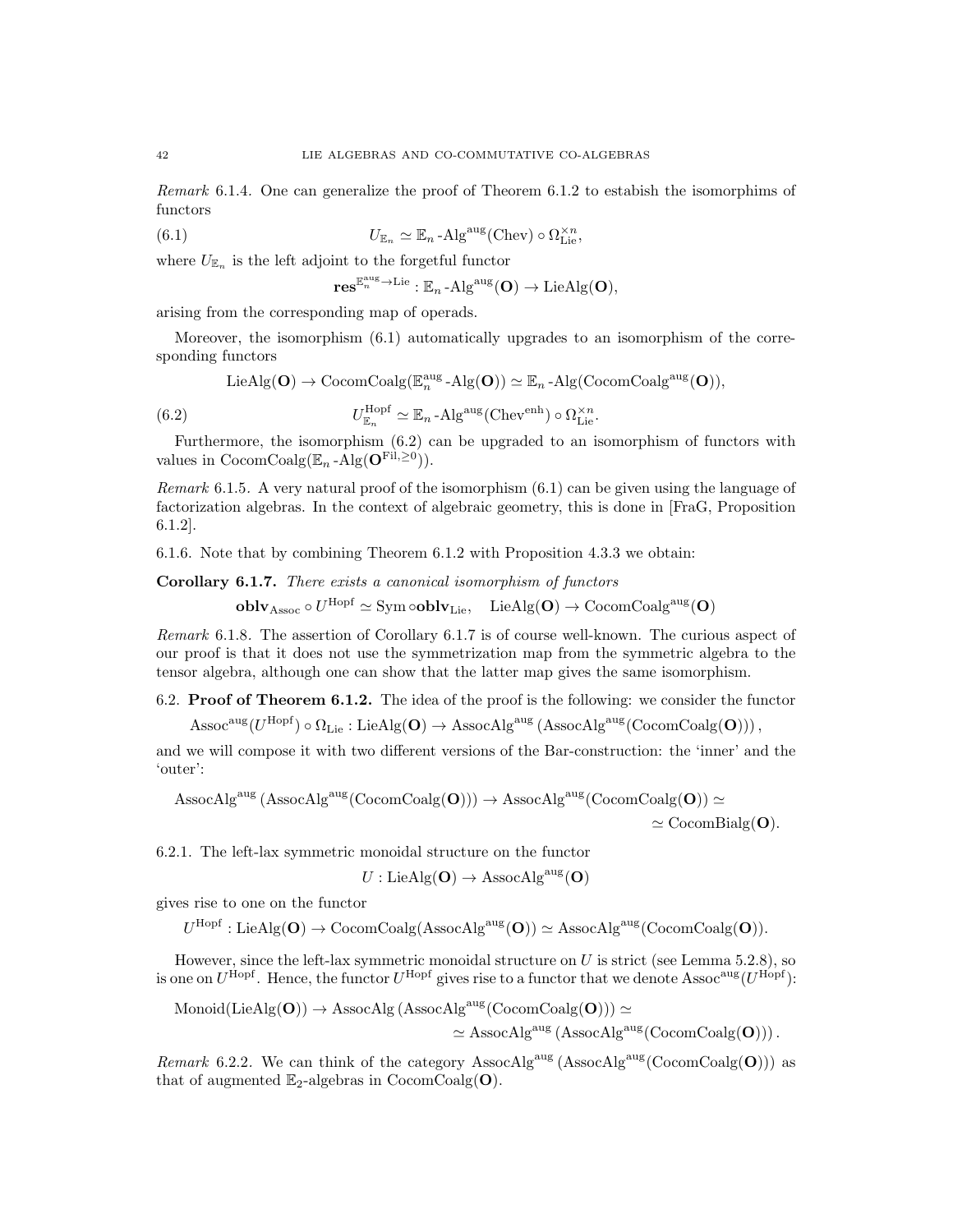*Remark* 6.1.4. One can generalize the proof of Theorem 6.1.2 to estabish the isomorphims of functors

$$U_{\mathbb{E}_n} \simeq \mathbb{E}_n\text{-Alg}^{\text{aug}}(\text{Chev}) \circ \Omega_{\text{Lie}}^{\times n}, \tag{6.1}$$

where $U_{\mathbb{E}_n}$ is the left adjoint to the forgetful functor

$$\mathbf{res}^{\mathbb{E}_n^{\text{aug}} \to \text{Lie}} : \mathbb{E}_n\text{-Alg}^{\text{aug}}(\mathbf{O}) \to \text{LieAlg}(\mathbf{O}),$$

arising from the corresponding map of operads.

Moreover, the isomorphism (6.1) automatically upgrades to an isomorphism of the corresponding functors

$$\text{LieAlg}(\mathbf{O}) \to \text{CocomCoalg}(\mathbb{E}_n^{\text{aug}}\text{-Alg}(\mathbf{O})) \simeq \mathbb{E}_n\text{-Alg}(\text{CocomCoalg}^{\text{aug}}(\mathbf{O})),$$

$$U_{\mathbb{E}_n}^{\text{Hopf}} \simeq \mathbb{E}_n\text{-Alg}^{\text{aug}}(\text{Chev}^{\text{enh}}) \circ \Omega_{\text{Lie}}^{\times n}. \tag{6.2}$$

Furthermore, the isomorphism (6.2) can be upgraded to an isomorphism of functors with values in $\text{CocomCoalg}(\mathbb{E}_n\text{-Alg}(\mathbf{O}^{\text{Fil},\geq 0}))$.

*Remark* 6.1.5. A very natural proof of the isomorphism (6.1) can be given using the language of factorization algebras. In the context of algebraic geometry, this is done in [FraG, Proposition 6.1.2].

6.1.6. Note that by combining Theorem 6.1.2 with Proposition 4.3.3 we obtain:

**Corollary 6.1.7.** *There exists a canonical isomorphism of functors*

$$\mathbf{oblv}_{\text{Assoc}} \circ U^{\text{Hopf}} \simeq \text{Sym} \circ \mathbf{oblv}_{\text{Lie}}, \quad \text{LieAlg}(\mathbf{O}) \to \text{CocomCoalg}^{\text{aug}}(\mathbf{O})$$

*Remark* 6.1.8. The assertion of Corollary 6.1.7 is of course well-known. The curious aspect of our proof is that it does not use the symmetrization map from the symmetric algebra to the tensor algebra, although one can show that the latter map gives the same isomorphism.

## 6.2. Proof of Theorem 6.1.2.

The idea of the proof is the following: we consider the functor

$$\text{Assoc}^{\text{aug}}(U^{\text{Hopf}}) \circ \Omega_{\text{Lie}} : \text{LieAlg}(\mathbf{O}) \to \text{AssocAlg}^{\text{aug}}\left(\text{AssocAlg}^{\text{aug}}(\text{CocomCoalg}(\mathbf{O}))\right),$$

and we will compose it with two different versions of the Bar-construction: the 'inner' and the 'outer':

$$\text{AssocAlg}^{\text{aug}}\left(\text{AssocAlg}^{\text{aug}}(\text{CocomCoalg}(\mathbf{O}))\right) \to \text{AssocAlg}^{\text{aug}}(\text{CocomCoalg}(\mathbf{O})) \simeq \simeq \text{CocomBialg}(\mathbf{O}).$$

6.2.1. The left-lax symmetric monoidal structure on the functor

$$U : \text{LieAlg}(\mathbf{O}) \to \text{AssocAlg}^{\text{aug}}(\mathbf{O})$$

gives rise to one on the functor

$$U^{\text{Hopf}} : \text{LieAlg}(\mathbf{O}) \to \text{CocomCoalg}(\text{AssocAlg}^{\text{aug}}(\mathbf{O})) \simeq \text{AssocAlg}^{\text{aug}}(\text{CocomCoalg}(\mathbf{O})).$$

However, since the left-lax symmetric monoidal structure on $U$ is strict (see Lemma 5.2.8), so is one on $U^{\text{Hopf}}$. Hence, the functor $U^{\text{Hopf}}$ gives rise to a functor that we denote $\text{Assoc}^{\text{aug}}(U^{\text{Hopf}})$:

$$\text{Monoid}(\text{LieAlg}(\mathbf{O})) \to \text{AssocAlg}\left(\text{AssocAlg}^{\text{aug}}(\text{CocomCoalg}(\mathbf{O}))\right) \simeq \simeq \text{AssocAlg}^{\text{aug}}\left(\text{AssocAlg}^{\text{aug}}(\text{CocomCoalg}(\mathbf{O}))\right).$$

*Remark* 6.2.2. We can think of the category $\text{AssocAlg}^{\text{aug}}\left(\text{AssocAlg}^{\text{aug}}(\text{CocomCoalg}(\mathbf{O}))\right)$ as that of augmented $\mathbb{E}_2$-algebras in $\text{CocomCoalg}(\mathbf{O})$.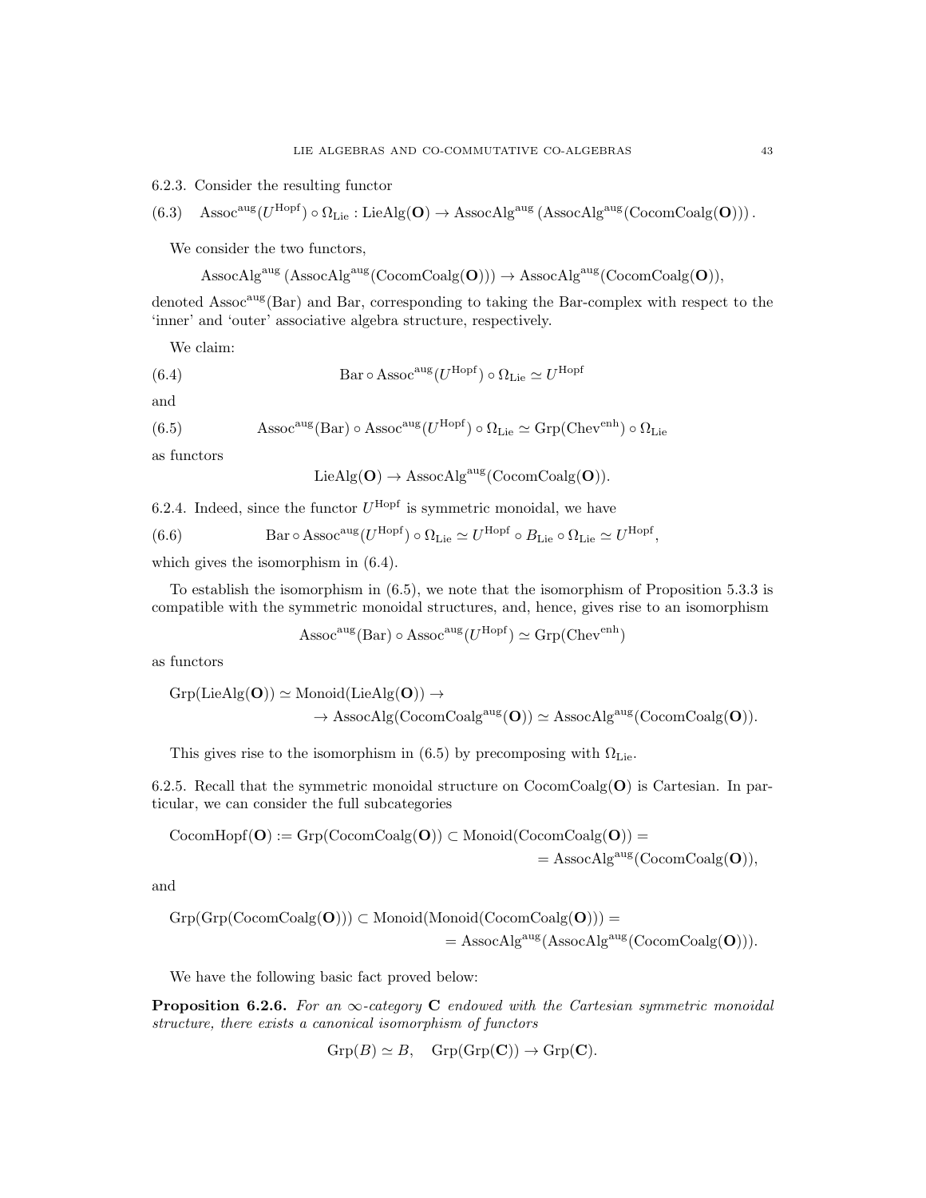6.2.3. Consider the resulting functor

$$\mathrm{Assoc}^{\mathrm{aug}}(U^{\mathrm{Hopf}}) \circ \Omega_{\mathrm{Lie}} : \mathrm{LieAlg}(\mathbf{O}) \to \mathrm{AssocAlg}^{\mathrm{aug}}\left(\mathrm{AssocAlg}^{\mathrm{aug}}(\mathrm{CocomCoalg}(\mathbf{O}))\right). \tag{6.3}$$

We consider the two functors,

$$\mathrm{AssocAlg}^{\mathrm{aug}}\left(\mathrm{AssocAlg}^{\mathrm{aug}}(\mathrm{CocomCoalg}(\mathbf{O}))\right) \to \mathrm{AssocAlg}^{\mathrm{aug}}(\mathrm{CocomCoalg}(\mathbf{O})),$$

denoted $\mathrm{Assoc}^{\mathrm{aug}}(\mathrm{Bar})$ and Bar, corresponding to taking the Bar-complex with respect to the 'inner' and 'outer' associative algebra structure, respectively.

We claim:

$$\mathrm{Bar} \circ \mathrm{Assoc}^{\mathrm{aug}}(U^{\mathrm{Hopf}}) \circ \Omega_{\mathrm{Lie}} \simeq U^{\mathrm{Hopf}} \tag{6.4}$$

and

$$\mathrm{Assoc}^{\mathrm{aug}}(\mathrm{Bar}) \circ \mathrm{Assoc}^{\mathrm{aug}}(U^{\mathrm{Hopf}}) \circ \Omega_{\mathrm{Lie}} \simeq \mathrm{Grp}(\mathrm{Chev}^{\mathrm{enh}}) \circ \Omega_{\mathrm{Lie}} \tag{6.5}$$

as functors

$$\mathrm{LieAlg}(\mathbf{O}) \to \mathrm{AssocAlg}^{\mathrm{aug}}(\mathrm{CocomCoalg}(\mathbf{O})).$$

6.2.4. Indeed, since the functor $U^{\mathrm{Hopf}}$ is symmetric monoidal, we have

$$\mathrm{Bar} \circ \mathrm{Assoc}^{\mathrm{aug}}(U^{\mathrm{Hopf}}) \circ \Omega_{\mathrm{Lie}} \simeq U^{\mathrm{Hopf}} \circ B_{\mathrm{Lie}} \circ \Omega_{\mathrm{Lie}} \simeq U^{\mathrm{Hopf}}, \tag{6.6}$$

which gives the isomorphism in (6.4).

To establish the isomorphism in (6.5), we note that the isomorphism of Proposition 5.3.3 is compatible with the symmetric monoidal structures, and, hence, gives rise to an isomorphism

$$\mathrm{Assoc}^{\mathrm{aug}}(\mathrm{Bar}) \circ \mathrm{Assoc}^{\mathrm{aug}}(U^{\mathrm{Hopf}}) \simeq \mathrm{Grp}(\mathrm{Chev}^{\mathrm{enh}})$$

as functors

$$\mathrm{Grp}(\mathrm{LieAlg}(\mathbf{O})) \simeq \mathrm{Monoid}(\mathrm{LieAlg}(\mathbf{O})) \to$$
$$\to \mathrm{AssocAlg}(\mathrm{CocomCoalg}^{\mathrm{aug}}(\mathbf{O})) \simeq \mathrm{AssocAlg}^{\mathrm{aug}}(\mathrm{CocomCoalg}(\mathbf{O})).$$

This gives rise to the isomorphism in (6.5) by precomposing with $\Omega_{\mathrm{Lie}}$.

6.2.5. Recall that the symmetric monoidal structure on $\mathrm{CocomCoalg}(\mathbf{O})$ is Cartesian. In particular, we can consider the full subcategories

$$\mathrm{CocomHopf}(\mathbf{O}) := \mathrm{Grp}(\mathrm{CocomCoalg}(\mathbf{O})) \subset \mathrm{Monoid}(\mathrm{CocomCoalg}(\mathbf{O})) =$$
$$= \mathrm{AssocAlg}^{\mathrm{aug}}(\mathrm{CocomCoalg}(\mathbf{O})),$$

and

$$\mathrm{Grp}(\mathrm{Grp}(\mathrm{CocomCoalg}(\mathbf{O}))) \subset \mathrm{Monoid}(\mathrm{Monoid}(\mathrm{CocomCoalg}(\mathbf{O}))) =$$
$$= \mathrm{AssocAlg}^{\mathrm{aug}}(\mathrm{AssocAlg}^{\mathrm{aug}}(\mathrm{CocomCoalg}(\mathbf{O}))).$$

We have the following basic fact proved below:

**Proposition 6.2.6.** *For an $\infty$-category $\mathbf{C}$ endowed with the Cartesian symmetric monoidal structure, there exists a canonical isomorphism of functors*

$$\mathrm{Grp}(B) \simeq B, \quad \mathrm{Grp}(\mathrm{Grp}(\mathbf{C})) \to \mathrm{Grp}(\mathbf{C}).$$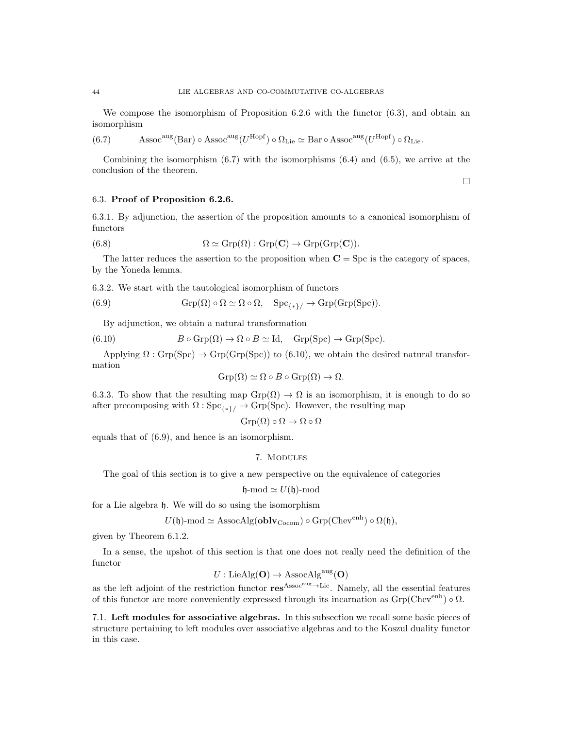We compose the isomorphism of Proposition 6.2.6 with the functor (6.3), and obtain an isomorphism

$$\text{Assoc}^{\text{aug}}(\text{Bar}) \circ \text{Assoc}^{\text{aug}}(U^{\text{Hopf}}) \circ \Omega_{\text{Lie}} \simeq \text{Bar} \circ \text{Assoc}^{\text{aug}}(U^{\text{Hopf}}) \circ \Omega_{\text{Lie}}. \tag{6.7}$$

Combining the isomorphism (6.7) with the isomorphisms (6.4) and (6.5), we arrive at the conclusion of the theorem.

□

## 6.3. Proof of Proposition 6.2.6.

6.3.1. By adjunction, the assertion of the proposition amounts to a canonical isomorphism of functors

$$\Omega \simeq \text{Grp}(\Omega) : \text{Grp}(\mathbf{C}) \to \text{Grp}(\text{Grp}(\mathbf{C})). \tag{6.8}$$

The latter reduces the assertion to the proposition when $\mathbf{C} = \text{Spc}$ is the category of spaces, by the Yoneda lemma.

6.3.2. We start with the tautological isomorphism of functors

$$\text{Grp}(\Omega) \circ \Omega \simeq \Omega \circ \Omega, \quad \text{Spc}_{\{*\}/} \to \text{Grp}(\text{Grp}(\text{Spc})). \tag{6.9}$$

By adjunction, we obtain a natural transformation

$$B \circ \text{Grp}(\Omega) \to \Omega \circ B \simeq \text{Id}, \quad \text{Grp}(\text{Spc}) \to \text{Grp}(\text{Spc}). \tag{6.10}$$

Applying $\Omega : \text{Grp}(\text{Spc}) \to \text{Grp}(\text{Grp}(\text{Spc}))$ to (6.10), we obtain the desired natural transformation

$$\text{Grp}(\Omega) \simeq \Omega \circ B \circ \text{Grp}(\Omega) \to \Omega.$$

6.3.3. To show that the resulting map $\text{Grp}(\Omega) \to \Omega$ is an isomorphism, it is enough to do so after precomposing with $\Omega : \text{Spc}_{\{*\}/} \to \text{Grp}(\text{Spc})$. However, the resulting map

$$\text{Grp}(\Omega) \circ \Omega \to \Omega \circ \Omega$$

equals that of (6.9), and hence is an isomorphism.

# 7. Modules

The goal of this section is to give a new perspective on the equivalence of categories

$$\mathfrak{h}\text{-mod} \simeq U(\mathfrak{h})\text{-mod}$$

for a Lie algebra $\mathfrak{h}$. We will do so using the isomorphism

$$U(\mathfrak{h})\text{-mod} \simeq \text{AssocAlg}(\mathbf{oblv}_{\text{Cocom}}) \circ \text{Grp}(\text{Chev}^{\text{enh}}) \circ \Omega(\mathfrak{h}),$$

given by Theorem 6.1.2.

In a sense, the upshot of this section is that one does not really need the definition of the functor

$$U : \text{LieAlg}(\mathbf{O}) \to \text{AssocAlg}^{\text{aug}}(\mathbf{O})$$

as the left adjoint of the restriction functor $\mathbf{res}^{\text{Assoc}^{\text{aug}} \to \text{Lie}}$. Namely, all the essential features of this functor are more conveniently expressed through its incarnation as $\text{Grp}(\text{Chev}^{\text{enh}}) \circ \Omega$.

**7.1. Left modules for associative algebras.** In this subsection we recall some basic pieces of structure pertaining to left modules over associative algebras and to the Koszul duality functor in this case.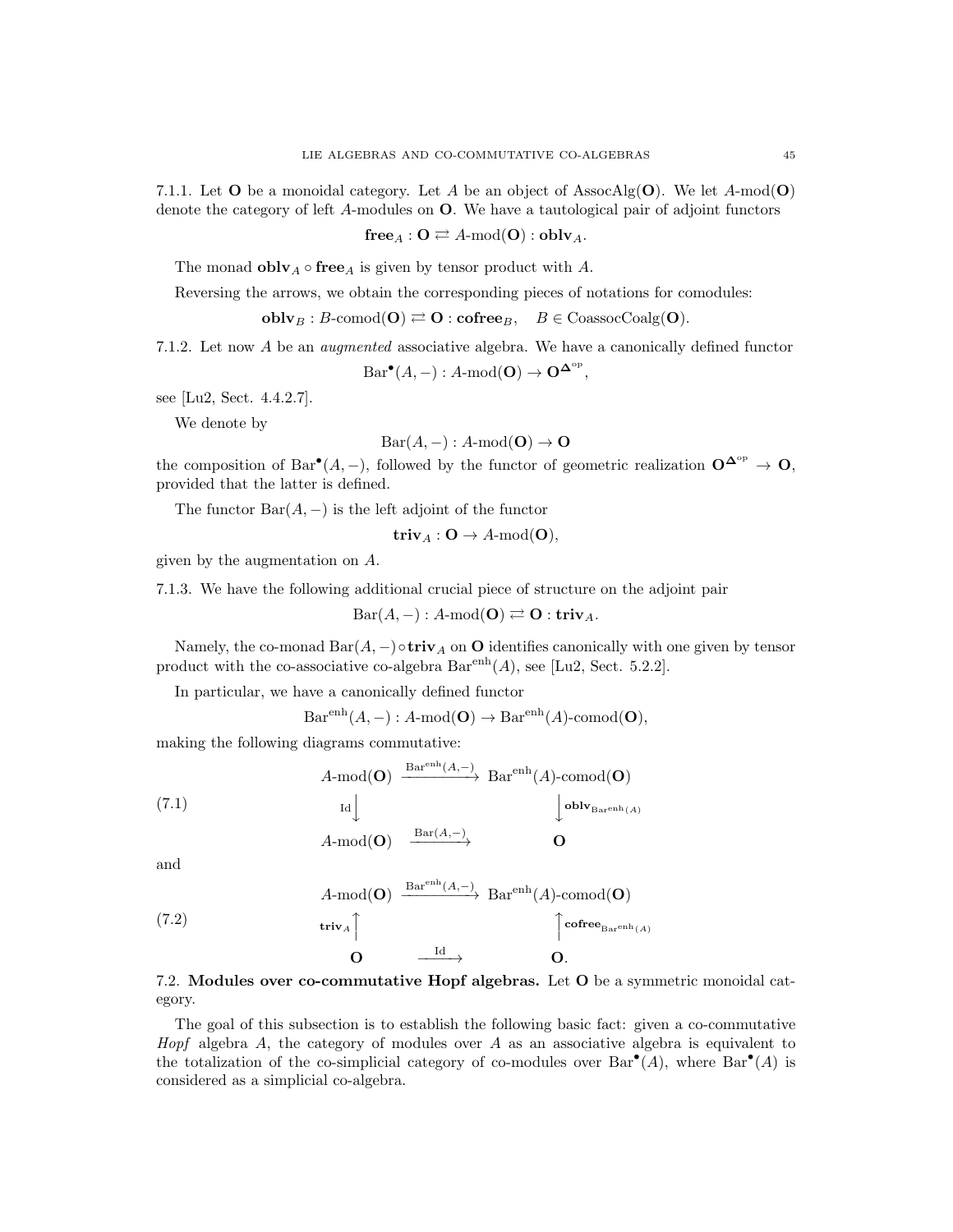7.1.1. Let $\mathbf{O}$ be a monoidal category. Let $A$ be an object of $\mathrm{AssocAlg}(\mathbf{O})$. We let $A\text{-mod}(\mathbf{O})$ denote the category of left $A$-modules on $\mathbf{O}$. We have a tautological pair of adjoint functors

$$\mathbf{free}_A : \mathbf{O} \rightleftarrows A\text{-mod}(\mathbf{O}) : \mathbf{oblv}_A.$$

The monad $\mathbf{oblv}_A \circ \mathbf{free}_A$ is given by tensor product with $A$.

Reversing the arrows, we obtain the corresponding pieces of notations for comodules:

$$\mathbf{oblv}_B : B\text{-comod}(\mathbf{O}) \rightleftarrows \mathbf{O} : \mathbf{cofree}_B, \quad B \in \mathrm{CoassocCoalg}(\mathbf{O}).$$

7.1.2. Let now $A$ be an *augmented* associative algebra. We have a canonically defined functor

$$\mathrm{Bar}^\bullet(A, -) : A\text{-mod}(\mathbf{O}) \to \mathbf{O}^{\mathbf{\Delta}^{\mathrm{op}}},$$

see [Lu2, Sect. 4.4.2.7].

We denote by

$$\mathrm{Bar}(A, -) : A\text{-mod}(\mathbf{O}) \to \mathbf{O}$$

the composition of $\mathrm{Bar}^\bullet(A, -)$, followed by the functor of geometric realization $\mathbf{O}^{\mathbf{\Delta}^{\mathrm{op}}} \to \mathbf{O}$, provided that the latter is defined.

The functor $\mathrm{Bar}(A, -)$ is the left adjoint of the functor

$$\mathbf{triv}_A : \mathbf{O} \to A\text{-mod}(\mathbf{O}),$$

given by the augmentation on $A$.

7.1.3. We have the following additional crucial piece of structure on the adjoint pair

$$\mathrm{Bar}(A, -) : A\text{-mod}(\mathbf{O}) \rightleftarrows \mathbf{O} : \mathbf{triv}_A.$$

Namely, the co-monad $\mathrm{Bar}(A, -) \circ \mathbf{triv}_A$ on $\mathbf{O}$ identifies canonically with one given by tensor product with the co-associative co-algebra $\mathrm{Bar}^{\mathrm{enh}}(A)$, see [Lu2, Sect. 5.2.2].

In particular, we have a canonically defined functor

$$\mathrm{Bar}^{\mathrm{enh}}(A, -) : A\text{-mod}(\mathbf{O}) \to \mathrm{Bar}^{\mathrm{enh}}(A)\text{-comod}(\mathbf{O}),$$

making the following diagrams commutative:

$$\begin{array}{ccc} A\text{-mod}(\mathbf{O}) & \xrightarrow{\mathrm{Bar}^{\mathrm{enh}}(A,-)} & \mathrm{Bar}^{\mathrm{enh}}(A)\text{-comod}(\mathbf{O}) \\ {\scriptstyle \mathrm{Id}}\downarrow & & \downarrow{\scriptstyle \mathbf{oblv}_{\mathrm{Bar}^{\mathrm{enh}}(A)}} \\ A\text{-mod}(\mathbf{O}) & \xrightarrow{\mathrm{Bar}(A,-)} & \mathbf{O} \end{array} \tag{7.1}$$

and

$$\begin{array}{ccc} A\text{-mod}(\mathbf{O}) & \xrightarrow{\mathrm{Bar}^{\mathrm{enh}}(A,-)} & \mathrm{Bar}^{\mathrm{enh}}(A)\text{-comod}(\mathbf{O}) \\ {\scriptstyle \mathbf{triv}_A}\uparrow & & \uparrow{\scriptstyle \mathbf{cofree}_{\mathrm{Bar}^{\mathrm{enh}}(A)}} \\ \mathbf{O} & \xrightarrow{\mathrm{Id}} & \mathbf{O}. \end{array} \tag{7.2}$$

## 7.2. Modules over co-commutative Hopf algebras.

Let $\mathbf{O}$ be a symmetric monoidal category.

The goal of this subsection is to establish the following basic fact: given a co-commutative *Hopf* algebra $A$, the category of modules over $A$ as an associative algebra is equivalent to the totalization of the co-simplicial category of co-modules over $\mathrm{Bar}^\bullet(A)$, where $\mathrm{Bar}^\bullet(A)$ is considered as a simplicial co-algebra.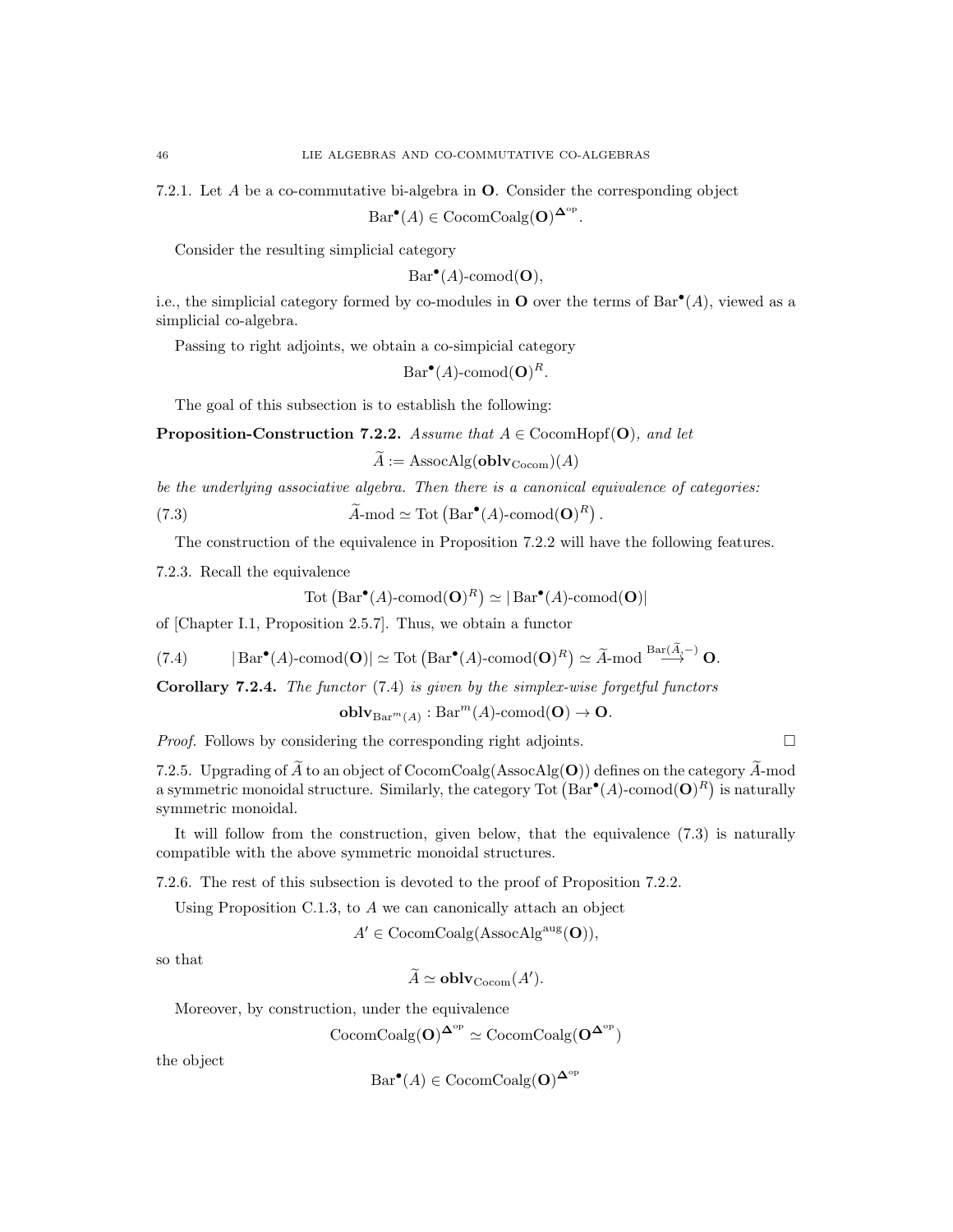7.2.1. Let $A$ be a co-commutative bi-algebra in $\mathbf{O}$. Consider the corresponding object

$$\mathrm{Bar}^\bullet(A) \in \mathrm{CocomCoalg}(\mathbf{O})^{\mathbf{\Delta}^{\mathrm{op}}}.$$

Consider the resulting simplicial category

$$\mathrm{Bar}^\bullet(A)\text{-comod}(\mathbf{O}),$$

i.e., the simplicial category formed by co-modules in $\mathbf{O}$ over the terms of $\mathrm{Bar}^\bullet(A)$, viewed as a simplicial co-algebra.

Passing to right adjoints, we obtain a co-simpicial category

$$\mathrm{Bar}^\bullet(A)\text{-comod}(\mathbf{O})^R.$$

The goal of this subsection is to establish the following:

**Proposition-Construction 7.2.2.** *Assume that $A \in \mathrm{CocomHopf}(\mathbf{O})$, and let*

$$\widetilde{A} := \mathrm{AssocAlg}(\mathbf{oblv}_{\mathrm{Cocom}})(A)$$

*be the underlying associative algebra. Then there is a canonical equivalence of categories:*

$$\widetilde{A}\text{-mod} \simeq \mathrm{Tot}\left(\mathrm{Bar}^\bullet(A)\text{-comod}(\mathbf{O})^R\right). \tag{7.3}$$

The construction of the equivalence in Proposition 7.2.2 will have the following features.

7.2.3. Recall the equivalence

$$\mathrm{Tot}\left(\mathrm{Bar}^\bullet(A)\text{-comod}(\mathbf{O})^R\right) \simeq |\,\mathrm{Bar}^\bullet(A)\text{-comod}(\mathbf{O})|$$

of [Chapter I.1, Proposition 2.5.7]. Thus, we obtain a functor

$$|\,\mathrm{Bar}^\bullet(A)\text{-comod}(\mathbf{O})| \simeq \mathrm{Tot}\left(\mathrm{Bar}^\bullet(A)\text{-comod}(\mathbf{O})^R\right) \simeq \widetilde{A}\text{-mod} \overset{\mathrm{Bar}(\widetilde{A},-)}{\longrightarrow} \mathbf{O}. \tag{7.4}$$

**Corollary 7.2.4.** *The functor (7.4) is given by the simplex-wise forgetful functors*

$$\mathbf{oblv}_{\mathrm{Bar}^m(A)} : \mathrm{Bar}^m(A)\text{-comod}(\mathbf{O}) \to \mathbf{O}.$$

*Proof.* Follows by considering the corresponding right adjoints. $\square$

7.2.5. Upgrading of $\widetilde{A}$ to an object of $\mathrm{CocomCoalg}(\mathrm{AssocAlg}(\mathbf{O}))$ defines on the category $\widetilde{A}$-mod a symmetric monoidal structure. Similarly, the category $\mathrm{Tot}\left(\mathrm{Bar}^\bullet(A)\text{-comod}(\mathbf{O})^R\right)$ is naturally symmetric monoidal.

It will follow from the construction, given below, that the equivalence (7.3) is naturally compatible with the above symmetric monoidal structures.

7.2.6. The rest of this subsection is devoted to the proof of Proposition 7.2.2.

Using Proposition C.1.3, to $A$ we can canonically attach an object

$$A' \in \mathrm{CocomCoalg}(\mathrm{AssocAlg}^{\mathrm{aug}}(\mathbf{O})),$$

so that

$$\widetilde{A} \simeq \mathbf{oblv}_{\mathrm{Cocom}}(A').$$

Moreover, by construction, under the equivalence

$$\mathrm{CocomCoalg}(\mathbf{O})^{\mathbf{\Delta}^{\mathrm{op}}} \simeq \mathrm{CocomCoalg}(\mathbf{O}^{\mathbf{\Delta}^{\mathrm{op}}})$$

the object

$$\mathrm{Bar}^\bullet(A) \in \mathrm{CocomCoalg}(\mathbf{O})^{\mathbf{\Delta}^{\mathrm{op}}}$$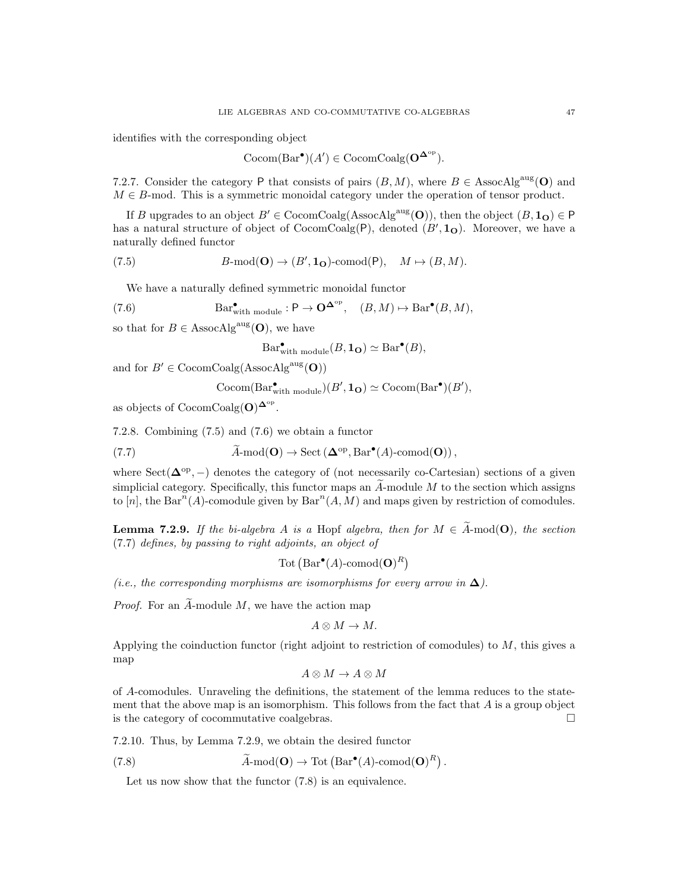identifies with the corresponding object

$$\mathrm{Cocom}(\mathrm{Bar}^\bullet)(A') \in \mathrm{CocomCoalg}(\mathbf{O}^{\mathbf{\Delta}^{\mathrm{op}}}).$$

7.2.7. Consider the category $\mathsf{P}$ that consists of pairs $(B, M)$, where $B \in \mathrm{AssocAlg}^{\mathrm{aug}}(\mathbf{O})$ and $M \in B\text{-mod}$. This is a symmetric monoidal category under the operation of tensor product.

If $B$ upgrades to an object $B' \in \mathrm{CocomCoalg}(\mathrm{AssocAlg}^{\mathrm{aug}}(\mathbf{O}))$, then the object $(B, \mathbf{1_O}) \in \mathsf{P}$ has a natural structure of object of $\mathrm{CocomCoalg}(\mathsf{P})$, denoted $(B', \mathbf{1_O})$. Moreover, we have a naturally defined functor

$$B\text{-mod}(\mathbf{O}) \to (B', \mathbf{1_O})\text{-comod}(\mathsf{P}), \quad M \mapsto (B, M). \tag{7.5}$$

We have a naturally defined symmetric monoidal functor

$$\mathrm{Bar}^\bullet_{\text{with module}} : \mathsf{P} \to \mathbf{O}^{\mathbf{\Delta}^{\mathrm{op}}}, \quad (B, M) \mapsto \mathrm{Bar}^\bullet(B, M), \tag{7.6}$$

so that for $B \in \mathrm{AssocAlg}^{\mathrm{aug}}(\mathbf{O})$, we have

$$\mathrm{Bar}^\bullet_{\text{with module}}(B, \mathbf{1_O}) \simeq \mathrm{Bar}^\bullet(B),$$

and for $B' \in \mathrm{CocomCoalg}(\mathrm{AssocAlg}^{\mathrm{aug}}(\mathbf{O}))$

$$\mathrm{Cocom}(\mathrm{Bar}^\bullet_{\text{with module}})(B', \mathbf{1_O}) \simeq \mathrm{Cocom}(\mathrm{Bar}^\bullet)(B'),$$

as objects of $\mathrm{CocomCoalg}(\mathbf{O})^{\mathbf{\Delta}^{\mathrm{op}}}$.

7.2.8. Combining (7.5) and (7.6) we obtain a functor

$$\widetilde{A}\text{-mod}(\mathbf{O}) \to \mathrm{Sect}\left(\mathbf{\Delta}^{\mathrm{op}}, \mathrm{Bar}^\bullet(A)\text{-comod}(\mathbf{O})\right), \tag{7.7}$$

where $\mathrm{Sect}(\mathbf{\Delta}^{\mathrm{op}}, -)$ denotes the category of (not necessarily co-Cartesian) sections of a given simplicial category. Specifically, this functor maps an $\widetilde{A}$-module $M$ to the section which assigns to $[n]$, the $\mathrm{Bar}^n(A)$-comodule given by $\mathrm{Bar}^n(A, M)$ and maps given by restriction of comodules.

**Lemma 7.2.9.** *If the bi-algebra $A$ is a* Hopf *algebra, then for $M \in \widetilde{A}\text{-mod}(\mathbf{O})$, the section* (7.7) *defines, by passing to right adjoints, an object of*

$$\mathrm{Tot}\left(\mathrm{Bar}^\bullet(A)\text{-comod}(\mathbf{O})^R\right)$$

*(i.e., the corresponding morphisms are isomorphisms for every arrow in $\mathbf{\Delta}$).*

*Proof.* For an $\widetilde{A}$-module $M$, we have the action map

$$A \otimes M \to M.$$

Applying the coinduction functor (right adjoint to restriction of comodules) to $M$, this gives a map

$$A \otimes M \to A \otimes M$$

of $A$-comodules. Unraveling the definitions, the statement of the lemma reduces to the statement that the above map is an isomorphism. This follows from the fact that $A$ is a group object is the category of cocommutative coalgebras. $\square$

7.2.10. Thus, by Lemma 7.2.9, we obtain the desired functor

$$\widetilde{A}\text{-mod}(\mathbf{O}) \to \mathrm{Tot}\left(\mathrm{Bar}^\bullet(A)\text{-comod}(\mathbf{O})^R\right). \tag{7.8}$$

Let us now show that the functor (7.8) is an equivalence.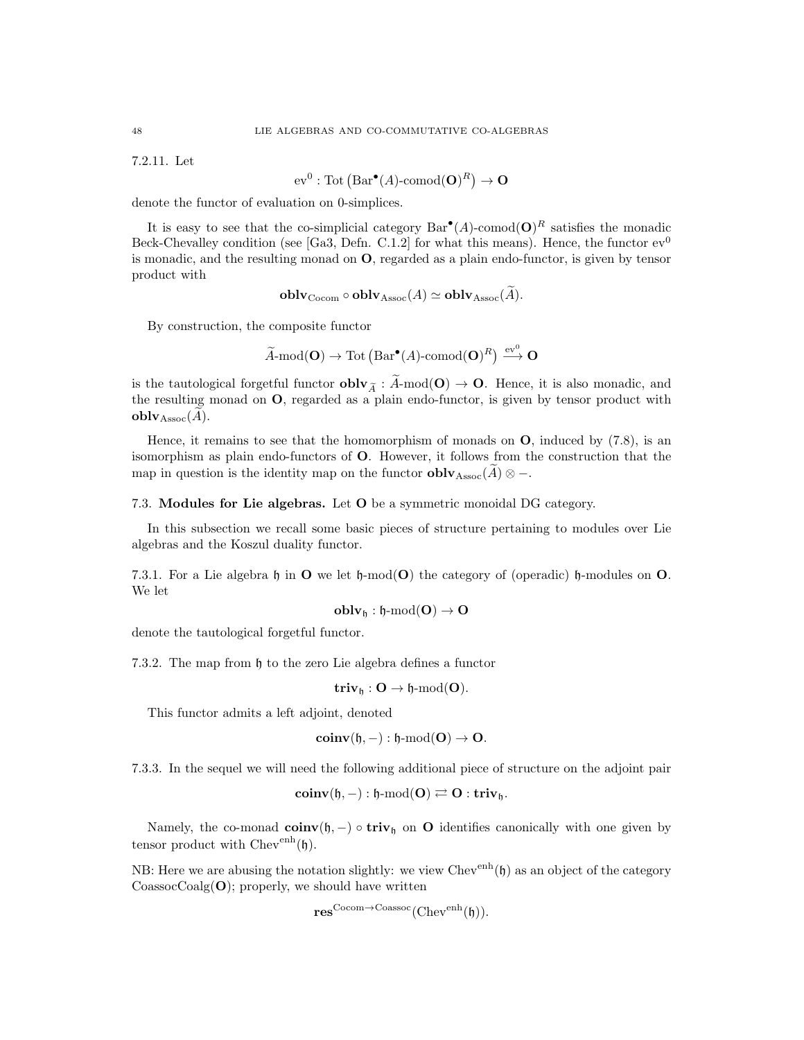7.2.11. Let

$$\mathrm{ev}^0 : \mathrm{Tot}\left(\mathrm{Bar}^\bullet(A)\text{-comod}(\mathbf{O})^R\right) \to \mathbf{O}$$

denote the functor of evaluation on 0-simplices.

It is easy to see that the co-simplicial category $\mathrm{Bar}^\bullet(A)\text{-comod}(\mathbf{O})^R$ satisfies the monadic Beck-Chevalley condition (see [Ga3, Defn. C.1.2] for what this means). Hence, the functor $\mathrm{ev}^0$ is monadic, and the resulting monad on $\mathbf{O}$, regarded as a plain endo-functor, is given by tensor product with

$$\mathbf{oblv}_{\mathrm{Cocom}} \circ \mathbf{oblv}_{\mathrm{Assoc}}(A) \simeq \mathbf{oblv}_{\mathrm{Assoc}}(\widetilde{A}).$$

By construction, the composite functor

$$\widetilde{A}\text{-mod}(\mathbf{O}) \to \mathrm{Tot}\left(\mathrm{Bar}^\bullet(A)\text{-comod}(\mathbf{O})^R\right) \xrightarrow{\mathrm{ev}^0} \mathbf{O}$$

is the tautological forgetful functor $\mathbf{oblv}_{\widetilde{A}} : \widetilde{A}\text{-mod}(\mathbf{O}) \to \mathbf{O}$. Hence, it is also monadic, and the resulting monad on $\mathbf{O}$, regarded as a plain endo-functor, is given by tensor product with $\mathbf{oblv}_{\mathrm{Assoc}}(\widetilde{A})$.

Hence, it remains to see that the homomorphism of monads on $\mathbf{O}$, induced by (7.8), is an isomorphism as plain endo-functors of $\mathbf{O}$. However, it follows from the construction that the map in question is the identity map on the functor $\mathbf{oblv}_{\mathrm{Assoc}}(\widetilde{A}) \otimes -$.

### 7.3. Modules for Lie algebras.

Let $\mathbf{O}$ be a symmetric monoidal DG category.

In this subsection we recall some basic pieces of structure pertaining to modules over Lie algebras and the Koszul duality functor.

7.3.1. For a Lie algebra $\mathfrak{h}$ in $\mathbf{O}$ we let $\mathfrak{h}\text{-mod}(\mathbf{O})$ the category of (operadic) $\mathfrak{h}$-modules on $\mathbf{O}$. We let

$$\mathbf{oblv}_{\mathfrak{h}} : \mathfrak{h}\text{-mod}(\mathbf{O}) \to \mathbf{O}$$

denote the tautological forgetful functor.

7.3.2. The map from $\mathfrak{h}$ to the zero Lie algebra defines a functor

$$\mathbf{triv}_{\mathfrak{h}} : \mathbf{O} \to \mathfrak{h}\text{-mod}(\mathbf{O}).$$

This functor admits a left adjoint, denoted

$$\mathbf{coinv}(\mathfrak{h}, -) : \mathfrak{h}\text{-mod}(\mathbf{O}) \to \mathbf{O}.$$

7.3.3. In the sequel we will need the following additional piece of structure on the adjoint pair

$$\mathbf{coinv}(\mathfrak{h}, -) : \mathfrak{h}\text{-mod}(\mathbf{O}) \rightleftarrows \mathbf{O} : \mathbf{triv}_{\mathfrak{h}}.$$

Namely, the co-monad $\mathbf{coinv}(\mathfrak{h}, -) \circ \mathbf{triv}_{\mathfrak{h}}$ on $\mathbf{O}$ identifies canonically with one given by tensor product with $\mathrm{Chev}^{\mathrm{enh}}(\mathfrak{h})$.

NB: Here we are abusing the notation slightly: we view $\mathrm{Chev}^{\mathrm{enh}}(\mathfrak{h})$ as an object of the category $\mathrm{CoassocCoalg}(\mathbf{O})$; properly, we should have written

$$\mathbf{res}^{\mathrm{Cocom} \to \mathrm{Coassoc}}(\mathrm{Chev}^{\mathrm{enh}}(\mathfrak{h})).$$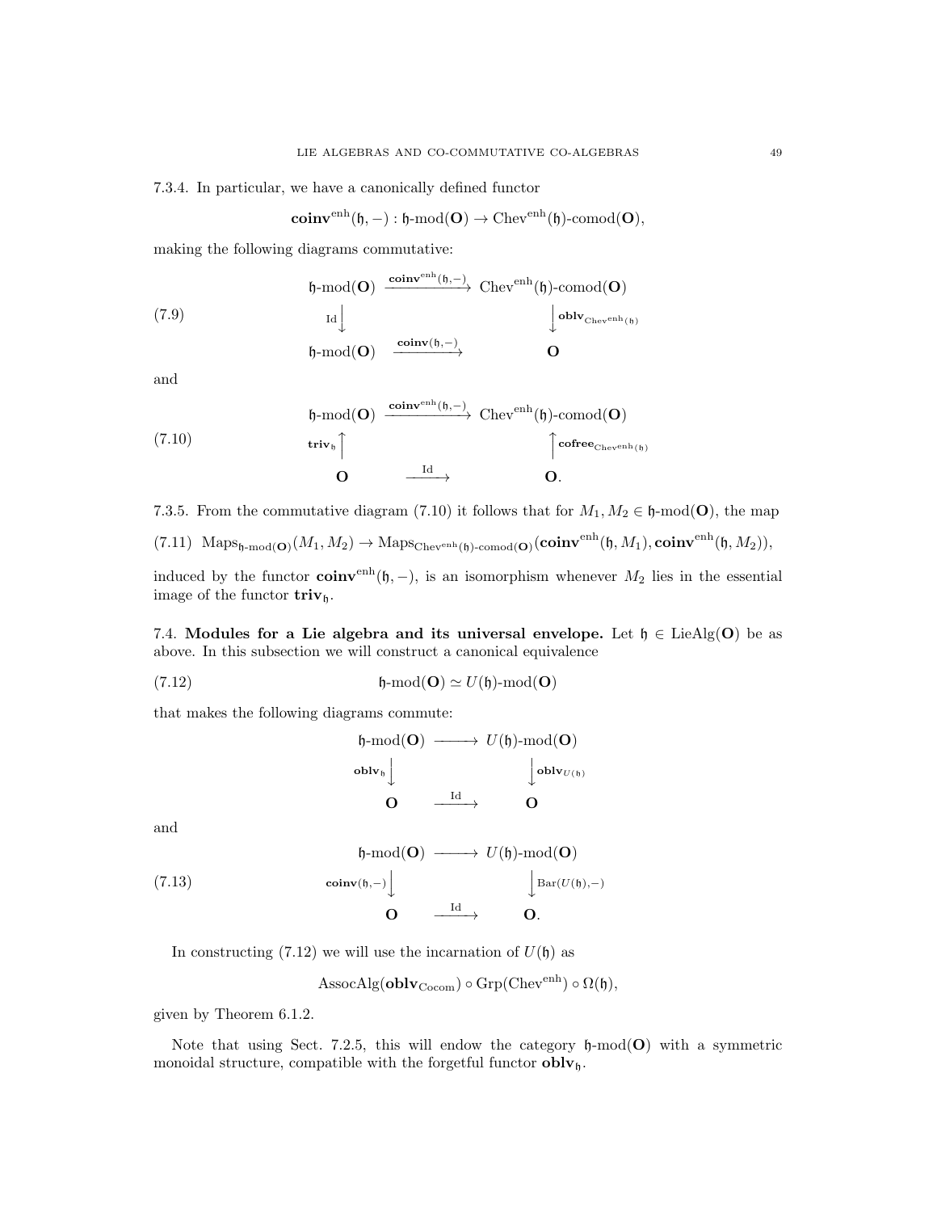7.3.4. In particular, we have a canonically defined functor

$$\mathbf{coinv}^{\mathrm{enh}}(\mathfrak{h},-):\mathfrak{h}\text{-mod}(\mathbf{O})\to \mathrm{Chev}^{\mathrm{enh}}(\mathfrak{h})\text{-comod}(\mathbf{O}),$$

making the following diagrams commutative:

$$\begin{array}{ccc}
\mathfrak{h}\text{-mod}(\mathbf{O}) & \xrightarrow{\mathbf{coinv}^{\mathrm{enh}}(\mathfrak{h},-)} & \mathrm{Chev}^{\mathrm{enh}}(\mathfrak{h})\text{-comod}(\mathbf{O}) \\
{\scriptstyle \mathrm{Id}}\downarrow & & \downarrow{\scriptstyle \mathbf{oblv}_{\mathrm{Chev}^{\mathrm{enh}}(\mathfrak{h})}} \\
\mathfrak{h}\text{-mod}(\mathbf{O}) & \xrightarrow{\mathbf{coinv}(\mathfrak{h},-)} & \mathbf{O}
\end{array} \tag{7.9}$$

and

$$\begin{array}{ccc}
\mathfrak{h}\text{-mod}(\mathbf{O}) & \xrightarrow{\mathbf{coinv}^{\mathrm{enh}}(\mathfrak{h},-)} & \mathrm{Chev}^{\mathrm{enh}}(\mathfrak{h})\text{-comod}(\mathbf{O}) \\
{\scriptstyle \mathbf{triv}_{\mathfrak{h}}}\uparrow & & \uparrow{\scriptstyle \mathbf{cofree}_{\mathrm{Chev}^{\mathrm{enh}}(\mathfrak{h})}} \\
\mathbf{O} & \xrightarrow{\mathrm{Id}} & \mathbf{O}.
\end{array} \tag{7.10}$$

7.3.5. From the commutative diagram (7.10) it follows that for $M_1, M_2 \in \mathfrak{h}\text{-mod}(\mathbf{O})$, the map

$$\mathrm{Maps}_{\mathfrak{h}\text{-mod}(\mathbf{O})}(M_1,M_2)\to \mathrm{Maps}_{\mathrm{Chev}^{\mathrm{enh}}(\mathfrak{h})\text{-comod}(\mathbf{O})}(\mathbf{coinv}^{\mathrm{enh}}(\mathfrak{h},M_1),\mathbf{coinv}^{\mathrm{enh}}(\mathfrak{h},M_2)), \tag{7.11}$$

induced by the functor $\mathbf{coinv}^{\mathrm{enh}}(\mathfrak{h},-)$, is an isomorphism whenever $M_2$ lies in the essential image of the functor $\mathbf{triv}_{\mathfrak{h}}$.

**7.4. Modules for a Lie algebra and its universal envelope.** Let $\mathfrak{h} \in \mathrm{LieAlg}(\mathbf{O})$ be as above. In this subsection we will construct a canonical equivalence

$$\mathfrak{h}\text{-mod}(\mathbf{O}) \simeq U(\mathfrak{h})\text{-mod}(\mathbf{O}) \tag{7.12}$$

that makes the following diagrams commute:

$$\begin{array}{ccc}
\mathfrak{h}\text{-mod}(\mathbf{O}) & \longrightarrow & U(\mathfrak{h})\text{-mod}(\mathbf{O}) \\
{\scriptstyle \mathbf{oblv}_{\mathfrak{h}}}\downarrow & & \downarrow{\scriptstyle \mathbf{oblv}_{U(\mathfrak{h})}} \\
\mathbf{O} & \xrightarrow{\mathrm{Id}} & \mathbf{O}
\end{array}$$

and

$$\begin{array}{ccc}
\mathfrak{h}\text{-mod}(\mathbf{O}) & \longrightarrow & U(\mathfrak{h})\text{-mod}(\mathbf{O}) \\
{\scriptstyle \mathbf{coinv}(\mathfrak{h},-)}\downarrow & & \downarrow{\scriptstyle \mathrm{Bar}(U(\mathfrak{h}),-)} \\
\mathbf{O} & \xrightarrow{\mathrm{Id}} & \mathbf{O}.
\end{array} \tag{7.13}$$

In constructing (7.12) we will use the incarnation of $U(\mathfrak{h})$ as

$$\mathrm{AssocAlg}(\mathbf{oblv}_{\mathrm{Cocom}})\circ \mathrm{Grp}(\mathrm{Chev}^{\mathrm{enh}})\circ \Omega(\mathfrak{h}),$$

given by Theorem 6.1.2.

Note that using Sect. 7.2.5, this will endow the category $\mathfrak{h}\text{-mod}(\mathbf{O})$ with a symmetric monoidal structure, compatible with the forgetful functor $\mathbf{oblv}_{\mathfrak{h}}$.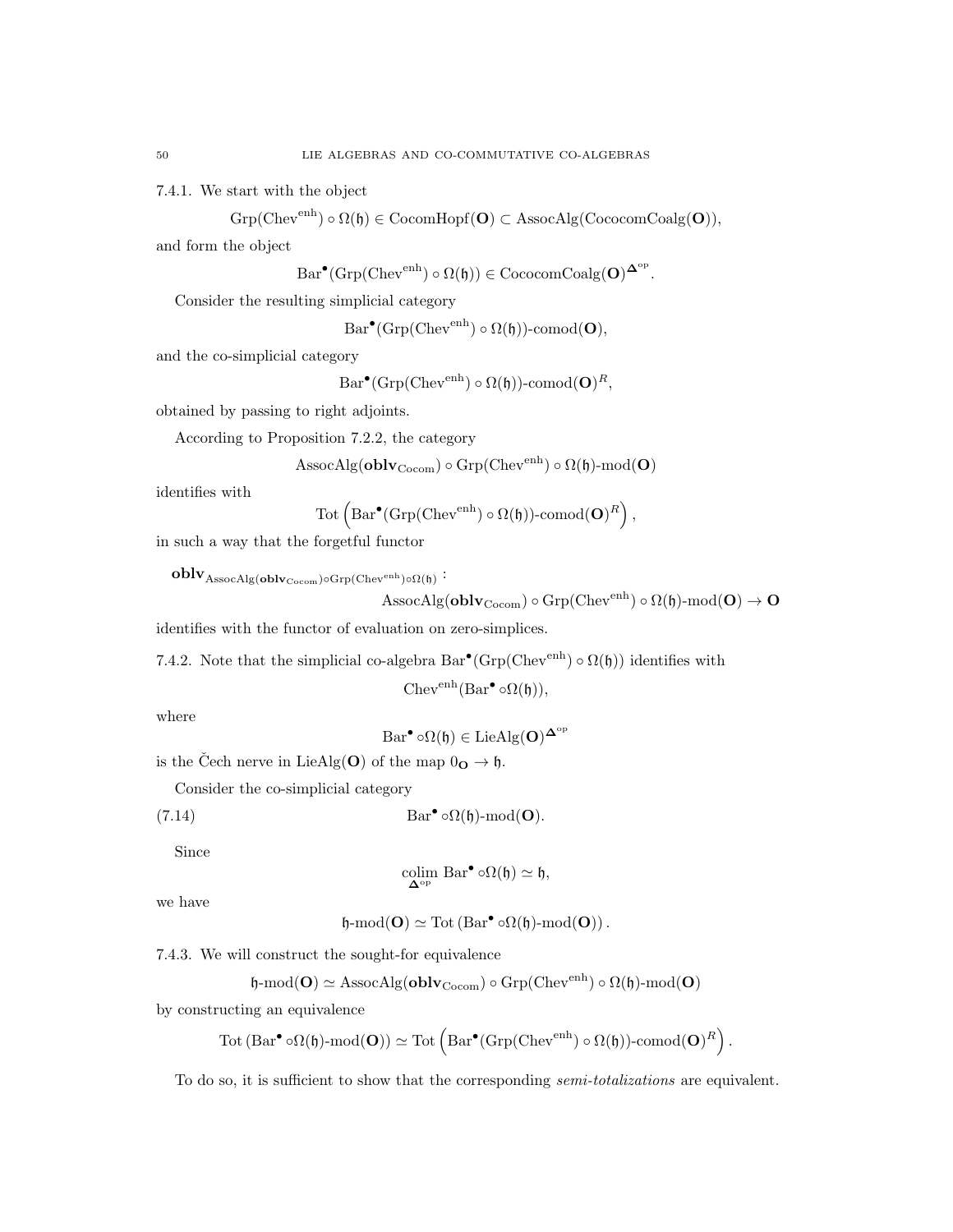7.4.1. We start with the object

$$\mathrm{Grp}(\mathrm{Chev}^{\mathrm{enh}}) \circ \Omega(\mathfrak{h}) \in \mathrm{CocomHopf}(\mathbf{O}) \subset \mathrm{AssocAlg}(\mathrm{CococomCoalg}(\mathbf{O})),$$

and form the object

$$\mathrm{Bar}^{\bullet}(\mathrm{Grp}(\mathrm{Chev}^{\mathrm{enh}}) \circ \Omega(\mathfrak{h})) \in \mathrm{CococomCoalg}(\mathbf{O})^{\mathbf{\Delta}^{\mathrm{op}}}.$$

Consider the resulting simplicial category

$$\mathrm{Bar}^{\bullet}(\mathrm{Grp}(\mathrm{Chev}^{\mathrm{enh}}) \circ \Omega(\mathfrak{h}))\text{-comod}(\mathbf{O}),$$

and the co-simplicial category

$$\mathrm{Bar}^{\bullet}(\mathrm{Grp}(\mathrm{Chev}^{\mathrm{enh}}) \circ \Omega(\mathfrak{h}))\text{-comod}(\mathbf{O})^{R},$$

obtained by passing to right adjoints.

According to Proposition 7.2.2, the category

$$\mathrm{AssocAlg}(\mathbf{oblv}_{\mathrm{Cocom}}) \circ \mathrm{Grp}(\mathrm{Chev}^{\mathrm{enh}}) \circ \Omega(\mathfrak{h})\text{-mod}(\mathbf{O})$$

identifies with

$$\mathrm{Tot}\left(\mathrm{Bar}^{\bullet}(\mathrm{Grp}(\mathrm{Chev}^{\mathrm{enh}}) \circ \Omega(\mathfrak{h}))\text{-comod}(\mathbf{O})^{R}\right),$$

in such a way that the forgetful functor

$$\mathbf{oblv}_{\mathrm{AssocAlg}(\mathbf{oblv}_{\mathrm{Cocom}}) \circ \mathrm{Grp}(\mathrm{Chev}^{\mathrm{enh}}) \circ \Omega(\mathfrak{h})} : \mathrm{AssocAlg}(\mathbf{oblv}_{\mathrm{Cocom}}) \circ \mathrm{Grp}(\mathrm{Chev}^{\mathrm{enh}}) \circ \Omega(\mathfrak{h})\text{-mod}(\mathbf{O}) \to \mathbf{O}$$

identifies with the functor of evaluation on zero-simplices.

7.4.2. Note that the simplicial co-algebra $\mathrm{Bar}^{\bullet}(\mathrm{Grp}(\mathrm{Chev}^{\mathrm{enh}}) \circ \Omega(\mathfrak{h}))$ identifies with

$$\mathrm{Chev}^{\mathrm{enh}}(\mathrm{Bar}^{\bullet} \circ \Omega(\mathfrak{h})),$$

where

$$\mathrm{Bar}^{\bullet} \circ \Omega(\mathfrak{h}) \in \mathrm{LieAlg}(\mathbf{O})^{\mathbf{\Delta}^{\mathrm{op}}}$$

is the Čech nerve in $\mathrm{LieAlg}(\mathbf{O})$ of the map $0_{\mathbf{O}} \to \mathfrak{h}$.

Consider the co-simplicial category

$$\mathrm{Bar}^{\bullet} \circ \Omega(\mathfrak{h})\text{-mod}(\mathbf{O}). \tag{7.14}$$

Since

$$\underset{\mathbf{\Delta}^{\mathrm{op}}}{\mathrm{colim}}\, \mathrm{Bar}^{\bullet} \circ \Omega(\mathfrak{h}) \simeq \mathfrak{h},$$

we have

$$\mathfrak{h}\text{-mod}(\mathbf{O}) \simeq \mathrm{Tot}\left(\mathrm{Bar}^{\bullet} \circ \Omega(\mathfrak{h})\text{-mod}(\mathbf{O})\right).$$

7.4.3. We will construct the sought-for equivalence

$$\mathfrak{h}\text{-mod}(\mathbf{O}) \simeq \mathrm{AssocAlg}(\mathbf{oblv}_{\mathrm{Cocom}}) \circ \mathrm{Grp}(\mathrm{Chev}^{\mathrm{enh}}) \circ \Omega(\mathfrak{h})\text{-mod}(\mathbf{O})$$

by constructing an equivalence

$$\mathrm{Tot}\left(\mathrm{Bar}^{\bullet} \circ \Omega(\mathfrak{h})\text{-mod}(\mathbf{O})\right) \simeq \mathrm{Tot}\left(\mathrm{Bar}^{\bullet}(\mathrm{Grp}(\mathrm{Chev}^{\mathrm{enh}}) \circ \Omega(\mathfrak{h}))\text{-comod}(\mathbf{O})^{R}\right).$$

To do so, it is sufficient to show that the corresponding *semi-totalizations* are equivalent.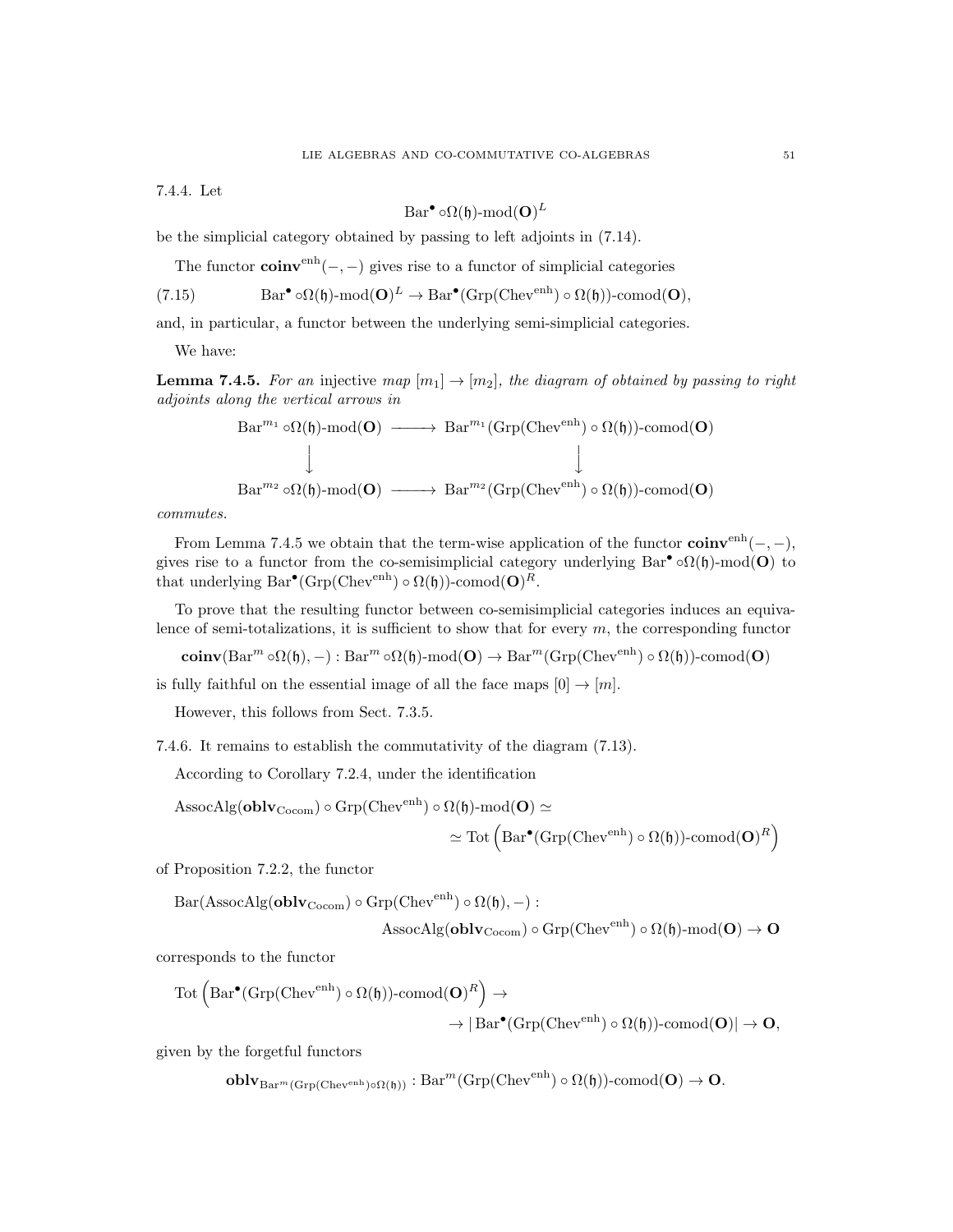7.4.4. Let

$$\mathrm{Bar}^\bullet \circ \Omega(\mathfrak{h})\text{-mod}(\mathbf{O})^L$$

be the simplicial category obtained by passing to left adjoints in (7.14).

The functor $\mathbf{coinv}^{\mathrm{enh}}(-,-)$ gives rise to a functor of simplicial categories

$$\mathrm{Bar}^\bullet \circ \Omega(\mathfrak{h})\text{-mod}(\mathbf{O})^L \to \mathrm{Bar}^\bullet(\mathrm{Grp}(\mathrm{Chev}^{\mathrm{enh}}) \circ \Omega(\mathfrak{h}))\text{-comod}(\mathbf{O}), \tag{7.15}$$

and, in particular, a functor between the underlying semi-simplicial categories.

We have:

**Lemma 7.4.5.** *For an* injective *map $[m_1] \to [m_2]$, the diagram of obtained by passing to right adjoints along the vertical arrows in*

$$\begin{array}{ccc}
\mathrm{Bar}^{m_1} \circ \Omega(\mathfrak{h})\text{-mod}(\mathbf{O}) & \longrightarrow & \mathrm{Bar}^{m_1}(\mathrm{Grp}(\mathrm{Chev}^{\mathrm{enh}}) \circ \Omega(\mathfrak{h}))\text{-comod}(\mathbf{O}) \\
\downarrow & & \downarrow \\
\mathrm{Bar}^{m_2} \circ \Omega(\mathfrak{h})\text{-mod}(\mathbf{O}) & \longrightarrow & \mathrm{Bar}^{m_2}(\mathrm{Grp}(\mathrm{Chev}^{\mathrm{enh}}) \circ \Omega(\mathfrak{h}))\text{-comod}(\mathbf{O})
\end{array}$$

*commutes.*

From Lemma 7.4.5 we obtain that the term-wise application of the functor $\mathbf{coinv}^{\mathrm{enh}}(-,-)$, gives rise to a functor from the co-semisimplicial category underlying $\mathrm{Bar}^\bullet \circ \Omega(\mathfrak{h})\text{-mod}(\mathbf{O})$ to that underlying $\mathrm{Bar}^\bullet(\mathrm{Grp}(\mathrm{Chev}^{\mathrm{enh}}) \circ \Omega(\mathfrak{h}))\text{-comod}(\mathbf{O})^R$.

To prove that the resulting functor between co-semisimplicial categories induces an equivalence of semi-totalizations, it is sufficient to show that for every $m$, the corresponding functor

$$\mathbf{coinv}(\mathrm{Bar}^m \circ \Omega(\mathfrak{h}), -) : \mathrm{Bar}^m \circ \Omega(\mathfrak{h})\text{-mod}(\mathbf{O}) \to \mathrm{Bar}^m(\mathrm{Grp}(\mathrm{Chev}^{\mathrm{enh}}) \circ \Omega(\mathfrak{h}))\text{-comod}(\mathbf{O})$$

is fully faithful on the essential image of all the face maps $[0] \to [m]$.

However, this follows from Sect. 7.3.5.

7.4.6. It remains to establish the commutativity of the diagram (7.13).

According to Corollary 7.2.4, under the identification

$$\mathrm{AssocAlg}(\mathbf{oblv}_{\mathrm{Cocom}}) \circ \mathrm{Grp}(\mathrm{Chev}^{\mathrm{enh}}) \circ \Omega(\mathfrak{h})\text{-mod}(\mathbf{O}) \simeq \\ \simeq \mathrm{Tot}\left(\mathrm{Bar}^\bullet(\mathrm{Grp}(\mathrm{Chev}^{\mathrm{enh}}) \circ \Omega(\mathfrak{h}))\text{-comod}(\mathbf{O})^R\right)$$

of Proposition 7.2.2, the functor

$$\mathrm{Bar}(\mathrm{AssocAlg}(\mathbf{oblv}_{\mathrm{Cocom}}) \circ \mathrm{Grp}(\mathrm{Chev}^{\mathrm{enh}}) \circ \Omega(\mathfrak{h}), -) : \\ \mathrm{AssocAlg}(\mathbf{oblv}_{\mathrm{Cocom}}) \circ \mathrm{Grp}(\mathrm{Chev}^{\mathrm{enh}}) \circ \Omega(\mathfrak{h})\text{-mod}(\mathbf{O}) \to \mathbf{O}$$

corresponds to the functor

$$\mathrm{Tot}\left(\mathrm{Bar}^\bullet(\mathrm{Grp}(\mathrm{Chev}^{\mathrm{enh}}) \circ \Omega(\mathfrak{h}))\text{-comod}(\mathbf{O})^R\right) \to \\ \to |\,\mathrm{Bar}^\bullet(\mathrm{Grp}(\mathrm{Chev}^{\mathrm{enh}}) \circ \Omega(\mathfrak{h}))\text{-comod}(\mathbf{O})| \to \mathbf{O},$$

given by the forgetful functors

$$\mathbf{oblv}_{\mathrm{Bar}^m(\mathrm{Grp}(\mathrm{Chev}^{\mathrm{enh}}) \circ \Omega(\mathfrak{h}))} : \mathrm{Bar}^m(\mathrm{Grp}(\mathrm{Chev}^{\mathrm{enh}}) \circ \Omega(\mathfrak{h}))\text{-comod}(\mathbf{O}) \to \mathbf{O}.$$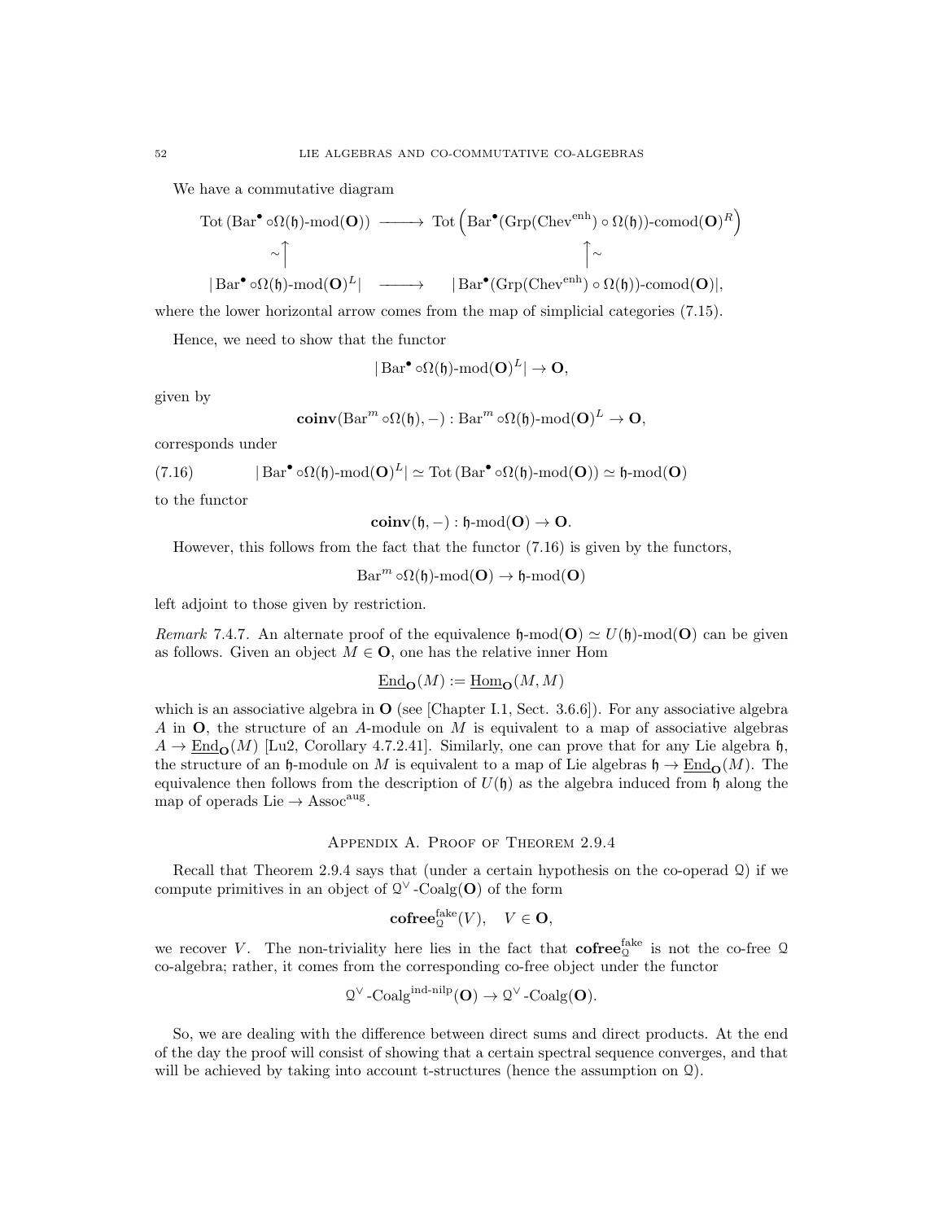We have a commutative diagram

$$
\begin{array}{ccc}
\operatorname{Tot}\left(\operatorname{Bar}^\bullet \circ\Omega(\mathfrak{h})\text{-mod}(\mathbf{O})\right) & \longrightarrow & \operatorname{Tot}\left(\operatorname{Bar}^\bullet(\operatorname{Grp}(\operatorname{Chev}^{\operatorname{enh}})\circ\Omega(\mathfrak{h}))\text{-comod}(\mathbf{O})^R\right) \\
\sim\uparrow & & \uparrow\sim \\
|\operatorname{Bar}^\bullet \circ\Omega(\mathfrak{h})\text{-mod}(\mathbf{O})^L| & \longrightarrow & |\operatorname{Bar}^\bullet(\operatorname{Grp}(\operatorname{Chev}^{\operatorname{enh}})\circ\Omega(\mathfrak{h}))\text{-comod}(\mathbf{O})|,
\end{array}
$$

where the lower horizontal arrow comes from the map of simplicial categories (7.15).

Hence, we need to show that the functor

$$|\operatorname{Bar}^\bullet \circ\Omega(\mathfrak{h})\text{-mod}(\mathbf{O})^L| \to \mathbf{O},$$

given by

$$\mathbf{coinv}(\operatorname{Bar}^m \circ\Omega(\mathfrak{h}),-) : \operatorname{Bar}^m \circ\Omega(\mathfrak{h})\text{-mod}(\mathbf{O})^L \to \mathbf{O},$$

corresponds under

$$|\operatorname{Bar}^\bullet \circ\Omega(\mathfrak{h})\text{-mod}(\mathbf{O})^L| \simeq \operatorname{Tot}\left(\operatorname{Bar}^\bullet \circ\Omega(\mathfrak{h})\text{-mod}(\mathbf{O})\right) \simeq \mathfrak{h}\text{-mod}(\mathbf{O}) \tag{7.16}$$

to the functor

$$\mathbf{coinv}(\mathfrak{h},-) : \mathfrak{h}\text{-mod}(\mathbf{O}) \to \mathbf{O}.$$

However, this follows from the fact that the functor (7.16) is given by the functors,

$$\operatorname{Bar}^m \circ\Omega(\mathfrak{h})\text{-mod}(\mathbf{O}) \to \mathfrak{h}\text{-mod}(\mathbf{O})$$

left adjoint to those given by restriction.

*Remark* 7.4.7. An alternate proof of the equivalence $\mathfrak{h}\text{-mod}(\mathbf{O}) \simeq U(\mathfrak{h})\text{-mod}(\mathbf{O})$ can be given as follows. Given an object $M \in \mathbf{O}$, one has the relative inner Hom

$$\underline{\operatorname{End}}_{\mathbf{O}}(M) := \underline{\operatorname{Hom}}_{\mathbf{O}}(M, M)$$

which is an associative algebra in $\mathbf{O}$ (see [Chapter I.1, Sect. 3.6.6]). For any associative algebra $A$ in $\mathbf{O}$, the structure of an $A$-module on $M$ is equivalent to a map of associative algebras $A \to \underline{\operatorname{End}}_{\mathbf{O}}(M)$ [Lu2, Corollary 4.7.2.41]. Similarly, one can prove that for any Lie algebra $\mathfrak{h}$, the structure of an $\mathfrak{h}$-module on $M$ is equivalent to a map of Lie algebras $\mathfrak{h} \to \underline{\operatorname{End}}_{\mathbf{O}}(M)$. The equivalence then follows from the description of $U(\mathfrak{h})$ as the algebra induced from $\mathfrak{h}$ along the map of operads $\operatorname{Lie} \to \operatorname{Assoc}^{\operatorname{aug}}$.

## Appendix A. Proof of Theorem 2.9.4

Recall that Theorem 2.9.4 says that (under a certain hypothesis on the co-operad $\mathcal{Q}$) if we compute primitives in an object of $\mathcal{Q}^\vee\text{-Coalg}(\mathbf{O})$ of the form

$$\mathbf{cofree}^{\operatorname{fake}}_{\mathcal{Q}}(V), \quad V \in \mathbf{O},$$

we recover $V$. The non-triviality here lies in the fact that $\mathbf{cofree}^{\operatorname{fake}}_{\mathcal{Q}}$ is not the co-free $\mathcal{Q}$ co-algebra; rather, it comes from the corresponding co-free object under the functor

$$\mathcal{Q}^\vee\text{-Coalg}^{\operatorname{ind-nilp}}(\mathbf{O}) \to \mathcal{Q}^\vee\text{-Coalg}(\mathbf{O}).$$

So, we are dealing with the difference between direct sums and direct products. At the end of the day the proof will consist of showing that a certain spectral sequence converges, and that will be achieved by taking into account t-structures (hence the assumption on $\mathcal{Q}$).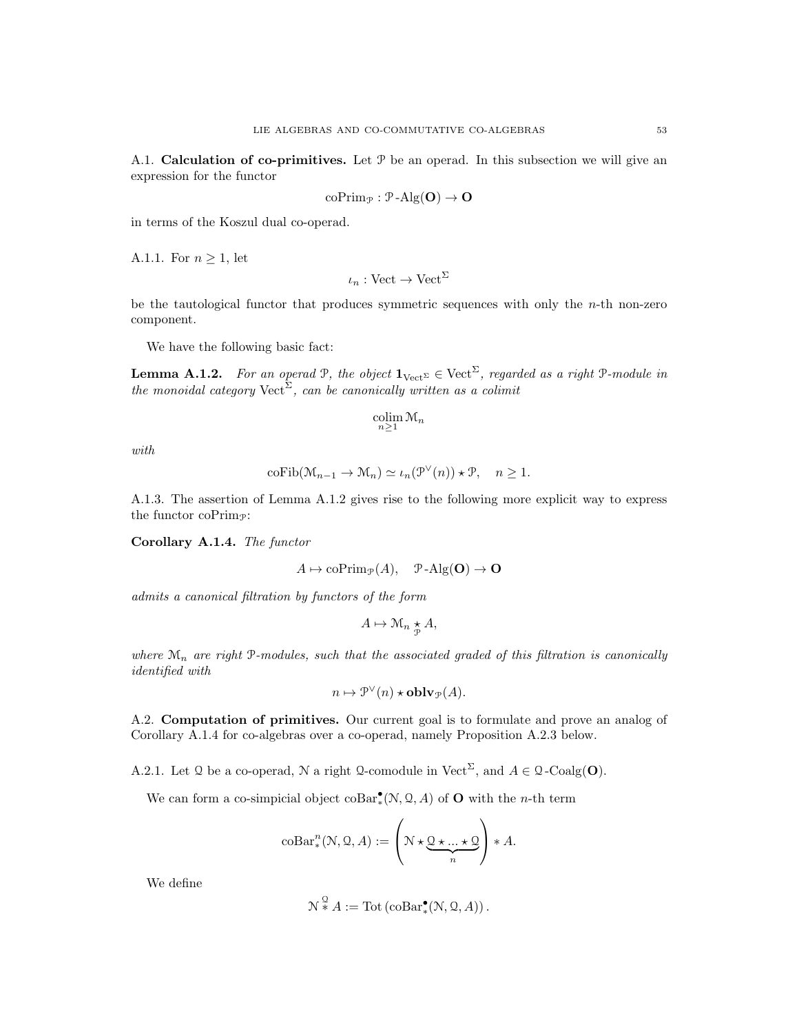A.1. **Calculation of co-primitives.** Let $\mathcal{P}$ be an operad. In this subsection we will give an expression for the functor

$$\mathrm{coPrim}_{\mathcal{P}} : \mathcal{P}\text{-}\mathrm{Alg}(\mathbf{O}) \to \mathbf{O}$$

in terms of the Koszul dual co-operad.

A.1.1. For $n \geq 1$, let

$$\iota_n : \mathrm{Vect} \to \mathrm{Vect}^{\Sigma}$$

be the tautological functor that produces symmetric sequences with only the $n$-th non-zero component.

We have the following basic fact:

**Lemma A.1.2.** *For an operad $\mathcal{P}$, the object $\mathbf{1}_{\mathrm{Vect}^{\Sigma}} \in \mathrm{Vect}^{\Sigma}$, regarded as a right $\mathcal{P}$-module in the monoidal category $\mathrm{Vect}^{\Sigma}$, can be canonically written as a colimit*

$$\underset{n \geq 1}{\mathrm{colim}}\, \mathcal{M}_n$$

*with*

$$\mathrm{coFib}(\mathcal{M}_{n-1} \to \mathcal{M}_n) \simeq \iota_n(\mathcal{P}^{\vee}(n)) \star \mathcal{P}, \quad n \geq 1.$$

A.1.3. The assertion of Lemma A.1.2 gives rise to the following more explicit way to express the functor $\mathrm{coPrim}_{\mathcal{P}}$:

**Corollary A.1.4.** *The functor*

$$A \mapsto \mathrm{coPrim}_{\mathcal{P}}(A), \quad \mathcal{P}\text{-}\mathrm{Alg}(\mathbf{O}) \to \mathbf{O}$$

*admits a canonical filtration by functors of the form*

$$A \mapsto \mathcal{M}_n \underset{\mathcal{P}}{\star} A,$$

*where $\mathcal{M}_n$ are right $\mathcal{P}$-modules, such that the associated graded of this filtration is canonically identified with*

$$n \mapsto \mathcal{P}^{\vee}(n) \star \mathbf{oblv}_{\mathcal{P}}(A).$$

A.2. **Computation of primitives.** Our current goal is to formulate and prove an analog of Corollary A.1.4 for co-algebras over a co-operad, namely Proposition A.2.3 below.

A.2.1. Let $\mathcal{Q}$ be a co-operad, $\mathcal{N}$ a right $\mathcal{Q}$-comodule in $\mathrm{Vect}^{\Sigma}$, and $A \in \mathcal{Q}\text{-}\mathrm{Coalg}(\mathbf{O})$.

We can form a co-simpicial object $\mathrm{coBar}^{\bullet}_{*}(\mathcal{N}, \mathcal{Q}, A)$ of $\mathbf{O}$ with the $n$-th term

$$\mathrm{coBar}^{n}_{*}(\mathcal{N}, \mathcal{Q}, A) := \left( \mathcal{N} \star \underbrace{\mathcal{Q} \star ... \star \mathcal{Q}}_{n} \right) * A.$$

We define

$$\mathcal{N} \overset{\mathcal{Q}}{*} A := \mathrm{Tot}\left(\mathrm{coBar}^{\bullet}_{*}(\mathcal{N}, \mathcal{Q}, A)\right).$$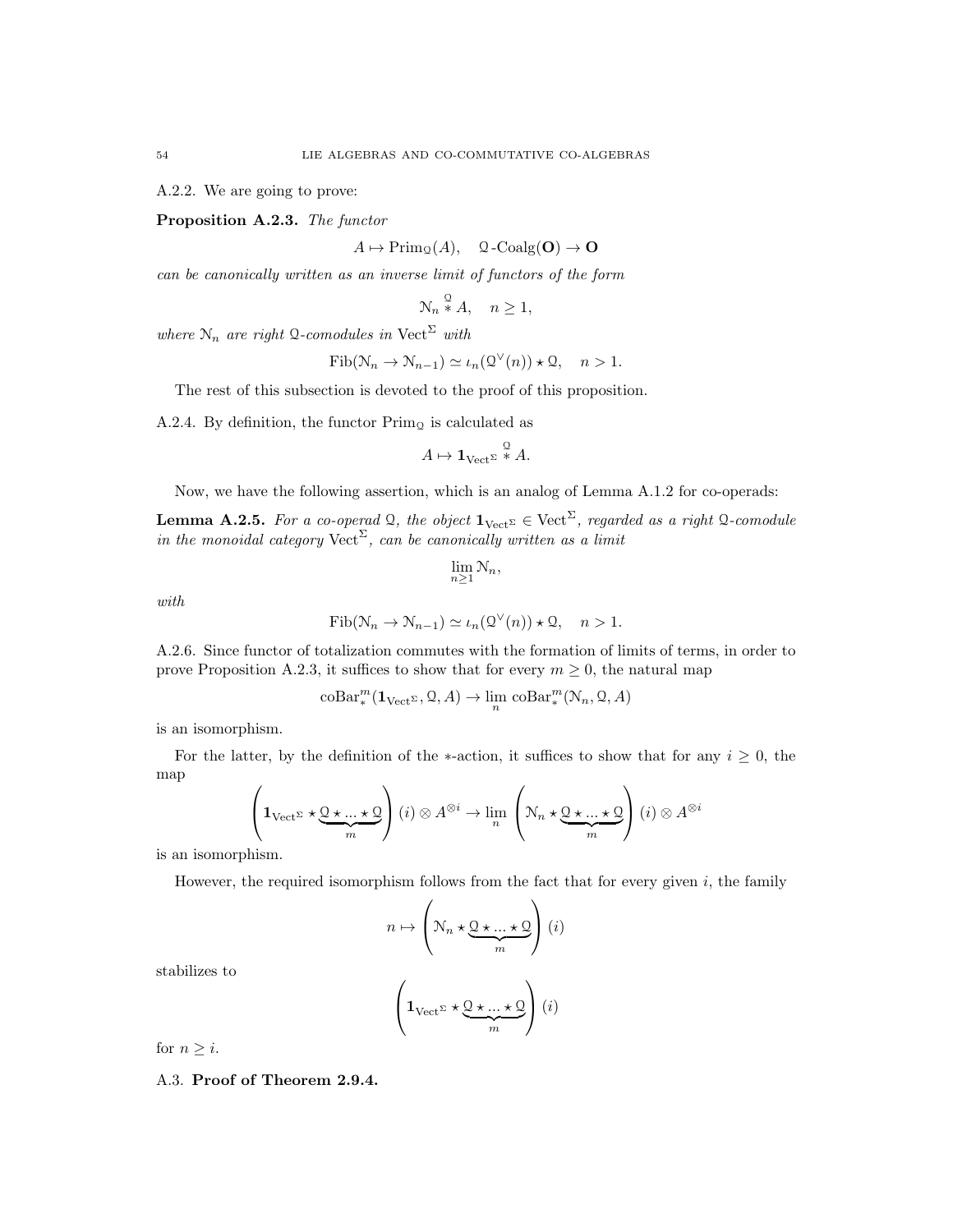A.2.2. We are going to prove:

**Proposition A.2.3.** *The functor*

$$A \mapsto \mathrm{Prim}_{\mathcal{Q}}(A), \quad \mathcal{Q}\text{-Coalg}(\mathbf{O}) \to \mathbf{O}$$

*can be canonically written as an inverse limit of functors of the form*

$$\mathcal{N}_n \overset{\mathcal{Q}}{*} A, \quad n \geq 1,$$

*where $\mathcal{N}_n$ are right $\mathcal{Q}$-comodules in $\mathrm{Vect}^\Sigma$ with*

$$\mathrm{Fib}(\mathcal{N}_n \to \mathcal{N}_{n-1}) \simeq \iota_n(\mathcal{Q}^\vee(n)) \star \mathcal{Q}, \quad n > 1.$$

The rest of this subsection is devoted to the proof of this proposition.

A.2.4. By definition, the functor $\mathrm{Prim}_{\mathcal{Q}}$ is calculated as

$$A \mapsto \mathbf{1}_{\mathrm{Vect}^\Sigma} \overset{\mathcal{Q}}{*} A.$$

Now, we have the following assertion, which is an analog of Lemma A.1.2 for co-operads:

**Lemma A.2.5.** *For a co-operad $\mathcal{Q}$, the object $\mathbf{1}_{\mathrm{Vect}^\Sigma} \in \mathrm{Vect}^\Sigma$, regarded as a right $\mathcal{Q}$-comodule in the monoidal category $\mathrm{Vect}^\Sigma$, can be canonically written as a limit*

$$\lim_{n \geq 1} \mathcal{N}_n,$$

*with*

$$\mathrm{Fib}(\mathcal{N}_n \to \mathcal{N}_{n-1}) \simeq \iota_n(\mathcal{Q}^\vee(n)) \star \mathcal{Q}, \quad n > 1.$$

A.2.6. Since functor of totalization commutes with the formation of limits of terms, in order to prove Proposition A.2.3, it suffices to show that for every $m \geq 0$, the natural map

$$\mathrm{coBar}^m_*(\mathbf{1}_{\mathrm{Vect}^\Sigma}, \mathcal{Q}, A) \to \lim_n \mathrm{coBar}^m_*(\mathcal{N}_n, \mathcal{Q}, A)$$

is an isomorphism.

For the latter, by the definition of the $*$-action, it suffices to show that for any $i \geq 0$, the map

$$\left(\mathbf{1}_{\mathrm{Vect}^\Sigma} \star \underbrace{\mathcal{Q} \star \ldots \star \mathcal{Q}}_{m}\right)(i) \otimes A^{\otimes i} \to \lim_n \left(\mathcal{N}_n \star \underbrace{\mathcal{Q} \star \ldots \star \mathcal{Q}}_{m}\right)(i) \otimes A^{\otimes i}$$

is an isomorphism.

However, the required isomorphism follows from the fact that for every given $i$, the family

$$n \mapsto \left(\mathcal{N}_n \star \underbrace{\mathcal{Q} \star \ldots \star \mathcal{Q}}_{m}\right)(i)$$

stabilizes to

$$\left(\mathbf{1}_{\mathrm{Vect}^\Sigma} \star \underbrace{\mathcal{Q} \star \ldots \star \mathcal{Q}}_{m}\right)(i)$$

for $n \geq i$.

## A.3. **Proof of Theorem 2.9.4.**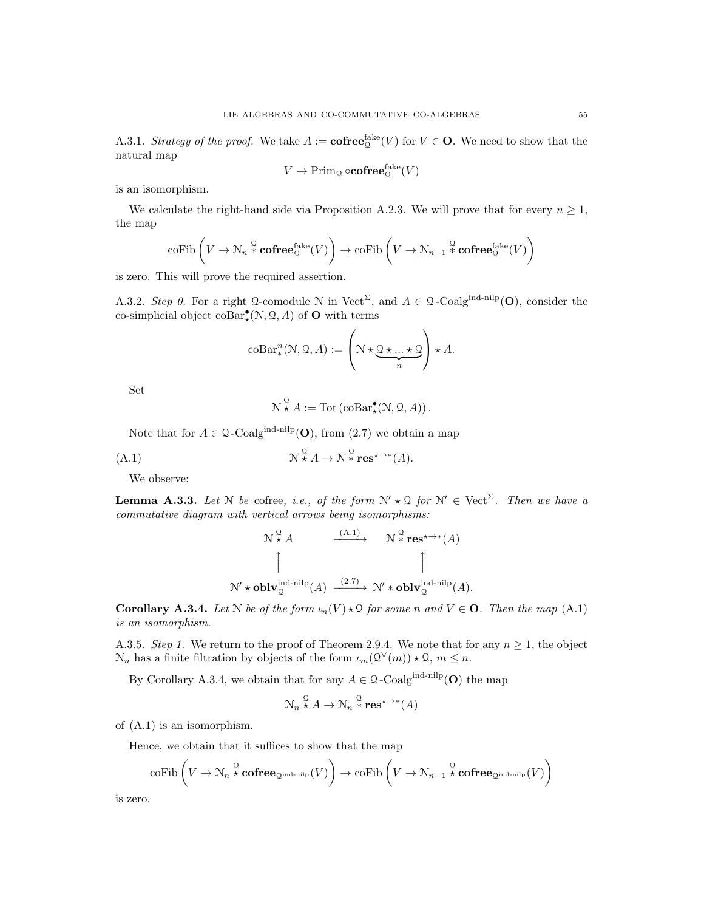A.3.1. *Strategy of the proof.* We take $A := \mathbf{cofree}^{\text{fake}}_{\mathcal{Q}}(V)$ for $V \in \mathbf{O}$. We need to show that the natural map

$$V \to \text{Prim}_{\mathcal{Q}} \circ \mathbf{cofree}^{\text{fake}}_{\mathcal{Q}}(V)$$

is an isomorphism.

We calculate the right-hand side via Proposition A.2.3. We will prove that for every $n \geq 1$, the map

$$\text{coFib}\left(V \to \mathcal{N}_n \overset{\mathcal{Q}}{*} \mathbf{cofree}^{\text{fake}}_{\mathcal{Q}}(V)\right) \to \text{coFib}\left(V \to \mathcal{N}_{n-1} \overset{\mathcal{Q}}{*} \mathbf{cofree}^{\text{fake}}_{\mathcal{Q}}(V)\right)$$

is zero. This will prove the required assertion.

A.3.2. *Step 0.* For a right $\mathcal{Q}$-comodule $\mathcal{N}$ in $\text{Vect}^{\Sigma}$, and $A \in \mathcal{Q}\text{-Coalg}^{\text{ind-nilp}}(\mathbf{O})$, consider the co-simplicial object $\text{coBar}^{\bullet}_{\star}(\mathcal{N}, \mathcal{Q}, A)$ of $\mathbf{O}$ with terms

$$\text{coBar}^n_*(\mathcal{N}, \mathcal{Q}, A) := \left(\mathcal{N} \star \underbrace{\mathcal{Q} \star ... \star \mathcal{Q}}_{n}\right) \star A.$$

Set

$$\mathcal{N} \overset{\mathcal{Q}}{\star} A := \text{Tot}\left(\text{coBar}^{\bullet}_{\star}(\mathcal{N}, \mathcal{Q}, A)\right).$$

Note that for $A \in \mathcal{Q}\text{-Coalg}^{\text{ind-nilp}}(\mathbf{O})$, from (2.7) we obtain a map

$$\mathcal{N} \overset{\mathcal{Q}}{\star} A \to \mathcal{N} \overset{\mathcal{Q}}{*} \mathbf{res}^{\star \to *}(A). \tag{A.1}$$

We observe:

**Lemma A.3.3.** *Let $\mathcal{N}$ be* cofree*, i.e., of the form $\mathcal{N}' \star \mathcal{Q}$ for $\mathcal{N}' \in \text{Vect}^{\Sigma}$. Then we have a commutative diagram with vertical arrows being isomorphisms:*

$$\begin{array}{ccc} \mathcal{N} \overset{\mathcal{Q}}{\star} A & \xrightarrow{(A.1)} & \mathcal{N} \overset{\mathcal{Q}}{*} \mathbf{res}^{\star \to *}(A) \\ \uparrow & & \uparrow \\ \mathcal{N}' \star \mathbf{oblv}^{\text{ind-nilp}}_{\mathcal{Q}}(A) & \xrightarrow{(2.7)} & \mathcal{N}' * \mathbf{oblv}^{\text{ind-nilp}}_{\mathcal{Q}}(A). \end{array}$$

**Corollary A.3.4.** *Let $\mathcal{N}$ be of the form $\iota_n(V) \star \mathcal{Q}$ for some $n$ and $V \in \mathbf{O}$. Then the map (A.1) is an isomorphism.*

A.3.5. *Step 1.* We return to the proof of Theorem 2.9.4. We note that for any $n \geq 1$, the object $\mathcal{N}_n$ has a finite filtration by objects of the form $\iota_m(\mathcal{Q}^{\vee}(m)) \star \mathcal{Q}$, $m \leq n$.

By Corollary A.3.4, we obtain that for any $A \in \mathcal{Q}\text{-Coalg}^{\text{ind-nilp}}(\mathbf{O})$ the map

$$\mathcal{N}_n \overset{\mathcal{Q}}{\star} A \to \mathcal{N}_n \overset{\mathcal{Q}}{*} \mathbf{res}^{\star \to *}(A)$$

of (A.1) is an isomorphism.

Hence, we obtain that it suffices to show that the map

$$\text{coFib}\left(V \to \mathcal{N}_n \overset{\mathcal{Q}}{\star} \mathbf{cofree}_{\mathcal{Q}^{\text{ind-nilp}}}(V)\right) \to \text{coFib}\left(V \to \mathcal{N}_{n-1} \overset{\mathcal{Q}}{\star} \mathbf{cofree}_{\mathcal{Q}^{\text{ind-nilp}}}(V)\right)$$

is zero.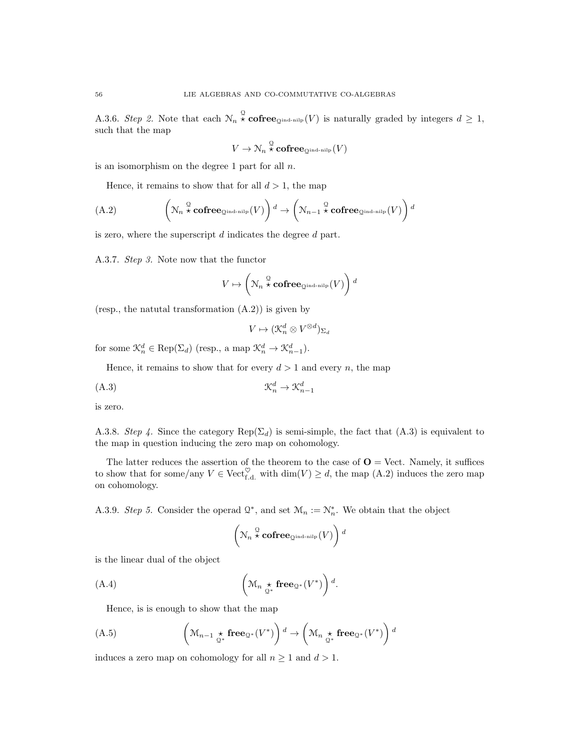A.3.6. *Step 2.* Note that each $\mathcal{N}_n \overset{\mathcal{Q}}{\star} \mathbf{cofree}_{\mathcal{Q}^{\text{ind-nilp}}}(V)$ is naturally graded by integers $d \geq 1$, such that the map

$$V \to \mathcal{N}_n \overset{\mathcal{Q}}{\star} \mathbf{cofree}_{\mathcal{Q}^{\text{ind-nilp}}}(V)$$

is an isomorphism on the degree 1 part for all $n$.

Hence, it remains to show that for all $d > 1$, the map

$$\left(\mathcal{N}_n \overset{\mathcal{Q}}{\star} \mathbf{cofree}_{\mathcal{Q}^{\text{ind-nilp}}}(V)\right)^d \to \left(\mathcal{N}_{n-1} \overset{\mathcal{Q}}{\star} \mathbf{cofree}_{\mathcal{Q}^{\text{ind-nilp}}}(V)\right)^d \tag{A.2}$$

is zero, where the superscript $d$ indicates the degree $d$ part.

A.3.7. *Step 3.* Note now that the functor

$$V \mapsto \left(\mathcal{N}_n \overset{\mathcal{Q}}{\star} \mathbf{cofree}_{\mathcal{Q}^{\text{ind-nilp}}}(V)\right)^d$$

(resp., the natutal transformation (A.2)) is given by

$$V \mapsto (\mathcal{K}_n^d \otimes V^{\otimes d})_{\Sigma_d}$$

for some $\mathcal{K}_n^d \in \text{Rep}(\Sigma_d)$ (resp., a map $\mathcal{K}_n^d \to \mathcal{K}_{n-1}^d$).

Hence, it remains to show that for every $d > 1$ and every $n$, the map

$$\mathcal{K}_n^d \to \mathcal{K}_{n-1}^d \tag{A.3}$$

is zero.

A.3.8. *Step 4.* Since the category $\text{Rep}(\Sigma_d)$ is semi-simple, the fact that (A.3) is equivalent to the map in question inducing the zero map on cohomology.

The latter reduces the assertion of the theorem to the case of $\mathbf{O} = \text{Vect}$. Namely, it suffices to show that for some/any $V \in \text{Vect}^{\heartsuit}_{\text{f.d.}}$ with $\dim(V) \geq d$, the map (A.2) induces the zero map on cohomology.

A.3.9. *Step 5.* Consider the operad $\mathcal{Q}^*$, and set $\mathcal{M}_n := \mathcal{N}_n^*$. We obtain that the object

$$\left(\mathcal{N}_n \overset{\mathcal{Q}}{\star} \mathbf{cofree}_{\mathcal{Q}^{\text{ind-nilp}}}(V)\right)^d$$

is the linear dual of the object

$$\left(\mathcal{M}_n \underset{\mathcal{Q}^*}{\star} \mathbf{free}_{\mathcal{Q}^*}(V^*)\right)^d. \tag{A.4}$$

Hence, is is enough to show that the map

$$\left(\mathcal{M}_{n-1} \underset{\mathcal{Q}^*}{\star} \mathbf{free}_{\mathcal{Q}^*}(V^*)\right)^d \to \left(\mathcal{M}_n \underset{\mathcal{Q}^*}{\star} \mathbf{free}_{\mathcal{Q}^*}(V^*)\right)^d \tag{A.5}$$

induces a zero map on cohomology for all $n \geq 1$ and $d > 1$.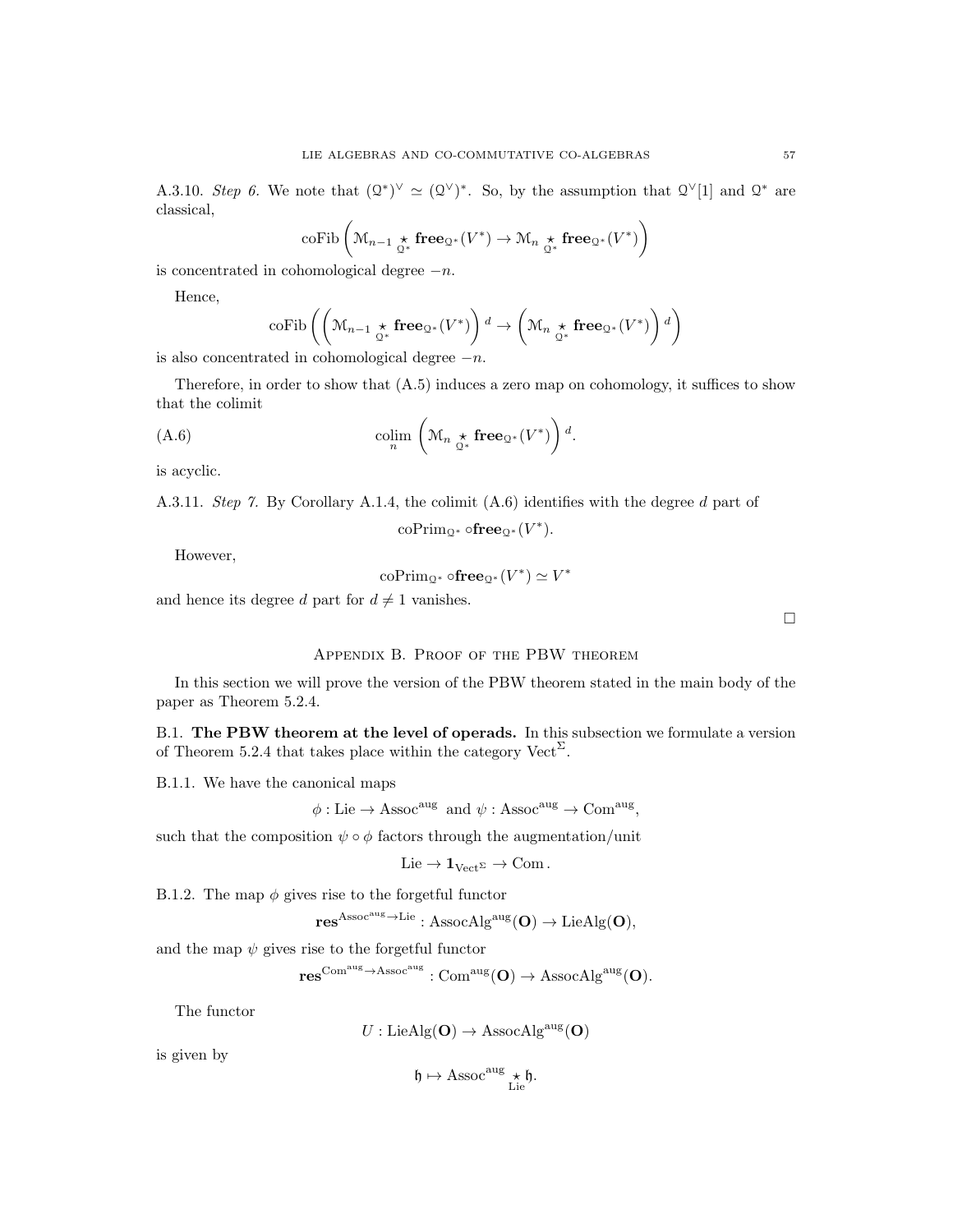A.3.10. *Step 6.* We note that $(\mathcal{Q}^*)^\vee \simeq (\mathcal{Q}^\vee)^*$. So, by the assumption that $\mathcal{Q}^\vee[1]$ and $\mathcal{Q}^*$ are classical,

$$\mathrm{coFib}\left(\mathcal{M}_{n-1} \underset{\mathcal{Q}^*}{\star} \mathbf{free}_{\mathcal{Q}^*}(V^*) \to \mathcal{M}_n \underset{\mathcal{Q}^*}{\star} \mathbf{free}_{\mathcal{Q}^*}(V^*)\right)$$

is concentrated in cohomological degree $-n$.

Hence,

$$\mathrm{coFib}\left(\left(\mathcal{M}_{n-1} \underset{\mathcal{Q}^*}{\star} \mathbf{free}_{\mathcal{Q}^*}(V^*)\right)^{d} \to \left(\mathcal{M}_n \underset{\mathcal{Q}^*}{\star} \mathbf{free}_{\mathcal{Q}^*}(V^*)\right)^{d}\right)$$

is also concentrated in cohomological degree $-n$.

Therefore, in order to show that (A.5) induces a zero map on cohomology, it suffices to show that the colimit

$$\underset{n}{\mathrm{colim}} \left(\mathcal{M}_n \underset{\mathcal{Q}^*}{\star} \mathbf{free}_{\mathcal{Q}^*}(V^*)\right)^{d}. \tag{A.6}$$

is acyclic.

A.3.11. *Step 7.* By Corollary A.1.4, the colimit (A.6) identifies with the degree $d$ part of

$$\mathrm{coPrim}_{\mathcal{Q}^*} \circ \mathbf{free}_{\mathcal{Q}^*}(V^*).$$

However,

$$\mathrm{coPrim}_{\mathcal{Q}^*} \circ \mathbf{free}_{\mathcal{Q}^*}(V^*) \simeq V^*$$

and hence its degree $d$ part for $d \neq 1$ vanishes.

□

## Appendix B. Proof of the PBW theorem

In this section we will prove the version of the PBW theorem stated in the main body of the paper as Theorem 5.2.4.

B.1. **The PBW theorem at the level of operads.** In this subsection we formulate a version of Theorem 5.2.4 that takes place within the category $\mathrm{Vect}^\Sigma$.

B.1.1. We have the canonical maps

$$\phi : \mathrm{Lie} \to \mathrm{Assoc}^{\mathrm{aug}} \;\text{ and }\; \psi : \mathrm{Assoc}^{\mathrm{aug}} \to \mathrm{Com}^{\mathrm{aug}},$$

such that the composition $\psi \circ \phi$ factors through the augmentation/unit

$$\mathrm{Lie} \to \mathbf{1}_{\mathrm{Vect}^\Sigma} \to \mathrm{Com}.$$

B.1.2. The map $\phi$ gives rise to the forgetful functor

$$\mathbf{res}^{\mathrm{Assoc}^{\mathrm{aug}} \to \mathrm{Lie}} : \mathrm{AssocAlg}^{\mathrm{aug}}(\mathbf{O}) \to \mathrm{LieAlg}(\mathbf{O}),$$

and the map $\psi$ gives rise to the forgetful functor

$$\mathbf{res}^{\mathrm{Com}^{\mathrm{aug}} \to \mathrm{Assoc}^{\mathrm{aug}}} : \mathrm{Com}^{\mathrm{aug}}(\mathbf{O}) \to \mathrm{AssocAlg}^{\mathrm{aug}}(\mathbf{O}).$$

The functor

$$U : \mathrm{LieAlg}(\mathbf{O}) \to \mathrm{AssocAlg}^{\mathrm{aug}}(\mathbf{O})$$

is given by

$$\mathfrak{h} \mapsto \mathrm{Assoc}^{\mathrm{aug}} \underset{\mathrm{Lie}}{\star} \mathfrak{h}.$$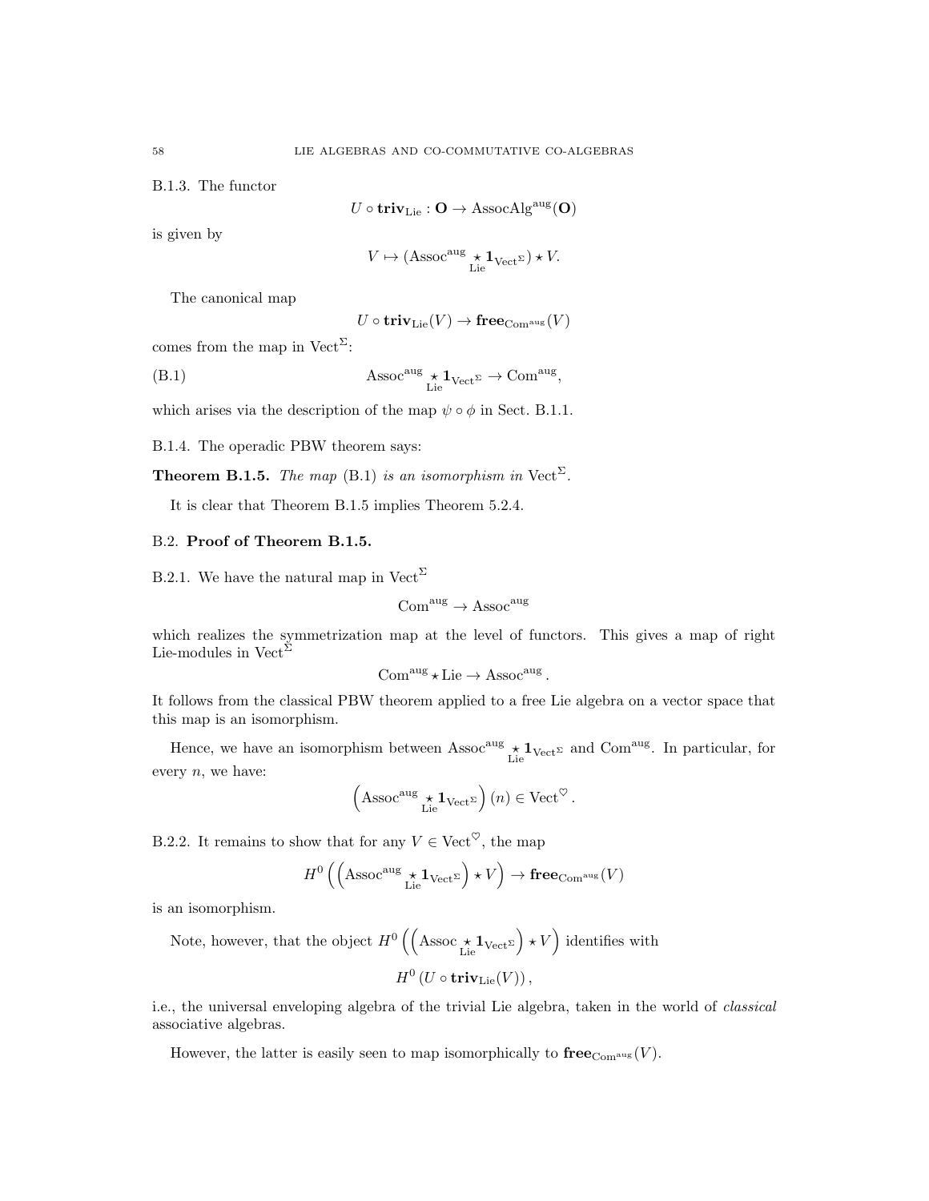B.1.3. The functor

$$U \circ \mathbf{triv}_{\mathrm{Lie}} : \mathbf{O} \to \mathrm{AssocAlg}^{\mathrm{aug}}(\mathbf{O})$$

is given by

$$V \mapsto (\mathrm{Assoc}^{\mathrm{aug}} \underset{\mathrm{Lie}}{\star} \mathbf{1}_{\mathrm{Vect}^{\Sigma}}) \star V.$$

The canonical map

$$U \circ \mathbf{triv}_{\mathrm{Lie}}(V) \to \mathbf{free}_{\mathrm{Com}^{\mathrm{aug}}}(V)$$

comes from the map in $\mathrm{Vect}^{\Sigma}$:

$$\mathrm{Assoc}^{\mathrm{aug}} \underset{\mathrm{Lie}}{\star} \mathbf{1}_{\mathrm{Vect}^{\Sigma}} \to \mathrm{Com}^{\mathrm{aug}}, \tag{B.1}$$

which arises via the description of the map $\psi \circ \phi$ in Sect. B.1.1.

B.1.4. The operadic PBW theorem says:

**Theorem B.1.5.** *The map* (B.1) *is an isomorphism in* $\mathrm{Vect}^{\Sigma}$.

It is clear that Theorem B.1.5 implies Theorem 5.2.4.

## B.2. **Proof of Theorem B.1.5.**

B.2.1. We have the natural map in $\mathrm{Vect}^{\Sigma}$

$$\mathrm{Com}^{\mathrm{aug}} \to \mathrm{Assoc}^{\mathrm{aug}}$$

which realizes the symmetrization map at the level of functors. This gives a map of right Lie-modules in $\mathrm{Vect}^{\Sigma}$

$$\mathrm{Com}^{\mathrm{aug}} \star \mathrm{Lie} \to \mathrm{Assoc}^{\mathrm{aug}}.$$

It follows from the classical PBW theorem applied to a free Lie algebra on a vector space that this map is an isomorphism.

Hence, we have an isomorphism between $\mathrm{Assoc}^{\mathrm{aug}} \underset{\mathrm{Lie}}{\star} \mathbf{1}_{\mathrm{Vect}^{\Sigma}}$ and $\mathrm{Com}^{\mathrm{aug}}$. In particular, for every $n$, we have:

$$\left(\mathrm{Assoc}^{\mathrm{aug}} \underset{\mathrm{Lie}}{\star} \mathbf{1}_{\mathrm{Vect}^{\Sigma}}\right)(n) \in \mathrm{Vect}^{\heartsuit}.$$

B.2.2. It remains to show that for any $V \in \mathrm{Vect}^{\heartsuit}$, the map

$$H^0\left(\left(\mathrm{Assoc}^{\mathrm{aug}} \underset{\mathrm{Lie}}{\star} \mathbf{1}_{\mathrm{Vect}^{\Sigma}}\right) \star V\right) \to \mathbf{free}_{\mathrm{Com}^{\mathrm{aug}}}(V)$$

is an isomorphism.

Note, however, that the object $H^0\left(\left(\mathrm{Assoc} \underset{\mathrm{Lie}}{\star} \mathbf{1}_{\mathrm{Vect}^{\Sigma}}\right) \star V\right)$ identifies with

$$H^0\left(U \circ \mathbf{triv}_{\mathrm{Lie}}(V)\right),$$

i.e., the universal enveloping algebra of the trivial Lie algebra, taken in the world of *classical* associative algebras.

However, the latter is easily seen to map isomorphically to $\mathbf{free}_{\mathrm{Com}^{\mathrm{aug}}}(V)$.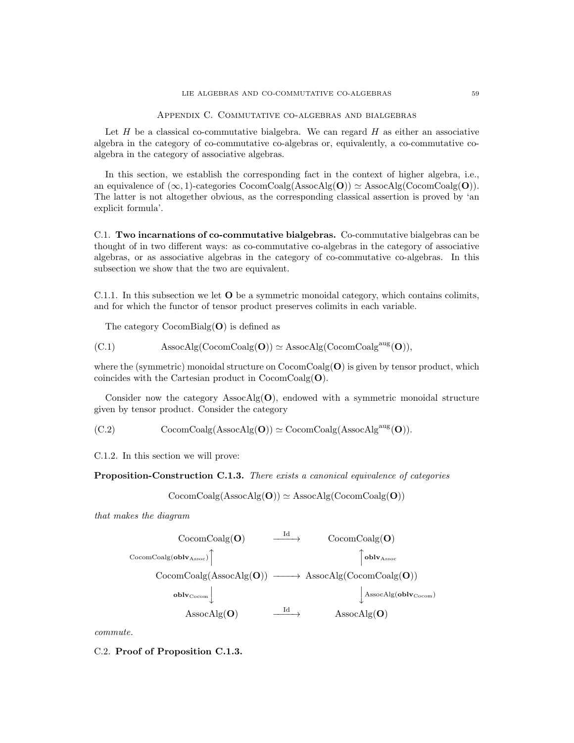## Appendix C. Commutative co-algebras and bialgebras

Let $H$ be a classical co-commutative bialgebra. We can regard $H$ as either an associative algebra in the category of co-commutative co-algebras or, equivalently, a co-commutative co-algebra in the category of associative algebras.

In this section, we establish the corresponding fact in the context of higher algebra, i.e., an equivalence of $(\infty, 1)$-categories $\mathrm{CocomCoalg}(\mathrm{AssocAlg}(\mathbf{O})) \simeq \mathrm{AssocAlg}(\mathrm{CocomCoalg}(\mathbf{O}))$. The latter is not altogether obvious, as the corresponding classical assertion is proved by 'an explicit formula'.

### C.1. Two incarnations of co-commutative bialgebras.

Co-commutative bialgebras can be thought of in two different ways: as co-commutative co-algebras in the category of associative algebras, or as associative algebras in the category of co-commutative co-algebras. In this subsection we show that the two are equivalent.

C.1.1. In this subsection we let $\mathbf{O}$ be a symmetric monoidal category, which contains colimits, and for which the functor of tensor product preserves colimits in each variable.

The category $\mathrm{CocomBialg}(\mathbf{O})$ is defined as

$$\mathrm{AssocAlg}(\mathrm{CocomCoalg}(\mathbf{O})) \simeq \mathrm{AssocAlg}(\mathrm{CocomCoalg}^{\mathrm{aug}}(\mathbf{O})), \tag{C.1}$$

where the (symmetric) monoidal structure on $\mathrm{CocomCoalg}(\mathbf{O})$ is given by tensor product, which coincides with the Cartesian product in $\mathrm{CocomCoalg}(\mathbf{O})$.

Consider now the category $\mathrm{AssocAlg}(\mathbf{O})$, endowed with a symmetric monoidal structure given by tensor product. Consider the category

$$\mathrm{CocomCoalg}(\mathrm{AssocAlg}(\mathbf{O})) \simeq \mathrm{CocomCoalg}(\mathrm{AssocAlg}^{\mathrm{aug}}(\mathbf{O})). \tag{C.2}$$

C.1.2. In this section we will prove:

**Proposition-Construction C.1.3.** *There exists a canonical equivalence of categories*

$$\mathrm{CocomCoalg}(\mathrm{AssocAlg}(\mathbf{O})) \simeq \mathrm{AssocAlg}(\mathrm{CocomCoalg}(\mathbf{O}))$$

*that makes the diagram*

$$\begin{array}{ccc}
\mathrm{CocomCoalg}(\mathbf{O}) & \xrightarrow{\mathrm{Id}} & \mathrm{CocomCoalg}(\mathbf{O}) \\
{\scriptstyle \mathrm{CocomCoalg}(\mathbf{oblv}_{\mathrm{Assoc}})}\uparrow & & \uparrow{\scriptstyle \mathbf{oblv}_{\mathrm{Assoc}}} \\
\mathrm{CocomCoalg}(\mathrm{AssocAlg}(\mathbf{O})) & \longrightarrow & \mathrm{AssocAlg}(\mathrm{CocomCoalg}(\mathbf{O})) \\
{\scriptstyle \mathbf{oblv}_{\mathrm{Cocom}}}\downarrow & & \downarrow{\scriptstyle \mathrm{AssocAlg}(\mathbf{oblv}_{\mathrm{Cocom}})} \\
\mathrm{AssocAlg}(\mathbf{O}) & \xrightarrow{\mathrm{Id}} & \mathrm{AssocAlg}(\mathbf{O})
\end{array}$$

*commute.*

### C.2. Proof of Proposition C.1.3.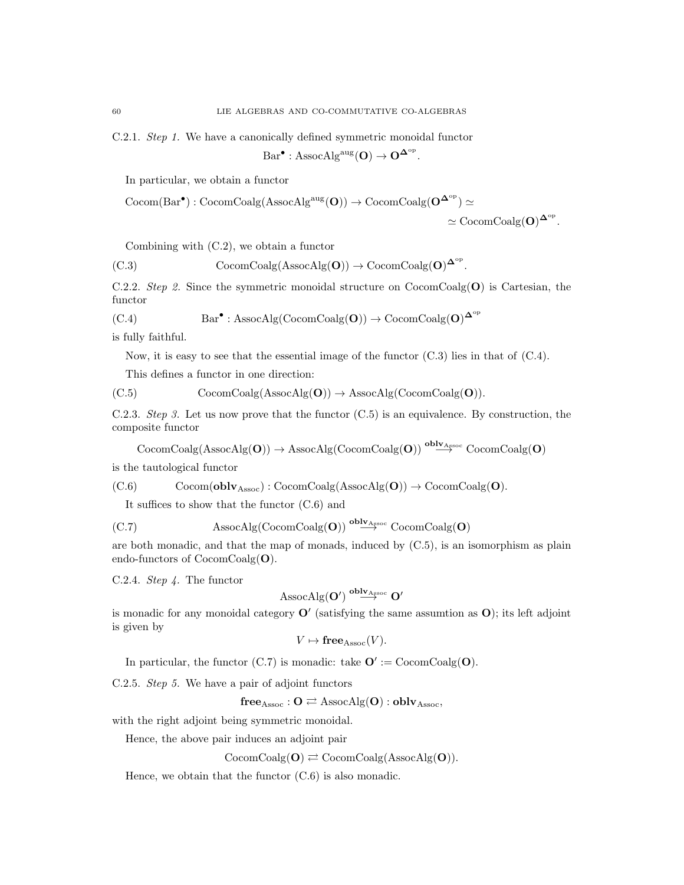C.2.1. *Step 1.* We have a canonically defined symmetric monoidal functor

$$\mathrm{Bar}^\bullet : \mathrm{AssocAlg}^{\mathrm{aug}}(\mathbf{O}) \to \mathbf{O}^{\mathbf{\Delta}^{\mathrm{op}}}.$$

In particular, we obtain a functor

$$\mathrm{Cocom}(\mathrm{Bar}^\bullet) : \mathrm{CocomCoalg}(\mathrm{AssocAlg}^{\mathrm{aug}}(\mathbf{O})) \to \mathrm{CocomCoalg}(\mathbf{O}^{\mathbf{\Delta}^{\mathrm{op}}}) \simeq$$
$$\simeq \mathrm{CocomCoalg}(\mathbf{O})^{\mathbf{\Delta}^{\mathrm{op}}}.$$

Combining with (C.2), we obtain a functor

$$\mathrm{CocomCoalg}(\mathrm{AssocAlg}(\mathbf{O})) \to \mathrm{CocomCoalg}(\mathbf{O})^{\mathbf{\Delta}^{\mathrm{op}}}. \tag{C.3}$$

C.2.2. *Step 2.* Since the symmetric monoidal structure on $\mathrm{CocomCoalg}(\mathbf{O})$ is Cartesian, the functor

$$\mathrm{Bar}^\bullet : \mathrm{AssocAlg}(\mathrm{CocomCoalg}(\mathbf{O})) \to \mathrm{CocomCoalg}(\mathbf{O})^{\mathbf{\Delta}^{\mathrm{op}}} \tag{C.4}$$

is fully faithful.

Now, it is easy to see that the essential image of the functor (C.3) lies in that of (C.4).

This defines a functor in one direction:

$$\mathrm{CocomCoalg}(\mathrm{AssocAlg}(\mathbf{O})) \to \mathrm{AssocAlg}(\mathrm{CocomCoalg}(\mathbf{O})). \tag{C.5}$$

C.2.3. *Step 3.* Let us now prove that the functor (C.5) is an equivalence. By construction, the composite functor

$$\mathrm{CocomCoalg}(\mathrm{AssocAlg}(\mathbf{O})) \to \mathrm{AssocAlg}(\mathrm{CocomCoalg}(\mathbf{O})) \overset{\mathbf{oblv}_{\mathrm{Assoc}}}{\longrightarrow} \mathrm{CocomCoalg}(\mathbf{O})$$

is the tautological functor

$$\mathrm{Cocom}(\mathbf{oblv}_{\mathrm{Assoc}}) : \mathrm{CocomCoalg}(\mathrm{AssocAlg}(\mathbf{O})) \to \mathrm{CocomCoalg}(\mathbf{O}). \tag{C.6}$$

It suffices to show that the functor (C.6) and

$$\mathrm{AssocAlg}(\mathrm{CocomCoalg}(\mathbf{O})) \overset{\mathbf{oblv}_{\mathrm{Assoc}}}{\longrightarrow} \mathrm{CocomCoalg}(\mathbf{O}) \tag{C.7}$$

are both monadic, and that the map of monads, induced by (C.5), is an isomorphism as plain endo-functors of $\mathrm{CocomCoalg}(\mathbf{O})$.

C.2.4. *Step 4.* The functor

$$\mathrm{AssocAlg}(\mathbf{O}') \overset{\mathbf{oblv}_{\mathrm{Assoc}}}{\longrightarrow} \mathbf{O}'$$

is monadic for any monoidal category $\mathbf{O}'$ (satisfying the same assumtion as $\mathbf{O}$); its left adjoint is given by

$$V \mapsto \mathbf{free}_{\mathrm{Assoc}}(V).$$

In particular, the functor (C.7) is monadic: take $\mathbf{O}' := \mathrm{CocomCoalg}(\mathbf{O})$.

C.2.5. *Step 5.* We have a pair of adjoint functors

$$\mathbf{free}_{\mathrm{Assoc}} : \mathbf{O} \rightleftarrows \mathrm{AssocAlg}(\mathbf{O}) : \mathbf{oblv}_{\mathrm{Assoc}},$$

with the right adjoint being symmetric monoidal.

Hence, the above pair induces an adjoint pair

$$\mathrm{CocomCoalg}(\mathbf{O}) \rightleftarrows \mathrm{CocomCoalg}(\mathrm{AssocAlg}(\mathbf{O})).$$

Hence, we obtain that the functor (C.6) is also monadic.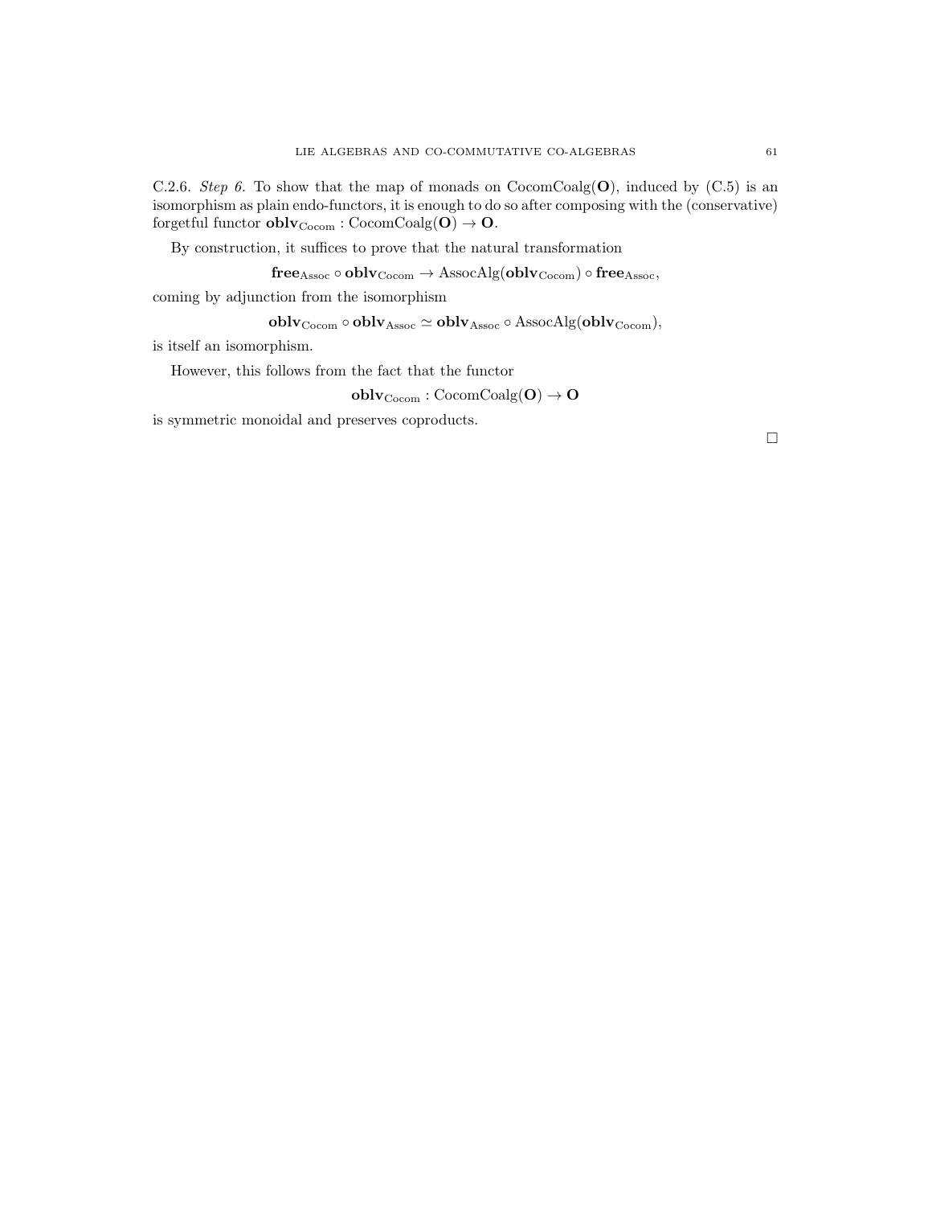C.2.6. *Step 6.* To show that the map of monads on $\text{CocomCoalg}(\mathbf{O})$, induced by (C.5) is an isomorphism as plain endo-functors, it is enough to do so after composing with the (conservative) forgetful functor $\mathbf{oblv}_{\text{Cocom}} : \text{CocomCoalg}(\mathbf{O}) \to \mathbf{O}$.

By construction, it suffices to prove that the natural transformation

$$\mathbf{free}_{\text{Assoc}} \circ \mathbf{oblv}_{\text{Cocom}} \to \text{AssocAlg}(\mathbf{oblv}_{\text{Cocom}}) \circ \mathbf{free}_{\text{Assoc}},$$

coming by adjunction from the isomorphism

$$\mathbf{oblv}_{\text{Cocom}} \circ \mathbf{oblv}_{\text{Assoc}} \simeq \mathbf{oblv}_{\text{Assoc}} \circ \text{AssocAlg}(\mathbf{oblv}_{\text{Cocom}}),$$

is itself an isomorphism.

However, this follows from the fact that the functor

$$\mathbf{oblv}_{\text{Cocom}} : \text{CocomCoalg}(\mathbf{O}) \to \mathbf{O}$$

is symmetric monoidal and preserves coproducts.

□